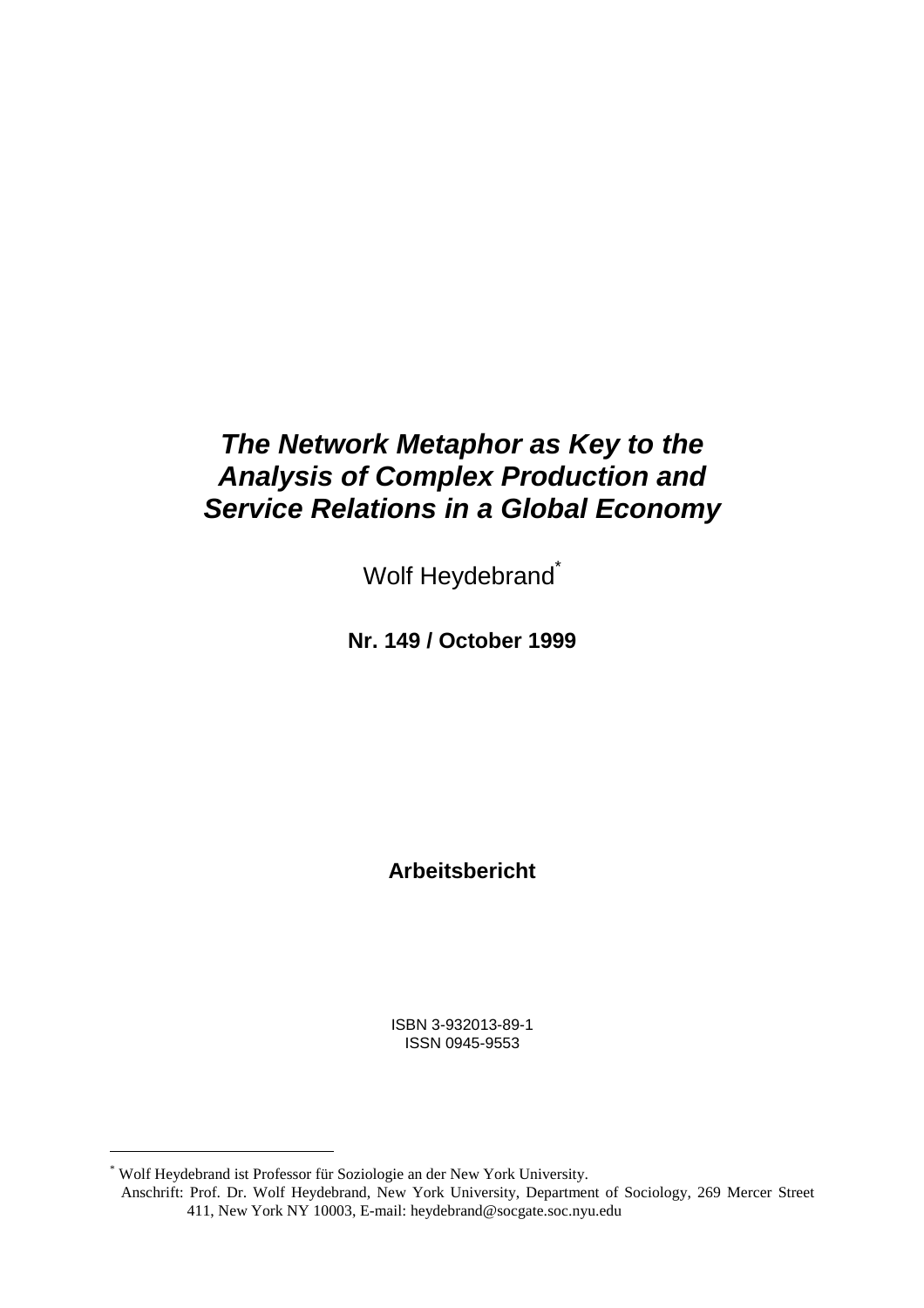# *The Network Metaphor as Key to the Analysis of Complex Production and Service Relations in a Global Economy*

Wolf Heydebrand*

**Nr. 149 / October 1999**

**Arbeitsbericht**

ISBN 3-932013-89-1
ISSN 0945-9553

---

* Wolf Heydebrand ist Professor für Soziologie an der New York University.
Anschrift: Prof. Dr. Wolf Heydebrand, New York University, Department of Sociology, 269 Mercer Street 411, New York NY 10003, E-mail: heydebrand@socgate.soc.nyu.edu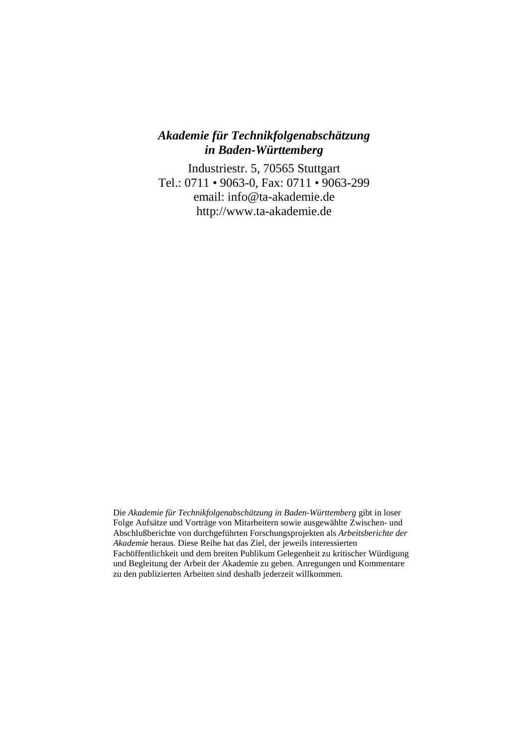***Akademie für Technikfolgenabschätzung in Baden-Württemberg***

Industriestr. 5, 70565 Stuttgart
Tel.: 0711 • 9063-0, Fax: 0711 • 9063-299
email: info@ta-akademie.de
http://www.ta-akademie.de

Die *Akademie für Technikfolgenabschätzung in Baden-Württemberg* gibt in loser Folge Aufsätze und Vorträge von Mitarbeitern sowie ausgewählte Zwischen- und Abschlußberichte von durchgeführten Forschungsprojekten als *Arbeitsberichte der Akademie* heraus. Diese Reihe hat das Ziel, der jeweils interessierten Fachöffentlichkeit und dem breiten Publikum Gelegenheit zu kritischer Würdigung und Begleitung der Arbeit der Akademie zu geben. Anregungen und Kommentare zu den publizierten Arbeiten sind deshalb jederzeit willkommen.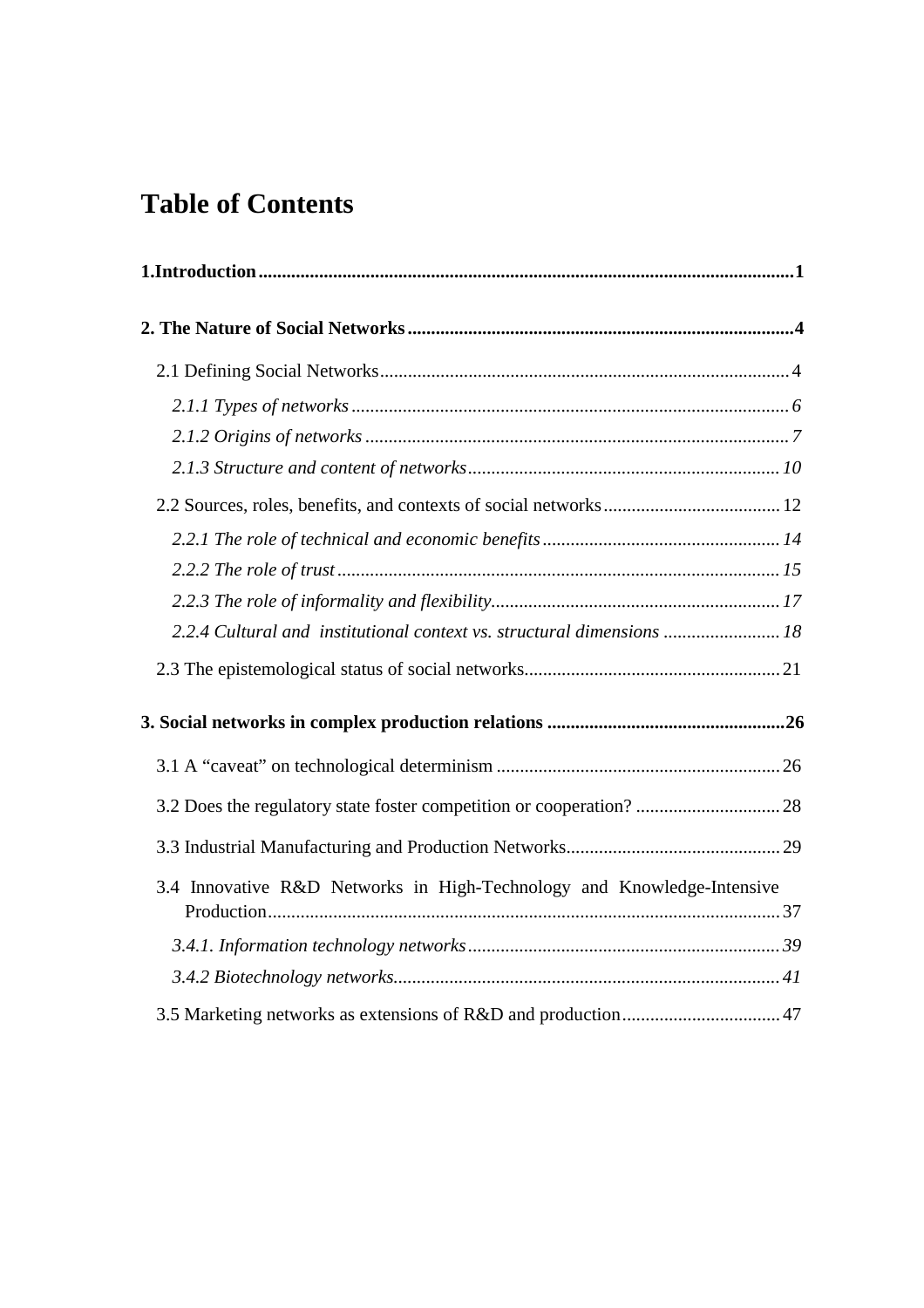# Table of Contents

**1.Introduction ........................................................................................................... 1**

**2. The Nature of Social Networks ........................................................................ 4**

2.1 Defining Social Networks ........................................................................ 4

*2.1.1 Types of networks ................................................................................ 6*

*2.1.2 Origins of networks .............................................................................. 7*

*2.1.3 Structure and content of networks ..................................................... 10*

2.2 Sources, roles, benefits, and contexts of social networks ...................... 12

*2.2.1 The role of technical and economic benefits ...................................... 14*

*2.2.2 The role of trust .................................................................................. 15*

*2.2.3 The role of informality and flexibility ................................................. 17*

*2.2.4 Cultural and institutional context vs. structural dimensions ............ 18*

2.3 The epistemological status of social networks ........................................ 21

**3. Social networks in complex production relations ........................................ 26**

3.1 A “caveat” on technological determinism ............................................... 26

3.2 Does the regulatory state foster competition or cooperation? ............... 28

3.3 Industrial Manufacturing and Production Networks ............................... 29

3.4 Innovative R&D Networks in High-Technology and Knowledge-Intensive Production ................................................................................................ 37

*3.4.1. Information technology networks ..................................................... 39*

*3.4.2 Biotechnology networks ...................................................................... 41*

3.5 Marketing networks as extensions of R&D and production .................. 47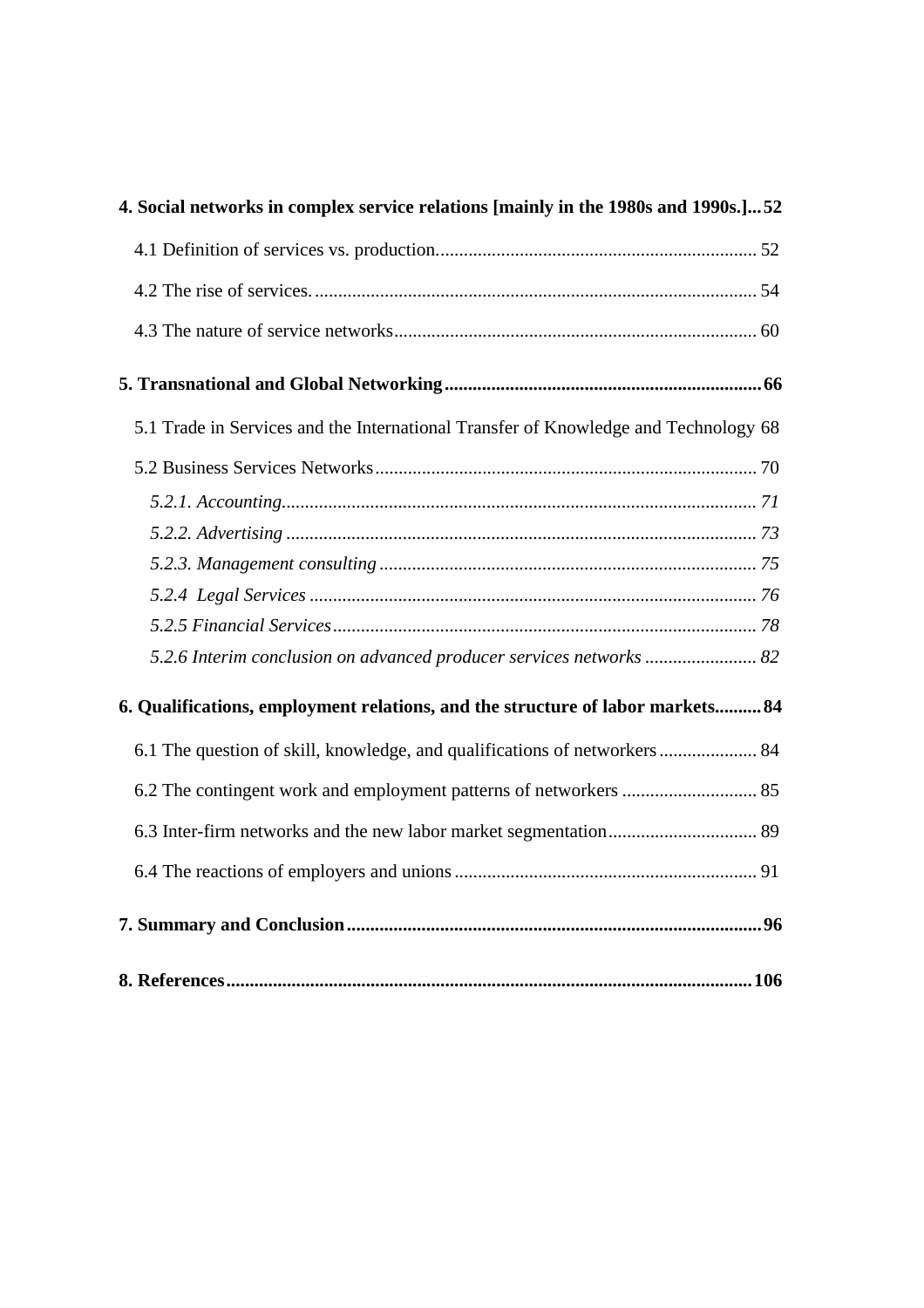**4. Social networks in complex service relations [mainly in the 1980s and 1990s.] ... 52**

4.1 Definition of services vs. production. ... 52

4.2 The rise of services. ... 54

4.3 The nature of service networks ... 60

**5. Transnational and Global Networking ... 66**

5.1 Trade in Services and the International Transfer of Knowledge and Technology 68

5.2 Business Services Networks ... 70

*5.2.1. Accounting ... 71*

*5.2.2. Advertising ... 73*

*5.2.3. Management consulting ... 75*

*5.2.4 Legal Services ... 76*

*5.2.5 Financial Services ... 78*

*5.2.6 Interim conclusion on advanced producer services networks ... 82*

**6. Qualifications, employment relations, and the structure of labor markets ... 84**

6.1 The question of skill, knowledge, and qualifications of networkers ... 84

6.2 The contingent work and employment patterns of networkers ... 85

6.3 Inter-firm networks and the new labor market segmentation ... 89

6.4 The reactions of employers and unions ... 91

**7. Summary and Conclusion ... 96**

**8. References ... 106**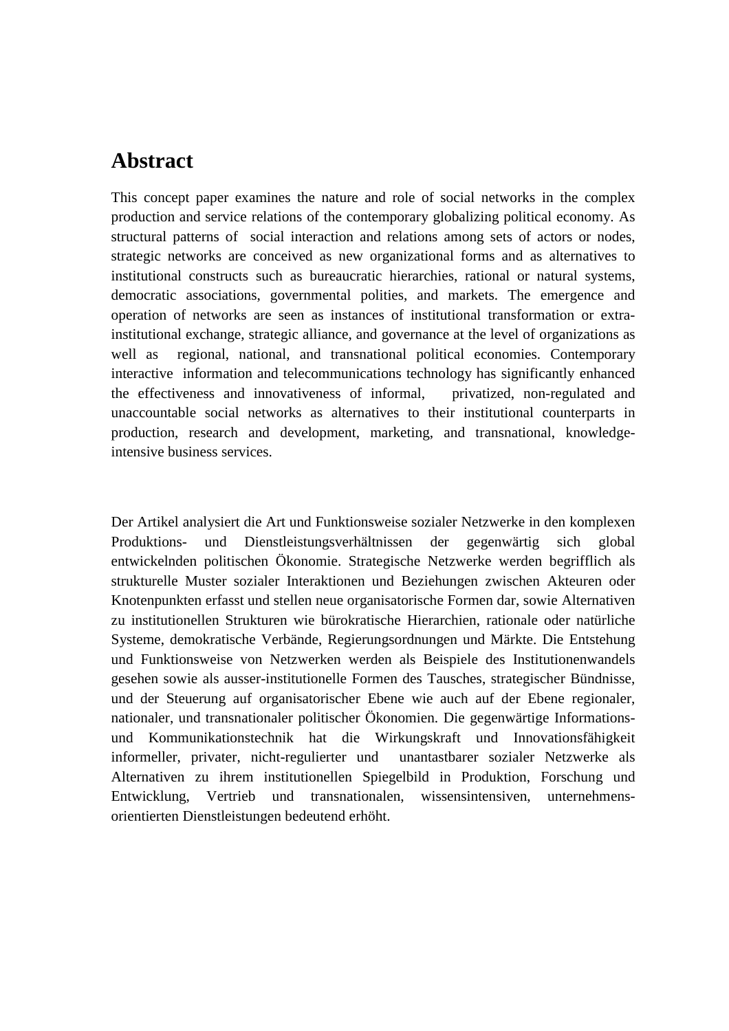# Abstract

This concept paper examines the nature and role of social networks in the complex production and service relations of the contemporary globalizing political economy. As structural patterns of social interaction and relations among sets of actors or nodes, strategic networks are conceived as new organizational forms and as alternatives to institutional constructs such as bureaucratic hierarchies, rational or natural systems, democratic associations, governmental polities, and markets. The emergence and operation of networks are seen as instances of institutional transformation or extra-institutional exchange, strategic alliance, and governance at the level of organizations as well as regional, national, and transnational political economies. Contemporary interactive information and telecommunications technology has significantly enhanced the effectiveness and innovativeness of informal, privatized, non-regulated and unaccountable social networks as alternatives to their institutional counterparts in production, research and development, marketing, and transnational, knowledge-intensive business services.

Der Artikel analysiert die Art und Funktionsweise sozialer Netzwerke in den komplexen Produktions- und Dienstleistungsverhältnissen der gegenwärtig sich global entwickelnden politischen Ökonomie. Strategische Netzwerke werden begrifflich als strukturelle Muster sozialer Interaktionen und Beziehungen zwischen Akteuren oder Knotenpunkten erfasst und stellen neue organisatorische Formen dar, sowie Alternativen zu institutionellen Strukturen wie bürokratische Hierarchien, rationale oder natürliche Systeme, demokratische Verbände, Regierungsordnungen und Märkte. Die Entstehung und Funktionsweise von Netzwerken werden als Beispiele des Institutionenwandels gesehen sowie als ausser-institutionelle Formen des Tausches, strategischer Bündnisse, und der Steuerung auf organisatorischer Ebene wie auch auf der Ebene regionaler, nationaler, und transnationaler politischer Ökonomien. Die gegenwärtige Informations- und Kommunikationstechnik hat die Wirkungskraft und Innovationsfähigkeit informeller, privater, nicht-regulierter und unantastbarer sozialer Netzwerke als Alternativen zu ihrem institutionellen Spiegelbild in Produktion, Forschung und Entwicklung, Vertrieb und transnationalen, wissensintensiven, unternehmens-orientierten Dienstleistungen bedeutend erhöht.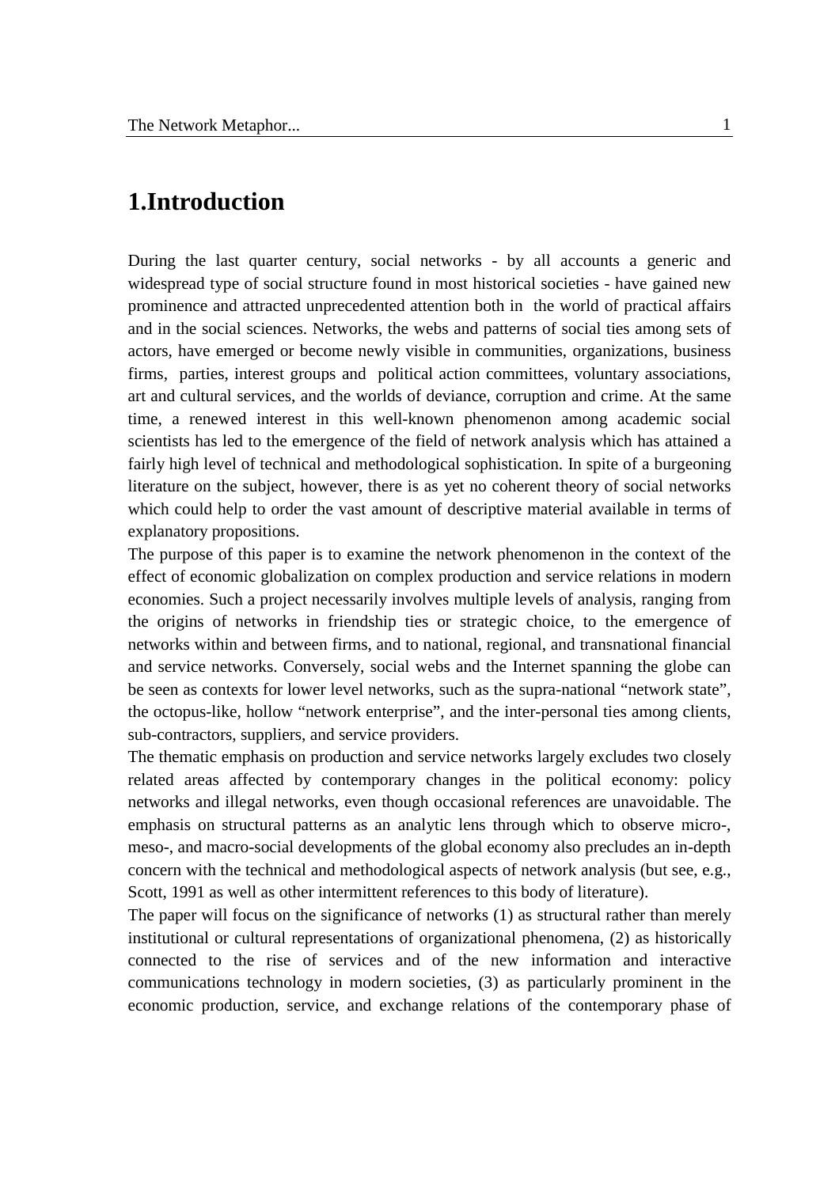# 1.Introduction

During the last quarter century, social networks - by all accounts a generic and widespread type of social structure found in most historical societies - have gained new prominence and attracted unprecedented attention both in the world of practical affairs and in the social sciences. Networks, the webs and patterns of social ties among sets of actors, have emerged or become newly visible in communities, organizations, business firms, parties, interest groups and political action committees, voluntary associations, art and cultural services, and the worlds of deviance, corruption and crime. At the same time, a renewed interest in this well-known phenomenon among academic social scientists has led to the emergence of the field of network analysis which has attained a fairly high level of technical and methodological sophistication. In spite of a burgeoning literature on the subject, however, there is as yet no coherent theory of social networks which could help to order the vast amount of descriptive material available in terms of explanatory propositions.

The purpose of this paper is to examine the network phenomenon in the context of the effect of economic globalization on complex production and service relations in modern economies. Such a project necessarily involves multiple levels of analysis, ranging from the origins of networks in friendship ties or strategic choice, to the emergence of networks within and between firms, and to national, regional, and transnational financial and service networks. Conversely, social webs and the Internet spanning the globe can be seen as contexts for lower level networks, such as the supra-national "network state", the octopus-like, hollow "network enterprise", and the inter-personal ties among clients, sub-contractors, suppliers, and service providers.

The thematic emphasis on production and service networks largely excludes two closely related areas affected by contemporary changes in the political economy: policy networks and illegal networks, even though occasional references are unavoidable. The emphasis on structural patterns as an analytic lens through which to observe micro-, meso-, and macro-social developments of the global economy also precludes an in-depth concern with the technical and methodological aspects of network analysis (but see, e.g., Scott, 1991 as well as other intermittent references to this body of literature).

The paper will focus on the significance of networks (1) as structural rather than merely institutional or cultural representations of organizational phenomena, (2) as historically connected to the rise of services and of the new information and interactive communications technology in modern societies, (3) as particularly prominent in the economic production, service, and exchange relations of the contemporary phase of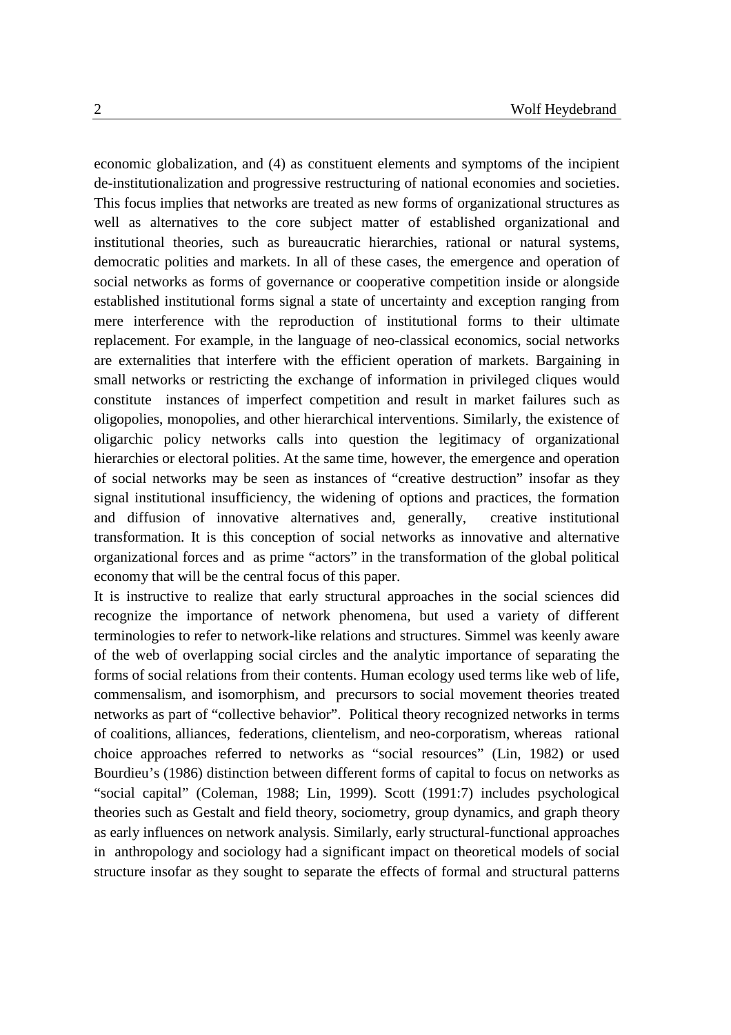economic globalization, and (4) as constituent elements and symptoms of the incipient de-institutionalization and progressive restructuring of national economies and societies. This focus implies that networks are treated as new forms of organizational structures as well as alternatives to the core subject matter of established organizational and institutional theories, such as bureaucratic hierarchies, rational or natural systems, democratic polities and markets. In all of these cases, the emergence and operation of social networks as forms of governance or cooperative competition inside or alongside established institutional forms signal a state of uncertainty and exception ranging from mere interference with the reproduction of institutional forms to their ultimate replacement. For example, in the language of neo-classical economics, social networks are externalities that interfere with the efficient operation of markets. Bargaining in small networks or restricting the exchange of information in privileged cliques would constitute instances of imperfect competition and result in market failures such as oligopolies, monopolies, and other hierarchical interventions. Similarly, the existence of oligarchic policy networks calls into question the legitimacy of organizational hierarchies or electoral polities. At the same time, however, the emergence and operation of social networks may be seen as instances of "creative destruction" insofar as they signal institutional insufficiency, the widening of options and practices, the formation and diffusion of innovative alternatives and, generally, creative institutional transformation. It is this conception of social networks as innovative and alternative organizational forces and as prime "actors" in the transformation of the global political economy that will be the central focus of this paper.

It is instructive to realize that early structural approaches in the social sciences did recognize the importance of network phenomena, but used a variety of different terminologies to refer to network-like relations and structures. Simmel was keenly aware of the web of overlapping social circles and the analytic importance of separating the forms of social relations from their contents. Human ecology used terms like web of life, commensalism, and isomorphism, and precursors to social movement theories treated networks as part of "collective behavior". Political theory recognized networks in terms of coalitions, alliances, federations, clientelism, and neo-corporatism, whereas rational choice approaches referred to networks as "social resources" (Lin, 1982) or used Bourdieu's (1986) distinction between different forms of capital to focus on networks as "social capital" (Coleman, 1988; Lin, 1999). Scott (1991:7) includes psychological theories such as Gestalt and field theory, sociometry, group dynamics, and graph theory as early influences on network analysis. Similarly, early structural-functional approaches in anthropology and sociology had a significant impact on theoretical models of social structure insofar as they sought to separate the effects of formal and structural patterns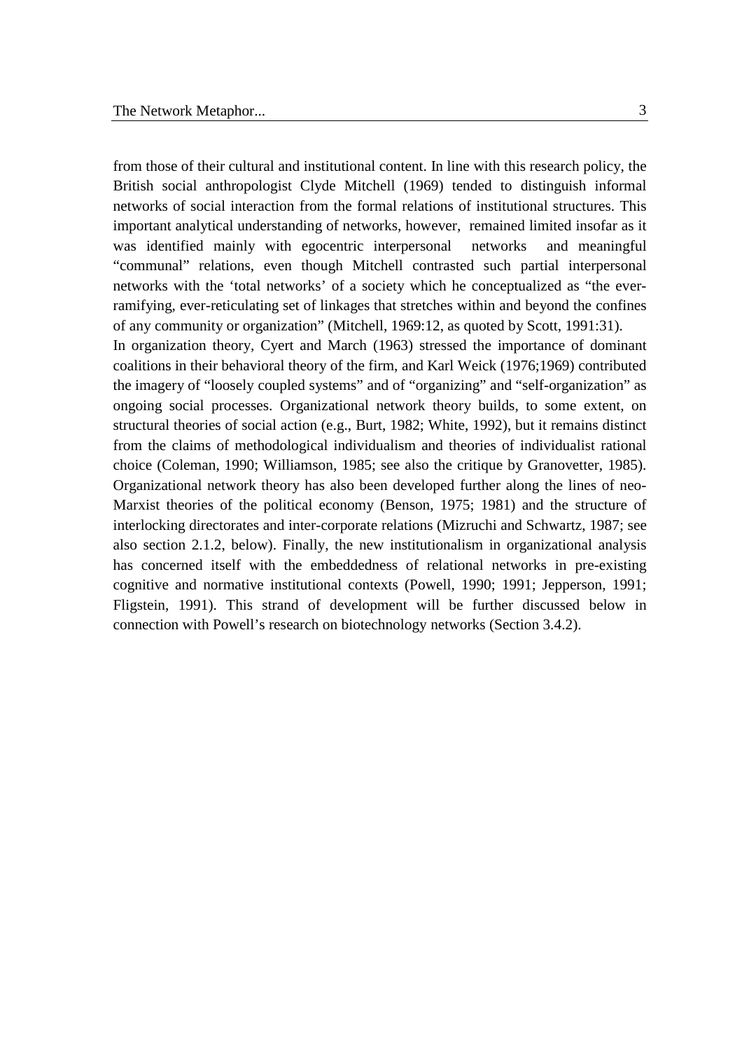from those of their cultural and institutional content. In line with this research policy, the British social anthropologist Clyde Mitchell (1969) tended to distinguish informal networks of social interaction from the formal relations of institutional structures. This important analytical understanding of networks, however, remained limited insofar as it was identified mainly with egocentric interpersonal networks and meaningful "communal" relations, even though Mitchell contrasted such partial interpersonal networks with the 'total networks' of a society which he conceptualized as "the ever-ramifying, ever-reticulating set of linkages that stretches within and beyond the confines of any community or organization" (Mitchell, 1969:12, as quoted by Scott, 1991:31).

In organization theory, Cyert and March (1963) stressed the importance of dominant coalitions in their behavioral theory of the firm, and Karl Weick (1976;1969) contributed the imagery of "loosely coupled systems" and of "organizing" and "self-organization" as ongoing social processes. Organizational network theory builds, to some extent, on structural theories of social action (e.g., Burt, 1982; White, 1992), but it remains distinct from the claims of methodological individualism and theories of individualist rational choice (Coleman, 1990; Williamson, 1985; see also the critique by Granovetter, 1985). Organizational network theory has also been developed further along the lines of neo-Marxist theories of the political economy (Benson, 1975; 1981) and the structure of interlocking directorates and inter-corporate relations (Mizruchi and Schwartz, 1987; see also section 2.1.2, below). Finally, the new institutionalism in organizational analysis has concerned itself with the embeddedness of relational networks in pre-existing cognitive and normative institutional contexts (Powell, 1990; 1991; Jepperson, 1991; Fligstein, 1991). This strand of development will be further discussed below in connection with Powell's research on biotechnology networks (Section 3.4.2).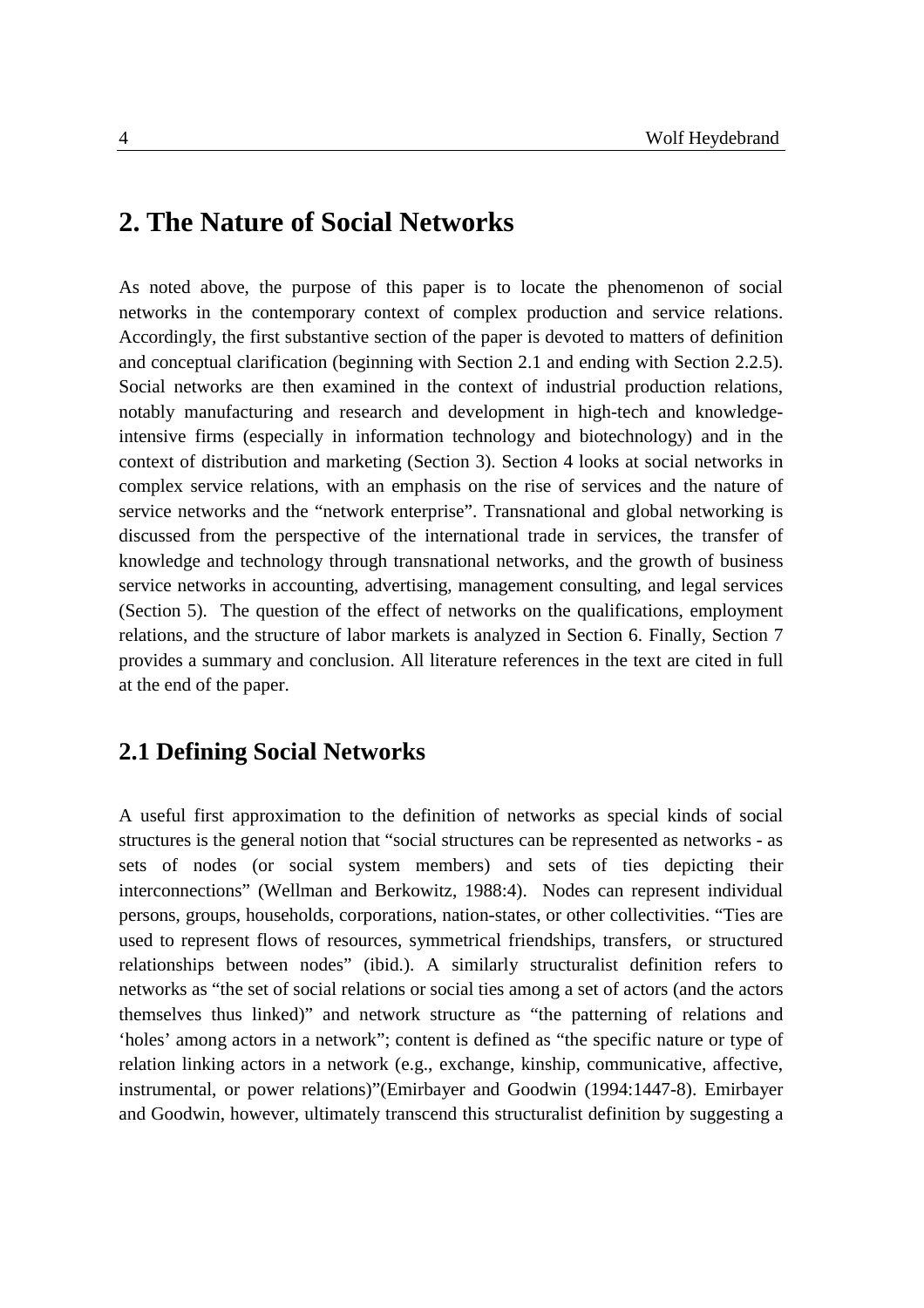## 2. The Nature of Social Networks

As noted above, the purpose of this paper is to locate the phenomenon of social networks in the contemporary context of complex production and service relations. Accordingly, the first substantive section of the paper is devoted to matters of definition and conceptual clarification (beginning with Section 2.1 and ending with Section 2.2.5). Social networks are then examined in the context of industrial production relations, notably manufacturing and research and development in high-tech and knowledge-intensive firms (especially in information technology and biotechnology) and in the context of distribution and marketing (Section 3). Section 4 looks at social networks in complex service relations, with an emphasis on the rise of services and the nature of service networks and the "network enterprise". Transnational and global networking is discussed from the perspective of the international trade in services, the transfer of knowledge and technology through transnational networks, and the growth of business service networks in accounting, advertising, management consulting, and legal services (Section 5). The question of the effect of networks on the qualifications, employment relations, and the structure of labor markets is analyzed in Section 6. Finally, Section 7 provides a summary and conclusion. All literature references in the text are cited in full at the end of the paper.

### 2.1 Defining Social Networks

A useful first approximation to the definition of networks as special kinds of social structures is the general notion that "social structures can be represented as networks - as sets of nodes (or social system members) and sets of ties depicting their interconnections" (Wellman and Berkowitz, 1988:4). Nodes can represent individual persons, groups, households, corporations, nation-states, or other collectivities. "Ties are used to represent flows of resources, symmetrical friendships, transfers, or structured relationships between nodes" (ibid.). A similarly structuralist definition refers to networks as "the set of social relations or social ties among a set of actors (and the actors themselves thus linked)" and network structure as "the patterning of relations and 'holes' among actors in a network"; content is defined as "the specific nature or type of relation linking actors in a network (e.g., exchange, kinship, communicative, affective, instrumental, or power relations)"(Emirbayer and Goodwin (1994:1447-8). Emirbayer and Goodwin, however, ultimately transcend this structuralist definition by suggesting a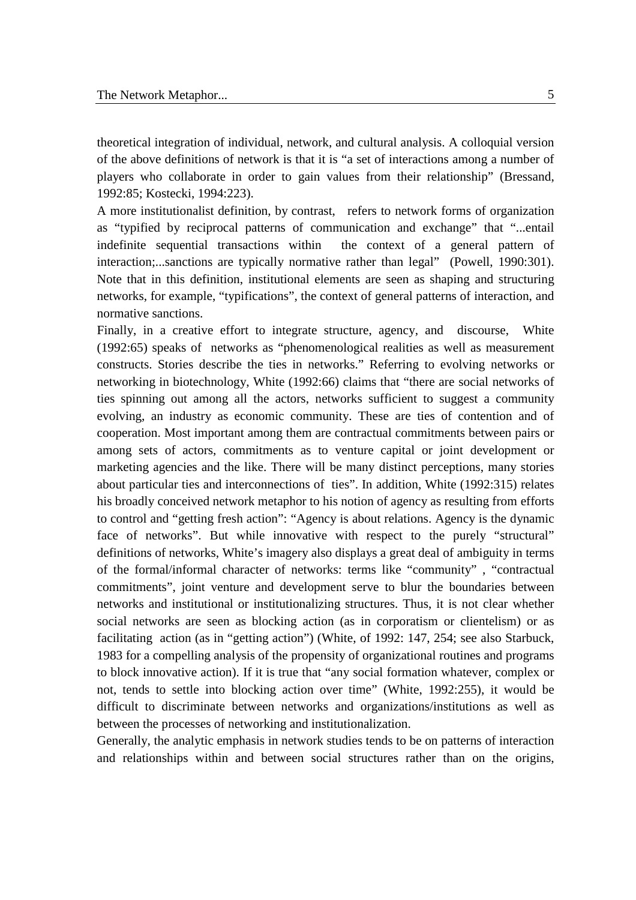theoretical integration of individual, network, and cultural analysis. A colloquial version of the above definitions of network is that it is "a set of interactions among a number of players who collaborate in order to gain values from their relationship" (Bressand, 1992:85; Kostecki, 1994:223).

A more institutionalist definition, by contrast, refers to network forms of organization as "typified by reciprocal patterns of communication and exchange" that "...entail indefinite sequential transactions within the context of a general pattern of interaction;...sanctions are typically normative rather than legal" (Powell, 1990:301). Note that in this definition, institutional elements are seen as shaping and structuring networks, for example, "typifications", the context of general patterns of interaction, and normative sanctions.

Finally, in a creative effort to integrate structure, agency, and discourse, White (1992:65) speaks of networks as "phenomenological realities as well as measurement constructs. Stories describe the ties in networks." Referring to evolving networks or networking in biotechnology, White (1992:66) claims that "there are social networks of ties spinning out among all the actors, networks sufficient to suggest a community evolving, an industry as economic community. These are ties of contention and of cooperation. Most important among them are contractual commitments between pairs or among sets of actors, commitments as to venture capital or joint development or marketing agencies and the like. There will be many distinct perceptions, many stories about particular ties and interconnections of ties". In addition, White (1992:315) relates his broadly conceived network metaphor to his notion of agency as resulting from efforts to control and "getting fresh action": "Agency is about relations. Agency is the dynamic face of networks". But while innovative with respect to the purely "structural" definitions of networks, White's imagery also displays a great deal of ambiguity in terms of the formal/informal character of networks: terms like "community" , "contractual commitments", joint venture and development serve to blur the boundaries between networks and institutional or institutionalizing structures. Thus, it is not clear whether social networks are seen as blocking action (as in corporatism or clientelism) or as facilitating action (as in "getting action") (White, of 1992: 147, 254; see also Starbuck, 1983 for a compelling analysis of the propensity of organizational routines and programs to block innovative action). If it is true that "any social formation whatever, complex or not, tends to settle into blocking action over time" (White, 1992:255), it would be difficult to discriminate between networks and organizations/institutions as well as between the processes of networking and institutionalization.

Generally, the analytic emphasis in network studies tends to be on patterns of interaction and relationships within and between social structures rather than on the origins,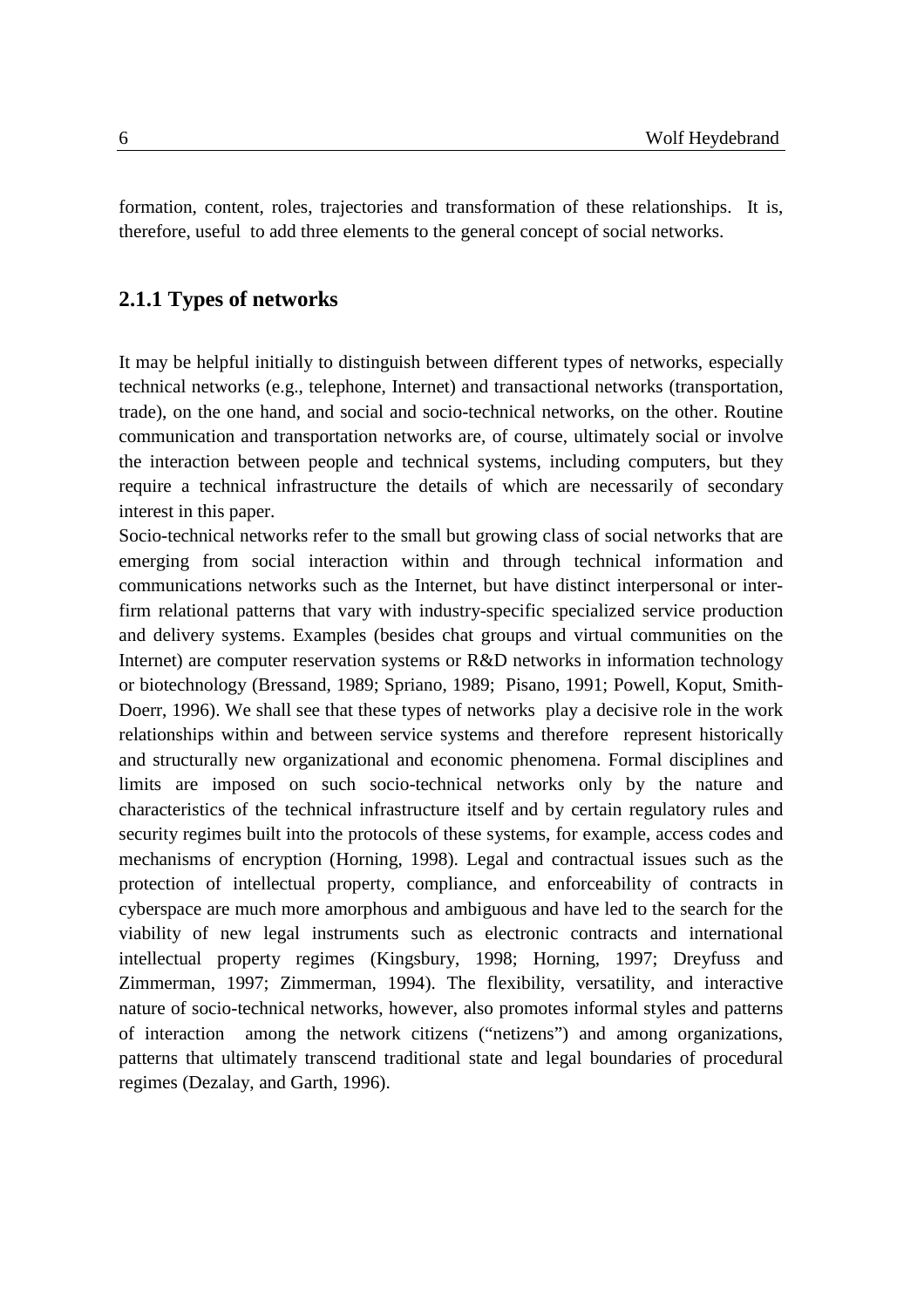formation, content, roles, trajectories and transformation of these relationships. It is, therefore, useful to add three elements to the general concept of social networks.

### 2.1.1 Types of networks

It may be helpful initially to distinguish between different types of networks, especially technical networks (e.g., telephone, Internet) and transactional networks (transportation, trade), on the one hand, and social and socio-technical networks, on the other. Routine communication and transportation networks are, of course, ultimately social or involve the interaction between people and technical systems, including computers, but they require a technical infrastructure the details of which are necessarily of secondary interest in this paper.

Socio-technical networks refer to the small but growing class of social networks that are emerging from social interaction within and through technical information and communications networks such as the Internet, but have distinct interpersonal or inter-firm relational patterns that vary with industry-specific specialized service production and delivery systems. Examples (besides chat groups and virtual communities on the Internet) are computer reservation systems or R&D networks in information technology or biotechnology (Bressand, 1989; Spriano, 1989; Pisano, 1991; Powell, Koput, Smith-Doerr, 1996). We shall see that these types of networks play a decisive role in the work relationships within and between service systems and therefore represent historically and structurally new organizational and economic phenomena. Formal disciplines and limits are imposed on such socio-technical networks only by the nature and characteristics of the technical infrastructure itself and by certain regulatory rules and security regimes built into the protocols of these systems, for example, access codes and mechanisms of encryption (Horning, 1998). Legal and contractual issues such as the protection of intellectual property, compliance, and enforceability of contracts in cyberspace are much more amorphous and ambiguous and have led to the search for the viability of new legal instruments such as electronic contracts and international intellectual property regimes (Kingsbury, 1998; Horning, 1997; Dreyfuss and Zimmerman, 1997; Zimmerman, 1994). The flexibility, versatility, and interactive nature of socio-technical networks, however, also promotes informal styles and patterns of interaction among the network citizens ("netizens") and among organizations, patterns that ultimately transcend traditional state and legal boundaries of procedural regimes (Dezalay, and Garth, 1996).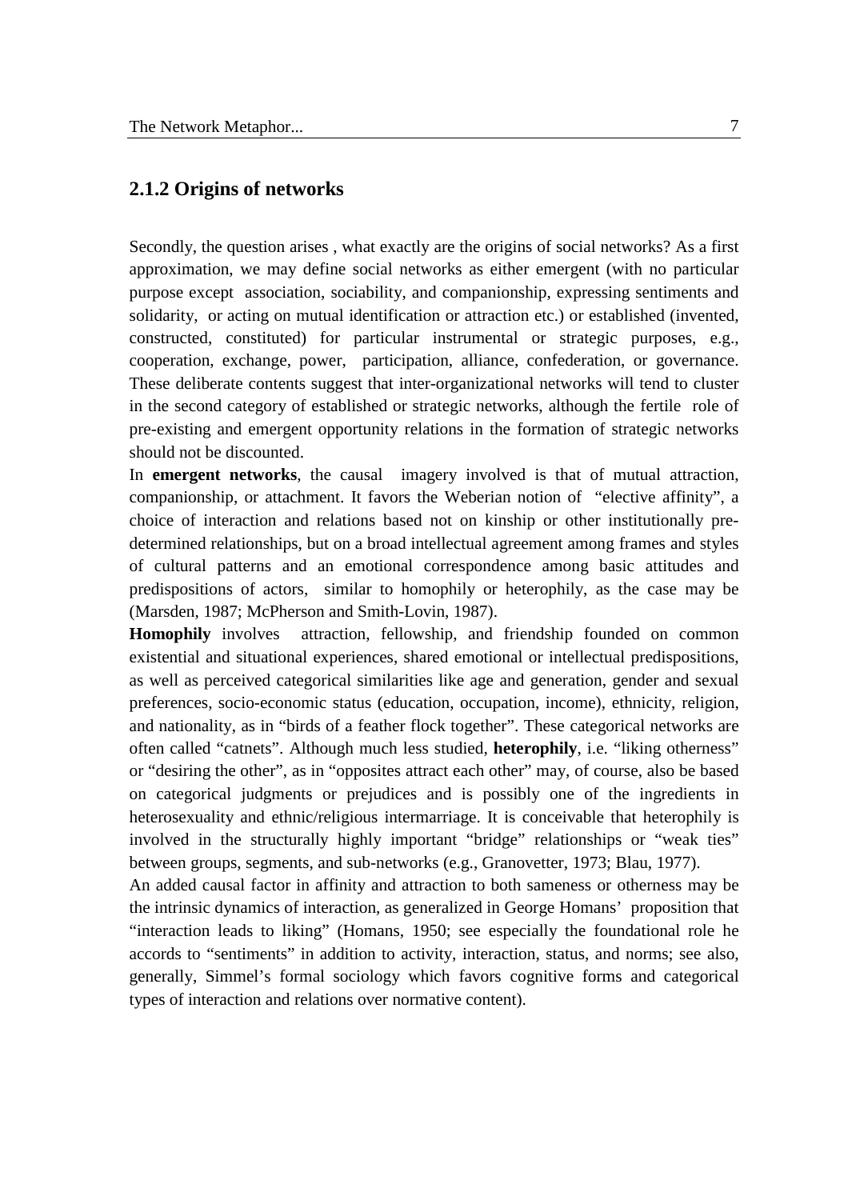### 2.1.2 Origins of networks

Secondly, the question arises , what exactly are the origins of social networks? As a first approximation, we may define social networks as either emergent (with no particular purpose except association, sociability, and companionship, expressing sentiments and solidarity, or acting on mutual identification or attraction etc.) or established (invented, constructed, constituted) for particular instrumental or strategic purposes, e.g., cooperation, exchange, power, participation, alliance, confederation, or governance. These deliberate contents suggest that inter-organizational networks will tend to cluster in the second category of established or strategic networks, although the fertile role of pre-existing and emergent opportunity relations in the formation of strategic networks should not be discounted.

In **emergent networks**, the causal imagery involved is that of mutual attraction, companionship, or attachment. It favors the Weberian notion of "elective affinity", a choice of interaction and relations based not on kinship or other institutionally pre-determined relationships, but on a broad intellectual agreement among frames and styles of cultural patterns and an emotional correspondence among basic attitudes and predispositions of actors, similar to homophily or heterophily, as the case may be (Marsden, 1987; McPherson and Smith-Lovin, 1987).

**Homophily** involves attraction, fellowship, and friendship founded on common existential and situational experiences, shared emotional or intellectual predispositions, as well as perceived categorical similarities like age and generation, gender and sexual preferences, socio-economic status (education, occupation, income), ethnicity, religion, and nationality, as in "birds of a feather flock together". These categorical networks are often called "catnets". Although much less studied, **heterophily**, i.e. "liking otherness" or "desiring the other", as in "opposites attract each other" may, of course, also be based on categorical judgments or prejudices and is possibly one of the ingredients in heterosexuality and ethnic/religious intermarriage. It is conceivable that heterophily is involved in the structurally highly important "bridge" relationships or "weak ties" between groups, segments, and sub-networks (e.g., Granovetter, 1973; Blau, 1977).

An added causal factor in affinity and attraction to both sameness or otherness may be the intrinsic dynamics of interaction, as generalized in George Homans' proposition that "interaction leads to liking" (Homans, 1950; see especially the foundational role he accords to "sentiments" in addition to activity, interaction, status, and norms; see also, generally, Simmel's formal sociology which favors cognitive forms and categorical types of interaction and relations over normative content).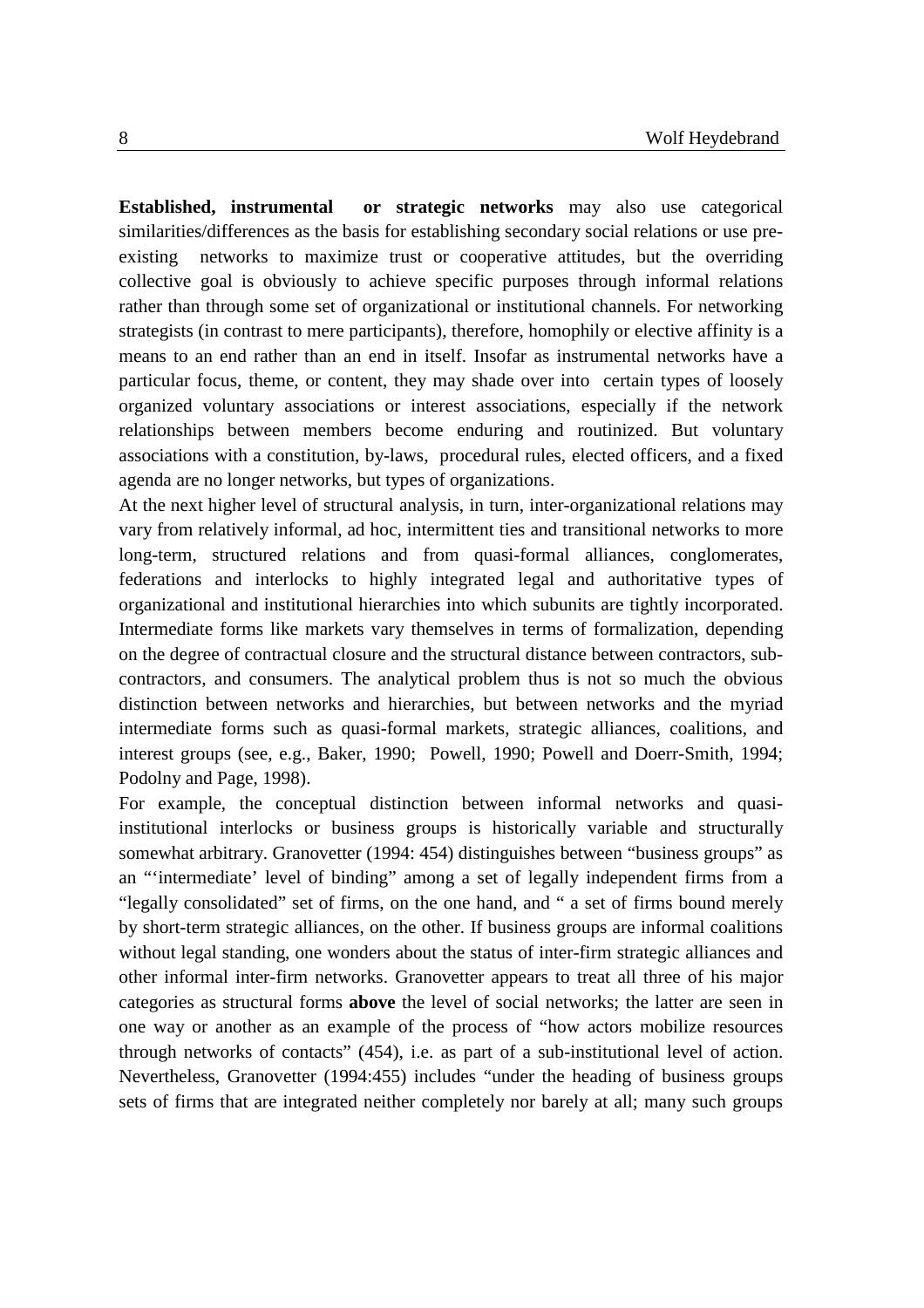**Established, instrumental or strategic networks** may also use categorical similarities/differences as the basis for establishing secondary social relations or use pre-existing networks to maximize trust or cooperative attitudes, but the overriding collective goal is obviously to achieve specific purposes through informal relations rather than through some set of organizational or institutional channels. For networking strategists (in contrast to mere participants), therefore, homophily or elective affinity is a means to an end rather than an end in itself. Insofar as instrumental networks have a particular focus, theme, or content, they may shade over into certain types of loosely organized voluntary associations or interest associations, especially if the network relationships between members become enduring and routinized. But voluntary associations with a constitution, by-laws, procedural rules, elected officers, and a fixed agenda are no longer networks, but types of organizations.

At the next higher level of structural analysis, in turn, inter-organizational relations may vary from relatively informal, ad hoc, intermittent ties and transitional networks to more long-term, structured relations and from quasi-formal alliances, conglomerates, federations and interlocks to highly integrated legal and authoritative types of organizational and institutional hierarchies into which subunits are tightly incorporated. Intermediate forms like markets vary themselves in terms of formalization, depending on the degree of contractual closure and the structural distance between contractors, sub-contractors, and consumers. The analytical problem thus is not so much the obvious distinction between networks and hierarchies, but between networks and the myriad intermediate forms such as quasi-formal markets, strategic alliances, coalitions, and interest groups (see, e.g., Baker, 1990; Powell, 1990; Powell and Doerr-Smith, 1994; Podolny and Page, 1998).

For example, the conceptual distinction between informal networks and quasi-institutional interlocks or business groups is historically variable and structurally somewhat arbitrary. Granovetter (1994: 454) distinguishes between "business groups" as an "'intermediate' level of binding" among a set of legally independent firms from a "legally consolidated" set of firms, on the one hand, and " a set of firms bound merely by short-term strategic alliances, on the other. If business groups are informal coalitions without legal standing, one wonders about the status of inter-firm strategic alliances and other informal inter-firm networks. Granovetter appears to treat all three of his major categories as structural forms **above** the level of social networks; the latter are seen in one way or another as an example of the process of "how actors mobilize resources through networks of contacts" (454), i.e. as part of a sub-institutional level of action. Nevertheless, Granovetter (1994:455) includes "under the heading of business groups sets of firms that are integrated neither completely nor barely at all; many such groups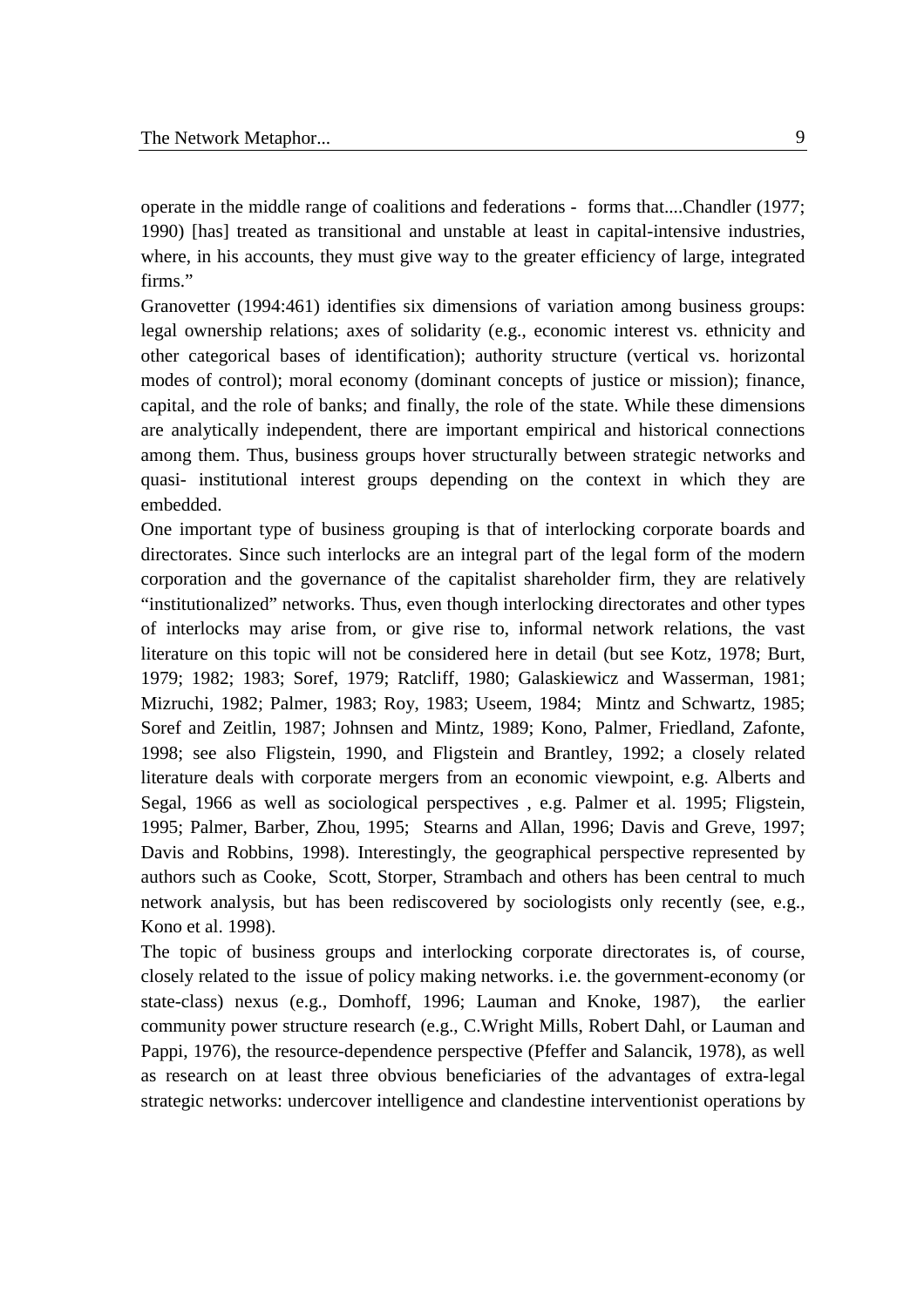operate in the middle range of coalitions and federations - forms that....Chandler (1977; 1990) [has] treated as transitional and unstable at least in capital-intensive industries, where, in his accounts, they must give way to the greater efficiency of large, integrated firms."

Granovetter (1994:461) identifies six dimensions of variation among business groups: legal ownership relations; axes of solidarity (e.g., economic interest vs. ethnicity and other categorical bases of identification); authority structure (vertical vs. horizontal modes of control); moral economy (dominant concepts of justice or mission); finance, capital, and the role of banks; and finally, the role of the state. While these dimensions are analytically independent, there are important empirical and historical connections among them. Thus, business groups hover structurally between strategic networks and quasi- institutional interest groups depending on the context in which they are embedded.

One important type of business grouping is that of interlocking corporate boards and directorates. Since such interlocks are an integral part of the legal form of the modern corporation and the governance of the capitalist shareholder firm, they are relatively "institutionalized" networks. Thus, even though interlocking directorates and other types of interlocks may arise from, or give rise to, informal network relations, the vast literature on this topic will not be considered here in detail (but see Kotz, 1978; Burt, 1979; 1982; 1983; Soref, 1979; Ratcliff, 1980; Galaskiewicz and Wasserman, 1981; Mizruchi, 1982; Palmer, 1983; Roy, 1983; Useem, 1984; Mintz and Schwartz, 1985; Soref and Zeitlin, 1987; Johnsen and Mintz, 1989; Kono, Palmer, Friedland, Zafonte, 1998; see also Fligstein, 1990, and Fligstein and Brantley, 1992; a closely related literature deals with corporate mergers from an economic viewpoint, e.g. Alberts and Segal, 1966 as well as sociological perspectives , e.g. Palmer et al. 1995; Fligstein, 1995; Palmer, Barber, Zhou, 1995; Stearns and Allan, 1996; Davis and Greve, 1997; Davis and Robbins, 1998). Interestingly, the geographical perspective represented by authors such as Cooke, Scott, Storper, Strambach and others has been central to much network analysis, but has been rediscovered by sociologists only recently (see, e.g., Kono et al. 1998).

The topic of business groups and interlocking corporate directorates is, of course, closely related to the issue of policy making networks. i.e. the government-economy (or state-class) nexus (e.g., Domhoff, 1996; Lauman and Knoke, 1987), the earlier community power structure research (e.g., C.Wright Mills, Robert Dahl, or Lauman and Pappi, 1976), the resource-dependence perspective (Pfeffer and Salancik, 1978), as well as research on at least three obvious beneficiaries of the advantages of extra-legal strategic networks: undercover intelligence and clandestine interventionist operations by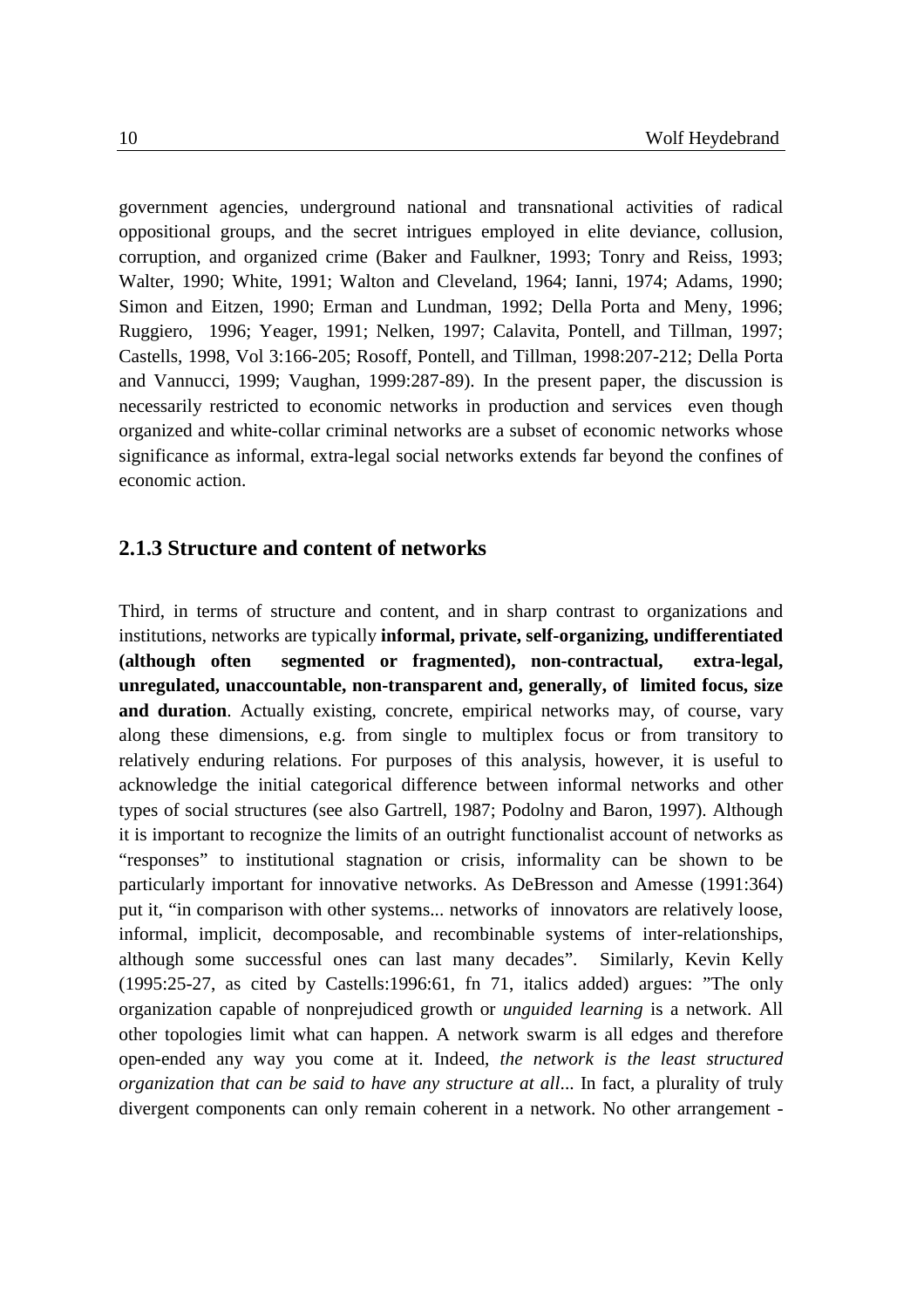government agencies, underground national and transnational activities of radical oppositional groups, and the secret intrigues employed in elite deviance, collusion, corruption, and organized crime (Baker and Faulkner, 1993; Tonry and Reiss, 1993; Walter, 1990; White, 1991; Walton and Cleveland, 1964; Ianni, 1974; Adams, 1990; Simon and Eitzen, 1990; Erman and Lundman, 1992; Della Porta and Meny, 1996; Ruggiero, 1996; Yeager, 1991; Nelken, 1997; Calavita, Pontell, and Tillman, 1997; Castells, 1998, Vol 3:166-205; Rosoff, Pontell, and Tillman, 1998:207-212; Della Porta and Vannucci, 1999; Vaughan, 1999:287-89). In the present paper, the discussion is necessarily restricted to economic networks in production and services even though organized and white-collar criminal networks are a subset of economic networks whose significance as informal, extra-legal social networks extends far beyond the confines of economic action.

### 2.1.3 Structure and content of networks

Third, in terms of structure and content, and in sharp contrast to organizations and institutions, networks are typically **informal, private, self-organizing, undifferentiated (although often segmented or fragmented), non-contractual, extra-legal, unregulated, unaccountable, non-transparent and, generally, of limited focus, size and duration**. Actually existing, concrete, empirical networks may, of course, vary along these dimensions, e.g. from single to multiplex focus or from transitory to relatively enduring relations. For purposes of this analysis, however, it is useful to acknowledge the initial categorical difference between informal networks and other types of social structures (see also Gartrell, 1987; Podolny and Baron, 1997). Although it is important to recognize the limits of an outright functionalist account of networks as "responses" to institutional stagnation or crisis, informality can be shown to be particularly important for innovative networks. As DeBresson and Amesse (1991:364) put it, "in comparison with other systems... networks of innovators are relatively loose, informal, implicit, decomposable, and recombinable systems of inter-relationships, although some successful ones can last many decades". Similarly, Kevin Kelly (1995:25-27, as cited by Castells:1996:61, fn 71, italics added) argues: "The only organization capable of nonprejudiced growth or *unguided learning* is a network. All other topologies limit what can happen. A network swarm is all edges and therefore open-ended any way you come at it. Indeed, *the network is the least structured organization that can be said to have any structure at all*... In fact, a plurality of truly divergent components can only remain coherent in a network. No other arrangement -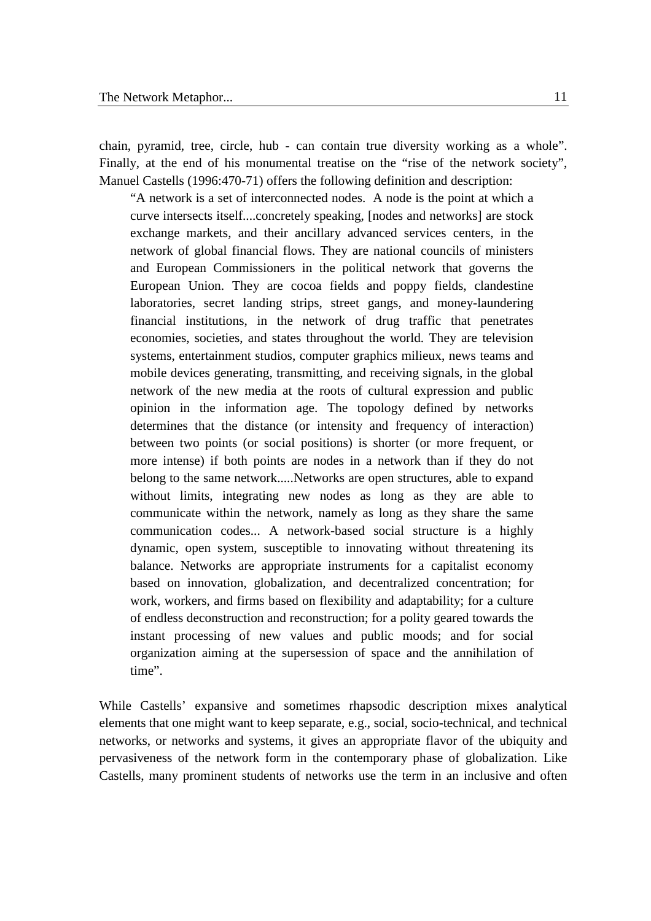chain, pyramid, tree, circle, hub - can contain true diversity working as a whole". Finally, at the end of his monumental treatise on the "rise of the network society", Manuel Castells (1996:470-71) offers the following definition and description:

> "A network is a set of interconnected nodes. A node is the point at which a curve intersects itself....concretely speaking, [nodes and networks] are stock exchange markets, and their ancillary advanced services centers, in the network of global financial flows. They are national councils of ministers and European Commissioners in the political network that governs the European Union. They are cocoa fields and poppy fields, clandestine laboratories, secret landing strips, street gangs, and money-laundering financial institutions, in the network of drug traffic that penetrates economies, societies, and states throughout the world. They are television systems, entertainment studios, computer graphics milieux, news teams and mobile devices generating, transmitting, and receiving signals, in the global network of the new media at the roots of cultural expression and public opinion in the information age. The topology defined by networks determines that the distance (or intensity and frequency of interaction) between two points (or social positions) is shorter (or more frequent, or more intense) if both points are nodes in a network than if they do not belong to the same network.....Networks are open structures, able to expand without limits, integrating new nodes as long as they are able to communicate within the network, namely as long as they share the same communication codes... A network-based social structure is a highly dynamic, open system, susceptible to innovating without threatening its balance. Networks are appropriate instruments for a capitalist economy based on innovation, globalization, and decentralized concentration; for work, workers, and firms based on flexibility and adaptability; for a culture of endless deconstruction and reconstruction; for a polity geared towards the instant processing of new values and public moods; and for social organization aiming at the supersession of space and the annihilation of time".

While Castells' expansive and sometimes rhapsodic description mixes analytical elements that one might want to keep separate, e.g., social, socio-technical, and technical networks, or networks and systems, it gives an appropriate flavor of the ubiquity and pervasiveness of the network form in the contemporary phase of globalization. Like Castells, many prominent students of networks use the term in an inclusive and often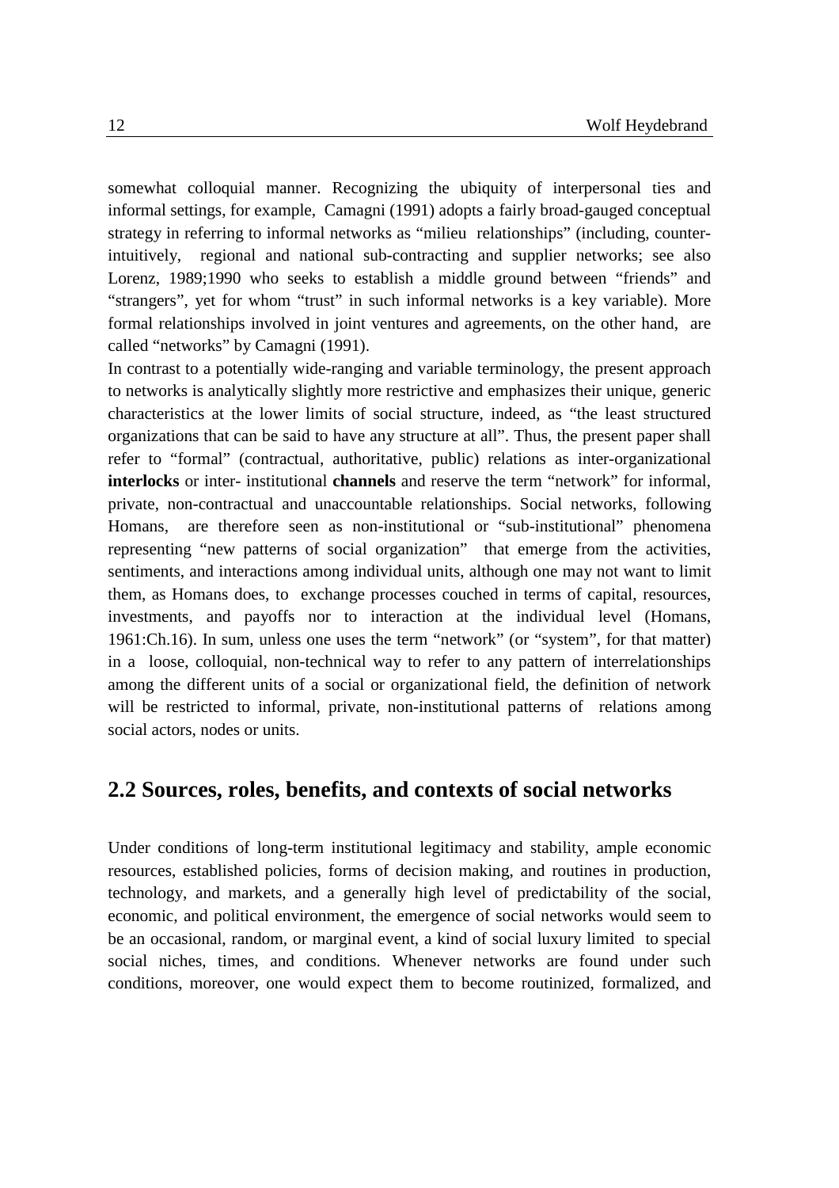somewhat colloquial manner. Recognizing the ubiquity of interpersonal ties and informal settings, for example, Camagni (1991) adopts a fairly broad-gauged conceptual strategy in referring to informal networks as "milieu relationships" (including, counter-intuitively, regional and national sub-contracting and supplier networks; see also Lorenz, 1989;1990 who seeks to establish a middle ground between "friends" and "strangers", yet for whom "trust" in such informal networks is a key variable). More formal relationships involved in joint ventures and agreements, on the other hand, are called "networks" by Camagni (1991).

In contrast to a potentially wide-ranging and variable terminology, the present approach to networks is analytically slightly more restrictive and emphasizes their unique, generic characteristics at the lower limits of social structure, indeed, as "the least structured organizations that can be said to have any structure at all". Thus, the present paper shall refer to "formal" (contractual, authoritative, public) relations as inter-organizational **interlocks** or inter- institutional **channels** and reserve the term "network" for informal, private, non-contractual and unaccountable relationships. Social networks, following Homans, are therefore seen as non-institutional or "sub-institutional" phenomena representing "new patterns of social organization" that emerge from the activities, sentiments, and interactions among individual units, although one may not want to limit them, as Homans does, to exchange processes couched in terms of capital, resources, investments, and payoffs nor to interaction at the individual level (Homans, 1961:Ch.16). In sum, unless one uses the term "network" (or "system", for that matter) in a loose, colloquial, non-technical way to refer to any pattern of interrelationships among the different units of a social or organizational field, the definition of network will be restricted to informal, private, non-institutional patterns of relations among social actors, nodes or units.

## 2.2 Sources, roles, benefits, and contexts of social networks

Under conditions of long-term institutional legitimacy and stability, ample economic resources, established policies, forms of decision making, and routines in production, technology, and markets, and a generally high level of predictability of the social, economic, and political environment, the emergence of social networks would seem to be an occasional, random, or marginal event, a kind of social luxury limited to special social niches, times, and conditions. Whenever networks are found under such conditions, moreover, one would expect them to become routinized, formalized, and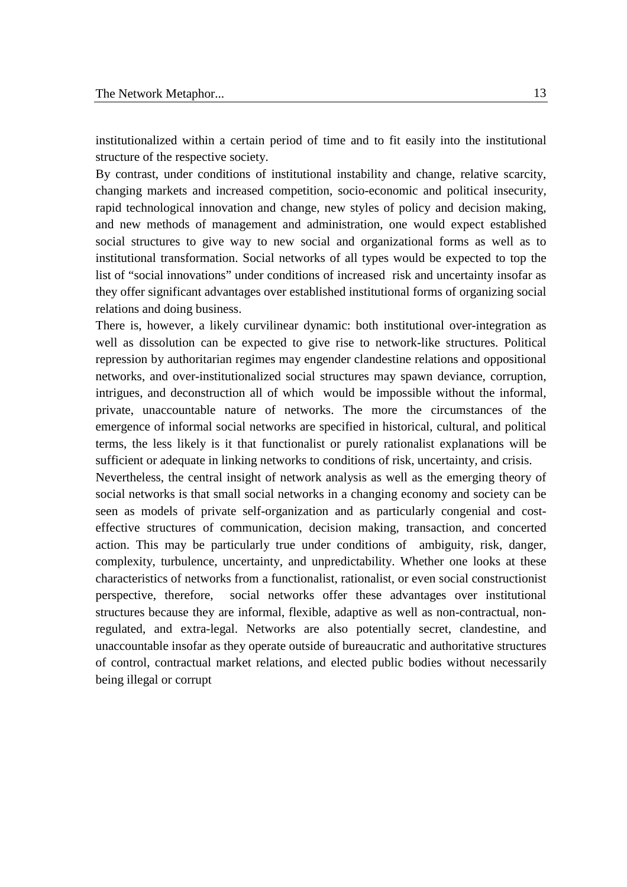institutionalized within a certain period of time and to fit easily into the institutional structure of the respective society.

By contrast, under conditions of institutional instability and change, relative scarcity, changing markets and increased competition, socio-economic and political insecurity, rapid technological innovation and change, new styles of policy and decision making, and new methods of management and administration, one would expect established social structures to give way to new social and organizational forms as well as to institutional transformation. Social networks of all types would be expected to top the list of "social innovations" under conditions of increased risk and uncertainty insofar as they offer significant advantages over established institutional forms of organizing social relations and doing business.

There is, however, a likely curvilinear dynamic: both institutional over-integration as well as dissolution can be expected to give rise to network-like structures. Political repression by authoritarian regimes may engender clandestine relations and oppositional networks, and over-institutionalized social structures may spawn deviance, corruption, intrigues, and deconstruction all of which would be impossible without the informal, private, unaccountable nature of networks. The more the circumstances of the emergence of informal social networks are specified in historical, cultural, and political terms, the less likely is it that functionalist or purely rationalist explanations will be sufficient or adequate in linking networks to conditions of risk, uncertainty, and crisis.

Nevertheless, the central insight of network analysis as well as the emerging theory of social networks is that small social networks in a changing economy and society can be seen as models of private self-organization and as particularly congenial and cost-effective structures of communication, decision making, transaction, and concerted action. This may be particularly true under conditions of ambiguity, risk, danger, complexity, turbulence, uncertainty, and unpredictability. Whether one looks at these characteristics of networks from a functionalist, rationalist, or even social constructionist perspective, therefore, social networks offer these advantages over institutional structures because they are informal, flexible, adaptive as well as non-contractual, non-regulated, and extra-legal. Networks are also potentially secret, clandestine, and unaccountable insofar as they operate outside of bureaucratic and authoritative structures of control, contractual market relations, and elected public bodies without necessarily being illegal or corrupt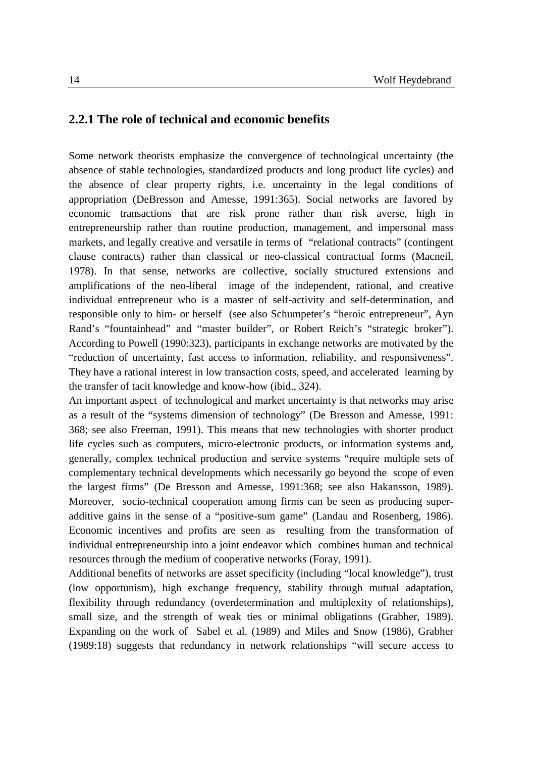### 2.2.1 The role of technical and economic benefits

Some network theorists emphasize the convergence of technological uncertainty (the absence of stable technologies, standardized products and long product life cycles) and the absence of clear property rights, i.e. uncertainty in the legal conditions of appropriation (DeBresson and Amesse, 1991:365). Social networks are favored by economic transactions that are risk prone rather than risk averse, high in entrepreneurship rather than routine production, management, and impersonal mass markets, and legally creative and versatile in terms of "relational contracts" (contingent clause contracts) rather than classical or neo-classical contractual forms (Macneil, 1978). In that sense, networks are collective, socially structured extensions and amplifications of the neo-liberal image of the independent, rational, and creative individual entrepreneur who is a master of self-activity and self-determination, and responsible only to him- or herself (see also Schumpeter's "heroic entrepreneur", Ayn Rand's "fountainhead" and "master builder", or Robert Reich's "strategic broker"). According to Powell (1990:323), participants in exchange networks are motivated by the "reduction of uncertainty, fast access to information, reliability, and responsiveness". They have a rational interest in low transaction costs, speed, and accelerated learning by the transfer of tacit knowledge and know-how (ibid., 324).

An important aspect of technological and market uncertainty is that networks may arise as a result of the "systems dimension of technology" (De Bresson and Amesse, 1991: 368; see also Freeman, 1991). This means that new technologies with shorter product life cycles such as computers, micro-electronic products, or information systems and, generally, complex technical production and service systems "require multiple sets of complementary technical developments which necessarily go beyond the scope of even the largest firms" (De Bresson and Amesse, 1991:368; see also Hakansson, 1989). Moreover, socio-technical cooperation among firms can be seen as producing super-additive gains in the sense of a "positive-sum game" (Landau and Rosenberg, 1986). Economic incentives and profits are seen as resulting from the transformation of individual entrepreneurship into a joint endeavor which combines human and technical resources through the medium of cooperative networks (Foray, 1991).

Additional benefits of networks are asset specificity (including "local knowledge"), trust (low opportunism), high exchange frequency, stability through mutual adaptation, flexibility through redundancy (overdetermination and multiplexity of relationships), small size, and the strength of weak ties or minimal obligations (Grabher, 1989). Expanding on the work of Sabel et al. (1989) and Miles and Snow (1986), Grabher (1989:18) suggests that redundancy in network relationships "will secure access to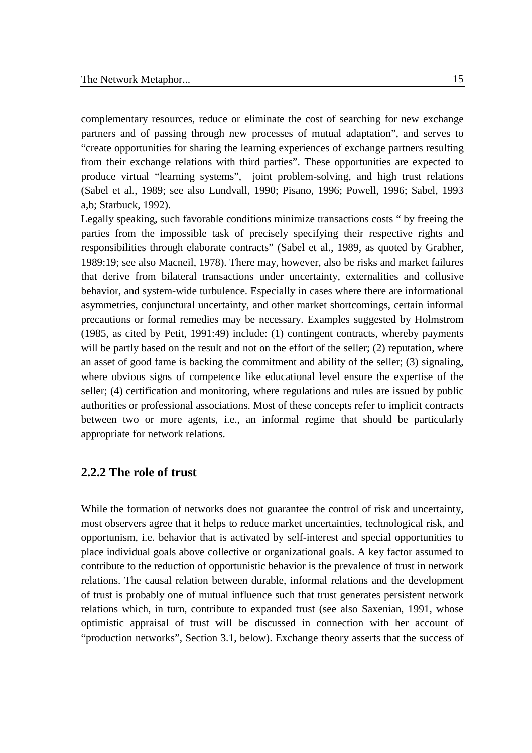complementary resources, reduce or eliminate the cost of searching for new exchange partners and of passing through new processes of mutual adaptation", and serves to "create opportunities for sharing the learning experiences of exchange partners resulting from their exchange relations with third parties". These opportunities are expected to produce virtual "learning systems", joint problem-solving, and high trust relations (Sabel et al., 1989; see also Lundvall, 1990; Pisano, 1996; Powell, 1996; Sabel, 1993 a,b; Starbuck, 1992).

Legally speaking, such favorable conditions minimize transactions costs " by freeing the parties from the impossible task of precisely specifying their respective rights and responsibilities through elaborate contracts" (Sabel et al., 1989, as quoted by Grabher, 1989:19; see also Macneil, 1978). There may, however, also be risks and market failures that derive from bilateral transactions under uncertainty, externalities and collusive behavior, and system-wide turbulence. Especially in cases where there are informational asymmetries, conjunctural uncertainty, and other market shortcomings, certain informal precautions or formal remedies may be necessary. Examples suggested by Holmstrom (1985, as cited by Petit, 1991:49) include: (1) contingent contracts, whereby payments will be partly based on the result and not on the effort of the seller; (2) reputation, where an asset of good fame is backing the commitment and ability of the seller; (3) signaling, where obvious signs of competence like educational level ensure the expertise of the seller; (4) certification and monitoring, where regulations and rules are issued by public authorities or professional associations. Most of these concepts refer to implicit contracts between two or more agents, i.e., an informal regime that should be particularly appropriate for network relations.

### 2.2.2 The role of trust

While the formation of networks does not guarantee the control of risk and uncertainty, most observers agree that it helps to reduce market uncertainties, technological risk, and opportunism, i.e. behavior that is activated by self-interest and special opportunities to place individual goals above collective or organizational goals. A key factor assumed to contribute to the reduction of opportunistic behavior is the prevalence of trust in network relations. The causal relation between durable, informal relations and the development of trust is probably one of mutual influence such that trust generates persistent network relations which, in turn, contribute to expanded trust (see also Saxenian, 1991, whose optimistic appraisal of trust will be discussed in connection with her account of "production networks", Section 3.1, below). Exchange theory asserts that the success of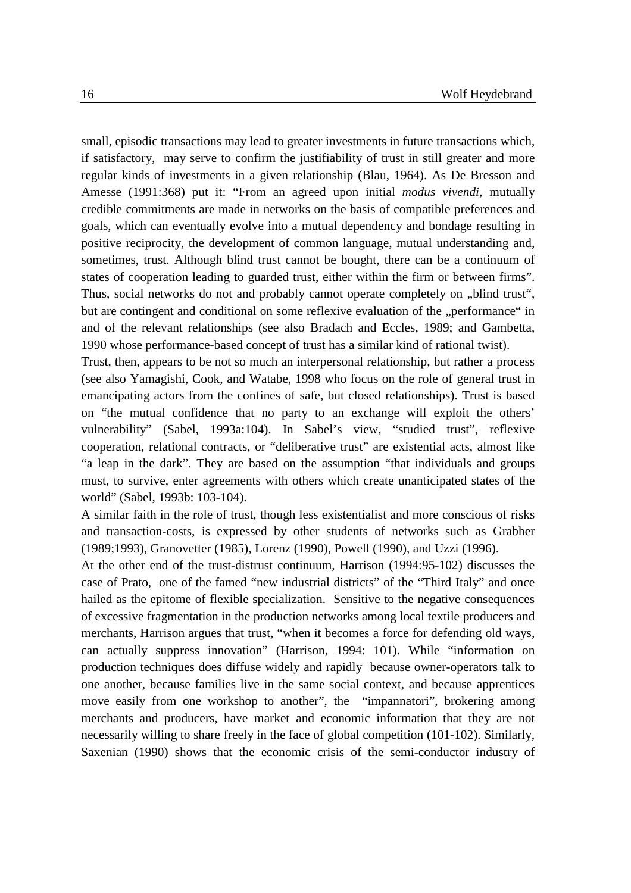small, episodic transactions may lead to greater investments in future transactions which, if satisfactory, may serve to confirm the justifiability of trust in still greater and more regular kinds of investments in a given relationship (Blau, 1964). As De Bresson and Amesse (1991:368) put it: "From an agreed upon initial *modus vivendi*, mutually credible commitments are made in networks on the basis of compatible preferences and goals, which can eventually evolve into a mutual dependency and bondage resulting in positive reciprocity, the development of common language, mutual understanding and, sometimes, trust. Although blind trust cannot be bought, there can be a continuum of states of cooperation leading to guarded trust, either within the firm or between firms". Thus, social networks do not and probably cannot operate completely on „blind trust", but are contingent and conditional on some reflexive evaluation of the „performance" in and of the relevant relationships (see also Bradach and Eccles, 1989; and Gambetta, 1990 whose performance-based concept of trust has a similar kind of rational twist).

Trust, then, appears to be not so much an interpersonal relationship, but rather a process (see also Yamagishi, Cook, and Watabe, 1998 who focus on the role of general trust in emancipating actors from the confines of safe, but closed relationships). Trust is based on "the mutual confidence that no party to an exchange will exploit the others' vulnerability" (Sabel, 1993a:104). In Sabel's view, "studied trust", reflexive cooperation, relational contracts, or "deliberative trust" are existential acts, almost like "a leap in the dark". They are based on the assumption "that individuals and groups must, to survive, enter agreements with others which create unanticipated states of the world" (Sabel, 1993b: 103-104).

A similar faith in the role of trust, though less existentialist and more conscious of risks and transaction-costs, is expressed by other students of networks such as Grabher (1989;1993), Granovetter (1985), Lorenz (1990), Powell (1990), and Uzzi (1996).

At the other end of the trust-distrust continuum, Harrison (1994:95-102) discusses the case of Prato, one of the famed "new industrial districts" of the "Third Italy" and once hailed as the epitome of flexible specialization. Sensitive to the negative consequences of excessive fragmentation in the production networks among local textile producers and merchants, Harrison argues that trust, "when it becomes a force for defending old ways, can actually suppress innovation" (Harrison, 1994: 101). While "information on production techniques does diffuse widely and rapidly because owner-operators talk to one another, because families live in the same social context, and because apprentices move easily from one workshop to another", the "impannatori", brokering among merchants and producers, have market and economic information that they are not necessarily willing to share freely in the face of global competition (101-102). Similarly, Saxenian (1990) shows that the economic crisis of the semi-conductor industry of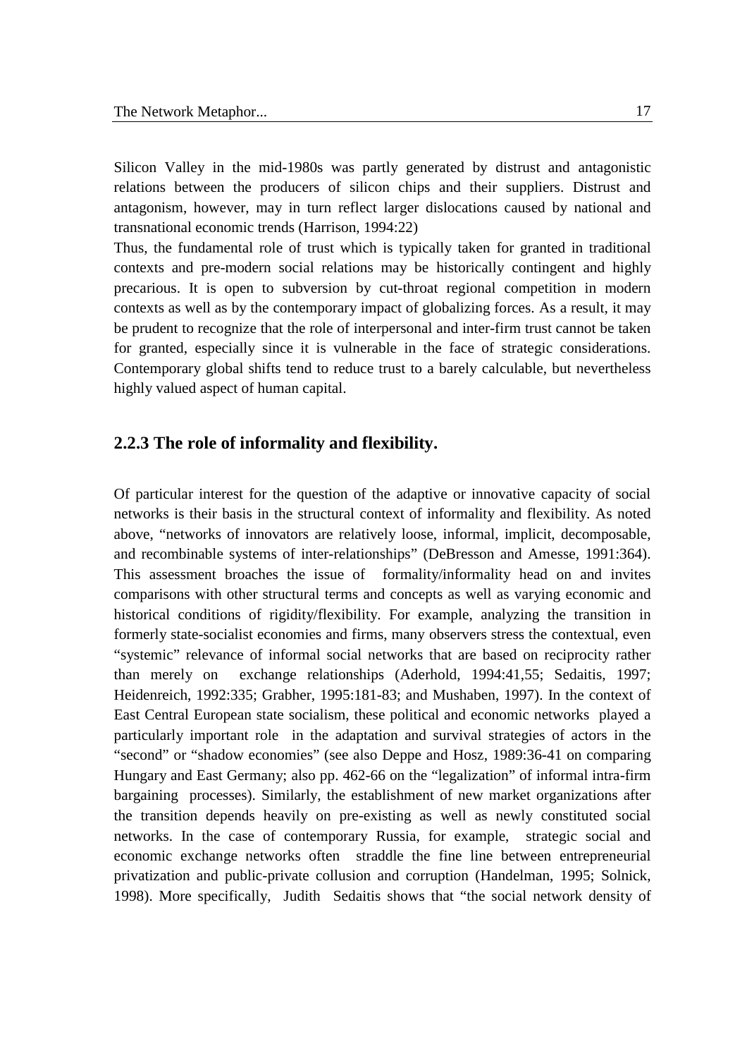Silicon Valley in the mid-1980s was partly generated by distrust and antagonistic relations between the producers of silicon chips and their suppliers. Distrust and antagonism, however, may in turn reflect larger dislocations caused by national and transnational economic trends (Harrison, 1994:22)

Thus, the fundamental role of trust which is typically taken for granted in traditional contexts and pre-modern social relations may be historically contingent and highly precarious. It is open to subversion by cut-throat regional competition in modern contexts as well as by the contemporary impact of globalizing forces. As a result, it may be prudent to recognize that the role of interpersonal and inter-firm trust cannot be taken for granted, especially since it is vulnerable in the face of strategic considerations. Contemporary global shifts tend to reduce trust to a barely calculable, but nevertheless highly valued aspect of human capital.

### 2.2.3 The role of informality and flexibility.

Of particular interest for the question of the adaptive or innovative capacity of social networks is their basis in the structural context of informality and flexibility. As noted above, "networks of innovators are relatively loose, informal, implicit, decomposable, and recombinable systems of inter-relationships" (DeBresson and Amesse, 1991:364). This assessment broaches the issue of formality/informality head on and invites comparisons with other structural terms and concepts as well as varying economic and historical conditions of rigidity/flexibility. For example, analyzing the transition in formerly state-socialist economies and firms, many observers stress the contextual, even "systemic" relevance of informal social networks that are based on reciprocity rather than merely on exchange relationships (Aderhold, 1994:41,55; Sedaitis, 1997; Heidenreich, 1992:335; Grabher, 1995:181-83; and Mushaben, 1997). In the context of East Central European state socialism, these political and economic networks played a particularly important role in the adaptation and survival strategies of actors in the "second" or "shadow economies" (see also Deppe and Hosz, 1989:36-41 on comparing Hungary and East Germany; also pp. 462-66 on the "legalization" of informal intra-firm bargaining processes). Similarly, the establishment of new market organizations after the transition depends heavily on pre-existing as well as newly constituted social networks. In the case of contemporary Russia, for example, strategic social and economic exchange networks often straddle the fine line between entrepreneurial privatization and public-private collusion and corruption (Handelman, 1995; Solnick, 1998). More specifically, Judith Sedaitis shows that "the social network density of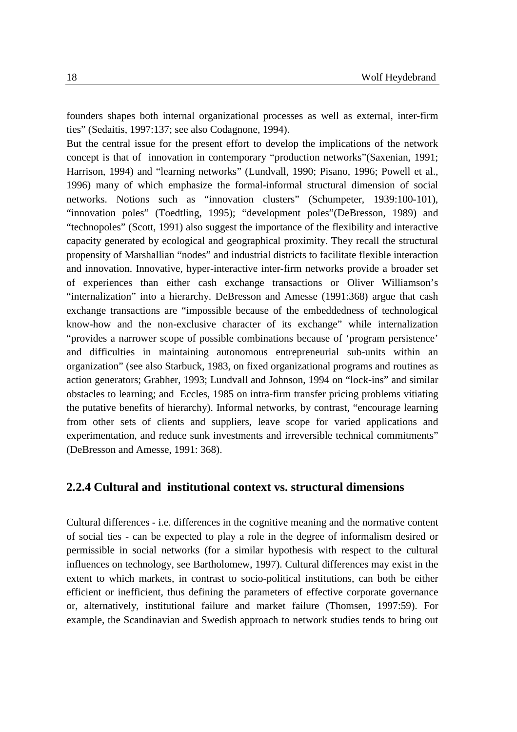founders shapes both internal organizational processes as well as external, inter-firm ties" (Sedaitis, 1997:137; see also Codagnone, 1994).

But the central issue for the present effort to develop the implications of the network concept is that of innovation in contemporary "production networks"(Saxenian, 1991; Harrison, 1994) and "learning networks" (Lundvall, 1990; Pisano, 1996; Powell et al., 1996) many of which emphasize the formal-informal structural dimension of social networks. Notions such as "innovation clusters" (Schumpeter, 1939:100-101), "innovation poles" (Toedtling, 1995); "development poles"(DeBresson, 1989) and "technopoles" (Scott, 1991) also suggest the importance of the flexibility and interactive capacity generated by ecological and geographical proximity. They recall the structural propensity of Marshallian "nodes" and industrial districts to facilitate flexible interaction and innovation. Innovative, hyper-interactive inter-firm networks provide a broader set of experiences than either cash exchange transactions or Oliver Williamson's "internalization" into a hierarchy. DeBresson and Amesse (1991:368) argue that cash exchange transactions are "impossible because of the embeddedness of technological know-how and the non-exclusive character of its exchange" while internalization "provides a narrower scope of possible combinations because of 'program persistence' and difficulties in maintaining autonomous entrepreneurial sub-units within an organization" (see also Starbuck, 1983, on fixed organizational programs and routines as action generators; Grabher, 1993; Lundvall and Johnson, 1994 on "lock-ins" and similar obstacles to learning; and Eccles, 1985 on intra-firm transfer pricing problems vitiating the putative benefits of hierarchy). Informal networks, by contrast, "encourage learning from other sets of clients and suppliers, leave scope for varied applications and experimentation, and reduce sunk investments and irreversible technical commitments" (DeBresson and Amesse, 1991: 368).

### 2.2.4 Cultural and institutional context vs. structural dimensions

Cultural differences - i.e. differences in the cognitive meaning and the normative content of social ties - can be expected to play a role in the degree of informalism desired or permissible in social networks (for a similar hypothesis with respect to the cultural influences on technology, see Bartholomew, 1997). Cultural differences may exist in the extent to which markets, in contrast to socio-political institutions, can both be either efficient or inefficient, thus defining the parameters of effective corporate governance or, alternatively, institutional failure and market failure (Thomsen, 1997:59). For example, the Scandinavian and Swedish approach to network studies tends to bring out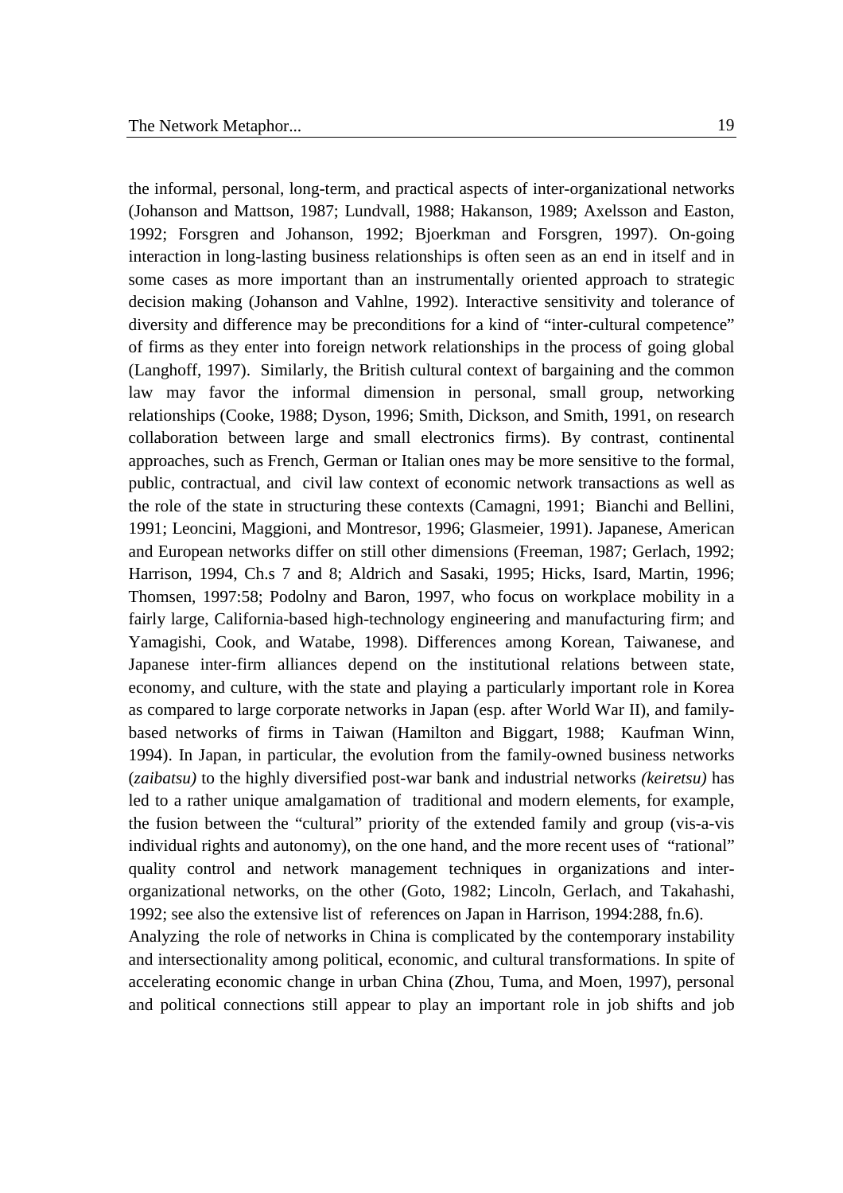the informal, personal, long-term, and practical aspects of inter-organizational networks (Johanson and Mattson, 1987; Lundvall, 1988; Hakanson, 1989; Axelsson and Easton, 1992; Forsgren and Johanson, 1992; Bjoerkman and Forsgren, 1997). On-going interaction in long-lasting business relationships is often seen as an end in itself and in some cases as more important than an instrumentally oriented approach to strategic decision making (Johanson and Vahlne, 1992). Interactive sensitivity and tolerance of diversity and difference may be preconditions for a kind of "inter-cultural competence" of firms as they enter into foreign network relationships in the process of going global (Langhoff, 1997). Similarly, the British cultural context of bargaining and the common law may favor the informal dimension in personal, small group, networking relationships (Cooke, 1988; Dyson, 1996; Smith, Dickson, and Smith, 1991, on research collaboration between large and small electronics firms). By contrast, continental approaches, such as French, German or Italian ones may be more sensitive to the formal, public, contractual, and civil law context of economic network transactions as well as the role of the state in structuring these contexts (Camagni, 1991; Bianchi and Bellini, 1991; Leoncini, Maggioni, and Montresor, 1996; Glasmeier, 1991). Japanese, American and European networks differ on still other dimensions (Freeman, 1987; Gerlach, 1992; Harrison, 1994, Ch.s 7 and 8; Aldrich and Sasaki, 1995; Hicks, Isard, Martin, 1996; Thomsen, 1997:58; Podolny and Baron, 1997, who focus on workplace mobility in a fairly large, California-based high-technology engineering and manufacturing firm; and Yamagishi, Cook, and Watabe, 1998). Differences among Korean, Taiwanese, and Japanese inter-firm alliances depend on the institutional relations between state, economy, and culture, with the state and playing a particularly important role in Korea as compared to large corporate networks in Japan (esp. after World War II), and family-based networks of firms in Taiwan (Hamilton and Biggart, 1988; Kaufman Winn, 1994). In Japan, in particular, the evolution from the family-owned business networks (*zaibatsu)* to the highly diversified post-war bank and industrial networks *(keiretsu)* has led to a rather unique amalgamation of traditional and modern elements, for example, the fusion between the "cultural" priority of the extended family and group (vis-a-vis individual rights and autonomy), on the one hand, and the more recent uses of "rational" quality control and network management techniques in organizations and inter-organizational networks, on the other (Goto, 1982; Lincoln, Gerlach, and Takahashi, 1992; see also the extensive list of references on Japan in Harrison, 1994:288, fn.6).

Analyzing the role of networks in China is complicated by the contemporary instability and intersectionality among political, economic, and cultural transformations. In spite of accelerating economic change in urban China (Zhou, Tuma, and Moen, 1997), personal and political connections still appear to play an important role in job shifts and job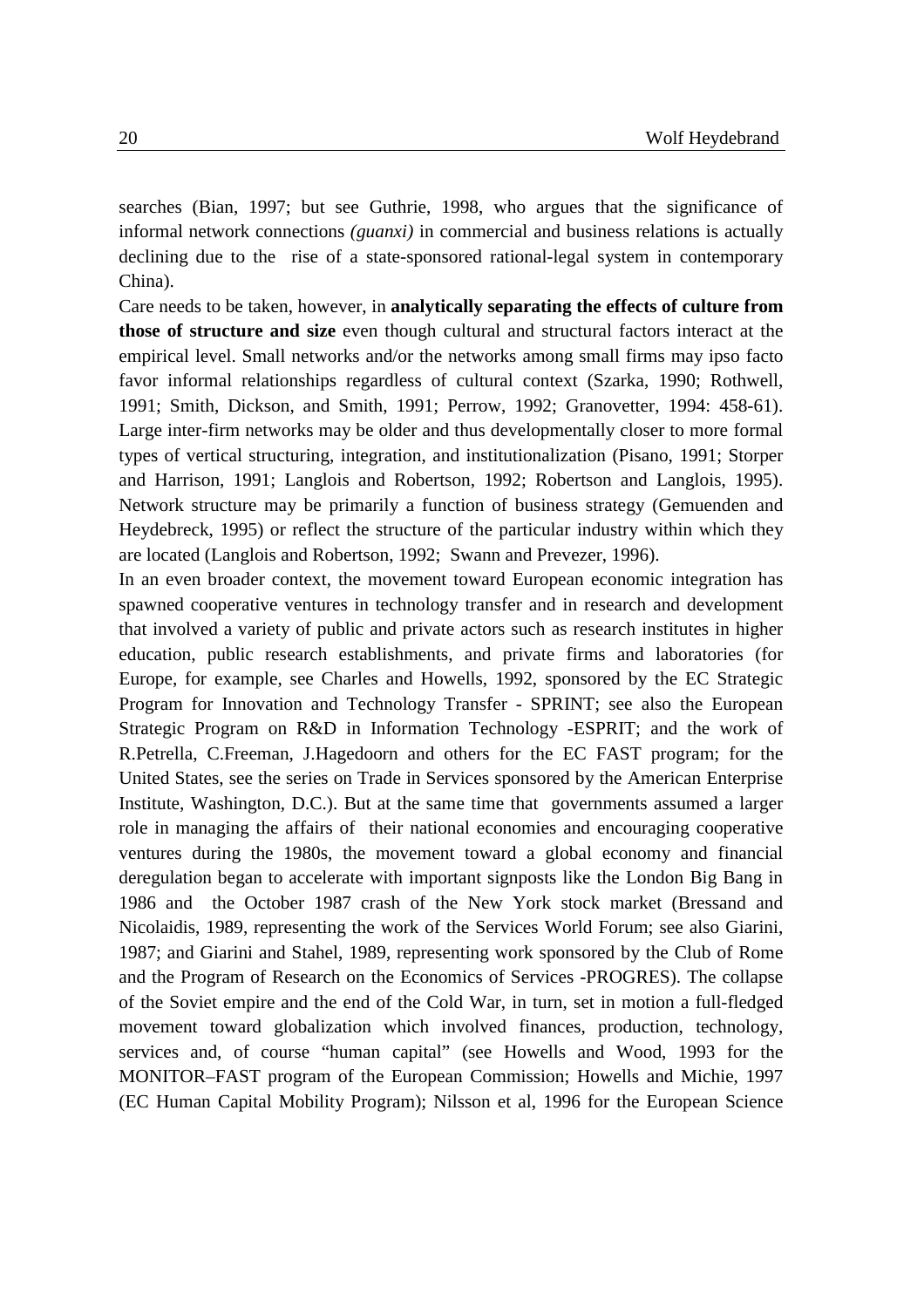searches (Bian, 1997; but see Guthrie, 1998, who argues that the significance of informal network connections *(guanxi)* in commercial and business relations is actually declining due to the rise of a state-sponsored rational-legal system in contemporary China).

Care needs to be taken, however, in **analytically separating the effects of culture from those of structure and size** even though cultural and structural factors interact at the empirical level. Small networks and/or the networks among small firms may ipso facto favor informal relationships regardless of cultural context (Szarka, 1990; Rothwell, 1991; Smith, Dickson, and Smith, 1991; Perrow, 1992; Granovetter, 1994: 458-61). Large inter-firm networks may be older and thus developmentally closer to more formal types of vertical structuring, integration, and institutionalization (Pisano, 1991; Storper and Harrison, 1991; Langlois and Robertson, 1992; Robertson and Langlois, 1995). Network structure may be primarily a function of business strategy (Gemuenden and Heydebreck, 1995) or reflect the structure of the particular industry within which they are located (Langlois and Robertson, 1992; Swann and Prevezer, 1996).

In an even broader context, the movement toward European economic integration has spawned cooperative ventures in technology transfer and in research and development that involved a variety of public and private actors such as research institutes in higher education, public research establishments, and private firms and laboratories (for Europe, for example, see Charles and Howells, 1992, sponsored by the EC Strategic Program for Innovation and Technology Transfer - SPRINT; see also the European Strategic Program on R&D in Information Technology -ESPRIT; and the work of R.Petrella, C.Freeman, J.Hagedoorn and others for the EC FAST program; for the United States, see the series on Trade in Services sponsored by the American Enterprise Institute, Washington, D.C.). But at the same time that governments assumed a larger role in managing the affairs of their national economies and encouraging cooperative ventures during the 1980s, the movement toward a global economy and financial deregulation began to accelerate with important signposts like the London Big Bang in 1986 and the October 1987 crash of the New York stock market (Bressand and Nicolaidis, 1989, representing the work of the Services World Forum; see also Giarini, 1987; and Giarini and Stahel, 1989, representing work sponsored by the Club of Rome and the Program of Research on the Economics of Services -PROGRES). The collapse of the Soviet empire and the end of the Cold War, in turn, set in motion a full-fledged movement toward globalization which involved finances, production, technology, services and, of course "human capital" (see Howells and Wood, 1993 for the MONITOR–FAST program of the European Commission; Howells and Michie, 1997 (EC Human Capital Mobility Program); Nilsson et al, 1996 for the European Science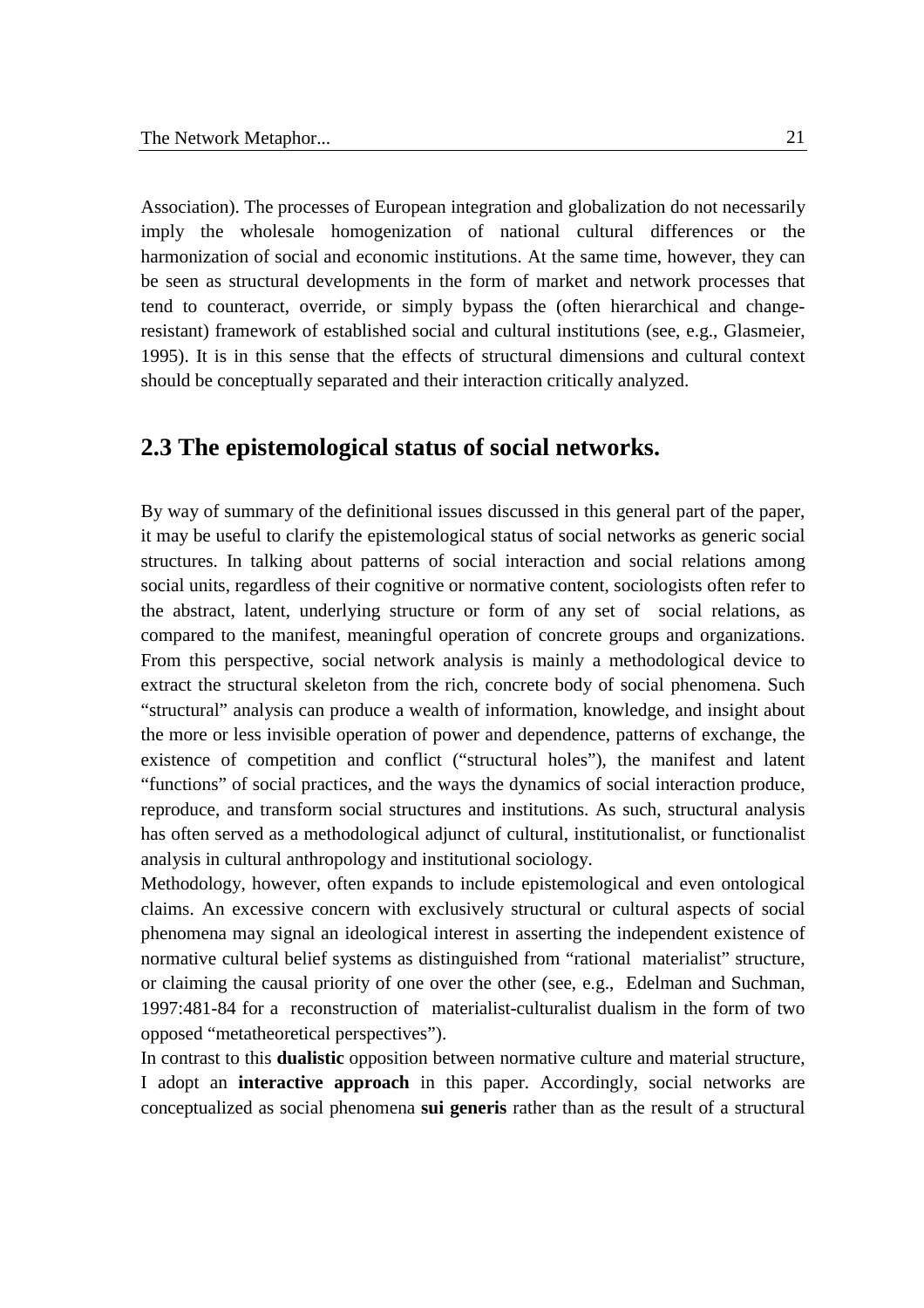Association). The processes of European integration and globalization do not necessarily imply the wholesale homogenization of national cultural differences or the harmonization of social and economic institutions. At the same time, however, they can be seen as structural developments in the form of market and network processes that tend to counteract, override, or simply bypass the (often hierarchical and change-resistant) framework of established social and cultural institutions (see, e.g., Glasmeier, 1995). It is in this sense that the effects of structural dimensions and cultural context should be conceptually separated and their interaction critically analyzed.

## 2.3 The epistemological status of social networks.

By way of summary of the definitional issues discussed in this general part of the paper, it may be useful to clarify the epistemological status of social networks as generic social structures. In talking about patterns of social interaction and social relations among social units, regardless of their cognitive or normative content, sociologists often refer to the abstract, latent, underlying structure or form of any set of social relations, as compared to the manifest, meaningful operation of concrete groups and organizations. From this perspective, social network analysis is mainly a methodological device to extract the structural skeleton from the rich, concrete body of social phenomena. Such "structural" analysis can produce a wealth of information, knowledge, and insight about the more or less invisible operation of power and dependence, patterns of exchange, the existence of competition and conflict ("structural holes"), the manifest and latent "functions" of social practices, and the ways the dynamics of social interaction produce, reproduce, and transform social structures and institutions. As such, structural analysis has often served as a methodological adjunct of cultural, institutionalist, or functionalist analysis in cultural anthropology and institutional sociology.

Methodology, however, often expands to include epistemological and even ontological claims. An excessive concern with exclusively structural or cultural aspects of social phenomena may signal an ideological interest in asserting the independent existence of normative cultural belief systems as distinguished from "rational materialist" structure, or claiming the causal priority of one over the other (see, e.g., Edelman and Suchman, 1997:481-84 for a reconstruction of materialist-culturalist dualism in the form of two opposed "metatheoretical perspectives").

In contrast to this **dualistic** opposition between normative culture and material structure, I adopt an **interactive approach** in this paper. Accordingly, social networks are conceptualized as social phenomena **sui generis** rather than as the result of a structural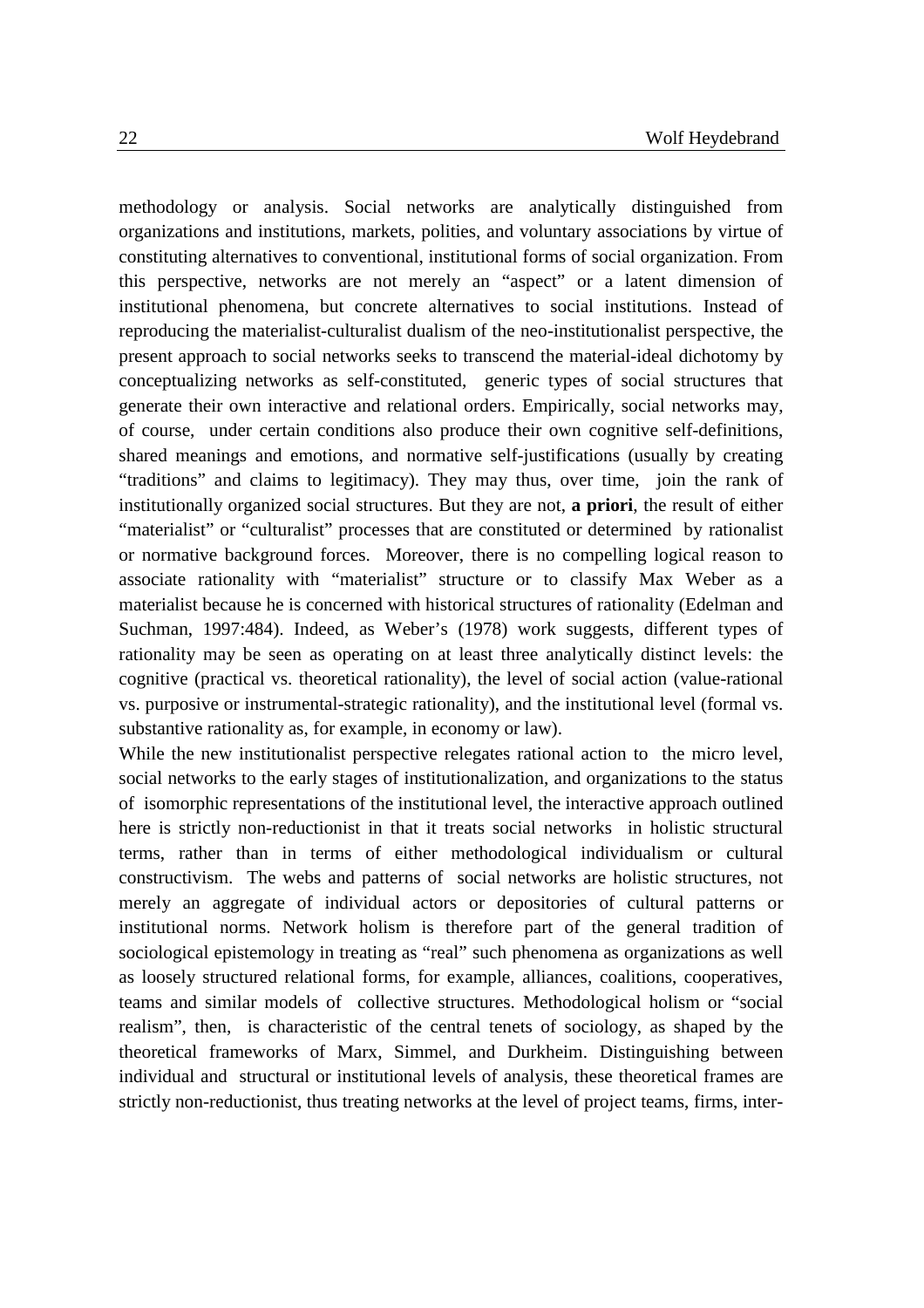methodology or analysis. Social networks are analytically distinguished from organizations and institutions, markets, polities, and voluntary associations by virtue of constituting alternatives to conventional, institutional forms of social organization. From this perspective, networks are not merely an "aspect" or a latent dimension of institutional phenomena, but concrete alternatives to social institutions. Instead of reproducing the materialist-culturalist dualism of the neo-institutionalist perspective, the present approach to social networks seeks to transcend the material-ideal dichotomy by conceptualizing networks as self-constituted, generic types of social structures that generate their own interactive and relational orders. Empirically, social networks may, of course, under certain conditions also produce their own cognitive self-definitions, shared meanings and emotions, and normative self-justifications (usually by creating "traditions" and claims to legitimacy). They may thus, over time, join the rank of institutionally organized social structures. But they are not, **a priori**, the result of either "materialist" or "culturalist" processes that are constituted or determined by rationalist or normative background forces. Moreover, there is no compelling logical reason to associate rationality with "materialist" structure or to classify Max Weber as a materialist because he is concerned with historical structures of rationality (Edelman and Suchman, 1997:484). Indeed, as Weber's (1978) work suggests, different types of rationality may be seen as operating on at least three analytically distinct levels: the cognitive (practical vs. theoretical rationality), the level of social action (value-rational vs. purposive or instrumental-strategic rationality), and the institutional level (formal vs. substantive rationality as, for example, in economy or law).

While the new institutionalist perspective relegates rational action to the micro level, social networks to the early stages of institutionalization, and organizations to the status of isomorphic representations of the institutional level, the interactive approach outlined here is strictly non-reductionist in that it treats social networks in holistic structural terms, rather than in terms of either methodological individualism or cultural constructivism. The webs and patterns of social networks are holistic structures, not merely an aggregate of individual actors or depositories of cultural patterns or institutional norms. Network holism is therefore part of the general tradition of sociological epistemology in treating as "real" such phenomena as organizations as well as loosely structured relational forms, for example, alliances, coalitions, cooperatives, teams and similar models of collective structures. Methodological holism or "social realism", then, is characteristic of the central tenets of sociology, as shaped by the theoretical frameworks of Marx, Simmel, and Durkheim. Distinguishing between individual and structural or institutional levels of analysis, these theoretical frames are strictly non-reductionist, thus treating networks at the level of project teams, firms, inter-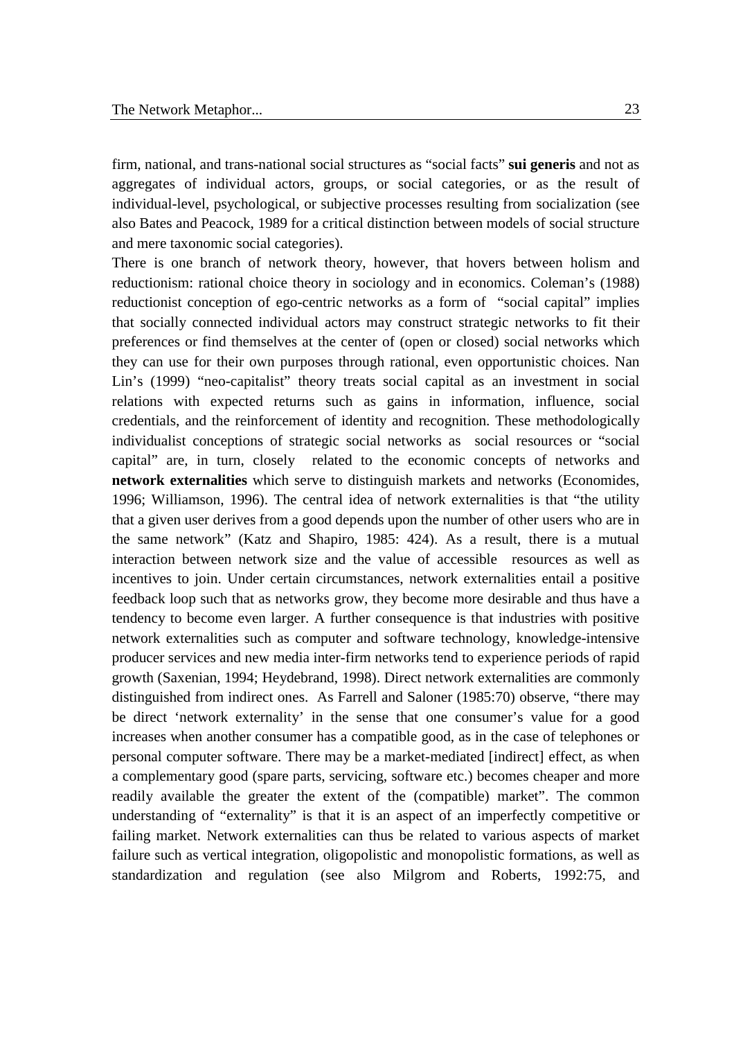firm, national, and trans-national social structures as "social facts" **sui generis** and not as aggregates of individual actors, groups, or social categories, or as the result of individual-level, psychological, or subjective processes resulting from socialization (see also Bates and Peacock, 1989 for a critical distinction between models of social structure and mere taxonomic social categories).

There is one branch of network theory, however, that hovers between holism and reductionism: rational choice theory in sociology and in economics. Coleman's (1988) reductionist conception of ego-centric networks as a form of "social capital" implies that socially connected individual actors may construct strategic networks to fit their preferences or find themselves at the center of (open or closed) social networks which they can use for their own purposes through rational, even opportunistic choices. Nan Lin's (1999) "neo-capitalist" theory treats social capital as an investment in social relations with expected returns such as gains in information, influence, social credentials, and the reinforcement of identity and recognition. These methodologically individualist conceptions of strategic social networks as social resources or "social capital" are, in turn, closely related to the economic concepts of networks and **network externalities** which serve to distinguish markets and networks (Economides, 1996; Williamson, 1996). The central idea of network externalities is that "the utility that a given user derives from a good depends upon the number of other users who are in the same network" (Katz and Shapiro, 1985: 424). As a result, there is a mutual interaction between network size and the value of accessible resources as well as incentives to join. Under certain circumstances, network externalities entail a positive feedback loop such that as networks grow, they become more desirable and thus have a tendency to become even larger. A further consequence is that industries with positive network externalities such as computer and software technology, knowledge-intensive producer services and new media inter-firm networks tend to experience periods of rapid growth (Saxenian, 1994; Heydebrand, 1998). Direct network externalities are commonly distinguished from indirect ones. As Farrell and Saloner (1985:70) observe, "there may be direct 'network externality' in the sense that one consumer's value for a good increases when another consumer has a compatible good, as in the case of telephones or personal computer software. There may be a market-mediated [indirect] effect, as when a complementary good (spare parts, servicing, software etc.) becomes cheaper and more readily available the greater the extent of the (compatible) market". The common understanding of "externality" is that it is an aspect of an imperfectly competitive or failing market. Network externalities can thus be related to various aspects of market failure such as vertical integration, oligopolistic and monopolistic formations, as well as standardization and regulation (see also Milgrom and Roberts, 1992:75, and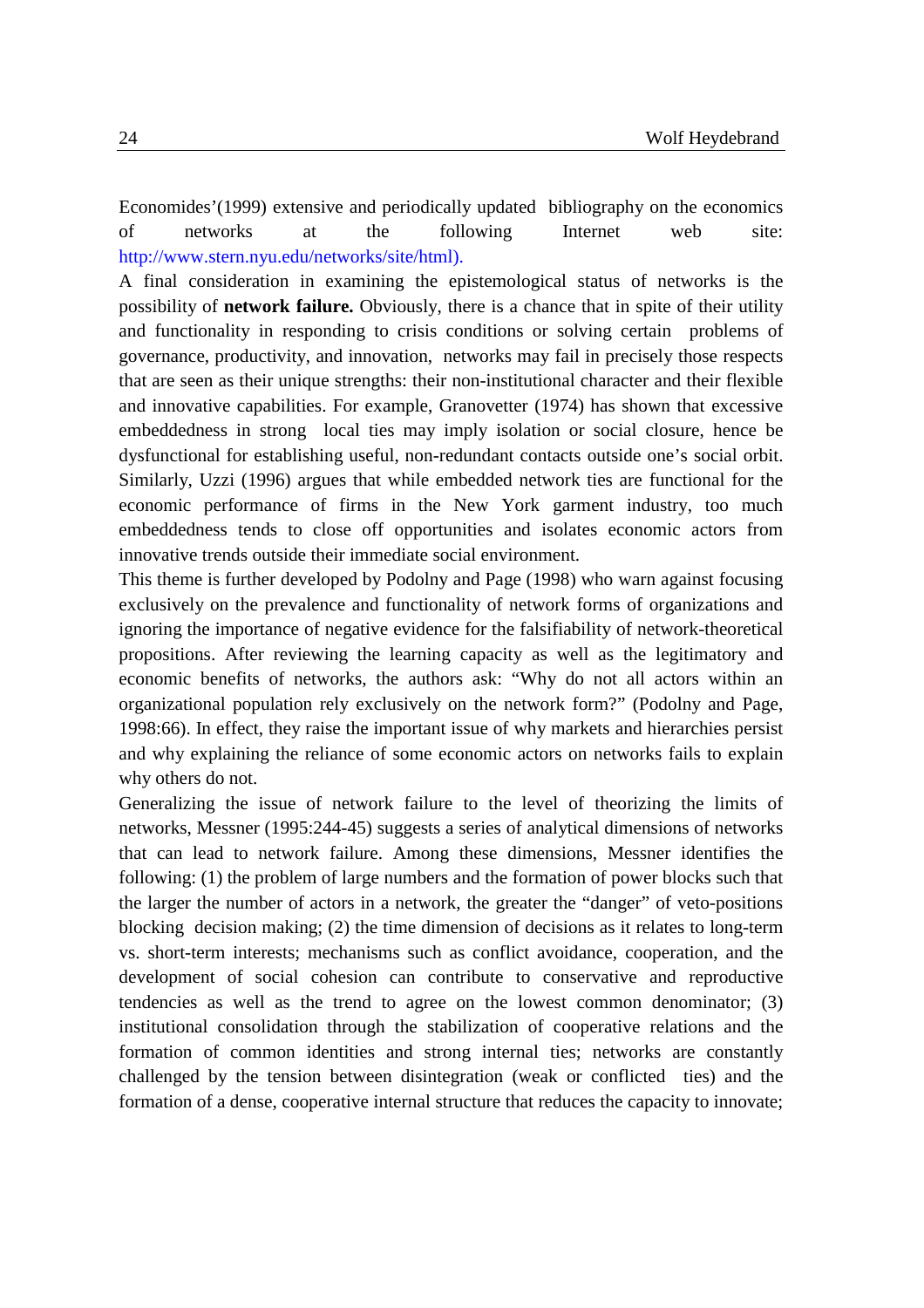Economides'(1999) extensive and periodically updated bibliography on the economics of networks at the following Internet web site: http://www.stern.nyu.edu/networks/site/html).

A final consideration in examining the epistemological status of networks is the possibility of **network failure.** Obviously, there is a chance that in spite of their utility and functionality in responding to crisis conditions or solving certain problems of governance, productivity, and innovation, networks may fail in precisely those respects that are seen as their unique strengths: their non-institutional character and their flexible and innovative capabilities. For example, Granovetter (1974) has shown that excessive embeddedness in strong local ties may imply isolation or social closure, hence be dysfunctional for establishing useful, non-redundant contacts outside one's social orbit. Similarly, Uzzi (1996) argues that while embedded network ties are functional for the economic performance of firms in the New York garment industry, too much embeddedness tends to close off opportunities and isolates economic actors from innovative trends outside their immediate social environment.

This theme is further developed by Podolny and Page (1998) who warn against focusing exclusively on the prevalence and functionality of network forms of organizations and ignoring the importance of negative evidence for the falsifiability of network-theoretical propositions. After reviewing the learning capacity as well as the legitimatory and economic benefits of networks, the authors ask: "Why do not all actors within an organizational population rely exclusively on the network form?" (Podolny and Page, 1998:66). In effect, they raise the important issue of why markets and hierarchies persist and why explaining the reliance of some economic actors on networks fails to explain why others do not.

Generalizing the issue of network failure to the level of theorizing the limits of networks, Messner (1995:244-45) suggests a series of analytical dimensions of networks that can lead to network failure. Among these dimensions, Messner identifies the following: (1) the problem of large numbers and the formation of power blocks such that the larger the number of actors in a network, the greater the "danger" of veto-positions blocking decision making; (2) the time dimension of decisions as it relates to long-term vs. short-term interests; mechanisms such as conflict avoidance, cooperation, and the development of social cohesion can contribute to conservative and reproductive tendencies as well as the trend to agree on the lowest common denominator; (3) institutional consolidation through the stabilization of cooperative relations and the formation of common identities and strong internal ties; networks are constantly challenged by the tension between disintegration (weak or conflicted ties) and the formation of a dense, cooperative internal structure that reduces the capacity to innovate;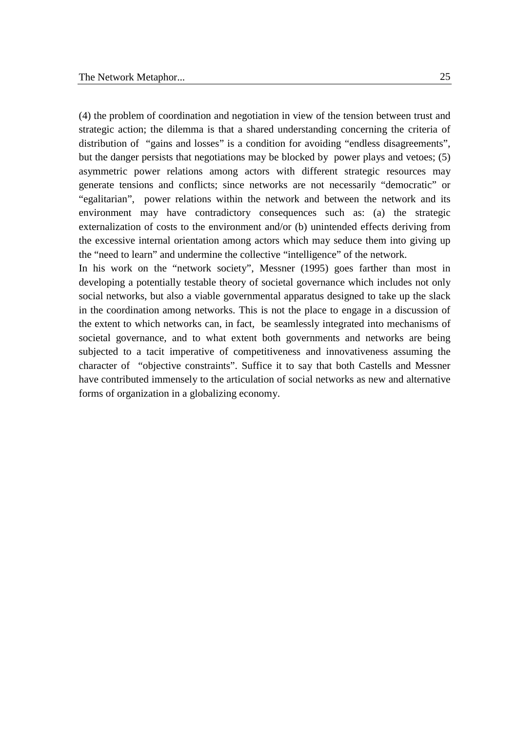(4) the problem of coordination and negotiation in view of the tension between trust and strategic action; the dilemma is that a shared understanding concerning the criteria of distribution of "gains and losses" is a condition for avoiding "endless disagreements", but the danger persists that negotiations may be blocked by power plays and vetoes; (5) asymmetric power relations among actors with different strategic resources may generate tensions and conflicts; since networks are not necessarily "democratic" or "egalitarian", power relations within the network and between the network and its environment may have contradictory consequences such as: (a) the strategic externalization of costs to the environment and/or (b) unintended effects deriving from the excessive internal orientation among actors which may seduce them into giving up the "need to learn" and undermine the collective "intelligence" of the network.

In his work on the "network society", Messner (1995) goes farther than most in developing a potentially testable theory of societal governance which includes not only social networks, but also a viable governmental apparatus designed to take up the slack in the coordination among networks. This is not the place to engage in a discussion of the extent to which networks can, in fact, be seamlessly integrated into mechanisms of societal governance, and to what extent both governments and networks are being subjected to a tacit imperative of competitiveness and innovativeness assuming the character of "objective constraints". Suffice it to say that both Castells and Messner have contributed immensely to the articulation of social networks as new and alternative forms of organization in a globalizing economy.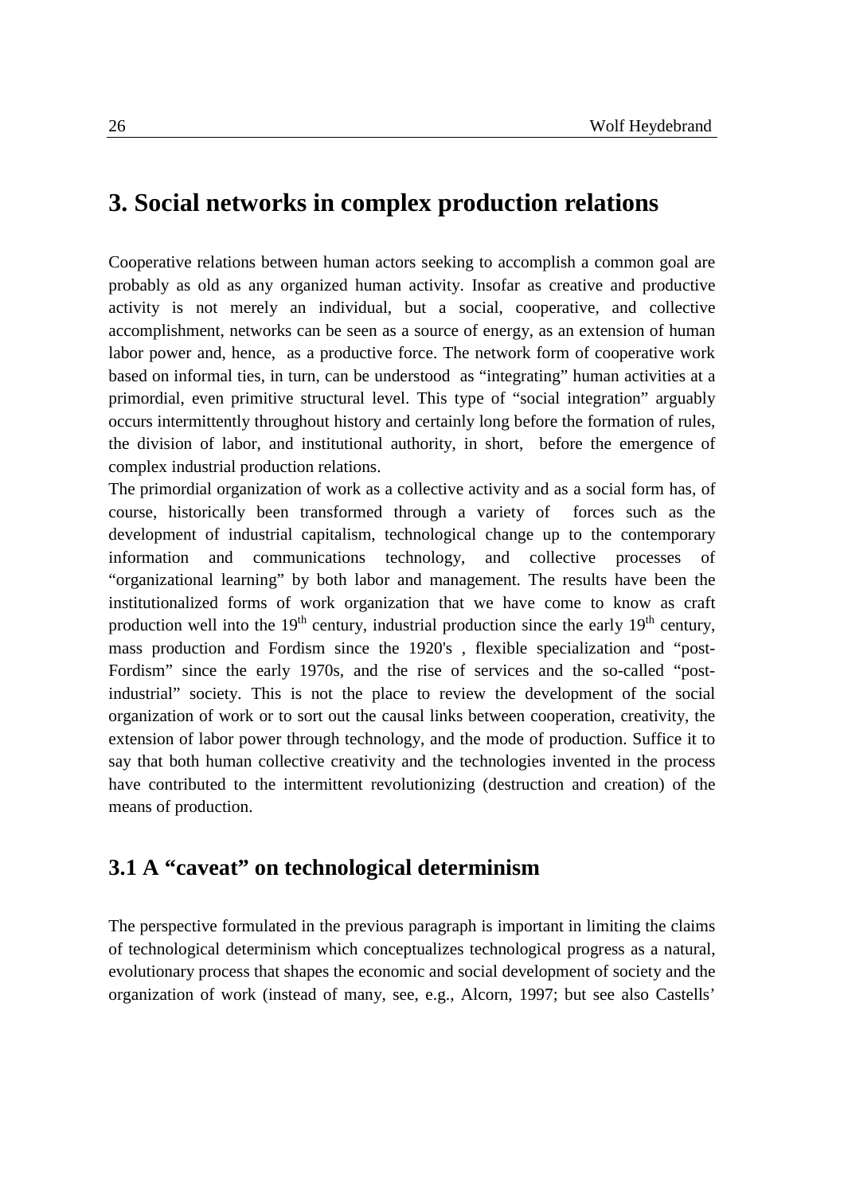# 3. Social networks in complex production relations

Cooperative relations between human actors seeking to accomplish a common goal are probably as old as any organized human activity. Insofar as creative and productive activity is not merely an individual, but a social, cooperative, and collective accomplishment, networks can be seen as a source of energy, as an extension of human labor power and, hence, as a productive force. The network form of cooperative work based on informal ties, in turn, can be understood as "integrating" human activities at a primordial, even primitive structural level. This type of "social integration" arguably occurs intermittently throughout history and certainly long before the formation of rules, the division of labor, and institutional authority, in short, before the emergence of complex industrial production relations.

The primordial organization of work as a collective activity and as a social form has, of course, historically been transformed through a variety of forces such as the development of industrial capitalism, technological change up to the contemporary information and communications technology, and collective processes of "organizational learning" by both labor and management. The results have been the institutionalized forms of work organization that we have come to know as craft production well into the 19th century, industrial production since the early 19th century, mass production and Fordism since the 1920's , flexible specialization and "post-Fordism" since the early 1970s, and the rise of services and the so-called "post-industrial" society. This is not the place to review the development of the social organization of work or to sort out the causal links between cooperation, creativity, the extension of labor power through technology, and the mode of production. Suffice it to say that both human collective creativity and the technologies invented in the process have contributed to the intermittent revolutionizing (destruction and creation) of the means of production.

## 3.1 A "caveat" on technological determinism

The perspective formulated in the previous paragraph is important in limiting the claims of technological determinism which conceptualizes technological progress as a natural, evolutionary process that shapes the economic and social development of society and the organization of work (instead of many, see, e.g., Alcorn, 1997; but see also Castells'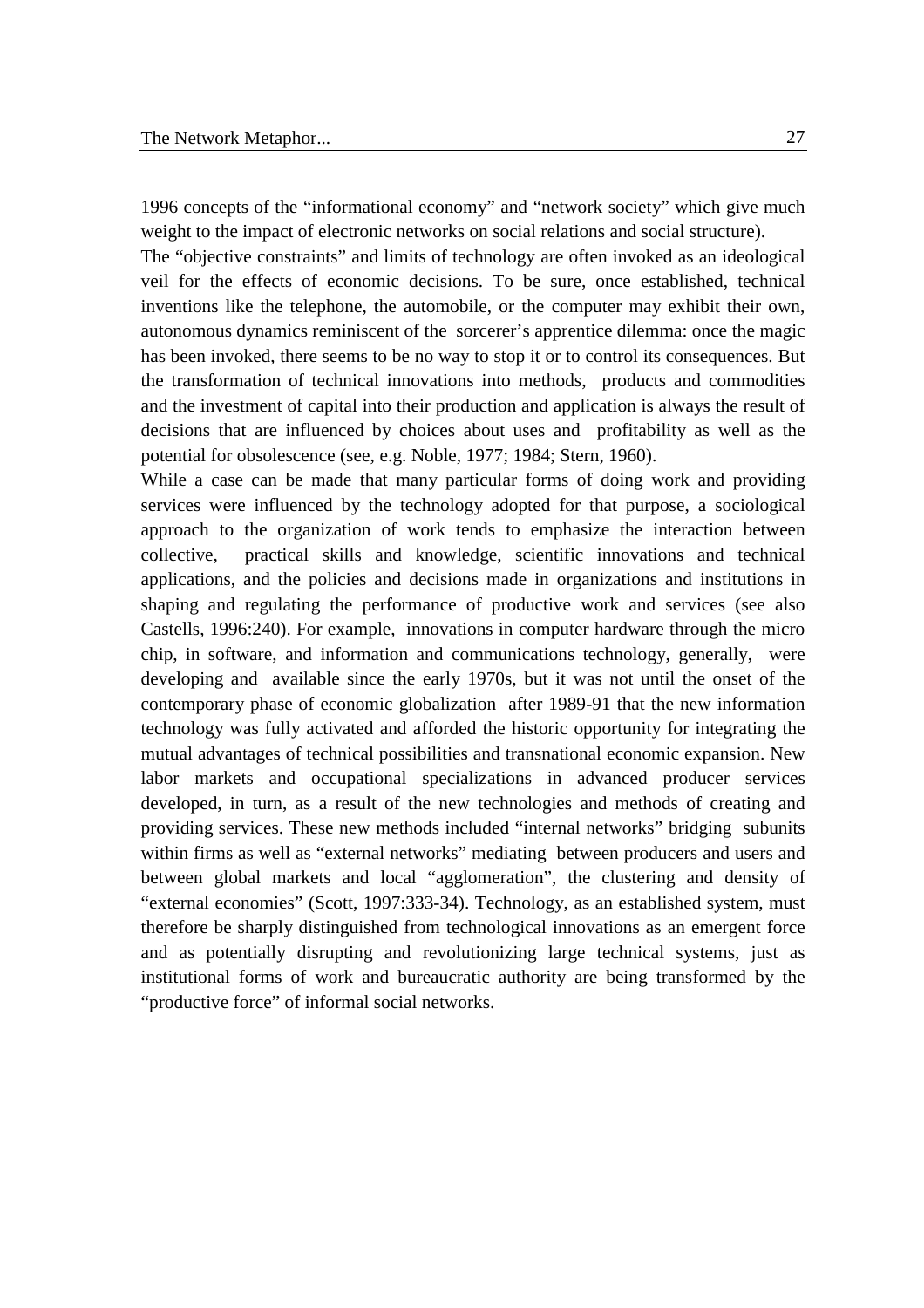1996 concepts of the "informational economy" and "network society" which give much weight to the impact of electronic networks on social relations and social structure).

The "objective constraints" and limits of technology are often invoked as an ideological veil for the effects of economic decisions. To be sure, once established, technical inventions like the telephone, the automobile, or the computer may exhibit their own, autonomous dynamics reminiscent of the sorcerer's apprentice dilemma: once the magic has been invoked, there seems to be no way to stop it or to control its consequences. But the transformation of technical innovations into methods, products and commodities and the investment of capital into their production and application is always the result of decisions that are influenced by choices about uses and profitability as well as the potential for obsolescence (see, e.g. Noble, 1977; 1984; Stern, 1960).

While a case can be made that many particular forms of doing work and providing services were influenced by the technology adopted for that purpose, a sociological approach to the organization of work tends to emphasize the interaction between collective, practical skills and knowledge, scientific innovations and technical applications, and the policies and decisions made in organizations and institutions in shaping and regulating the performance of productive work and services (see also Castells, 1996:240). For example, innovations in computer hardware through the micro chip, in software, and information and communications technology, generally, were developing and available since the early 1970s, but it was not until the onset of the contemporary phase of economic globalization after 1989-91 that the new information technology was fully activated and afforded the historic opportunity for integrating the mutual advantages of technical possibilities and transnational economic expansion. New labor markets and occupational specializations in advanced producer services developed, in turn, as a result of the new technologies and methods of creating and providing services. These new methods included "internal networks" bridging subunits within firms as well as "external networks" mediating between producers and users and between global markets and local "agglomeration", the clustering and density of "external economies" (Scott, 1997:333-34). Technology, as an established system, must therefore be sharply distinguished from technological innovations as an emergent force and as potentially disrupting and revolutionizing large technical systems, just as institutional forms of work and bureaucratic authority are being transformed by the "productive force" of informal social networks.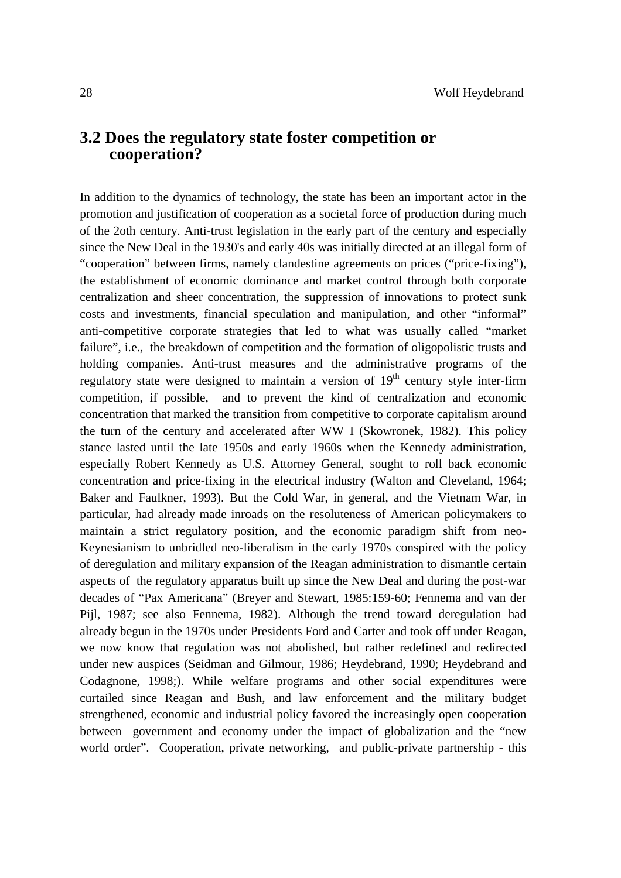## 3.2 Does the regulatory state foster competition or cooperation?

In addition to the dynamics of technology, the state has been an important actor in the promotion and justification of cooperation as a societal force of production during much of the 2oth century. Anti-trust legislation in the early part of the century and especially since the New Deal in the 1930's and early 40s was initially directed at an illegal form of "cooperation" between firms, namely clandestine agreements on prices ("price-fixing"), the establishment of economic dominance and market control through both corporate centralization and sheer concentration, the suppression of innovations to protect sunk costs and investments, financial speculation and manipulation, and other "informal" anti-competitive corporate strategies that led to what was usually called "market failure", i.e., the breakdown of competition and the formation of oligopolistic trusts and holding companies. Anti-trust measures and the administrative programs of the regulatory state were designed to maintain a version of 19th century style inter-firm competition, if possible, and to prevent the kind of centralization and economic concentration that marked the transition from competitive to corporate capitalism around the turn of the century and accelerated after WW I (Skowronek, 1982). This policy stance lasted until the late 1950s and early 1960s when the Kennedy administration, especially Robert Kennedy as U.S. Attorney General, sought to roll back economic concentration and price-fixing in the electrical industry (Walton and Cleveland, 1964; Baker and Faulkner, 1993). But the Cold War, in general, and the Vietnam War, in particular, had already made inroads on the resoluteness of American policymakers to maintain a strict regulatory position, and the economic paradigm shift from neo-Keynesianism to unbridled neo-liberalism in the early 1970s conspired with the policy of deregulation and military expansion of the Reagan administration to dismantle certain aspects of the regulatory apparatus built up since the New Deal and during the post-war decades of "Pax Americana" (Breyer and Stewart, 1985:159-60; Fennema and van der Pijl, 1987; see also Fennema, 1982). Although the trend toward deregulation had already begun in the 1970s under Presidents Ford and Carter and took off under Reagan, we now know that regulation was not abolished, but rather redefined and redirected under new auspices (Seidman and Gilmour, 1986; Heydebrand, 1990; Heydebrand and Codagnone, 1998;). While welfare programs and other social expenditures were curtailed since Reagan and Bush, and law enforcement and the military budget strengthened, economic and industrial policy favored the increasingly open cooperation between government and economy under the impact of globalization and the "new world order". Cooperation, private networking, and public-private partnership - this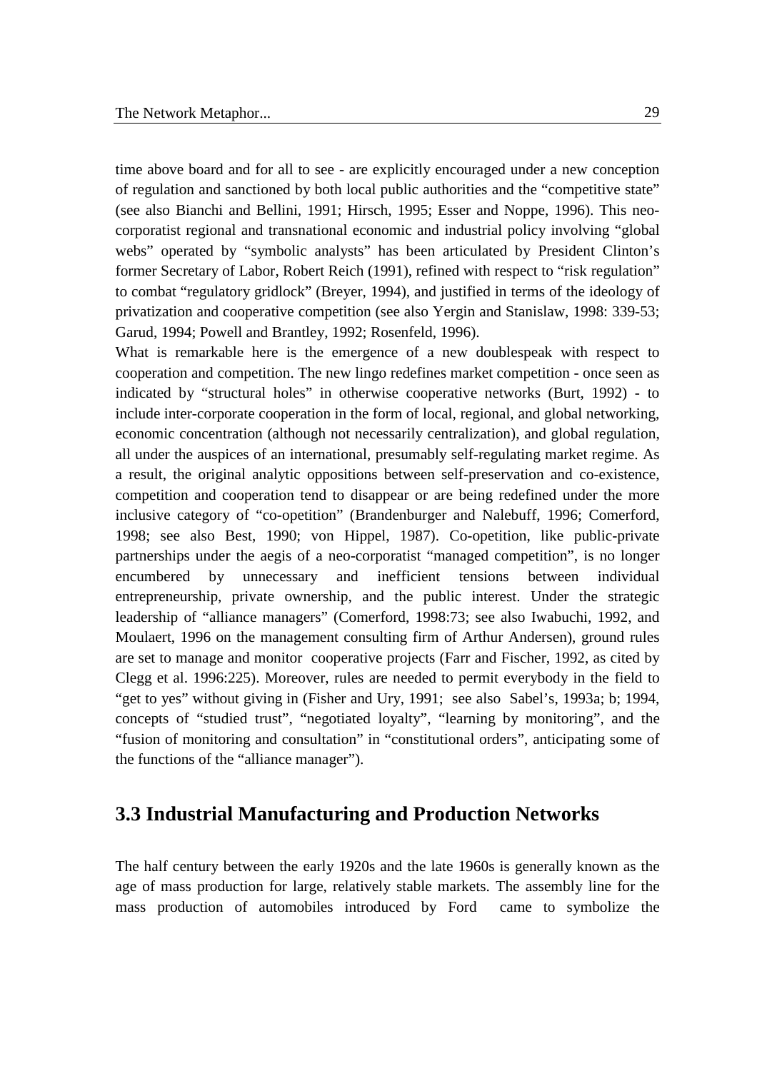time above board and for all to see - are explicitly encouraged under a new conception of regulation and sanctioned by both local public authorities and the "competitive state" (see also Bianchi and Bellini, 1991; Hirsch, 1995; Esser and Noppe, 1996). This neo-corporatist regional and transnational economic and industrial policy involving "global webs" operated by "symbolic analysts" has been articulated by President Clinton's former Secretary of Labor, Robert Reich (1991), refined with respect to "risk regulation" to combat "regulatory gridlock" (Breyer, 1994), and justified in terms of the ideology of privatization and cooperative competition (see also Yergin and Stanislaw, 1998: 339-53; Garud, 1994; Powell and Brantley, 1992; Rosenfeld, 1996).

What is remarkable here is the emergence of a new doublespeak with respect to cooperation and competition. The new lingo redefines market competition - once seen as indicated by "structural holes" in otherwise cooperative networks (Burt, 1992) - to include inter-corporate cooperation in the form of local, regional, and global networking, economic concentration (although not necessarily centralization), and global regulation, all under the auspices of an international, presumably self-regulating market regime. As a result, the original analytic oppositions between self-preservation and co-existence, competition and cooperation tend to disappear or are being redefined under the more inclusive category of "co-opetition" (Brandenburger and Nalebuff, 1996; Comerford, 1998; see also Best, 1990; von Hippel, 1987). Co-opetition, like public-private partnerships under the aegis of a neo-corporatist "managed competition", is no longer encumbered by unnecessary and inefficient tensions between individual entrepreneurship, private ownership, and the public interest. Under the strategic leadership of "alliance managers" (Comerford, 1998:73; see also Iwabuchi, 1992, and Moulaert, 1996 on the management consulting firm of Arthur Andersen), ground rules are set to manage and monitor cooperative projects (Farr and Fischer, 1992, as cited by Clegg et al. 1996:225). Moreover, rules are needed to permit everybody in the field to "get to yes" without giving in (Fisher and Ury, 1991; see also Sabel's, 1993a; b; 1994, concepts of "studied trust", "negotiated loyalty", "learning by monitoring", and the "fusion of monitoring and consultation" in "constitutional orders", anticipating some of the functions of the "alliance manager").

## 3.3 Industrial Manufacturing and Production Networks

The half century between the early 1920s and the late 1960s is generally known as the age of mass production for large, relatively stable markets. The assembly line for the mass production of automobiles introduced by Ford came to symbolize the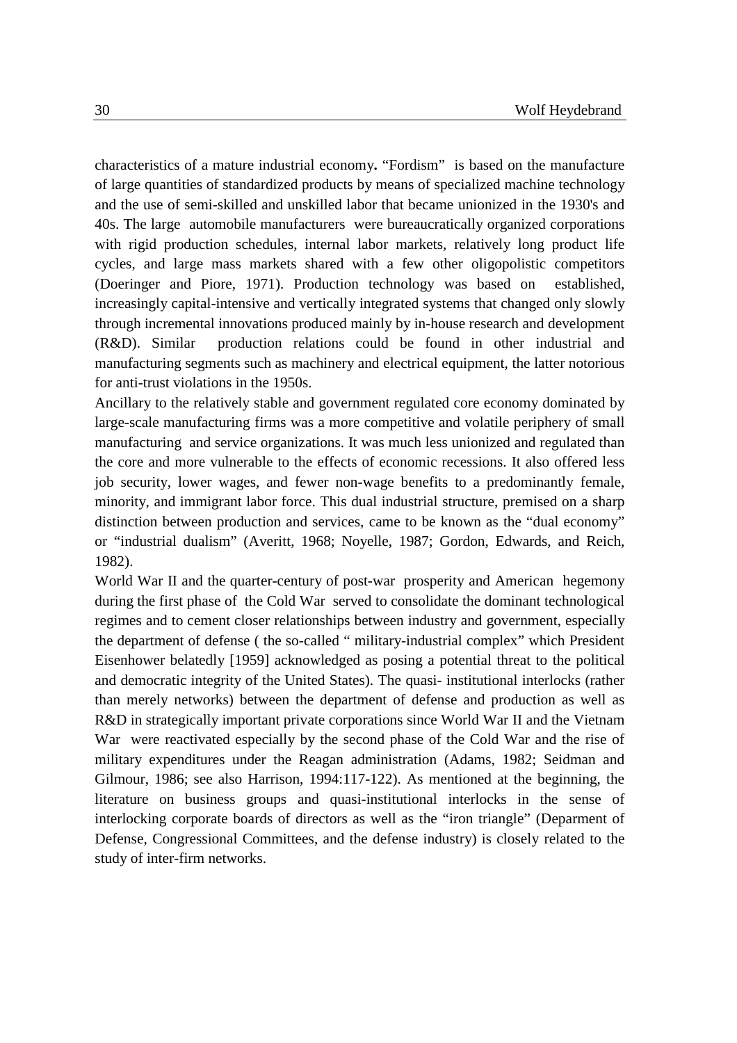characteristics of a mature industrial economy**.** "Fordism" is based on the manufacture of large quantities of standardized products by means of specialized machine technology and the use of semi-skilled and unskilled labor that became unionized in the 1930's and 40s. The large automobile manufacturers were bureaucratically organized corporations with rigid production schedules, internal labor markets, relatively long product life cycles, and large mass markets shared with a few other oligopolistic competitors (Doeringer and Piore, 1971). Production technology was based on established, increasingly capital-intensive and vertically integrated systems that changed only slowly through incremental innovations produced mainly by in-house research and development (R&D). Similar production relations could be found in other industrial and manufacturing segments such as machinery and electrical equipment, the latter notorious for anti-trust violations in the 1950s.

Ancillary to the relatively stable and government regulated core economy dominated by large-scale manufacturing firms was a more competitive and volatile periphery of small manufacturing and service organizations. It was much less unionized and regulated than the core and more vulnerable to the effects of economic recessions. It also offered less job security, lower wages, and fewer non-wage benefits to a predominantly female, minority, and immigrant labor force. This dual industrial structure, premised on a sharp distinction between production and services, came to be known as the "dual economy" or "industrial dualism" (Averitt, 1968; Noyelle, 1987; Gordon, Edwards, and Reich, 1982).

World War II and the quarter-century of post-war prosperity and American hegemony during the first phase of the Cold War served to consolidate the dominant technological regimes and to cement closer relationships between industry and government, especially the department of defense ( the so-called " military-industrial complex" which President Eisenhower belatedly [1959] acknowledged as posing a potential threat to the political and democratic integrity of the United States). The quasi- institutional interlocks (rather than merely networks) between the department of defense and production as well as R&D in strategically important private corporations since World War II and the Vietnam War were reactivated especially by the second phase of the Cold War and the rise of military expenditures under the Reagan administration (Adams, 1982; Seidman and Gilmour, 1986; see also Harrison, 1994:117-122). As mentioned at the beginning, the literature on business groups and quasi-institutional interlocks in the sense of interlocking corporate boards of directors as well as the "iron triangle" (Deparment of Defense, Congressional Committees, and the defense industry) is closely related to the study of inter-firm networks.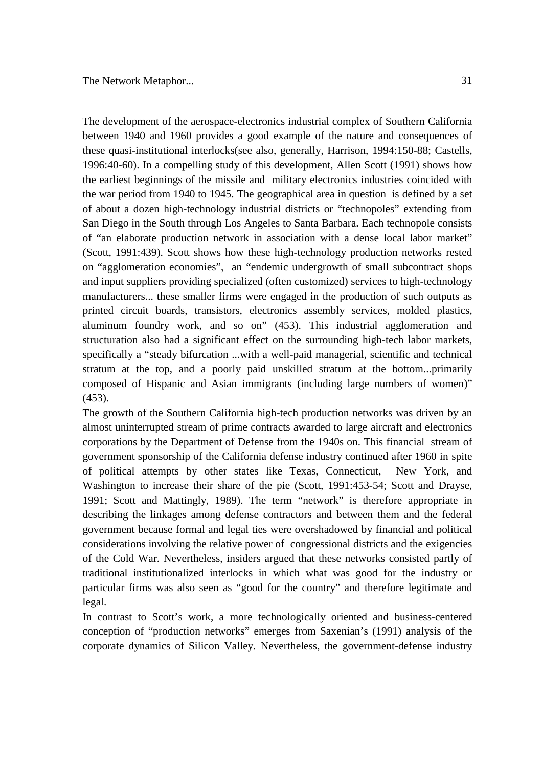The development of the aerospace-electronics industrial complex of Southern California between 1940 and 1960 provides a good example of the nature and consequences of these quasi-institutional interlocks(see also, generally, Harrison, 1994:150-88; Castells, 1996:40-60). In a compelling study of this development, Allen Scott (1991) shows how the earliest beginnings of the missile and military electronics industries coincided with the war period from 1940 to 1945. The geographical area in question is defined by a set of about a dozen high-technology industrial districts or "technopoles" extending from San Diego in the South through Los Angeles to Santa Barbara. Each technopole consists of "an elaborate production network in association with a dense local labor market" (Scott, 1991:439). Scott shows how these high-technology production networks rested on "agglomeration economies", an "endemic undergrowth of small subcontract shops and input suppliers providing specialized (often customized) services to high-technology manufacturers... these smaller firms were engaged in the production of such outputs as printed circuit boards, transistors, electronics assembly services, molded plastics, aluminum foundry work, and so on" (453). This industrial agglomeration and structuration also had a significant effect on the surrounding high-tech labor markets, specifically a "steady bifurcation ...with a well-paid managerial, scientific and technical stratum at the top, and a poorly paid unskilled stratum at the bottom...primarily composed of Hispanic and Asian immigrants (including large numbers of women)" (453).

The growth of the Southern California high-tech production networks was driven by an almost uninterrupted stream of prime contracts awarded to large aircraft and electronics corporations by the Department of Defense from the 1940s on. This financial stream of government sponsorship of the California defense industry continued after 1960 in spite of political attempts by other states like Texas, Connecticut, New York, and Washington to increase their share of the pie (Scott, 1991:453-54; Scott and Drayse, 1991; Scott and Mattingly, 1989). The term "network" is therefore appropriate in describing the linkages among defense contractors and between them and the federal government because formal and legal ties were overshadowed by financial and political considerations involving the relative power of congressional districts and the exigencies of the Cold War. Nevertheless, insiders argued that these networks consisted partly of traditional institutionalized interlocks in which what was good for the industry or particular firms was also seen as "good for the country" and therefore legitimate and legal.

In contrast to Scott's work, a more technologically oriented and business-centered conception of "production networks" emerges from Saxenian's (1991) analysis of the corporate dynamics of Silicon Valley. Nevertheless, the government-defense industry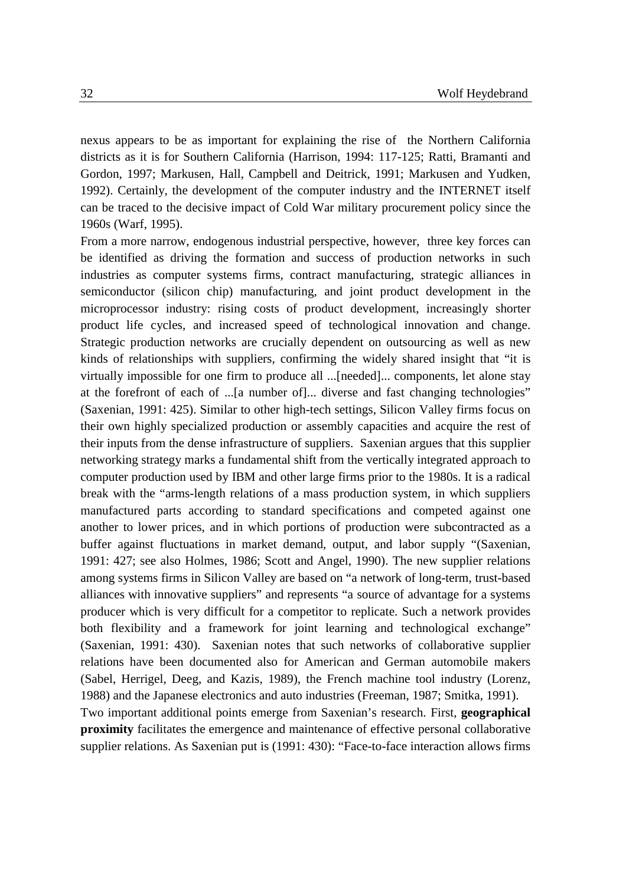nexus appears to be as important for explaining the rise of the Northern California districts as it is for Southern California (Harrison, 1994: 117-125; Ratti, Bramanti and Gordon, 1997; Markusen, Hall, Campbell and Deitrick, 1991; Markusen and Yudken, 1992). Certainly, the development of the computer industry and the INTERNET itself can be traced to the decisive impact of Cold War military procurement policy since the 1960s (Warf, 1995).

From a more narrow, endogenous industrial perspective, however, three key forces can be identified as driving the formation and success of production networks in such industries as computer systems firms, contract manufacturing, strategic alliances in semiconductor (silicon chip) manufacturing, and joint product development in the microprocessor industry: rising costs of product development, increasingly shorter product life cycles, and increased speed of technological innovation and change. Strategic production networks are crucially dependent on outsourcing as well as new kinds of relationships with suppliers, confirming the widely shared insight that "it is virtually impossible for one firm to produce all ...[needed]... components, let alone stay at the forefront of each of ...[a number of]... diverse and fast changing technologies" (Saxenian, 1991: 425). Similar to other high-tech settings, Silicon Valley firms focus on their own highly specialized production or assembly capacities and acquire the rest of their inputs from the dense infrastructure of suppliers. Saxenian argues that this supplier networking strategy marks a fundamental shift from the vertically integrated approach to computer production used by IBM and other large firms prior to the 1980s. It is a radical break with the "arms-length relations of a mass production system, in which suppliers manufactured parts according to standard specifications and competed against one another to lower prices, and in which portions of production were subcontracted as a buffer against fluctuations in market demand, output, and labor supply "(Saxenian, 1991: 427; see also Holmes, 1986; Scott and Angel, 1990). The new supplier relations among systems firms in Silicon Valley are based on "a network of long-term, trust-based alliances with innovative suppliers" and represents "a source of advantage for a systems producer which is very difficult for a competitor to replicate. Such a network provides both flexibility and a framework for joint learning and technological exchange" (Saxenian, 1991: 430). Saxenian notes that such networks of collaborative supplier relations have been documented also for American and German automobile makers (Sabel, Herrigel, Deeg, and Kazis, 1989), the French machine tool industry (Lorenz, 1988) and the Japanese electronics and auto industries (Freeman, 1987; Smitka, 1991).

Two important additional points emerge from Saxenian's research. First, **geographical proximity** facilitates the emergence and maintenance of effective personal collaborative supplier relations. As Saxenian put is (1991: 430): "Face-to-face interaction allows firms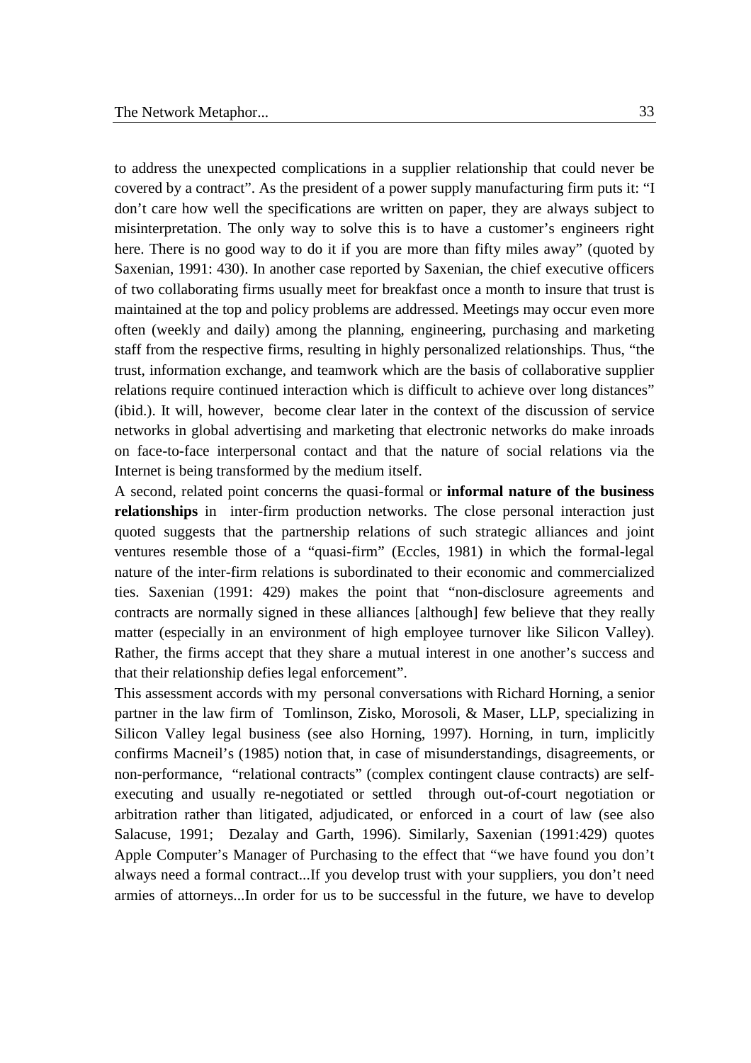to address the unexpected complications in a supplier relationship that could never be covered by a contract". As the president of a power supply manufacturing firm puts it: "I don't care how well the specifications are written on paper, they are always subject to misinterpretation. The only way to solve this is to have a customer's engineers right here. There is no good way to do it if you are more than fifty miles away" (quoted by Saxenian, 1991: 430). In another case reported by Saxenian, the chief executive officers of two collaborating firms usually meet for breakfast once a month to insure that trust is maintained at the top and policy problems are addressed. Meetings may occur even more often (weekly and daily) among the planning, engineering, purchasing and marketing staff from the respective firms, resulting in highly personalized relationships. Thus, "the trust, information exchange, and teamwork which are the basis of collaborative supplier relations require continued interaction which is difficult to achieve over long distances" (ibid.). It will, however, become clear later in the context of the discussion of service networks in global advertising and marketing that electronic networks do make inroads on face-to-face interpersonal contact and that the nature of social relations via the Internet is being transformed by the medium itself.

A second, related point concerns the quasi-formal or **informal nature of the business relationships** in inter-firm production networks. The close personal interaction just quoted suggests that the partnership relations of such strategic alliances and joint ventures resemble those of a "quasi-firm" (Eccles, 1981) in which the formal-legal nature of the inter-firm relations is subordinated to their economic and commercialized ties. Saxenian (1991: 429) makes the point that "non-disclosure agreements and contracts are normally signed in these alliances [although] few believe that they really matter (especially in an environment of high employee turnover like Silicon Valley). Rather, the firms accept that they share a mutual interest in one another's success and that their relationship defies legal enforcement".

This assessment accords with my personal conversations with Richard Horning, a senior partner in the law firm of Tomlinson, Zisko, Morosoli, & Maser, LLP, specializing in Silicon Valley legal business (see also Horning, 1997). Horning, in turn, implicitly confirms Macneil's (1985) notion that, in case of misunderstandings, disagreements, or non-performance, "relational contracts" (complex contingent clause contracts) are self-executing and usually re-negotiated or settled through out-of-court negotiation or arbitration rather than litigated, adjudicated, or enforced in a court of law (see also Salacuse, 1991; Dezalay and Garth, 1996). Similarly, Saxenian (1991:429) quotes Apple Computer's Manager of Purchasing to the effect that "we have found you don't always need a formal contract...If you develop trust with your suppliers, you don't need armies of attorneys...In order for us to be successful in the future, we have to develop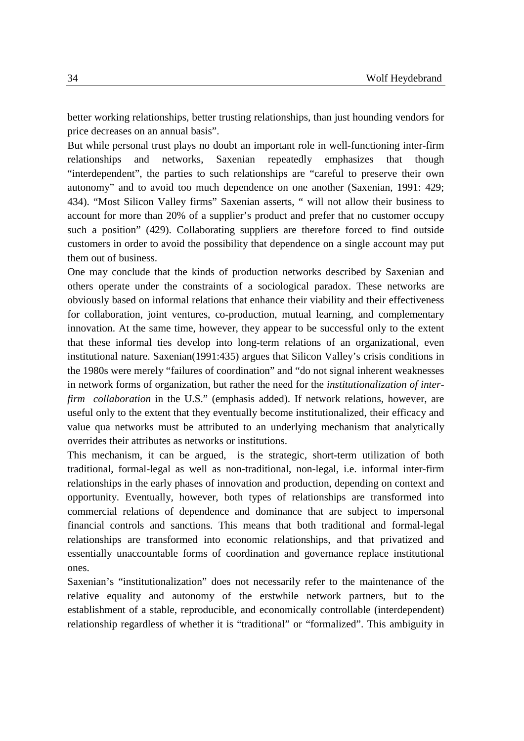better working relationships, better trusting relationships, than just hounding vendors for price decreases on an annual basis".

But while personal trust plays no doubt an important role in well-functioning inter-firm relationships and networks, Saxenian repeatedly emphasizes that though "interdependent", the parties to such relationships are "careful to preserve their own autonomy" and to avoid too much dependence on one another (Saxenian, 1991: 429; 434). "Most Silicon Valley firms" Saxenian asserts, " will not allow their business to account for more than 20% of a supplier's product and prefer that no customer occupy such a position" (429). Collaborating suppliers are therefore forced to find outside customers in order to avoid the possibility that dependence on a single account may put them out of business.

One may conclude that the kinds of production networks described by Saxenian and others operate under the constraints of a sociological paradox. These networks are obviously based on informal relations that enhance their viability and their effectiveness for collaboration, joint ventures, co-production, mutual learning, and complementary innovation. At the same time, however, they appear to be successful only to the extent that these informal ties develop into long-term relations of an organizational, even institutional nature. Saxenian(1991:435) argues that Silicon Valley's crisis conditions in the 1980s were merely "failures of coordination" and "do not signal inherent weaknesses in network forms of organization, but rather the need for the *institutionalization of inter-firm collaboration* in the U.S." (emphasis added). If network relations, however, are useful only to the extent that they eventually become institutionalized, their efficacy and value qua networks must be attributed to an underlying mechanism that analytically overrides their attributes as networks or institutions.

This mechanism, it can be argued, is the strategic, short-term utilization of both traditional, formal-legal as well as non-traditional, non-legal, i.e. informal inter-firm relationships in the early phases of innovation and production, depending on context and opportunity. Eventually, however, both types of relationships are transformed into commercial relations of dependence and dominance that are subject to impersonal financial controls and sanctions. This means that both traditional and formal-legal relationships are transformed into economic relationships, and that privatized and essentially unaccountable forms of coordination and governance replace institutional ones.

Saxenian's "institutionalization" does not necessarily refer to the maintenance of the relative equality and autonomy of the erstwhile network partners, but to the establishment of a stable, reproducible, and economically controllable (interdependent) relationship regardless of whether it is "traditional" or "formalized". This ambiguity in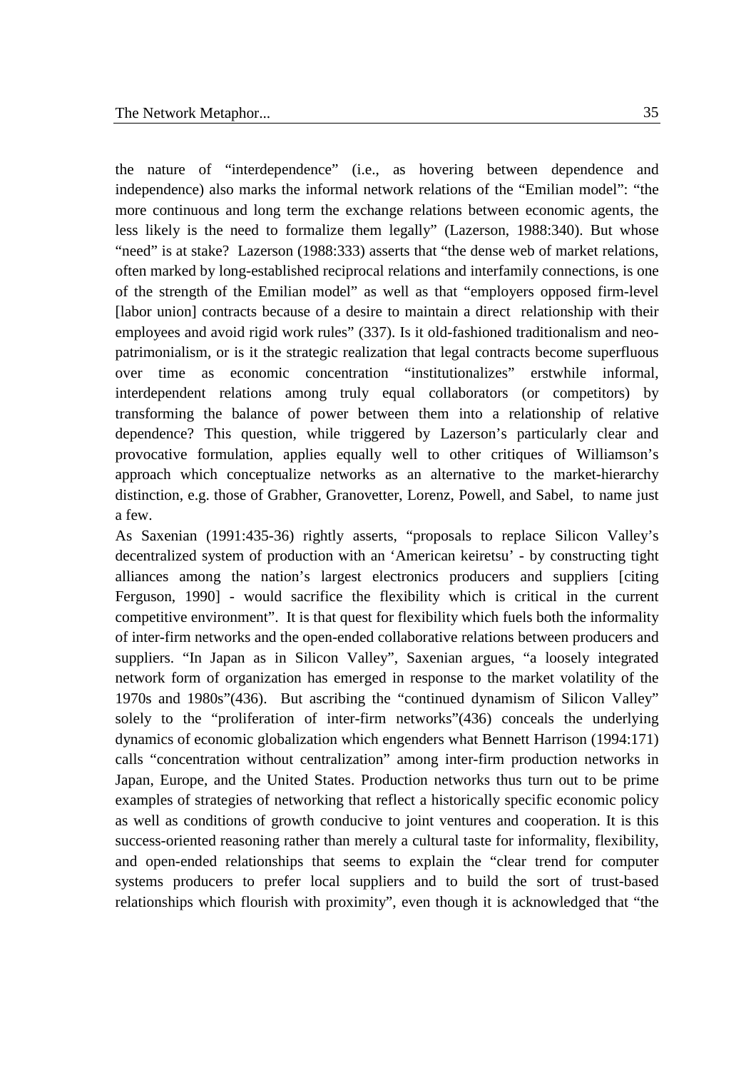the nature of "interdependence" (i.e., as hovering between dependence and independence) also marks the informal network relations of the "Emilian model": "the more continuous and long term the exchange relations between economic agents, the less likely is the need to formalize them legally" (Lazerson, 1988:340). But whose "need" is at stake? Lazerson (1988:333) asserts that "the dense web of market relations, often marked by long-established reciprocal relations and interfamily connections, is one of the strength of the Emilian model" as well as that "employers opposed firm-level [labor union] contracts because of a desire to maintain a direct relationship with their employees and avoid rigid work rules" (337). Is it old-fashioned traditionalism and neo-patrimonialism, or is it the strategic realization that legal contracts become superfluous over time as economic concentration "institutionalizes" erstwhile informal, interdependent relations among truly equal collaborators (or competitors) by transforming the balance of power between them into a relationship of relative dependence? This question, while triggered by Lazerson's particularly clear and provocative formulation, applies equally well to other critiques of Williamson's approach which conceptualize networks as an alternative to the market-hierarchy distinction, e.g. those of Grabher, Granovetter, Lorenz, Powell, and Sabel, to name just a few.

As Saxenian (1991:435-36) rightly asserts, "proposals to replace Silicon Valley's decentralized system of production with an 'American keiretsu' - by constructing tight alliances among the nation's largest electronics producers and suppliers [citing Ferguson, 1990] - would sacrifice the flexibility which is critical in the current competitive environment". It is that quest for flexibility which fuels both the informality of inter-firm networks and the open-ended collaborative relations between producers and suppliers. "In Japan as in Silicon Valley", Saxenian argues, "a loosely integrated network form of organization has emerged in response to the market volatility of the 1970s and 1980s"(436). But ascribing the "continued dynamism of Silicon Valley" solely to the "proliferation of inter-firm networks"(436) conceals the underlying dynamics of economic globalization which engenders what Bennett Harrison (1994:171) calls "concentration without centralization" among inter-firm production networks in Japan, Europe, and the United States. Production networks thus turn out to be prime examples of strategies of networking that reflect a historically specific economic policy as well as conditions of growth conducive to joint ventures and cooperation. It is this success-oriented reasoning rather than merely a cultural taste for informality, flexibility, and open-ended relationships that seems to explain the "clear trend for computer systems producers to prefer local suppliers and to build the sort of trust-based relationships which flourish with proximity", even though it is acknowledged that "the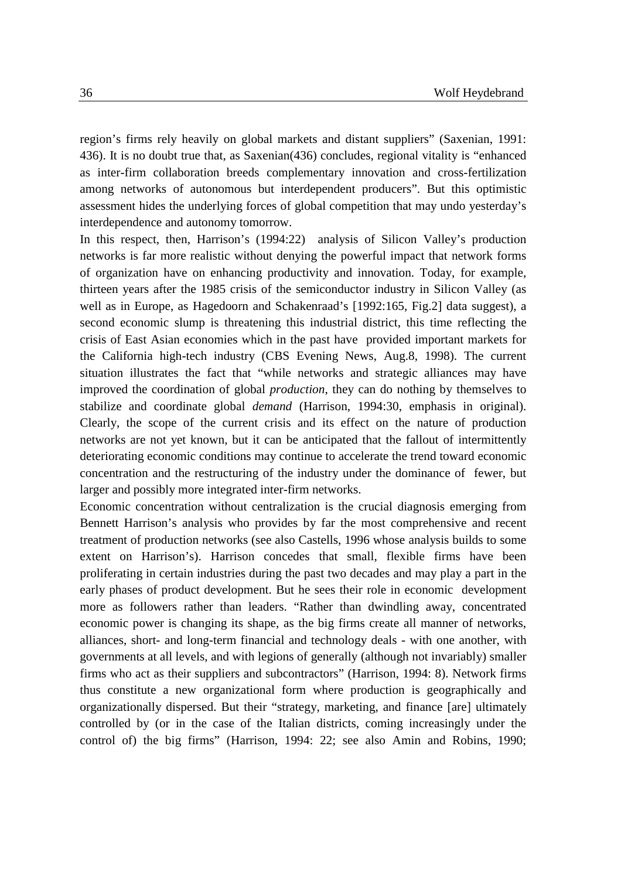region's firms rely heavily on global markets and distant suppliers" (Saxenian, 1991: 436). It is no doubt true that, as Saxenian(436) concludes, regional vitality is "enhanced as inter-firm collaboration breeds complementary innovation and cross-fertilization among networks of autonomous but interdependent producers". But this optimistic assessment hides the underlying forces of global competition that may undo yesterday's interdependence and autonomy tomorrow.

In this respect, then, Harrison's (1994:22) analysis of Silicon Valley's production networks is far more realistic without denying the powerful impact that network forms of organization have on enhancing productivity and innovation. Today, for example, thirteen years after the 1985 crisis of the semiconductor industry in Silicon Valley (as well as in Europe, as Hagedoorn and Schakenraad's [1992:165, Fig.2] data suggest), a second economic slump is threatening this industrial district, this time reflecting the crisis of East Asian economies which in the past have provided important markets for the California high-tech industry (CBS Evening News, Aug.8, 1998). The current situation illustrates the fact that "while networks and strategic alliances may have improved the coordination of global *production*, they can do nothing by themselves to stabilize and coordinate global *demand* (Harrison, 1994:30, emphasis in original). Clearly, the scope of the current crisis and its effect on the nature of production networks are not yet known, but it can be anticipated that the fallout of intermittently deteriorating economic conditions may continue to accelerate the trend toward economic concentration and the restructuring of the industry under the dominance of fewer, but larger and possibly more integrated inter-firm networks.

Economic concentration without centralization is the crucial diagnosis emerging from Bennett Harrison's analysis who provides by far the most comprehensive and recent treatment of production networks (see also Castells, 1996 whose analysis builds to some extent on Harrison's). Harrison concedes that small, flexible firms have been proliferating in certain industries during the past two decades and may play a part in the early phases of product development. But he sees their role in economic development more as followers rather than leaders. "Rather than dwindling away, concentrated economic power is changing its shape, as the big firms create all manner of networks, alliances, short- and long-term financial and technology deals - with one another, with governments at all levels, and with legions of generally (although not invariably) smaller firms who act as their suppliers and subcontractors" (Harrison, 1994: 8). Network firms thus constitute a new organizational form where production is geographically and organizationally dispersed. But their "strategy, marketing, and finance [are] ultimately controlled by (or in the case of the Italian districts, coming increasingly under the control of) the big firms" (Harrison, 1994: 22; see also Amin and Robins, 1990;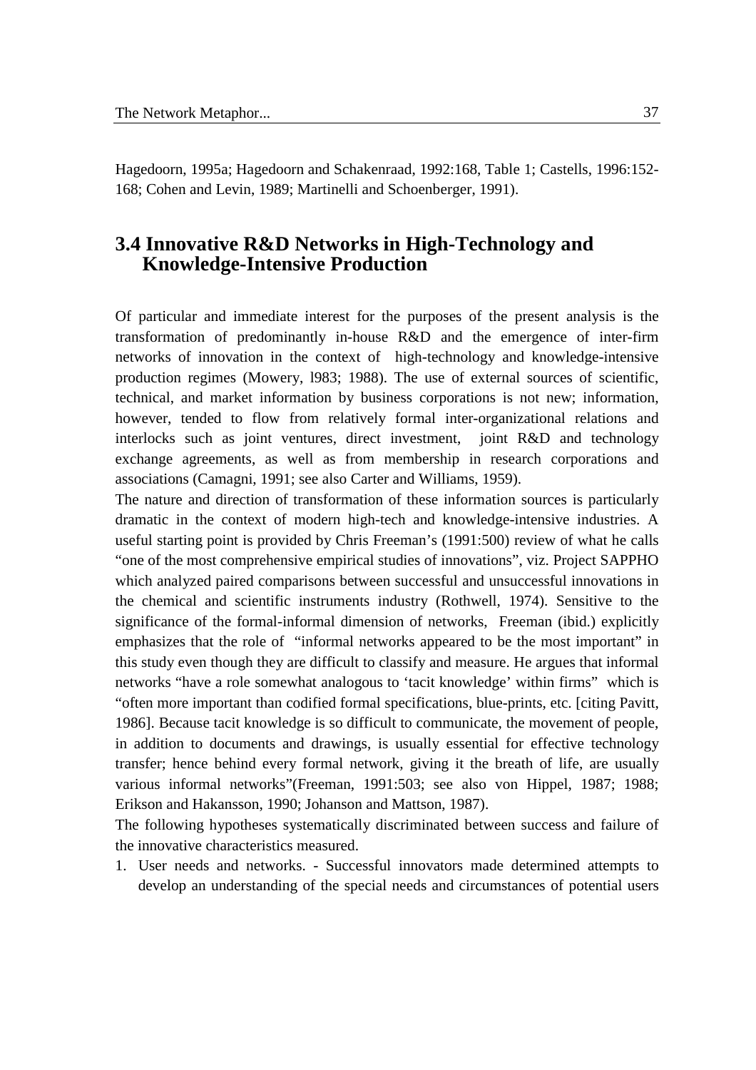Hagedoorn, 1995a; Hagedoorn and Schakenraad, 1992:168, Table 1; Castells, 1996:152-168; Cohen and Levin, 1989; Martinelli and Schoenberger, 1991).

## 3.4 Innovative R&D Networks in High-Technology and Knowledge-Intensive Production

Of particular and immediate interest for the purposes of the present analysis is the transformation of predominantly in-house R&D and the emergence of inter-firm networks of innovation in the context of high-technology and knowledge-intensive production regimes (Mowery, l983; 1988). The use of external sources of scientific, technical, and market information by business corporations is not new; information, however, tended to flow from relatively formal inter-organizational relations and interlocks such as joint ventures, direct investment, joint R&D and technology exchange agreements, as well as from membership in research corporations and associations (Camagni, 1991; see also Carter and Williams, 1959).

The nature and direction of transformation of these information sources is particularly dramatic in the context of modern high-tech and knowledge-intensive industries. A useful starting point is provided by Chris Freeman's (1991:500) review of what he calls "one of the most comprehensive empirical studies of innovations", viz. Project SAPPHO which analyzed paired comparisons between successful and unsuccessful innovations in the chemical and scientific instruments industry (Rothwell, 1974). Sensitive to the significance of the formal-informal dimension of networks, Freeman (ibid.) explicitly emphasizes that the role of "informal networks appeared to be the most important" in this study even though they are difficult to classify and measure. He argues that informal networks "have a role somewhat analogous to 'tacit knowledge' within firms" which is "often more important than codified formal specifications, blue-prints, etc. [citing Pavitt, 1986]. Because tacit knowledge is so difficult to communicate, the movement of people, in addition to documents and drawings, is usually essential for effective technology transfer; hence behind every formal network, giving it the breath of life, are usually various informal networks"(Freeman, 1991:503; see also von Hippel, 1987; 1988; Erikson and Hakansson, 1990; Johanson and Mattson, 1987).

The following hypotheses systematically discriminated between success and failure of the innovative characteristics measured.

1. User needs and networks. - Successful innovators made determined attempts to develop an understanding of the special needs and circumstances of potential users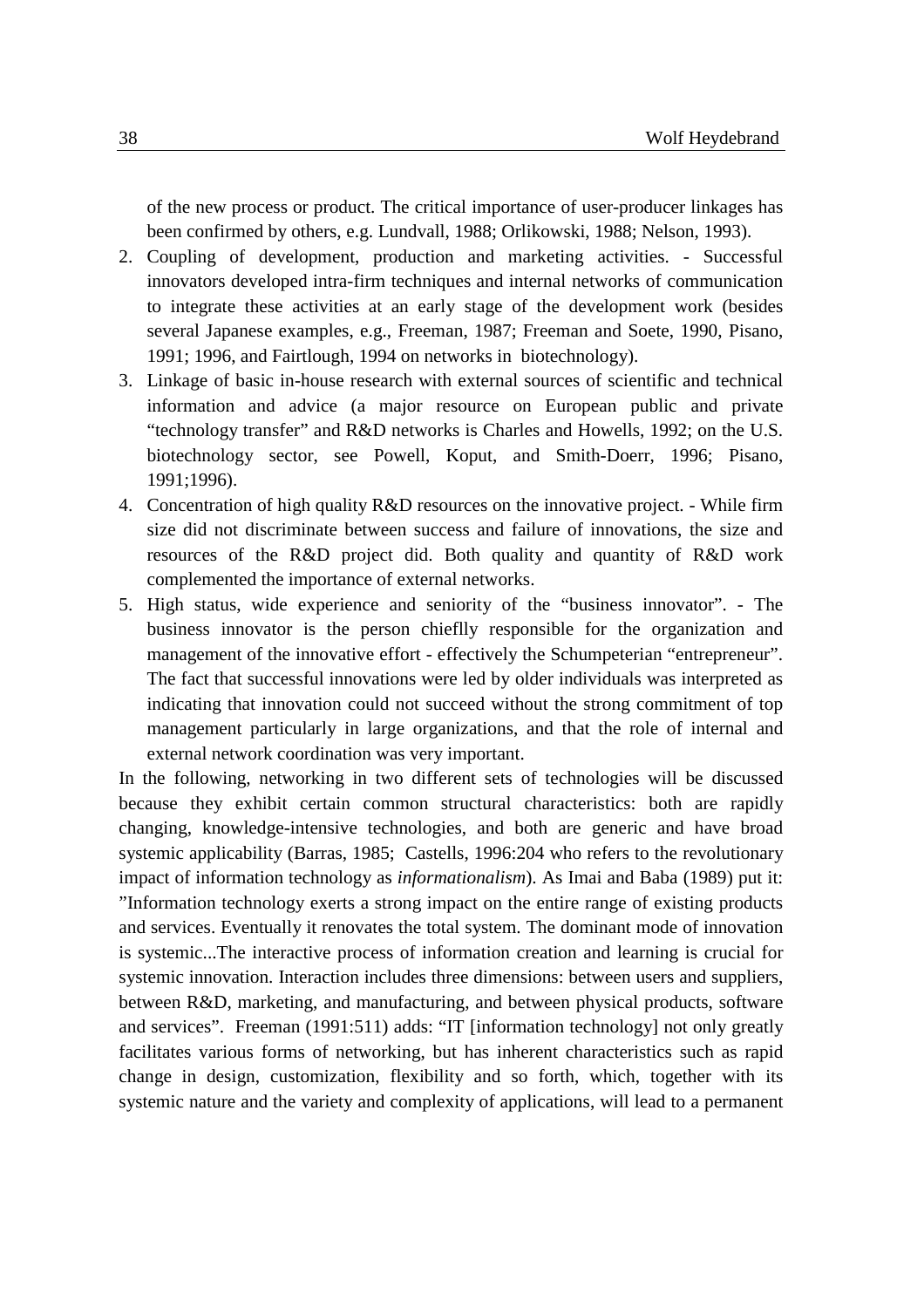of the new process or product. The critical importance of user-producer linkages has been confirmed by others, e.g. Lundvall, 1988; Orlikowski, 1988; Nelson, 1993).

2. Coupling of development, production and marketing activities. - Successful innovators developed intra-firm techniques and internal networks of communication to integrate these activities at an early stage of the development work (besides several Japanese examples, e.g., Freeman, 1987; Freeman and Soete, 1990, Pisano, 1991; 1996, and Fairtlough, 1994 on networks in biotechnology).
3. Linkage of basic in-house research with external sources of scientific and technical information and advice (a major resource on European public and private "technology transfer" and R&D networks is Charles and Howells, 1992; on the U.S. biotechnology sector, see Powell, Koput, and Smith-Doerr, 1996; Pisano, 1991;1996).
4. Concentration of high quality R&D resources on the innovative project. - While firm size did not discriminate between success and failure of innovations, the size and resources of the R&D project did. Both quality and quantity of R&D work complemented the importance of external networks.
5. High status, wide experience and seniority of the "business innovator". - The business innovator is the person chieflly responsible for the organization and management of the innovative effort - effectively the Schumpeterian "entrepreneur". The fact that successful innovations were led by older individuals was interpreted as indicating that innovation could not succeed without the strong commitment of top management particularly in large organizations, and that the role of internal and external network coordination was very important.

In the following, networking in two different sets of technologies will be discussed because they exhibit certain common structural characteristics: both are rapidly changing, knowledge-intensive technologies, and both are generic and have broad systemic applicability (Barras, 1985; Castells, 1996:204 who refers to the revolutionary impact of information technology as *informationalism*). As Imai and Baba (1989) put it: "Information technology exerts a strong impact on the entire range of existing products and services. Eventually it renovates the total system. The dominant mode of innovation is systemic...The interactive process of information creation and learning is crucial for systemic innovation. Interaction includes three dimensions: between users and suppliers, between R&D, marketing, and manufacturing, and between physical products, software and services". Freeman (1991:511) adds: "IT [information technology] not only greatly facilitates various forms of networking, but has inherent characteristics such as rapid change in design, customization, flexibility and so forth, which, together with its systemic nature and the variety and complexity of applications, will lead to a permanent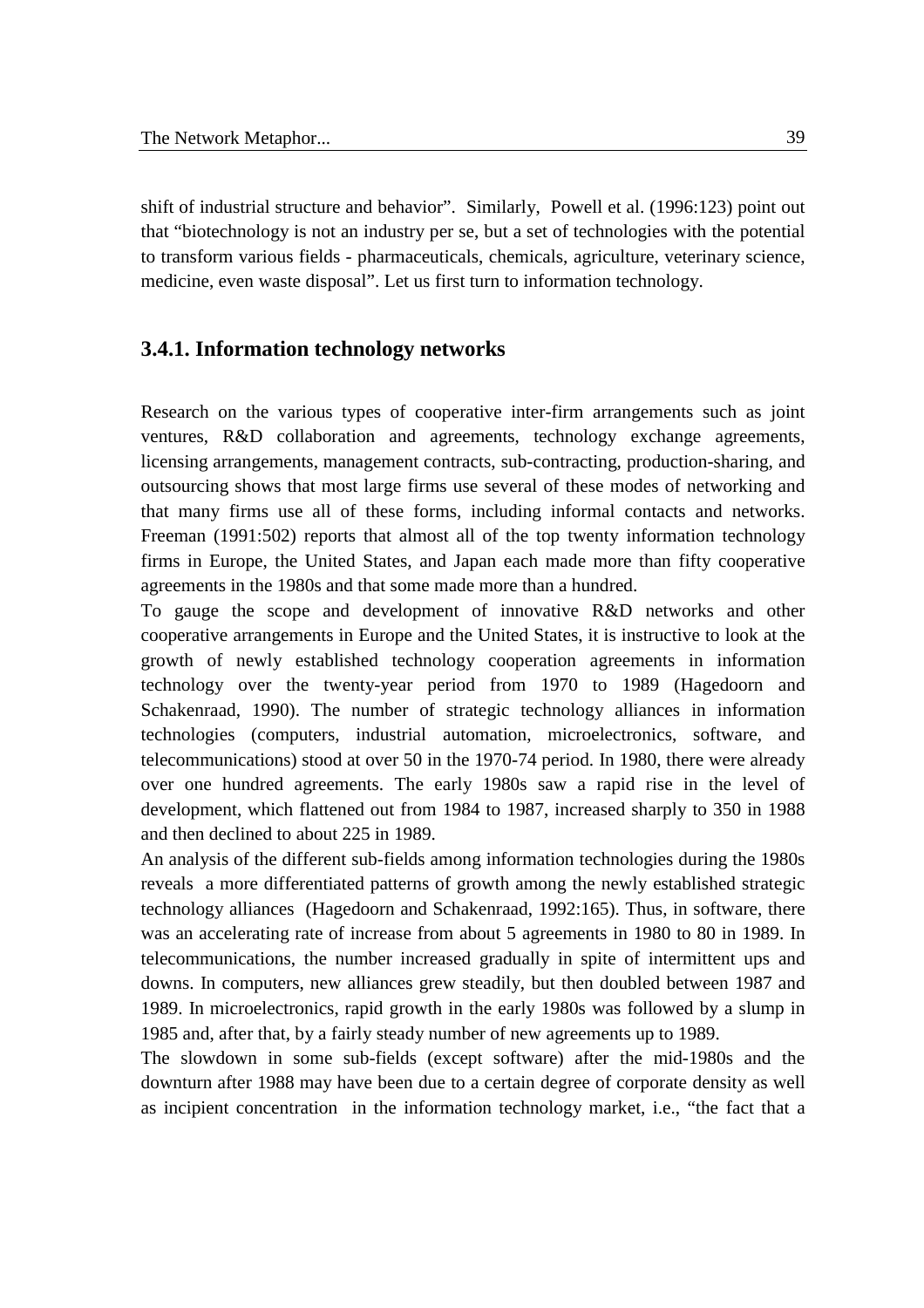shift of industrial structure and behavior". Similarly, Powell et al. (1996:123) point out that "biotechnology is not an industry per se, but a set of technologies with the potential to transform various fields - pharmaceuticals, chemicals, agriculture, veterinary science, medicine, even waste disposal". Let us first turn to information technology.

### 3.4.1. Information technology networks

Research on the various types of cooperative inter-firm arrangements such as joint ventures, R&D collaboration and agreements, technology exchange agreements, licensing arrangements, management contracts, sub-contracting, production-sharing, and outsourcing shows that most large firms use several of these modes of networking and that many firms use all of these forms, including informal contacts and networks. Freeman (1991:502) reports that almost all of the top twenty information technology firms in Europe, the United States, and Japan each made more than fifty cooperative agreements in the 1980s and that some made more than a hundred.

To gauge the scope and development of innovative R&D networks and other cooperative arrangements in Europe and the United States, it is instructive to look at the growth of newly established technology cooperation agreements in information technology over the twenty-year period from 1970 to 1989 (Hagedoorn and Schakenraad, 1990). The number of strategic technology alliances in information technologies (computers, industrial automation, microelectronics, software, and telecommunications) stood at over 50 in the 1970-74 period. In 1980, there were already over one hundred agreements. The early 1980s saw a rapid rise in the level of development, which flattened out from 1984 to 1987, increased sharply to 350 in 1988 and then declined to about 225 in 1989.

An analysis of the different sub-fields among information technologies during the 1980s reveals a more differentiated patterns of growth among the newly established strategic technology alliances (Hagedoorn and Schakenraad, 1992:165). Thus, in software, there was an accelerating rate of increase from about 5 agreements in 1980 to 80 in 1989. In telecommunications, the number increased gradually in spite of intermittent ups and downs. In computers, new alliances grew steadily, but then doubled between 1987 and 1989. In microelectronics, rapid growth in the early 1980s was followed by a slump in 1985 and, after that, by a fairly steady number of new agreements up to 1989.

The slowdown in some sub-fields (except software) after the mid-1980s and the downturn after 1988 may have been due to a certain degree of corporate density as well as incipient concentration in the information technology market, i.e., "the fact that a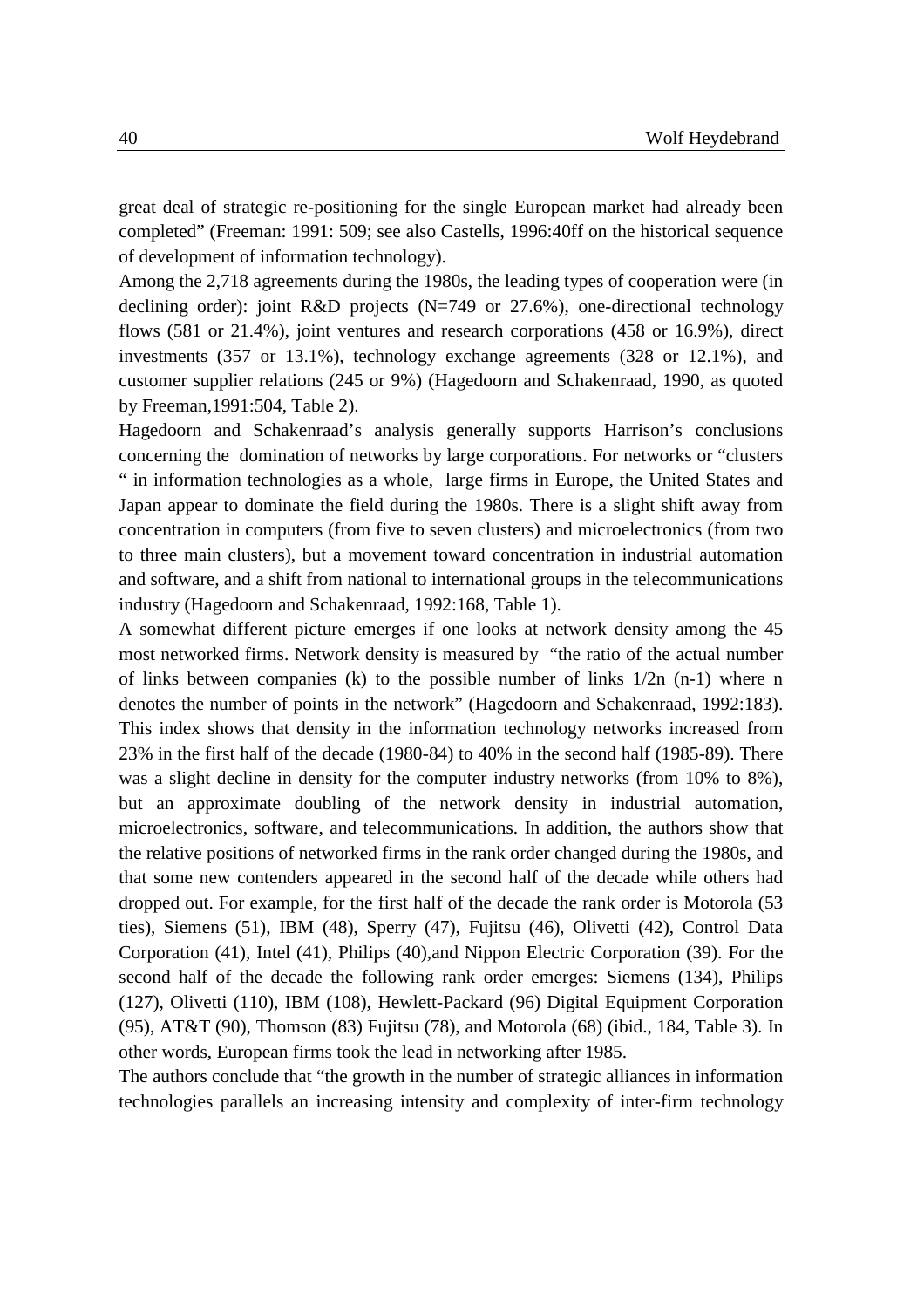great deal of strategic re-positioning for the single European market had already been completed" (Freeman: 1991: 509; see also Castells, 1996:40ff on the historical sequence of development of information technology).

Among the 2,718 agreements during the 1980s, the leading types of cooperation were (in declining order): joint R&D projects (N=749 or 27.6%), one-directional technology flows (581 or 21.4%), joint ventures and research corporations (458 or 16.9%), direct investments (357 or 13.1%), technology exchange agreements (328 or 12.1%), and customer supplier relations (245 or 9%) (Hagedoorn and Schakenraad, 1990, as quoted by Freeman,1991:504, Table 2).

Hagedoorn and Schakenraad's analysis generally supports Harrison's conclusions concerning the domination of networks by large corporations. For networks or "clusters " in information technologies as a whole, large firms in Europe, the United States and Japan appear to dominate the field during the 1980s. There is a slight shift away from concentration in computers (from five to seven clusters) and microelectronics (from two to three main clusters), but a movement toward concentration in industrial automation and software, and a shift from national to international groups in the telecommunications industry (Hagedoorn and Schakenraad, 1992:168, Table 1).

A somewhat different picture emerges if one looks at network density among the 45 most networked firms. Network density is measured by "the ratio of the actual number of links between companies (k) to the possible number of links 1/2n (n-1) where n denotes the number of points in the network" (Hagedoorn and Schakenraad, 1992:183). This index shows that density in the information technology networks increased from 23% in the first half of the decade (1980-84) to 40% in the second half (1985-89). There was a slight decline in density for the computer industry networks (from 10% to 8%), but an approximate doubling of the network density in industrial automation, microelectronics, software, and telecommunications. In addition, the authors show that the relative positions of networked firms in the rank order changed during the 1980s, and that some new contenders appeared in the second half of the decade while others had dropped out. For example, for the first half of the decade the rank order is Motorola (53 ties), Siemens (51), IBM (48), Sperry (47), Fujitsu (46), Olivetti (42), Control Data Corporation (41), Intel (41), Philips (40),and Nippon Electric Corporation (39). For the second half of the decade the following rank order emerges: Siemens (134), Philips (127), Olivetti (110), IBM (108), Hewlett-Packard (96) Digital Equipment Corporation (95), AT&T (90), Thomson (83) Fujitsu (78), and Motorola (68) (ibid., 184, Table 3). In other words, European firms took the lead in networking after 1985.

The authors conclude that "the growth in the number of strategic alliances in information technologies parallels an increasing intensity and complexity of inter-firm technology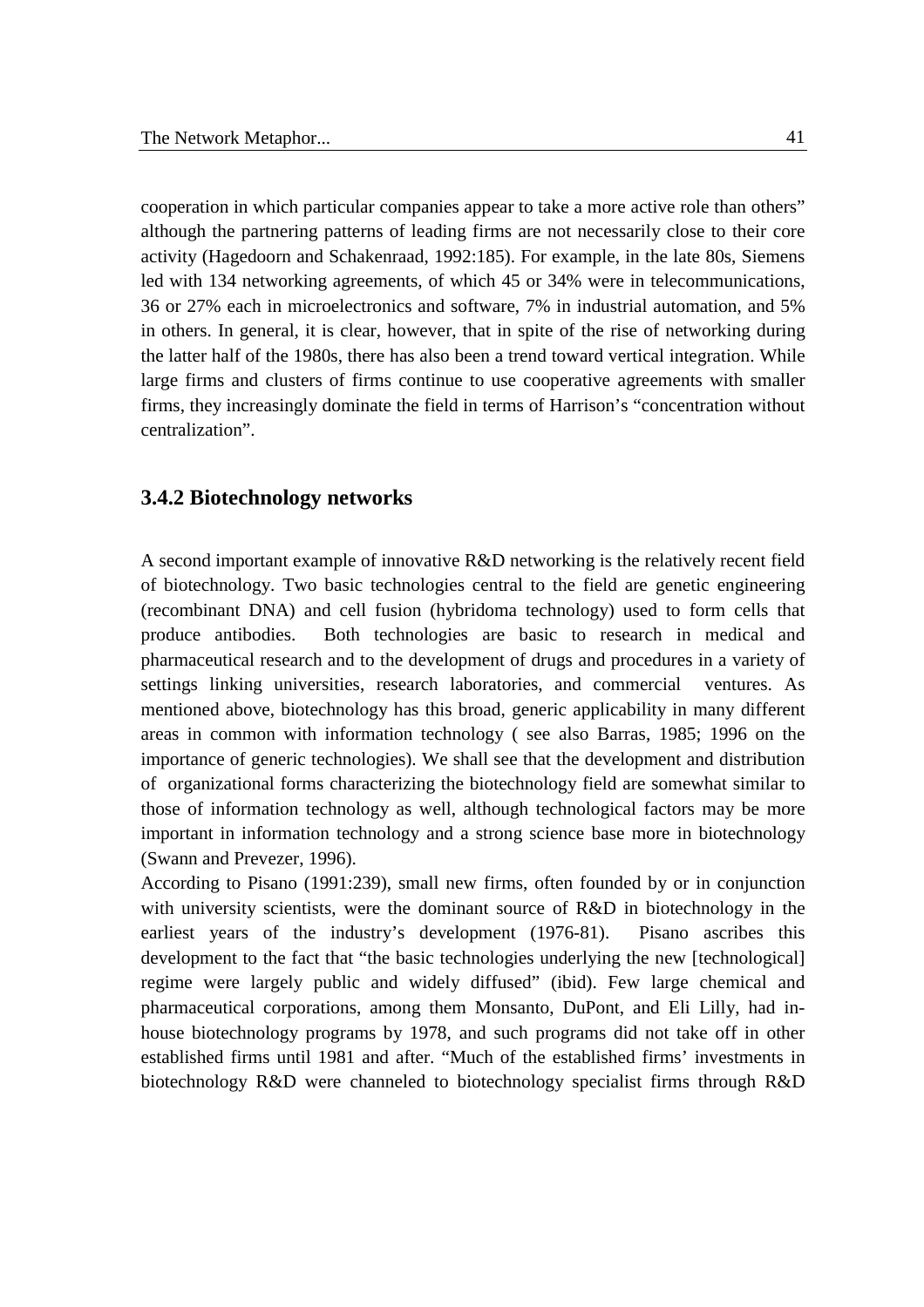cooperation in which particular companies appear to take a more active role than others" although the partnering patterns of leading firms are not necessarily close to their core activity (Hagedoorn and Schakenraad, 1992:185). For example, in the late 80s, Siemens led with 134 networking agreements, of which 45 or 34% were in telecommunications, 36 or 27% each in microelectronics and software, 7% in industrial automation, and 5% in others. In general, it is clear, however, that in spite of the rise of networking during the latter half of the 1980s, there has also been a trend toward vertical integration. While large firms and clusters of firms continue to use cooperative agreements with smaller firms, they increasingly dominate the field in terms of Harrison's "concentration without centralization".

### 3.4.2 Biotechnology networks

A second important example of innovative R&D networking is the relatively recent field of biotechnology. Two basic technologies central to the field are genetic engineering (recombinant DNA) and cell fusion (hybridoma technology) used to form cells that produce antibodies. Both technologies are basic to research in medical and pharmaceutical research and to the development of drugs and procedures in a variety of settings linking universities, research laboratories, and commercial ventures. As mentioned above, biotechnology has this broad, generic applicability in many different areas in common with information technology ( see also Barras, 1985; 1996 on the importance of generic technologies). We shall see that the development and distribution of organizational forms characterizing the biotechnology field are somewhat similar to those of information technology as well, although technological factors may be more important in information technology and a strong science base more in biotechnology (Swann and Prevezer, 1996).

According to Pisano (1991:239), small new firms, often founded by or in conjunction with university scientists, were the dominant source of R&D in biotechnology in the earliest years of the industry's development (1976-81). Pisano ascribes this development to the fact that "the basic technologies underlying the new [technological] regime were largely public and widely diffused" (ibid). Few large chemical and pharmaceutical corporations, among them Monsanto, DuPont, and Eli Lilly, had in-house biotechnology programs by 1978, and such programs did not take off in other established firms until 1981 and after. "Much of the established firms' investments in biotechnology R&D were channeled to biotechnology specialist firms through R&D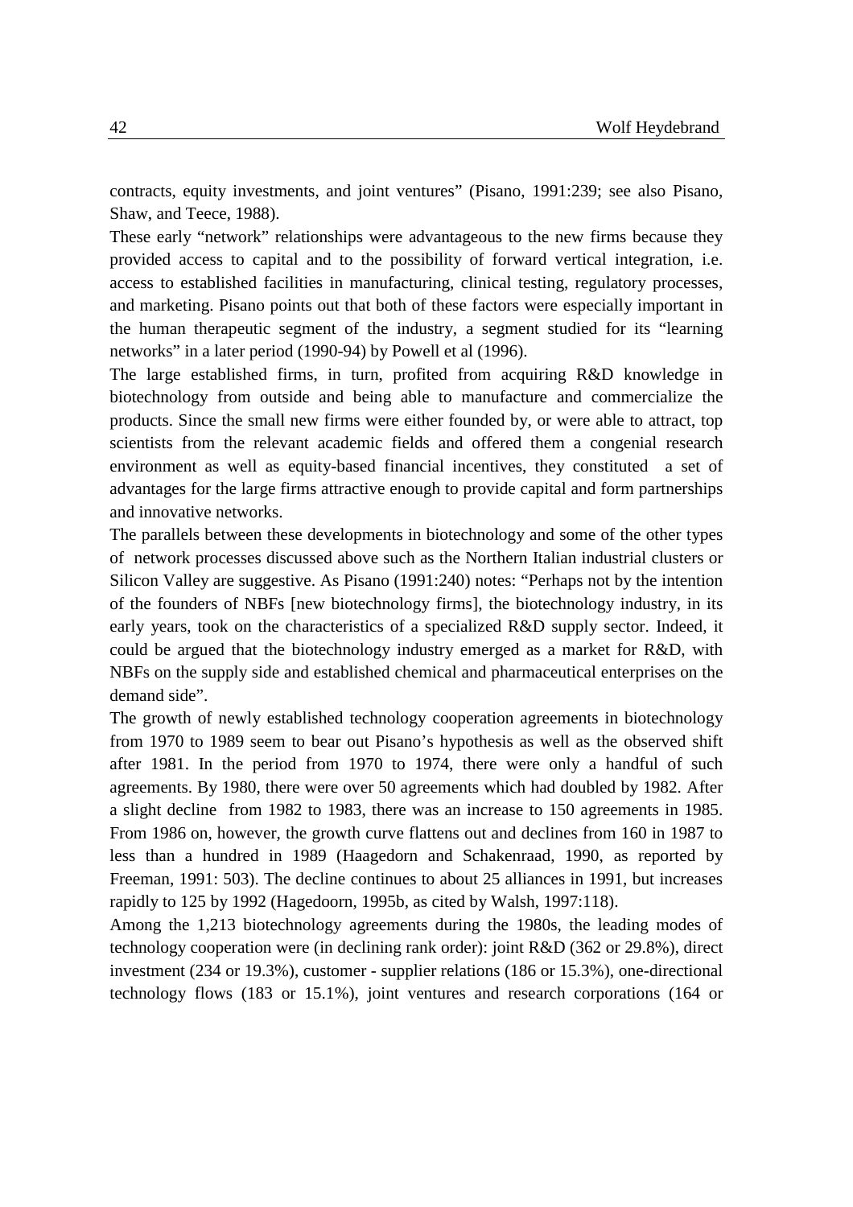contracts, equity investments, and joint ventures" (Pisano, 1991:239; see also Pisano, Shaw, and Teece, 1988).

These early "network" relationships were advantageous to the new firms because they provided access to capital and to the possibility of forward vertical integration, i.e. access to established facilities in manufacturing, clinical testing, regulatory processes, and marketing. Pisano points out that both of these factors were especially important in the human therapeutic segment of the industry, a segment studied for its "learning networks" in a later period (1990-94) by Powell et al (1996).

The large established firms, in turn, profited from acquiring R&D knowledge in biotechnology from outside and being able to manufacture and commercialize the products. Since the small new firms were either founded by, or were able to attract, top scientists from the relevant academic fields and offered them a congenial research environment as well as equity-based financial incentives, they constituted a set of advantages for the large firms attractive enough to provide capital and form partnerships and innovative networks.

The parallels between these developments in biotechnology and some of the other types of network processes discussed above such as the Northern Italian industrial clusters or Silicon Valley are suggestive. As Pisano (1991:240) notes: "Perhaps not by the intention of the founders of NBFs [new biotechnology firms], the biotechnology industry, in its early years, took on the characteristics of a specialized R&D supply sector. Indeed, it could be argued that the biotechnology industry emerged as a market for R&D, with NBFs on the supply side and established chemical and pharmaceutical enterprises on the demand side".

The growth of newly established technology cooperation agreements in biotechnology from 1970 to 1989 seem to bear out Pisano's hypothesis as well as the observed shift after 1981. In the period from 1970 to 1974, there were only a handful of such agreements. By 1980, there were over 50 agreements which had doubled by 1982. After a slight decline from 1982 to 1983, there was an increase to 150 agreements in 1985. From 1986 on, however, the growth curve flattens out and declines from 160 in 1987 to less than a hundred in 1989 (Haagedorn and Schakenraad, 1990, as reported by Freeman, 1991: 503). The decline continues to about 25 alliances in 1991, but increases rapidly to 125 by 1992 (Hagedoorn, 1995b, as cited by Walsh, 1997:118).

Among the 1,213 biotechnology agreements during the 1980s, the leading modes of technology cooperation were (in declining rank order): joint R&D (362 or 29.8%), direct investment (234 or 19.3%), customer - supplier relations (186 or 15.3%), one-directional technology flows (183 or 15.1%), joint ventures and research corporations (164 or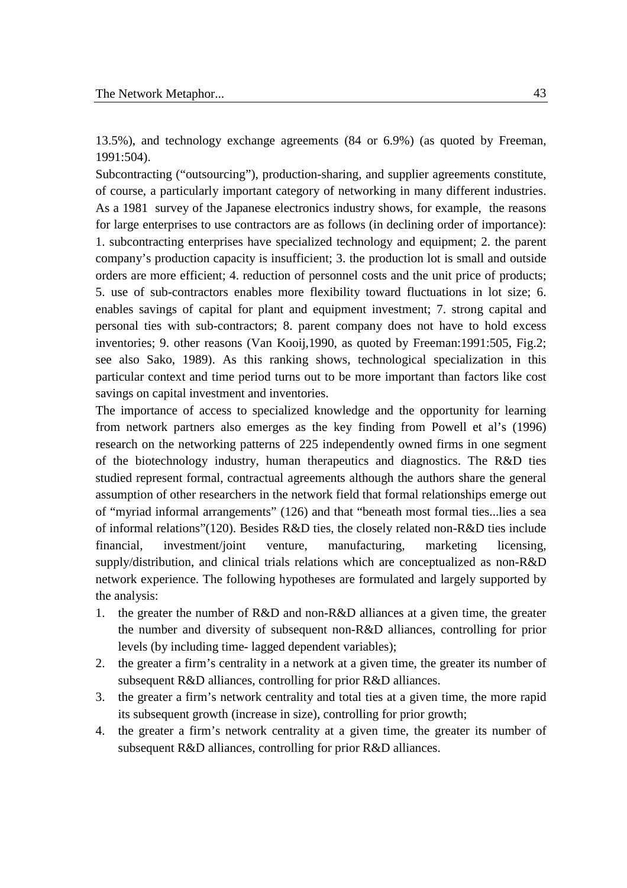13.5%), and technology exchange agreements (84 or 6.9%) (as quoted by Freeman, 1991:504).

Subcontracting ("outsourcing"), production-sharing, and supplier agreements constitute, of course, a particularly important category of networking in many different industries. As a 1981 survey of the Japanese electronics industry shows, for example, the reasons for large enterprises to use contractors are as follows (in declining order of importance): 1. subcontracting enterprises have specialized technology and equipment; 2. the parent company's production capacity is insufficient; 3. the production lot is small and outside orders are more efficient; 4. reduction of personnel costs and the unit price of products; 5. use of sub-contractors enables more flexibility toward fluctuations in lot size; 6. enables savings of capital for plant and equipment investment; 7. strong capital and personal ties with sub-contractors; 8. parent company does not have to hold excess inventories; 9. other reasons (Van Kooij,1990, as quoted by Freeman:1991:505, Fig.2; see also Sako, 1989). As this ranking shows, technological specialization in this particular context and time period turns out to be more important than factors like cost savings on capital investment and inventories.

The importance of access to specialized knowledge and the opportunity for learning from network partners also emerges as the key finding from Powell et al's (1996) research on the networking patterns of 225 independently owned firms in one segment of the biotechnology industry, human therapeutics and diagnostics. The R&D ties studied represent formal, contractual agreements although the authors share the general assumption of other researchers in the network field that formal relationships emerge out of "myriad informal arrangements" (126) and that "beneath most formal ties...lies a sea of informal relations"(120). Besides R&D ties, the closely related non-R&D ties include financial, investment/joint venture, manufacturing, marketing licensing, supply/distribution, and clinical trials relations which are conceptualized as non-R&D network experience. The following hypotheses are formulated and largely supported by the analysis:

1. the greater the number of R&D and non-R&D alliances at a given time, the greater the number and diversity of subsequent non-R&D alliances, controlling for prior levels (by including time- lagged dependent variables);
2. the greater a firm's centrality in a network at a given time, the greater its number of subsequent R&D alliances, controlling for prior R&D alliances.
3. the greater a firm's network centrality and total ties at a given time, the more rapid its subsequent growth (increase in size), controlling for prior growth;
4. the greater a firm's network centrality at a given time, the greater its number of subsequent R&D alliances, controlling for prior R&D alliances.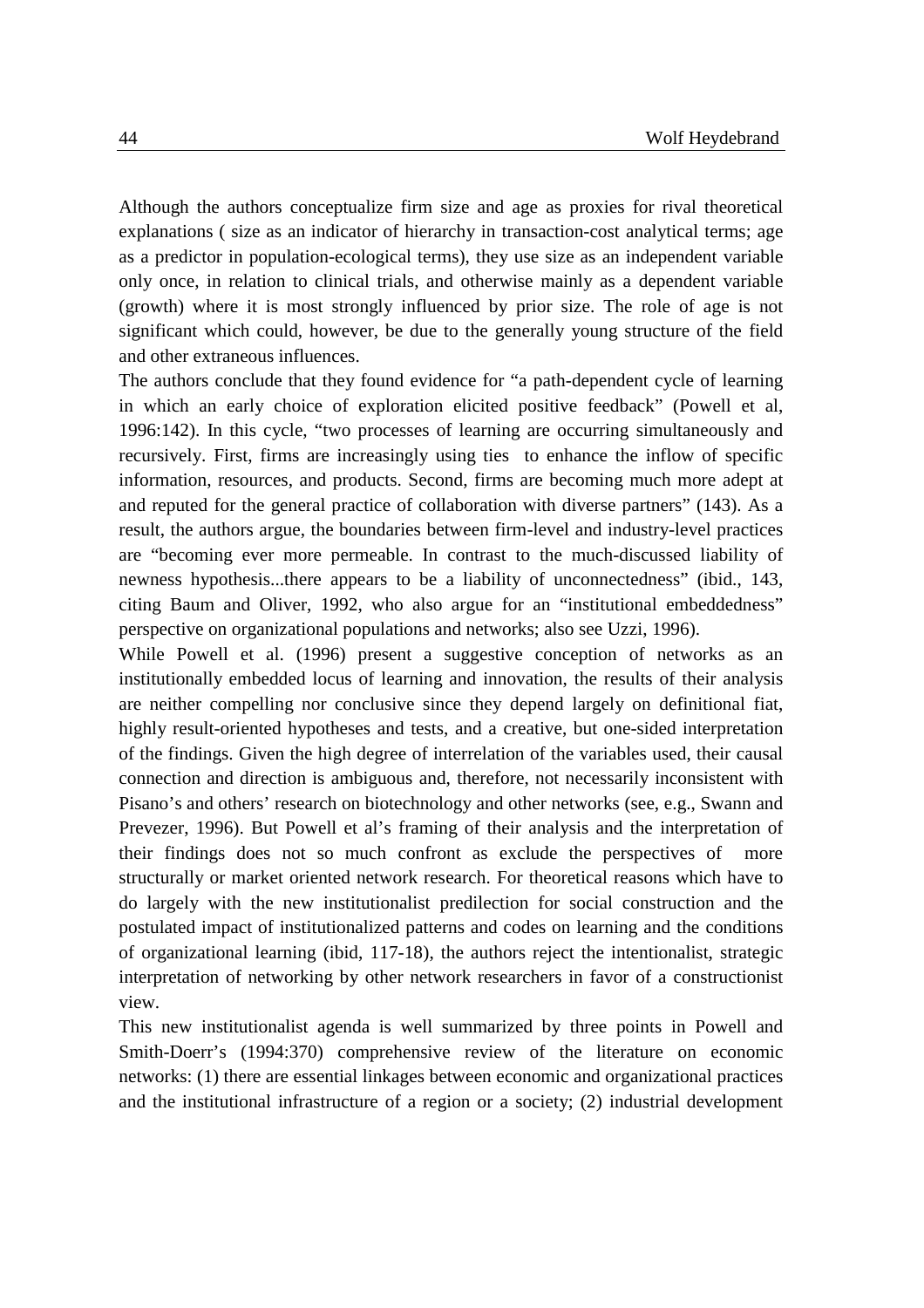Although the authors conceptualize firm size and age as proxies for rival theoretical explanations ( size as an indicator of hierarchy in transaction-cost analytical terms; age as a predictor in population-ecological terms), they use size as an independent variable only once, in relation to clinical trials, and otherwise mainly as a dependent variable (growth) where it is most strongly influenced by prior size. The role of age is not significant which could, however, be due to the generally young structure of the field and other extraneous influences.

The authors conclude that they found evidence for "a path-dependent cycle of learning in which an early choice of exploration elicited positive feedback" (Powell et al, 1996:142). In this cycle, "two processes of learning are occurring simultaneously and recursively. First, firms are increasingly using ties to enhance the inflow of specific information, resources, and products. Second, firms are becoming much more adept at and reputed for the general practice of collaboration with diverse partners" (143). As a result, the authors argue, the boundaries between firm-level and industry-level practices are "becoming ever more permeable. In contrast to the much-discussed liability of newness hypothesis...there appears to be a liability of unconnectedness" (ibid., 143, citing Baum and Oliver, 1992, who also argue for an "institutional embeddedness" perspective on organizational populations and networks; also see Uzzi, 1996).

While Powell et al. (1996) present a suggestive conception of networks as an institutionally embedded locus of learning and innovation, the results of their analysis are neither compelling nor conclusive since they depend largely on definitional fiat, highly result-oriented hypotheses and tests, and a creative, but one-sided interpretation of the findings. Given the high degree of interrelation of the variables used, their causal connection and direction is ambiguous and, therefore, not necessarily inconsistent with Pisano's and others' research on biotechnology and other networks (see, e.g., Swann and Prevezer, 1996). But Powell et al's framing of their analysis and the interpretation of their findings does not so much confront as exclude the perspectives of more structurally or market oriented network research. For theoretical reasons which have to do largely with the new institutionalist predilection for social construction and the postulated impact of institutionalized patterns and codes on learning and the conditions of organizational learning (ibid, 117-18), the authors reject the intentionalist, strategic interpretation of networking by other network researchers in favor of a constructionist view.

This new institutionalist agenda is well summarized by three points in Powell and Smith-Doerr's (1994:370) comprehensive review of the literature on economic networks: (1) there are essential linkages between economic and organizational practices and the institutional infrastructure of a region or a society; (2) industrial development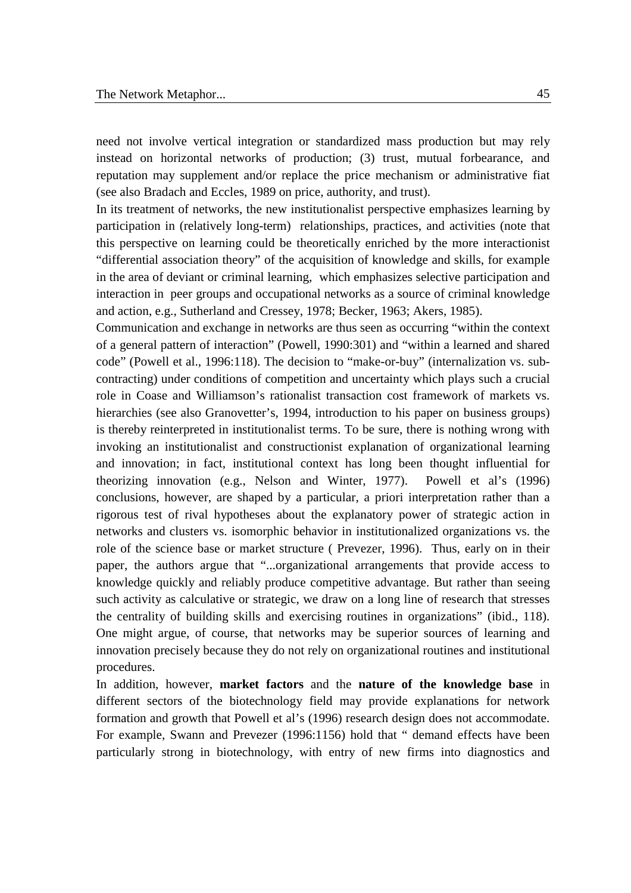need not involve vertical integration or standardized mass production but may rely instead on horizontal networks of production; (3) trust, mutual forbearance, and reputation may supplement and/or replace the price mechanism or administrative fiat (see also Bradach and Eccles, 1989 on price, authority, and trust).

In its treatment of networks, the new institutionalist perspective emphasizes learning by participation in (relatively long-term) relationships, practices, and activities (note that this perspective on learning could be theoretically enriched by the more interactionist "differential association theory" of the acquisition of knowledge and skills, for example in the area of deviant or criminal learning, which emphasizes selective participation and interaction in peer groups and occupational networks as a source of criminal knowledge and action, e.g., Sutherland and Cressey, 1978; Becker, 1963; Akers, 1985).

Communication and exchange in networks are thus seen as occurring "within the context of a general pattern of interaction" (Powell, 1990:301) and "within a learned and shared code" (Powell et al., 1996:118). The decision to "make-or-buy" (internalization vs. sub-contracting) under conditions of competition and uncertainty which plays such a crucial role in Coase and Williamson's rationalist transaction cost framework of markets vs. hierarchies (see also Granovetter's, 1994, introduction to his paper on business groups) is thereby reinterpreted in institutionalist terms. To be sure, there is nothing wrong with invoking an institutionalist and constructionist explanation of organizational learning and innovation; in fact, institutional context has long been thought influential for theorizing innovation (e.g., Nelson and Winter, 1977). Powell et al's (1996) conclusions, however, are shaped by a particular, a priori interpretation rather than a rigorous test of rival hypotheses about the explanatory power of strategic action in networks and clusters vs. isomorphic behavior in institutionalized organizations vs. the role of the science base or market structure ( Prevezer, 1996). Thus, early on in their paper, the authors argue that "...organizational arrangements that provide access to knowledge quickly and reliably produce competitive advantage. But rather than seeing such activity as calculative or strategic, we draw on a long line of research that stresses the centrality of building skills and exercising routines in organizations" (ibid., 118). One might argue, of course, that networks may be superior sources of learning and innovation precisely because they do not rely on organizational routines and institutional procedures.

In addition, however, **market factors** and the **nature of the knowledge base** in different sectors of the biotechnology field may provide explanations for network formation and growth that Powell et al's (1996) research design does not accommodate. For example, Swann and Prevezer (1996:1156) hold that " demand effects have been particularly strong in biotechnology, with entry of new firms into diagnostics and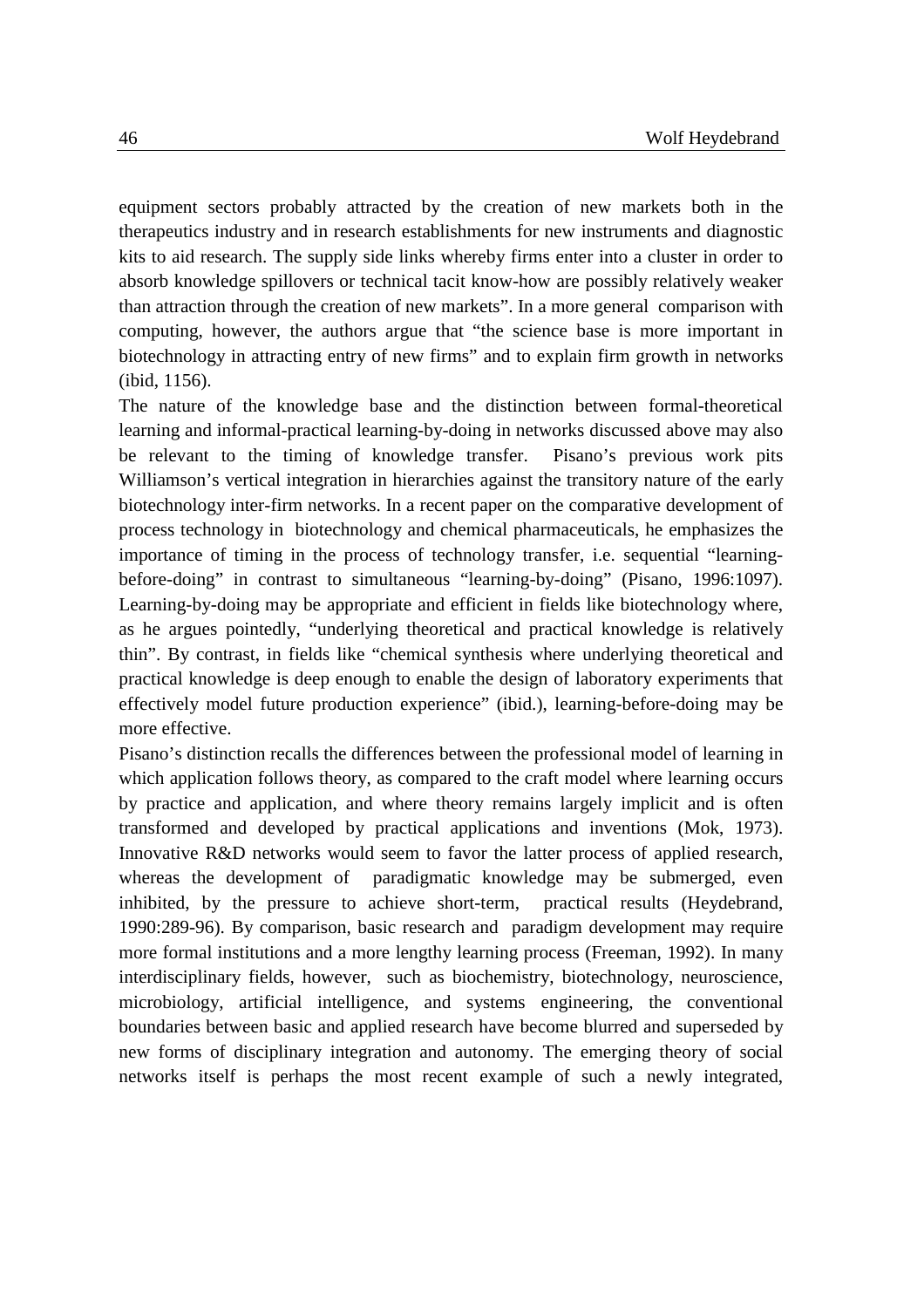equipment sectors probably attracted by the creation of new markets both in the therapeutics industry and in research establishments for new instruments and diagnostic kits to aid research. The supply side links whereby firms enter into a cluster in order to absorb knowledge spillovers or technical tacit know-how are possibly relatively weaker than attraction through the creation of new markets". In a more general comparison with computing, however, the authors argue that "the science base is more important in biotechnology in attracting entry of new firms" and to explain firm growth in networks (ibid, 1156).

The nature of the knowledge base and the distinction between formal-theoretical learning and informal-practical learning-by-doing in networks discussed above may also be relevant to the timing of knowledge transfer. Pisano's previous work pits Williamson's vertical integration in hierarchies against the transitory nature of the early biotechnology inter-firm networks. In a recent paper on the comparative development of process technology in biotechnology and chemical pharmaceuticals, he emphasizes the importance of timing in the process of technology transfer, i.e. sequential "learning-before-doing" in contrast to simultaneous "learning-by-doing" (Pisano, 1996:1097). Learning-by-doing may be appropriate and efficient in fields like biotechnology where, as he argues pointedly, "underlying theoretical and practical knowledge is relatively thin". By contrast, in fields like "chemical synthesis where underlying theoretical and practical knowledge is deep enough to enable the design of laboratory experiments that effectively model future production experience" (ibid.), learning-before-doing may be more effective.

Pisano's distinction recalls the differences between the professional model of learning in which application follows theory, as compared to the craft model where learning occurs by practice and application, and where theory remains largely implicit and is often transformed and developed by practical applications and inventions (Mok, 1973). Innovative R&D networks would seem to favor the latter process of applied research, whereas the development of paradigmatic knowledge may be submerged, even inhibited, by the pressure to achieve short-term, practical results (Heydebrand, 1990:289-96). By comparison, basic research and paradigm development may require more formal institutions and a more lengthy learning process (Freeman, 1992). In many interdisciplinary fields, however, such as biochemistry, biotechnology, neuroscience, microbiology, artificial intelligence, and systems engineering, the conventional boundaries between basic and applied research have become blurred and superseded by new forms of disciplinary integration and autonomy. The emerging theory of social networks itself is perhaps the most recent example of such a newly integrated,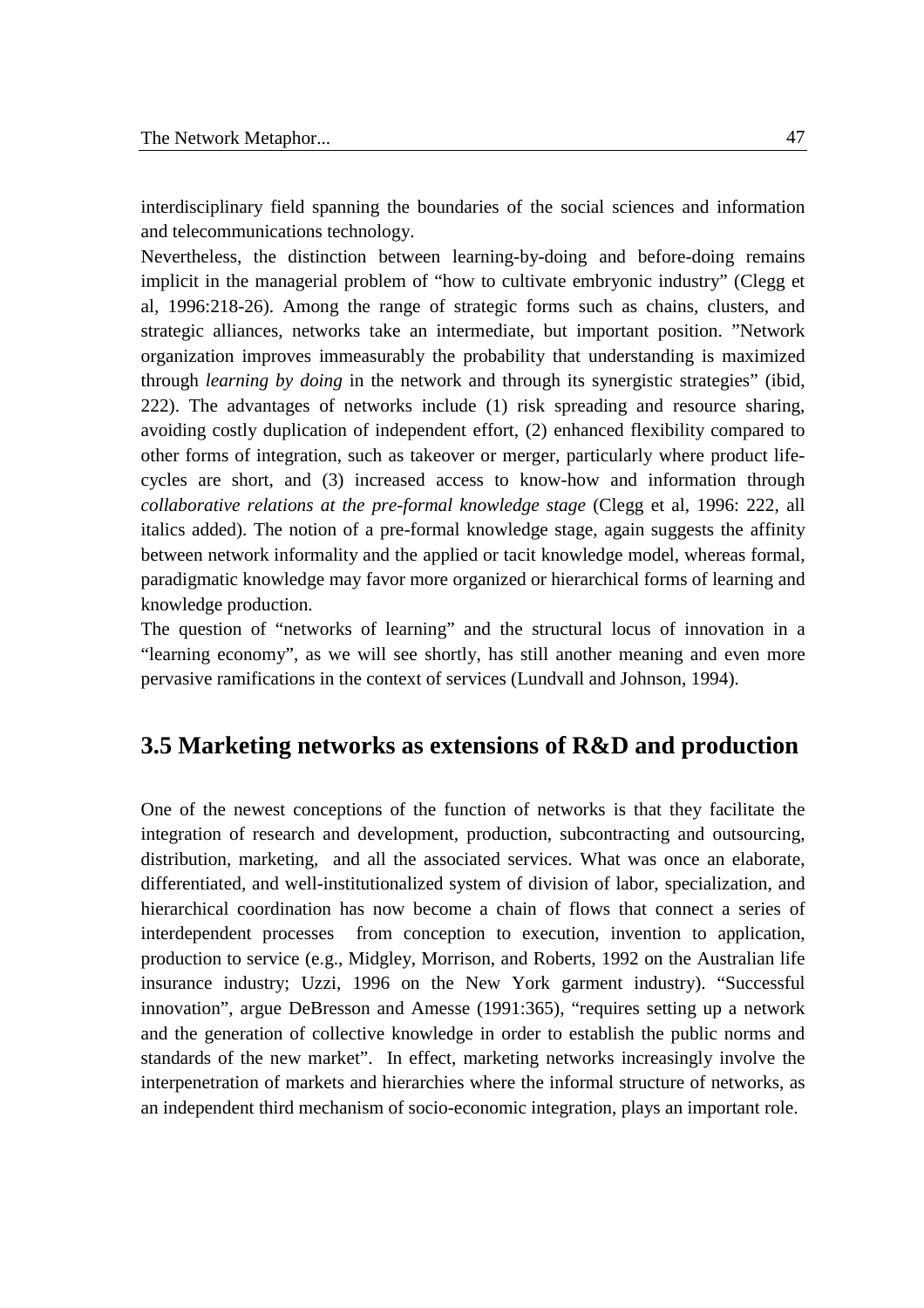interdisciplinary field spanning the boundaries of the social sciences and information and telecommunications technology.

Nevertheless, the distinction between learning-by-doing and before-doing remains implicit in the managerial problem of "how to cultivate embryonic industry" (Clegg et al, 1996:218-26). Among the range of strategic forms such as chains, clusters, and strategic alliances, networks take an intermediate, but important position. "Network organization improves immeasurably the probability that understanding is maximized through *learning by doing* in the network and through its synergistic strategies" (ibid, 222). The advantages of networks include (1) risk spreading and resource sharing, avoiding costly duplication of independent effort, (2) enhanced flexibility compared to other forms of integration, such as takeover or merger, particularly where product life-cycles are short, and (3) increased access to know-how and information through *collaborative relations at the pre-formal knowledge stage* (Clegg et al, 1996: 222, all italics added). The notion of a pre-formal knowledge stage, again suggests the affinity between network informality and the applied or tacit knowledge model, whereas formal, paradigmatic knowledge may favor more organized or hierarchical forms of learning and knowledge production.

The question of "networks of learning" and the structural locus of innovation in a "learning economy", as we will see shortly, has still another meaning and even more pervasive ramifications in the context of services (Lundvall and Johnson, 1994).

## 3.5 Marketing networks as extensions of R&D and production

One of the newest conceptions of the function of networks is that they facilitate the integration of research and development, production, subcontracting and outsourcing, distribution, marketing, and all the associated services. What was once an elaborate, differentiated, and well-institutionalized system of division of labor, specialization, and hierarchical coordination has now become a chain of flows that connect a series of interdependent processes from conception to execution, invention to application, production to service (e.g., Midgley, Morrison, and Roberts, 1992 on the Australian life insurance industry; Uzzi, 1996 on the New York garment industry). "Successful innovation", argue DeBresson and Amesse (1991:365), "requires setting up a network and the generation of collective knowledge in order to establish the public norms and standards of the new market". In effect, marketing networks increasingly involve the interpenetration of markets and hierarchies where the informal structure of networks, as an independent third mechanism of socio-economic integration, plays an important role.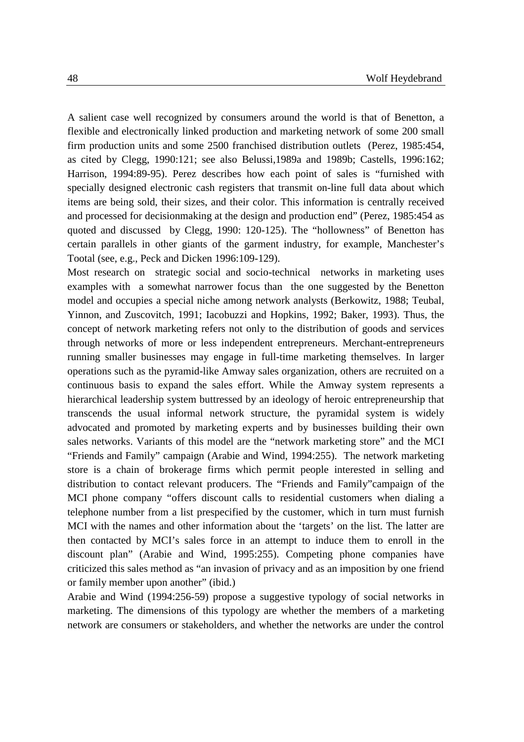A salient case well recognized by consumers around the world is that of Benetton, a flexible and electronically linked production and marketing network of some 200 small firm production units and some 2500 franchised distribution outlets (Perez, 1985:454, as cited by Clegg, 1990:121; see also Belussi,1989a and 1989b; Castells, 1996:162; Harrison, 1994:89-95). Perez describes how each point of sales is "furnished with specially designed electronic cash registers that transmit on-line full data about which items are being sold, their sizes, and their color. This information is centrally received and processed for decisionmaking at the design and production end" (Perez, 1985:454 as quoted and discussed by Clegg, 1990: 120-125). The "hollowness" of Benetton has certain parallels in other giants of the garment industry, for example, Manchester's Tootal (see, e.g., Peck and Dicken 1996:109-129).

Most research on strategic social and socio-technical networks in marketing uses examples with a somewhat narrower focus than the one suggested by the Benetton model and occupies a special niche among network analysts (Berkowitz, 1988; Teubal, Yinnon, and Zuscovitch, 1991; Iacobuzzi and Hopkins, 1992; Baker, 1993). Thus, the concept of network marketing refers not only to the distribution of goods and services through networks of more or less independent entrepreneurs. Merchant-entrepreneurs running smaller businesses may engage in full-time marketing themselves. In larger operations such as the pyramid-like Amway sales organization, others are recruited on a continuous basis to expand the sales effort. While the Amway system represents a hierarchical leadership system buttressed by an ideology of heroic entrepreneurship that transcends the usual informal network structure, the pyramidal system is widely advocated and promoted by marketing experts and by businesses building their own sales networks. Variants of this model are the "network marketing store" and the MCI "Friends and Family" campaign (Arabie and Wind, 1994:255). The network marketing store is a chain of brokerage firms which permit people interested in selling and distribution to contact relevant producers. The "Friends and Family"campaign of the MCI phone company "offers discount calls to residential customers when dialing a telephone number from a list prespecified by the customer, which in turn must furnish MCI with the names and other information about the 'targets' on the list. The latter are then contacted by MCI's sales force in an attempt to induce them to enroll in the discount plan" (Arabie and Wind, 1995:255). Competing phone companies have criticized this sales method as "an invasion of privacy and as an imposition by one friend or family member upon another" (ibid.)

Arabie and Wind (1994:256-59) propose a suggestive typology of social networks in marketing. The dimensions of this typology are whether the members of a marketing network are consumers or stakeholders, and whether the networks are under the control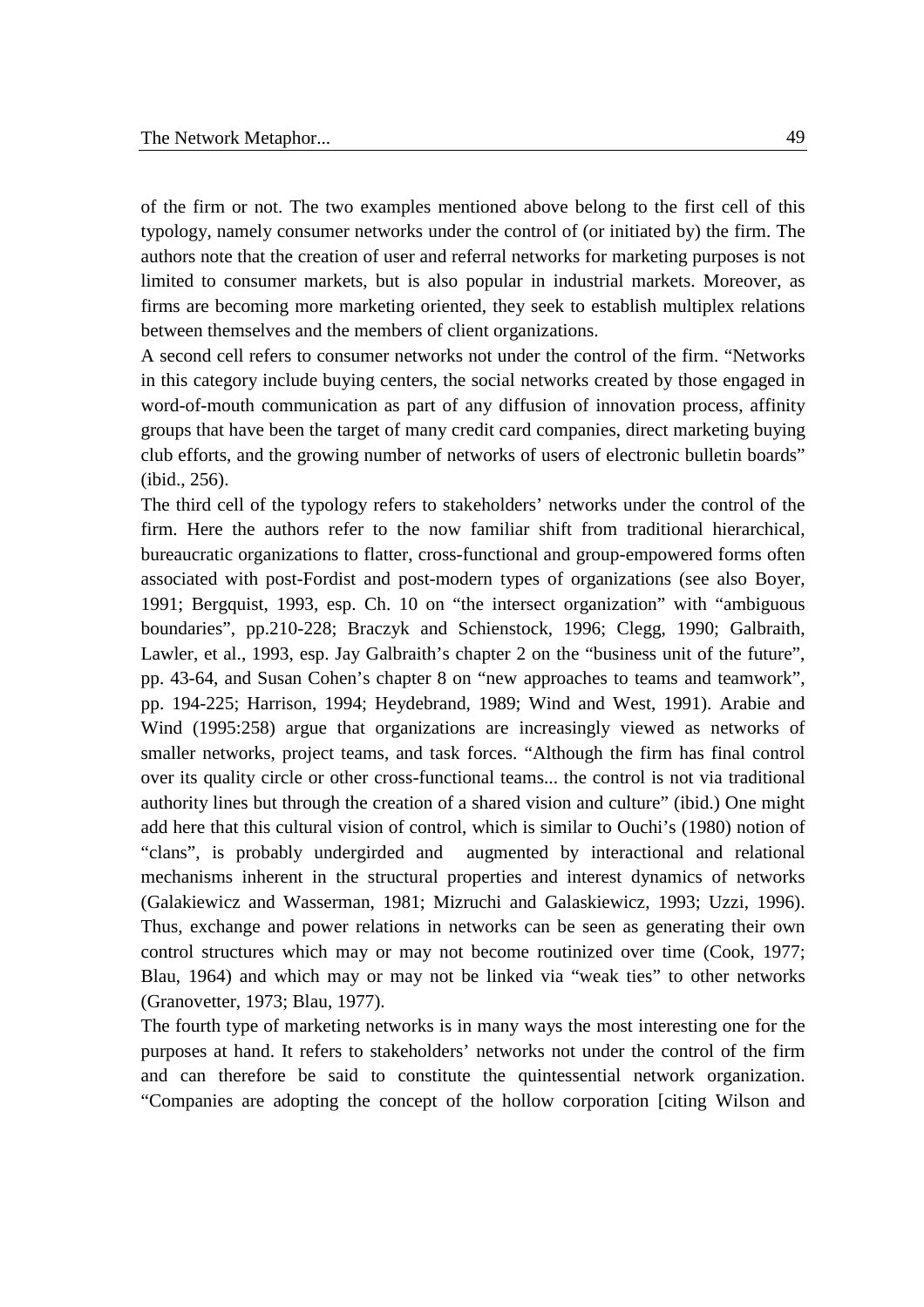of the firm or not. The two examples mentioned above belong to the first cell of this typology, namely consumer networks under the control of (or initiated by) the firm. The authors note that the creation of user and referral networks for marketing purposes is not limited to consumer markets, but is also popular in industrial markets. Moreover, as firms are becoming more marketing oriented, they seek to establish multiplex relations between themselves and the members of client organizations.

A second cell refers to consumer networks not under the control of the firm. "Networks in this category include buying centers, the social networks created by those engaged in word-of-mouth communication as part of any diffusion of innovation process, affinity groups that have been the target of many credit card companies, direct marketing buying club efforts, and the growing number of networks of users of electronic bulletin boards" (ibid., 256).

The third cell of the typology refers to stakeholders' networks under the control of the firm. Here the authors refer to the now familiar shift from traditional hierarchical, bureaucratic organizations to flatter, cross-functional and group-empowered forms often associated with post-Fordist and post-modern types of organizations (see also Boyer, 1991; Bergquist, 1993, esp. Ch. 10 on "the intersect organization" with "ambiguous boundaries", pp.210-228; Braczyk and Schienstock, 1996; Clegg, 1990; Galbraith, Lawler, et al., 1993, esp. Jay Galbraith's chapter 2 on the "business unit of the future", pp. 43-64, and Susan Cohen's chapter 8 on "new approaches to teams and teamwork", pp. 194-225; Harrison, 1994; Heydebrand, 1989; Wind and West, 1991). Arabie and Wind (1995:258) argue that organizations are increasingly viewed as networks of smaller networks, project teams, and task forces. "Although the firm has final control over its quality circle or other cross-functional teams... the control is not via traditional authority lines but through the creation of a shared vision and culture" (ibid.) One might add here that this cultural vision of control, which is similar to Ouchi's (1980) notion of "clans", is probably undergirded and augmented by interactional and relational mechanisms inherent in the structural properties and interest dynamics of networks (Galakiewicz and Wasserman, 1981; Mizruchi and Galaskiewicz, 1993; Uzzi, 1996). Thus, exchange and power relations in networks can be seen as generating their own control structures which may or may not become routinized over time (Cook, 1977; Blau, 1964) and which may or may not be linked via "weak ties" to other networks (Granovetter, 1973; Blau, 1977).

The fourth type of marketing networks is in many ways the most interesting one for the purposes at hand. It refers to stakeholders' networks not under the control of the firm and can therefore be said to constitute the quintessential network organization. "Companies are adopting the concept of the hollow corporation [citing Wilson and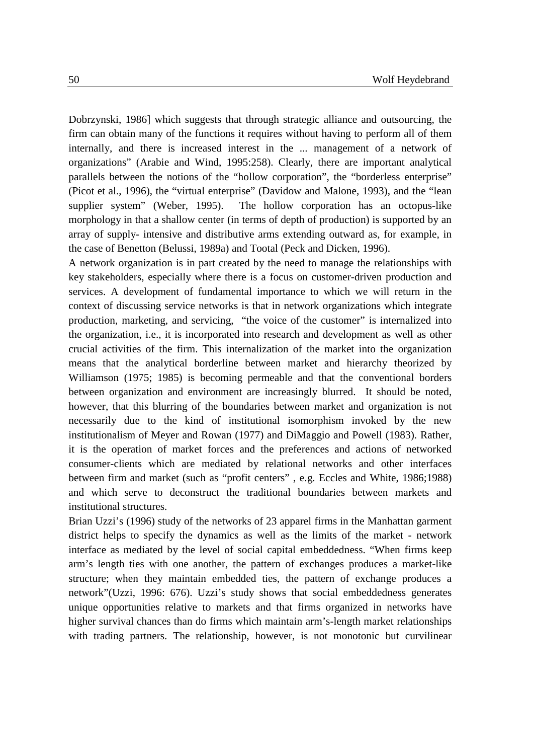Dobrzynski, 1986] which suggests that through strategic alliance and outsourcing, the firm can obtain many of the functions it requires without having to perform all of them internally, and there is increased interest in the ... management of a network of organizations" (Arabie and Wind, 1995:258). Clearly, there are important analytical parallels between the notions of the "hollow corporation", the "borderless enterprise" (Picot et al., 1996), the "virtual enterprise" (Davidow and Malone, 1993), and the "lean supplier system" (Weber, 1995). The hollow corporation has an octopus-like morphology in that a shallow center (in terms of depth of production) is supported by an array of supply- intensive and distributive arms extending outward as, for example, in the case of Benetton (Belussi, 1989a) and Tootal (Peck and Dicken, 1996).

A network organization is in part created by the need to manage the relationships with key stakeholders, especially where there is a focus on customer-driven production and services. A development of fundamental importance to which we will return in the context of discussing service networks is that in network organizations which integrate production, marketing, and servicing, "the voice of the customer" is internalized into the organization, i.e., it is incorporated into research and development as well as other crucial activities of the firm. This internalization of the market into the organization means that the analytical borderline between market and hierarchy theorized by Williamson (1975; 1985) is becoming permeable and that the conventional borders between organization and environment are increasingly blurred. It should be noted, however, that this blurring of the boundaries between market and organization is not necessarily due to the kind of institutional isomorphism invoked by the new institutionalism of Meyer and Rowan (1977) and DiMaggio and Powell (1983). Rather, it is the operation of market forces and the preferences and actions of networked consumer-clients which are mediated by relational networks and other interfaces between firm and market (such as "profit centers" , e.g. Eccles and White, 1986;1988) and which serve to deconstruct the traditional boundaries between markets and institutional structures.

Brian Uzzi's (1996) study of the networks of 23 apparel firms in the Manhattan garment district helps to specify the dynamics as well as the limits of the market - network interface as mediated by the level of social capital embeddedness. "When firms keep arm's length ties with one another, the pattern of exchanges produces a market-like structure; when they maintain embedded ties, the pattern of exchange produces a network"(Uzzi, 1996: 676). Uzzi's study shows that social embeddedness generates unique opportunities relative to markets and that firms organized in networks have higher survival chances than do firms which maintain arm's-length market relationships with trading partners. The relationship, however, is not monotonic but curvilinear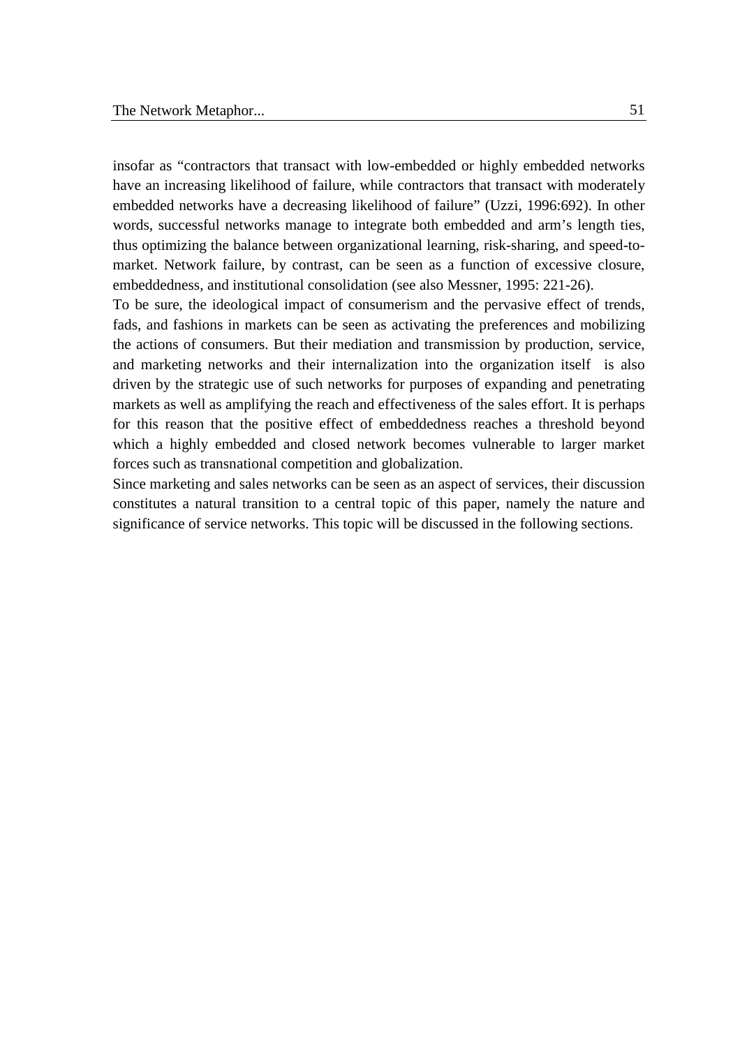insofar as “contractors that transact with low-embedded or highly embedded networks have an increasing likelihood of failure, while contractors that transact with moderately embedded networks have a decreasing likelihood of failure” (Uzzi, 1996:692). In other words, successful networks manage to integrate both embedded and arm’s length ties, thus optimizing the balance between organizational learning, risk-sharing, and speed-to-market. Network failure, by contrast, can be seen as a function of excessive closure, embeddedness, and institutional consolidation (see also Messner, 1995: 221-26).

To be sure, the ideological impact of consumerism and the pervasive effect of trends, fads, and fashions in markets can be seen as activating the preferences and mobilizing the actions of consumers. But their mediation and transmission by production, service, and marketing networks and their internalization into the organization itself is also driven by the strategic use of such networks for purposes of expanding and penetrating markets as well as amplifying the reach and effectiveness of the sales effort. It is perhaps for this reason that the positive effect of embeddedness reaches a threshold beyond which a highly embedded and closed network becomes vulnerable to larger market forces such as transnational competition and globalization.

Since marketing and sales networks can be seen as an aspect of services, their discussion constitutes a natural transition to a central topic of this paper, namely the nature and significance of service networks. This topic will be discussed in the following sections.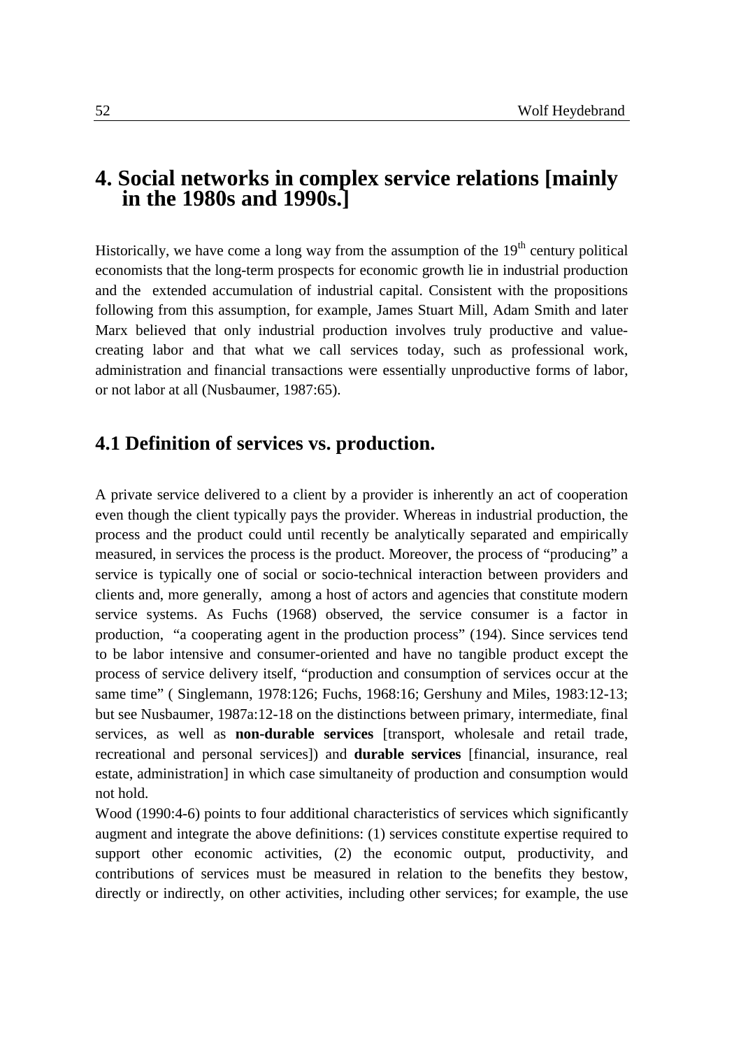# 4. Social networks in complex service relations [mainly in the 1980s and 1990s.]

Historically, we have come a long way from the assumption of the 19th century political economists that the long-term prospects for economic growth lie in industrial production and the extended accumulation of industrial capital. Consistent with the propositions following from this assumption, for example, James Stuart Mill, Adam Smith and later Marx believed that only industrial production involves truly productive and value-creating labor and that what we call services today, such as professional work, administration and financial transactions were essentially unproductive forms of labor, or not labor at all (Nusbaumer, 1987:65).

## 4.1 Definition of services vs. production.

A private service delivered to a client by a provider is inherently an act of cooperation even though the client typically pays the provider. Whereas in industrial production, the process and the product could until recently be analytically separated and empirically measured, in services the process is the product. Moreover, the process of "producing" a service is typically one of social or socio-technical interaction between providers and clients and, more generally, among a host of actors and agencies that constitute modern service systems. As Fuchs (1968) observed, the service consumer is a factor in production, "a cooperating agent in the production process" (194). Since services tend to be labor intensive and consumer-oriented and have no tangible product except the process of service delivery itself, "production and consumption of services occur at the same time" ( Singlemann, 1978:126; Fuchs, 1968:16; Gershuny and Miles, 1983:12-13; but see Nusbaumer, 1987a:12-18 on the distinctions between primary, intermediate, final services, as well as **non-durable services** [transport, wholesale and retail trade, recreational and personal services]) and **durable services** [financial, insurance, real estate, administration] in which case simultaneity of production and consumption would not hold.

Wood (1990:4-6) points to four additional characteristics of services which significantly augment and integrate the above definitions: (1) services constitute expertise required to support other economic activities, (2) the economic output, productivity, and contributions of services must be measured in relation to the benefits they bestow, directly or indirectly, on other activities, including other services; for example, the use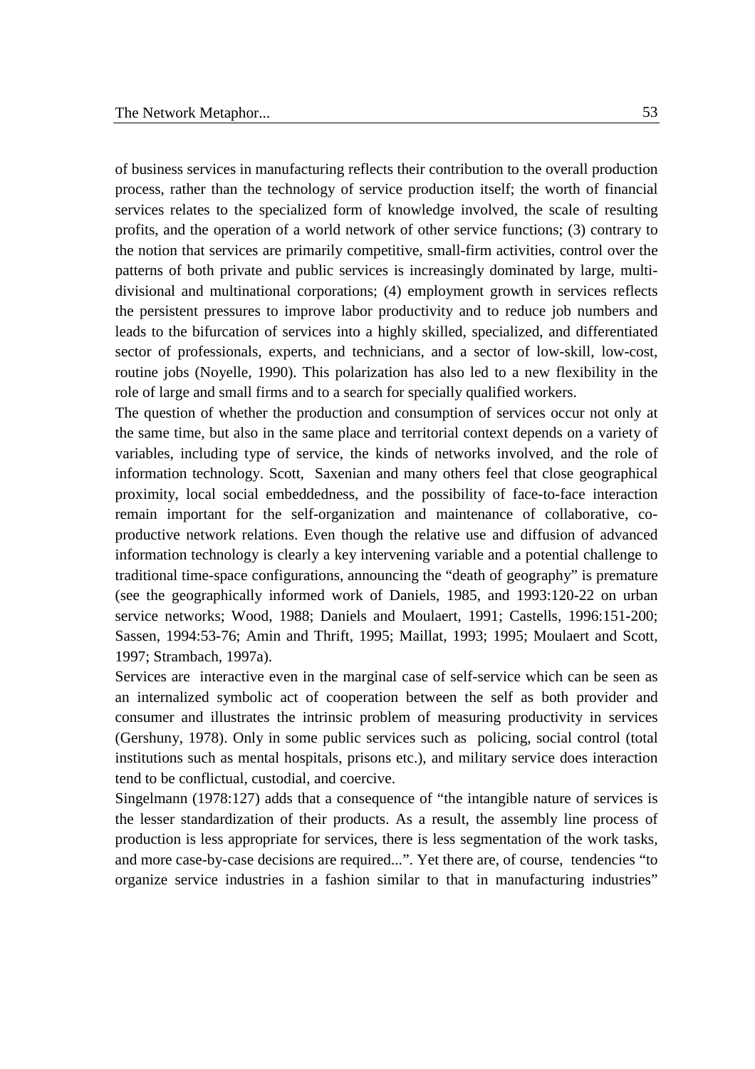of business services in manufacturing reflects their contribution to the overall production process, rather than the technology of service production itself; the worth of financial services relates to the specialized form of knowledge involved, the scale of resulting profits, and the operation of a world network of other service functions; (3) contrary to the notion that services are primarily competitive, small-firm activities, control over the patterns of both private and public services is increasingly dominated by large, multi-divisional and multinational corporations; (4) employment growth in services reflects the persistent pressures to improve labor productivity and to reduce job numbers and leads to the bifurcation of services into a highly skilled, specialized, and differentiated sector of professionals, experts, and technicians, and a sector of low-skill, low-cost, routine jobs (Noyelle, 1990). This polarization has also led to a new flexibility in the role of large and small firms and to a search for specially qualified workers.

The question of whether the production and consumption of services occur not only at the same time, but also in the same place and territorial context depends on a variety of variables, including type of service, the kinds of networks involved, and the role of information technology. Scott, Saxenian and many others feel that close geographical proximity, local social embeddedness, and the possibility of face-to-face interaction remain important for the self-organization and maintenance of collaborative, co-productive network relations. Even though the relative use and diffusion of advanced information technology is clearly a key intervening variable and a potential challenge to traditional time-space configurations, announcing the "death of geography" is premature (see the geographically informed work of Daniels, 1985, and 1993:120-22 on urban service networks; Wood, 1988; Daniels and Moulaert, 1991; Castells, 1996:151-200; Sassen, 1994:53-76; Amin and Thrift, 1995; Maillat, 1993; 1995; Moulaert and Scott, 1997; Strambach, 1997a).

Services are interactive even in the marginal case of self-service which can be seen as an internalized symbolic act of cooperation between the self as both provider and consumer and illustrates the intrinsic problem of measuring productivity in services (Gershuny, 1978). Only in some public services such as policing, social control (total institutions such as mental hospitals, prisons etc.), and military service does interaction tend to be conflictual, custodial, and coercive.

Singelmann (1978:127) adds that a consequence of "the intangible nature of services is the lesser standardization of their products. As a result, the assembly line process of production is less appropriate for services, there is less segmentation of the work tasks, and more case-by-case decisions are required...". Yet there are, of course, tendencies "to organize service industries in a fashion similar to that in manufacturing industries"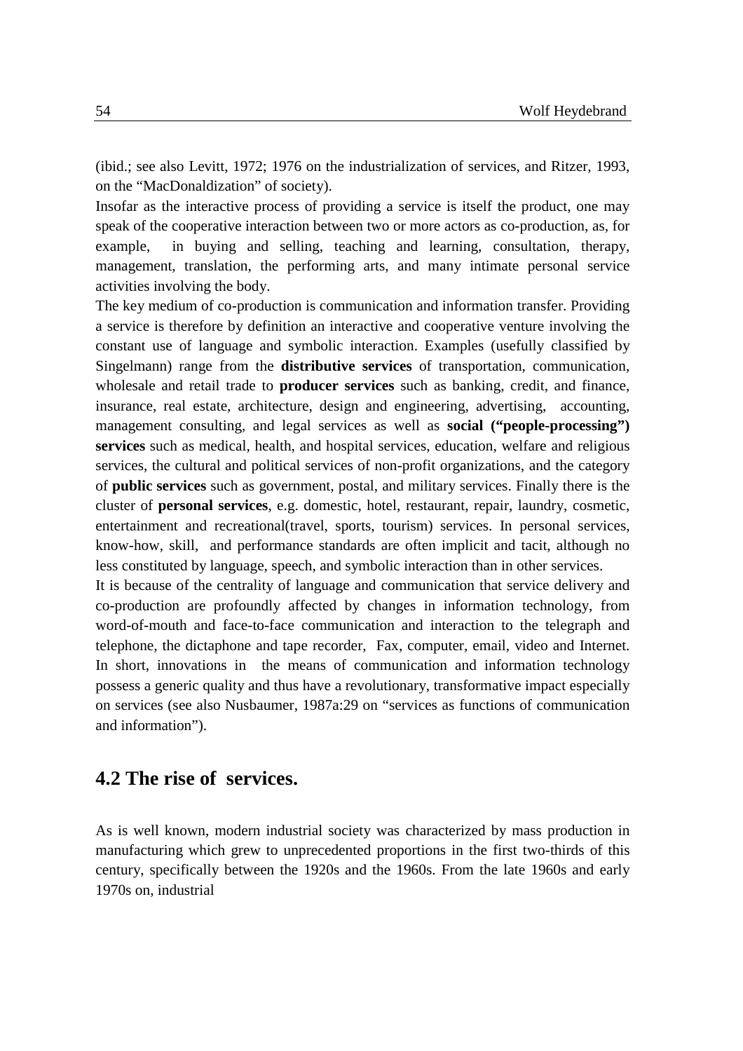(ibid.; see also Levitt, 1972; 1976 on the industrialization of services, and Ritzer, 1993, on the "MacDonaldization" of society).

Insofar as the interactive process of providing a service is itself the product, one may speak of the cooperative interaction between two or more actors as co-production, as, for example, in buying and selling, teaching and learning, consultation, therapy, management, translation, the performing arts, and many intimate personal service activities involving the body.

The key medium of co-production is communication and information transfer. Providing a service is therefore by definition an interactive and cooperative venture involving the constant use of language and symbolic interaction. Examples (usefully classified by Singelmann) range from the **distributive services** of transportation, communication, wholesale and retail trade to **producer services** such as banking, credit, and finance, insurance, real estate, architecture, design and engineering, advertising, accounting, management consulting, and legal services as well as **social ("people-processing") services** such as medical, health, and hospital services, education, welfare and religious services, the cultural and political services of non-profit organizations, and the category of **public services** such as government, postal, and military services. Finally there is the cluster of **personal services**, e.g. domestic, hotel, restaurant, repair, laundry, cosmetic, entertainment and recreational(travel, sports, tourism) services. In personal services, know-how, skill, and performance standards are often implicit and tacit, although no less constituted by language, speech, and symbolic interaction than in other services.

It is because of the centrality of language and communication that service delivery and co-production are profoundly affected by changes in information technology, from word-of-mouth and face-to-face communication and interaction to the telegraph and telephone, the dictaphone and tape recorder, Fax, computer, email, video and Internet. In short, innovations in the means of communication and information technology possess a generic quality and thus have a revolutionary, transformative impact especially on services (see also Nusbaumer, 1987a:29 on "services as functions of communication and information").

## 4.2 The rise of services.

As is well known, modern industrial society was characterized by mass production in manufacturing which grew to unprecedented proportions in the first two-thirds of this century, specifically between the 1920s and the 1960s. From the late 1960s and early 1970s on, industrial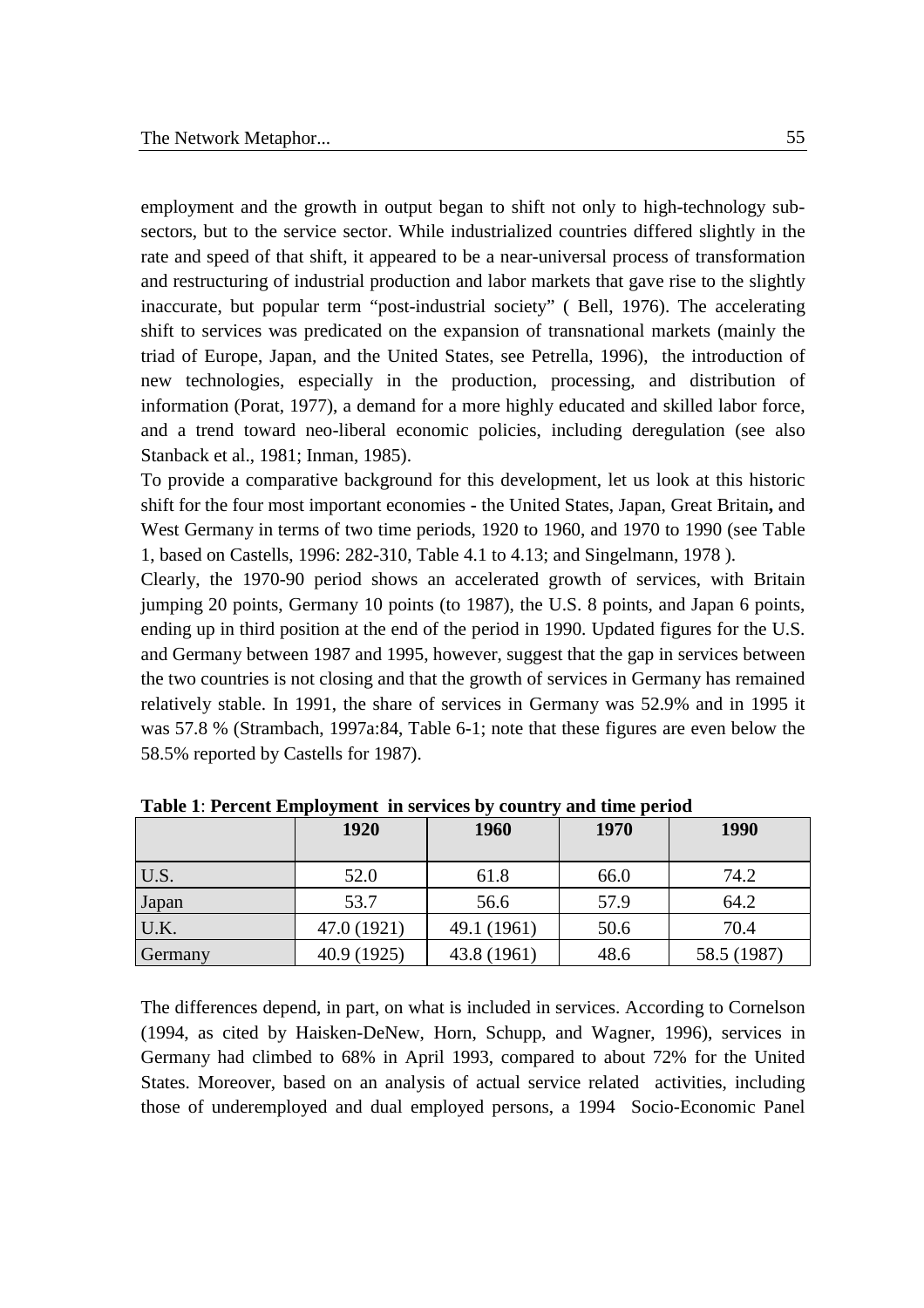employment and the growth in output began to shift not only to high-technology sub-sectors, but to the service sector. While industrialized countries differed slightly in the rate and speed of that shift, it appeared to be a near-universal process of transformation and restructuring of industrial production and labor markets that gave rise to the slightly inaccurate, but popular term "post-industrial society" ( Bell, 1976). The accelerating shift to services was predicated on the expansion of transnational markets (mainly the triad of Europe, Japan, and the United States, see Petrella, 1996), the introduction of new technologies, especially in the production, processing, and distribution of information (Porat, 1977), a demand for a more highly educated and skilled labor force, and a trend toward neo-liberal economic policies, including deregulation (see also Stanback et al., 1981; Inman, 1985).

To provide a comparative background for this development, let us look at this historic shift for the four most important economies - the United States, Japan, Great Britain**,** and West Germany in terms of two time periods, 1920 to 1960, and 1970 to 1990 (see Table 1, based on Castells, 1996: 282-310, Table 4.1 to 4.13; and Singelmann, 1978 ).

Clearly, the 1970-90 period shows an accelerated growth of services, with Britain jumping 20 points, Germany 10 points (to 1987), the U.S. 8 points, and Japan 6 points, ending up in third position at the end of the period in 1990. Updated figures for the U.S. and Germany between 1987 and 1995, however, suggest that the gap in services between the two countries is not closing and that the growth of services in Germany has remained relatively stable. In 1991, the share of services in Germany was 52.9% and in 1995 it was 57.8 % (Strambach, 1997a:84, Table 6-1; note that these figures are even below the 58.5% reported by Castells for 1987).

**Table 1**: **Percent Employment in services by country and time period**

| | 1920 | 1960 | 1970 | 1990 |
|---|---|---|---|---|
| U.S. | 52.0 | 61.8 | 66.0 | 74.2 |
| Japan | 53.7 | 56.6 | 57.9 | 64.2 |
| U.K. | 47.0 (1921) | 49.1 (1961) | 50.6 | 70.4 |
| Germany | 40.9 (1925) | 43.8 (1961) | 48.6 | 58.5 (1987) |

The differences depend, in part, on what is included in services. According to Cornelson (1994, as cited by Haisken-DeNew, Horn, Schupp, and Wagner, 1996), services in Germany had climbed to 68% in April 1993, compared to about 72% for the United States. Moreover, based on an analysis of actual service related activities, including those of underemployed and dual employed persons, a 1994 Socio-Economic Panel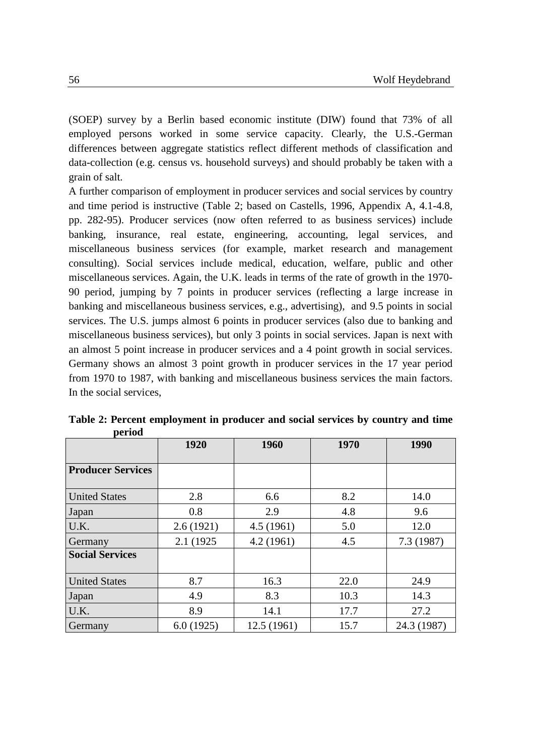(SOEP) survey by a Berlin based economic institute (DIW) found that 73% of all employed persons worked in some service capacity. Clearly, the U.S.-German differences between aggregate statistics reflect different methods of classification and data-collection (e.g. census vs. household surveys) and should probably be taken with a grain of salt.

A further comparison of employment in producer services and social services by country and time period is instructive (Table 2; based on Castells, 1996, Appendix A, 4.1-4.8, pp. 282-95). Producer services (now often referred to as business services) include banking, insurance, real estate, engineering, accounting, legal services, and miscellaneous business services (for example, market research and management consulting). Social services include medical, education, welfare, public and other miscellaneous services. Again, the U.K. leads in terms of the rate of growth in the 1970-90 period, jumping by 7 points in producer services (reflecting a large increase in banking and miscellaneous business services, e.g., advertising), and 9.5 points in social services. The U.S. jumps almost 6 points in producer services (also due to banking and miscellaneous business services), but only 3 points in social services. Japan is next with an almost 5 point increase in producer services and a 4 point growth in social services. Germany shows an almost 3 point growth in producer services in the 17 year period from 1970 to 1987, with banking and miscellaneous business services the main factors. In the social services,

**Table 2: Percent employment in producer and social services by country and time period**

| | 1920 | 1960 | 1970 | 1990 |
|---|---|---|---|---|
| **Producer Services** | | | | |
| United States | 2.8 | 6.6 | 8.2 | 14.0 |
| Japan | 0.8 | 2.9 | 4.8 | 9.6 |
| U.K. | 2.6 (1921) | 4.5 (1961) | 5.0 | 12.0 |
| Germany | 2.1 (1925 | 4.2 (1961) | 4.5 | 7.3 (1987) |
| **Social Services** | | | | |
| United States | 8.7 | 16.3 | 22.0 | 24.9 |
| Japan | 4.9 | 8.3 | 10.3 | 14.3 |
| U.K. | 8.9 | 14.1 | 17.7 | 27.2 |
| Germany | 6.0 (1925) | 12.5 (1961) | 15.7 | 24.3 (1987) |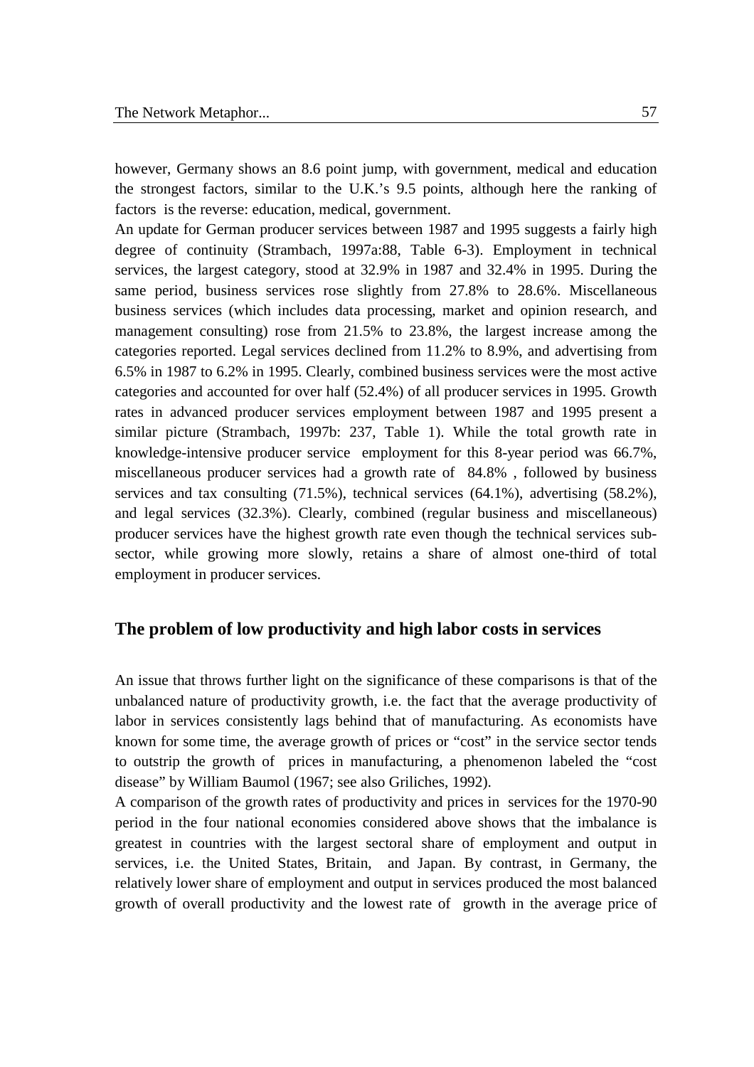however, Germany shows an 8.6 point jump, with government, medical and education the strongest factors, similar to the U.K.'s 9.5 points, although here the ranking of factors is the reverse: education, medical, government.

An update for German producer services between 1987 and 1995 suggests a fairly high degree of continuity (Strambach, 1997a:88, Table 6-3). Employment in technical services, the largest category, stood at 32.9% in 1987 and 32.4% in 1995. During the same period, business services rose slightly from 27.8% to 28.6%. Miscellaneous business services (which includes data processing, market and opinion research, and management consulting) rose from 21.5% to 23.8%, the largest increase among the categories reported. Legal services declined from 11.2% to 8.9%, and advertising from 6.5% in 1987 to 6.2% in 1995. Clearly, combined business services were the most active categories and accounted for over half (52.4%) of all producer services in 1995. Growth rates in advanced producer services employment between 1987 and 1995 present a similar picture (Strambach, 1997b: 237, Table 1). While the total growth rate in knowledge-intensive producer service employment for this 8-year period was 66.7%, miscellaneous producer services had a growth rate of 84.8% , followed by business services and tax consulting (71.5%), technical services (64.1%), advertising (58.2%), and legal services (32.3%). Clearly, combined (regular business and miscellaneous) producer services have the highest growth rate even though the technical services sub-sector, while growing more slowly, retains a share of almost one-third of total employment in producer services.

## The problem of low productivity and high labor costs in services

An issue that throws further light on the significance of these comparisons is that of the unbalanced nature of productivity growth, i.e. the fact that the average productivity of labor in services consistently lags behind that of manufacturing. As economists have known for some time, the average growth of prices or "cost" in the service sector tends to outstrip the growth of prices in manufacturing, a phenomenon labeled the "cost disease" by William Baumol (1967; see also Griliches, 1992).

A comparison of the growth rates of productivity and prices in services for the 1970-90 period in the four national economies considered above shows that the imbalance is greatest in countries with the largest sectoral share of employment and output in services, i.e. the United States, Britain, and Japan. By contrast, in Germany, the relatively lower share of employment and output in services produced the most balanced growth of overall productivity and the lowest rate of growth in the average price of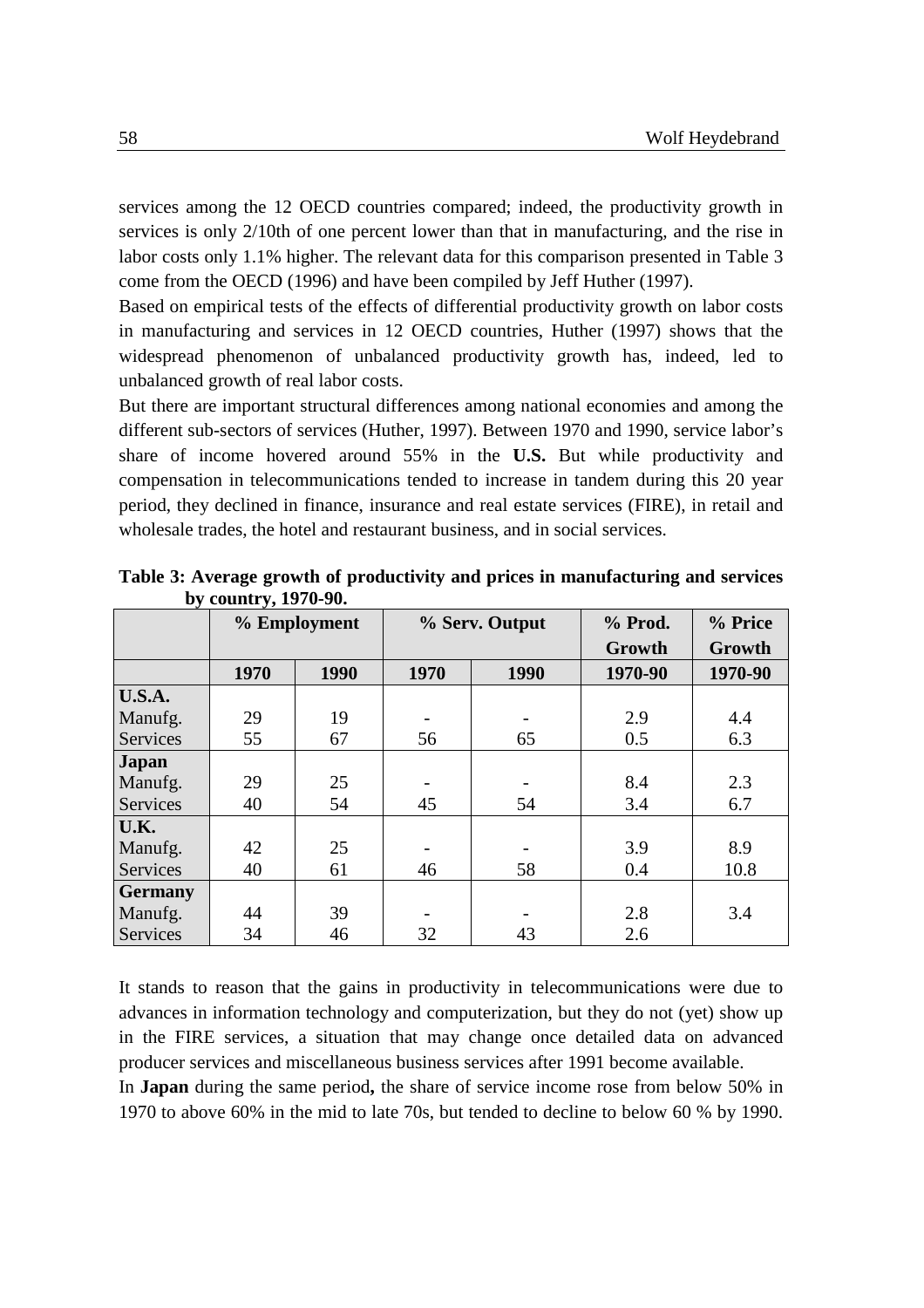services among the 12 OECD countries compared; indeed, the productivity growth in services is only 2/10th of one percent lower than that in manufacturing, and the rise in labor costs only 1.1% higher. The relevant data for this comparison presented in Table 3 come from the OECD (1996) and have been compiled by Jeff Huther (1997).

Based on empirical tests of the effects of differential productivity growth on labor costs in manufacturing and services in 12 OECD countries, Huther (1997) shows that the widespread phenomenon of unbalanced productivity growth has, indeed, led to unbalanced growth of real labor costs.

But there are important structural differences among national economies and among the different sub-sectors of services (Huther, 1997). Between 1970 and 1990, service labor's share of income hovered around 55% in the **U.S.** But while productivity and compensation in telecommunications tended to increase in tandem during this 20 year period, they declined in finance, insurance and real estate services (FIRE), in retail and wholesale trades, the hotel and restaurant business, and in social services.

**Table 3: Average growth of productivity and prices in manufacturing and services by country, 1970-90.**

| | % Employment | | % Serv. Output | | % Prod. Growth | % Price Growth |
|---|---|---|---|---|---|---|
| | 1970 | 1990 | 1970 | 1990 | 1970-90 | 1970-90 |
| **U.S.A.** | | | | | | |
| Manufg. | 29 | 19 | - | - | 2.9 | 4.4 |
| Services | 55 | 67 | 56 | 65 | 0.5 | 6.3 |
| **Japan** | | | | | | |
| Manufg. | 29 | 25 | - | - | 8.4 | 2.3 |
| Services | 40 | 54 | 45 | 54 | 3.4 | 6.7 |
| **U.K.** | | | | | | |
| Manufg. | 42 | 25 | - | - | 3.9 | 8.9 |
| Services | 40 | 61 | 46 | 58 | 0.4 | 10.8 |
| **Germany** | | | | | | |
| Manufg. | 44 | 39 | - | - | 2.8 | 3.4 |
| Services | 34 | 46 | 32 | 43 | 2.6 | |

It stands to reason that the gains in productivity in telecommunications were due to advances in information technology and computerization, but they do not (yet) show up in the FIRE services, a situation that may change once detailed data on advanced producer services and miscellaneous business services after 1991 become available.

In **Japan** during the same period**,** the share of service income rose from below 50% in 1970 to above 60% in the mid to late 70s, but tended to decline to below 60 % by 1990.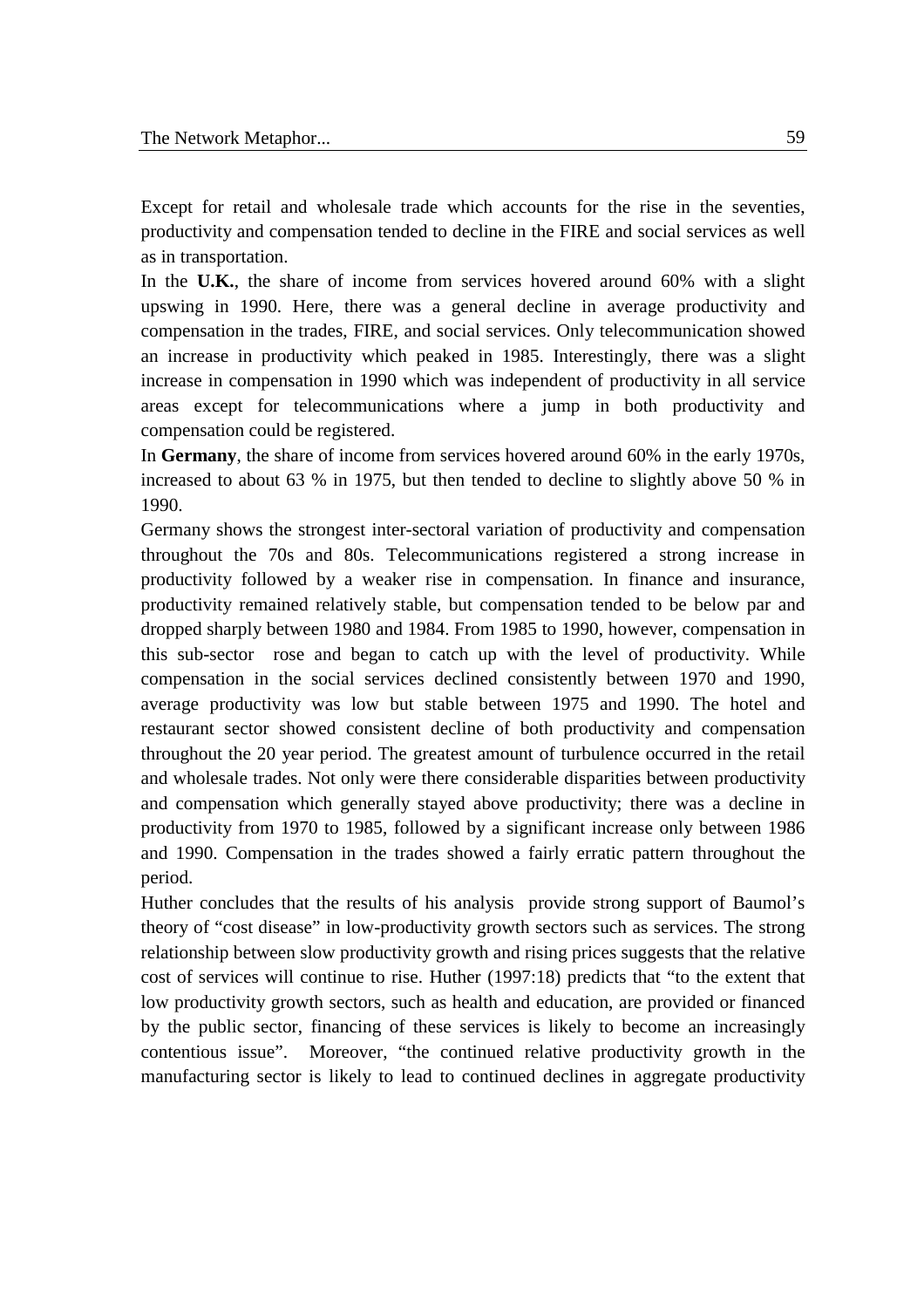Except for retail and wholesale trade which accounts for the rise in the seventies, productivity and compensation tended to decline in the FIRE and social services as well as in transportation.

In the **U.K.**, the share of income from services hovered around 60% with a slight upswing in 1990. Here, there was a general decline in average productivity and compensation in the trades, FIRE, and social services. Only telecommunication showed an increase in productivity which peaked in 1985. Interestingly, there was a slight increase in compensation in 1990 which was independent of productivity in all service areas except for telecommunications where a jump in both productivity and compensation could be registered.

In **Germany**, the share of income from services hovered around 60% in the early 1970s, increased to about 63 % in 1975, but then tended to decline to slightly above 50 % in 1990.

Germany shows the strongest inter-sectoral variation of productivity and compensation throughout the 70s and 80s. Telecommunications registered a strong increase in productivity followed by a weaker rise in compensation. In finance and insurance, productivity remained relatively stable, but compensation tended to be below par and dropped sharply between 1980 and 1984. From 1985 to 1990, however, compensation in this sub-sector rose and began to catch up with the level of productivity. While compensation in the social services declined consistently between 1970 and 1990, average productivity was low but stable between 1975 and 1990. The hotel and restaurant sector showed consistent decline of both productivity and compensation throughout the 20 year period. The greatest amount of turbulence occurred in the retail and wholesale trades. Not only were there considerable disparities between productivity and compensation which generally stayed above productivity; there was a decline in productivity from 1970 to 1985, followed by a significant increase only between 1986 and 1990. Compensation in the trades showed a fairly erratic pattern throughout the period.

Huther concludes that the results of his analysis provide strong support of Baumol's theory of "cost disease" in low-productivity growth sectors such as services. The strong relationship between slow productivity growth and rising prices suggests that the relative cost of services will continue to rise. Huther (1997:18) predicts that "to the extent that low productivity growth sectors, such as health and education, are provided or financed by the public sector, financing of these services is likely to become an increasingly contentious issue". Moreover, "the continued relative productivity growth in the manufacturing sector is likely to lead to continued declines in aggregate productivity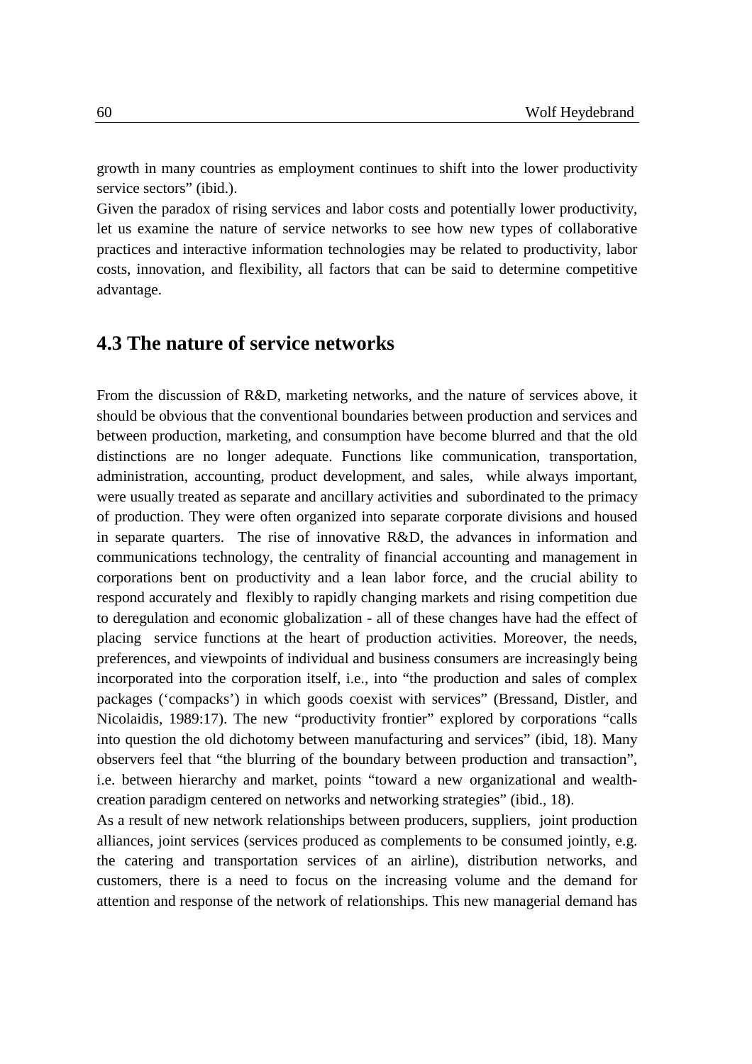growth in many countries as employment continues to shift into the lower productivity service sectors" (ibid.).

Given the paradox of rising services and labor costs and potentially lower productivity, let us examine the nature of service networks to see how new types of collaborative practices and interactive information technologies may be related to productivity, labor costs, innovation, and flexibility, all factors that can be said to determine competitive advantage.

## 4.3 The nature of service networks

From the discussion of R&D, marketing networks, and the nature of services above, it should be obvious that the conventional boundaries between production and services and between production, marketing, and consumption have become blurred and that the old distinctions are no longer adequate. Functions like communication, transportation, administration, accounting, product development, and sales, while always important, were usually treated as separate and ancillary activities and subordinated to the primacy of production. They were often organized into separate corporate divisions and housed in separate quarters. The rise of innovative R&D, the advances in information and communications technology, the centrality of financial accounting and management in corporations bent on productivity and a lean labor force, and the crucial ability to respond accurately and flexibly to rapidly changing markets and rising competition due to deregulation and economic globalization - all of these changes have had the effect of placing service functions at the heart of production activities. Moreover, the needs, preferences, and viewpoints of individual and business consumers are increasingly being incorporated into the corporation itself, i.e., into "the production and sales of complex packages ('compacks') in which goods coexist with services" (Bressand, Distler, and Nicolaidis, 1989:17). The new "productivity frontier" explored by corporations "calls into question the old dichotomy between manufacturing and services" (ibid, 18). Many observers feel that "the blurring of the boundary between production and transaction", i.e. between hierarchy and market, points "toward a new organizational and wealth-creation paradigm centered on networks and networking strategies" (ibid., 18).

As a result of new network relationships between producers, suppliers, joint production alliances, joint services (services produced as complements to be consumed jointly, e.g. the catering and transportation services of an airline), distribution networks, and customers, there is a need to focus on the increasing volume and the demand for attention and response of the network of relationships. This new managerial demand has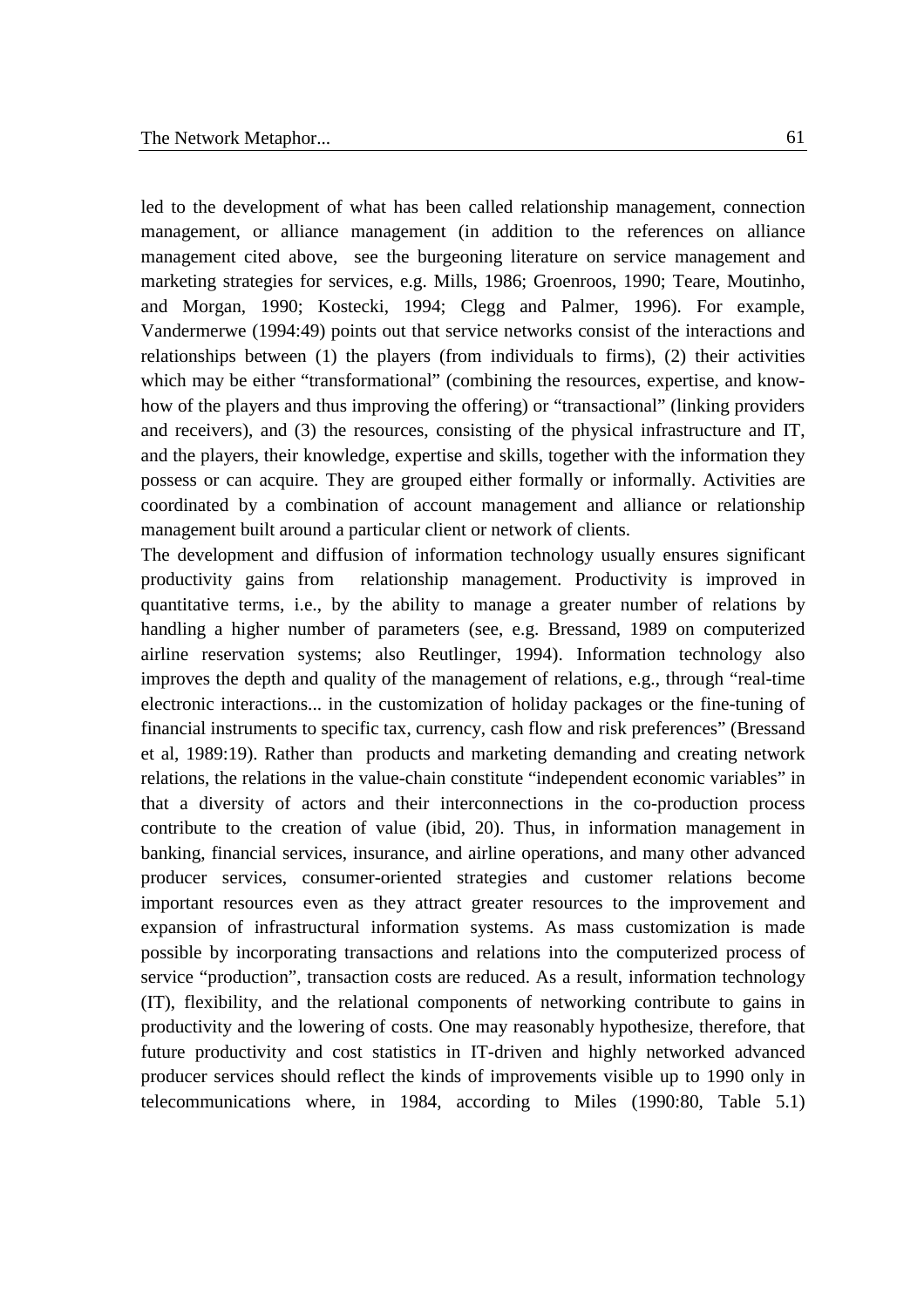led to the development of what has been called relationship management, connection management, or alliance management (in addition to the references on alliance management cited above, see the burgeoning literature on service management and marketing strategies for services, e.g. Mills, 1986; Groenroos, 1990; Teare, Moutinho, and Morgan, 1990; Kostecki, 1994; Clegg and Palmer, 1996). For example, Vandermerwe (1994:49) points out that service networks consist of the interactions and relationships between (1) the players (from individuals to firms), (2) their activities which may be either "transformational" (combining the resources, expertise, and know-how of the players and thus improving the offering) or "transactional" (linking providers and receivers), and (3) the resources, consisting of the physical infrastructure and IT, and the players, their knowledge, expertise and skills, together with the information they possess or can acquire. They are grouped either formally or informally. Activities are coordinated by a combination of account management and alliance or relationship management built around a particular client or network of clients.

The development and diffusion of information technology usually ensures significant productivity gains from relationship management. Productivity is improved in quantitative terms, i.e., by the ability to manage a greater number of relations by handling a higher number of parameters (see, e.g. Bressand, 1989 on computerized airline reservation systems; also Reutlinger, 1994). Information technology also improves the depth and quality of the management of relations, e.g., through "real-time electronic interactions... in the customization of holiday packages or the fine-tuning of financial instruments to specific tax, currency, cash flow and risk preferences" (Bressand et al, 1989:19). Rather than products and marketing demanding and creating network relations, the relations in the value-chain constitute "independent economic variables" in that a diversity of actors and their interconnections in the co-production process contribute to the creation of value (ibid, 20). Thus, in information management in banking, financial services, insurance, and airline operations, and many other advanced producer services, consumer-oriented strategies and customer relations become important resources even as they attract greater resources to the improvement and expansion of infrastructural information systems. As mass customization is made possible by incorporating transactions and relations into the computerized process of service "production", transaction costs are reduced. As a result, information technology (IT), flexibility, and the relational components of networking contribute to gains in productivity and the lowering of costs. One may reasonably hypothesize, therefore, that future productivity and cost statistics in IT-driven and highly networked advanced producer services should reflect the kinds of improvements visible up to 1990 only in telecommunications where, in 1984, according to Miles (1990:80, Table 5.1)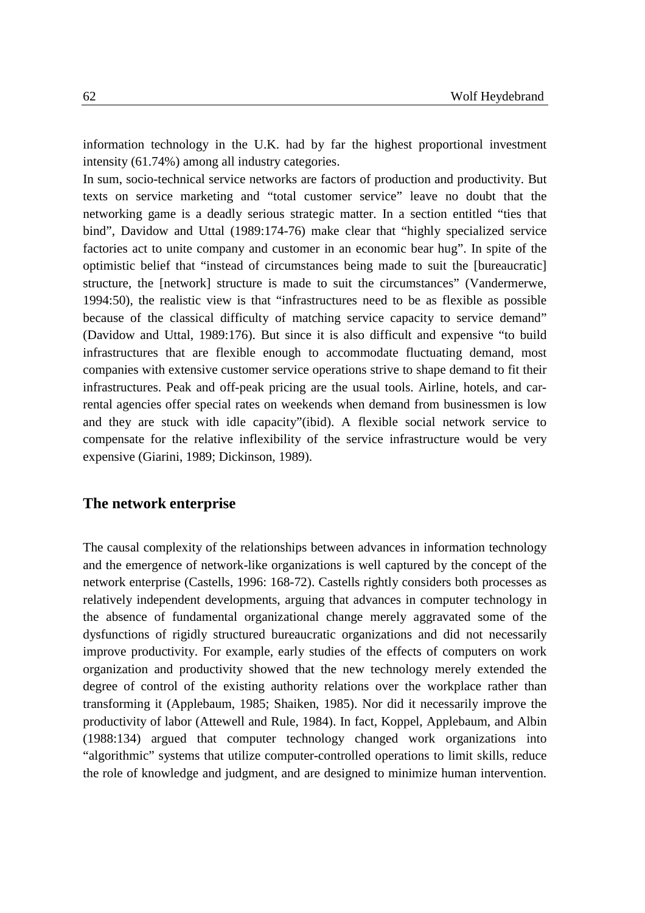information technology in the U.K. had by far the highest proportional investment intensity (61.74%) among all industry categories.

In sum, socio-technical service networks are factors of production and productivity. But texts on service marketing and "total customer service" leave no doubt that the networking game is a deadly serious strategic matter. In a section entitled "ties that bind", Davidow and Uttal (1989:174-76) make clear that "highly specialized service factories act to unite company and customer in an economic bear hug". In spite of the optimistic belief that "instead of circumstances being made to suit the [bureaucratic] structure, the [network] structure is made to suit the circumstances" (Vandermerwe, 1994:50), the realistic view is that "infrastructures need to be as flexible as possible because of the classical difficulty of matching service capacity to service demand" (Davidow and Uttal, 1989:176). But since it is also difficult and expensive "to build infrastructures that are flexible enough to accommodate fluctuating demand, most companies with extensive customer service operations strive to shape demand to fit their infrastructures. Peak and off-peak pricing are the usual tools. Airline, hotels, and car-rental agencies offer special rates on weekends when demand from businessmen is low and they are stuck with idle capacity"(ibid). A flexible social network service to compensate for the relative inflexibility of the service infrastructure would be very expensive (Giarini, 1989; Dickinson, 1989).

## The network enterprise

The causal complexity of the relationships between advances in information technology and the emergence of network-like organizations is well captured by the concept of the network enterprise (Castells, 1996: 168-72). Castells rightly considers both processes as relatively independent developments, arguing that advances in computer technology in the absence of fundamental organizational change merely aggravated some of the dysfunctions of rigidly structured bureaucratic organizations and did not necessarily improve productivity. For example, early studies of the effects of computers on work organization and productivity showed that the new technology merely extended the degree of control of the existing authority relations over the workplace rather than transforming it (Applebaum, 1985; Shaiken, 1985). Nor did it necessarily improve the productivity of labor (Attewell and Rule, 1984). In fact, Koppel, Applebaum, and Albin (1988:134) argued that computer technology changed work organizations into "algorithmic" systems that utilize computer-controlled operations to limit skills, reduce the role of knowledge and judgment, and are designed to minimize human intervention.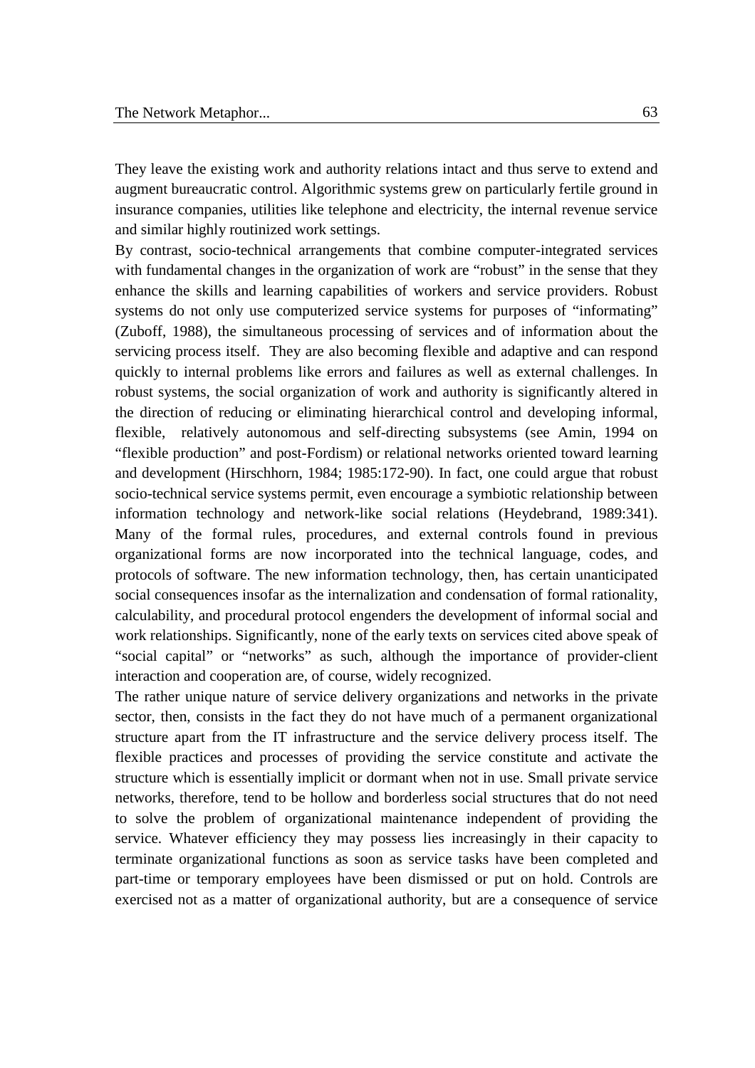They leave the existing work and authority relations intact and thus serve to extend and augment bureaucratic control. Algorithmic systems grew on particularly fertile ground in insurance companies, utilities like telephone and electricity, the internal revenue service and similar highly routinized work settings.

By contrast, socio-technical arrangements that combine computer-integrated services with fundamental changes in the organization of work are "robust" in the sense that they enhance the skills and learning capabilities of workers and service providers. Robust systems do not only use computerized service systems for purposes of "informating" (Zuboff, 1988), the simultaneous processing of services and of information about the servicing process itself. They are also becoming flexible and adaptive and can respond quickly to internal problems like errors and failures as well as external challenges. In robust systems, the social organization of work and authority is significantly altered in the direction of reducing or eliminating hierarchical control and developing informal, flexible, relatively autonomous and self-directing subsystems (see Amin, 1994 on "flexible production" and post-Fordism) or relational networks oriented toward learning and development (Hirschhorn, 1984; 1985:172-90). In fact, one could argue that robust socio-technical service systems permit, even encourage a symbiotic relationship between information technology and network-like social relations (Heydebrand, 1989:341). Many of the formal rules, procedures, and external controls found in previous organizational forms are now incorporated into the technical language, codes, and protocols of software. The new information technology, then, has certain unanticipated social consequences insofar as the internalization and condensation of formal rationality, calculability, and procedural protocol engenders the development of informal social and work relationships. Significantly, none of the early texts on services cited above speak of "social capital" or "networks" as such, although the importance of provider-client interaction and cooperation are, of course, widely recognized.

The rather unique nature of service delivery organizations and networks in the private sector, then, consists in the fact they do not have much of a permanent organizational structure apart from the IT infrastructure and the service delivery process itself. The flexible practices and processes of providing the service constitute and activate the structure which is essentially implicit or dormant when not in use. Small private service networks, therefore, tend to be hollow and borderless social structures that do not need to solve the problem of organizational maintenance independent of providing the service. Whatever efficiency they may possess lies increasingly in their capacity to terminate organizational functions as soon as service tasks have been completed and part-time or temporary employees have been dismissed or put on hold. Controls are exercised not as a matter of organizational authority, but are a consequence of service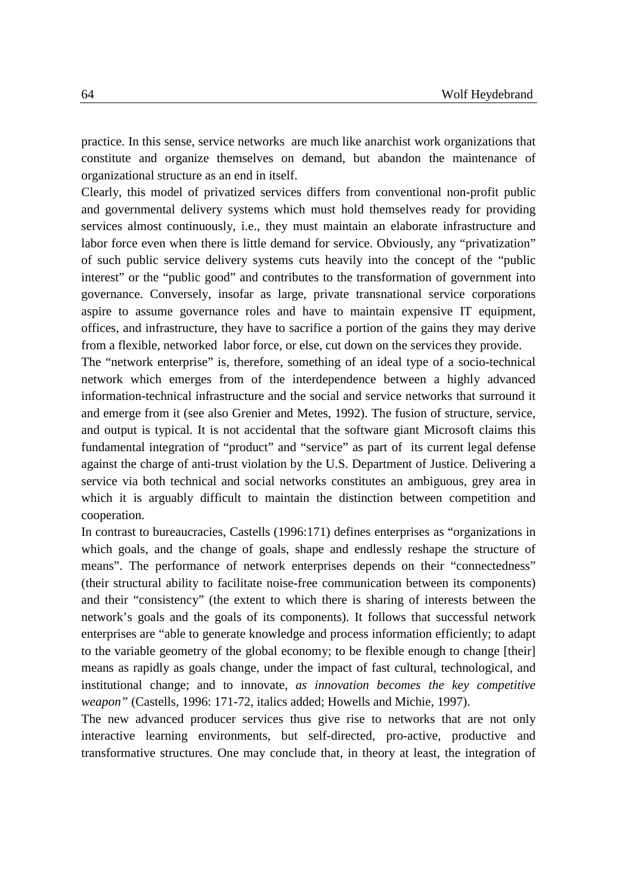practice. In this sense, service networks are much like anarchist work organizations that constitute and organize themselves on demand, but abandon the maintenance of organizational structure as an end in itself.

Clearly, this model of privatized services differs from conventional non-profit public and governmental delivery systems which must hold themselves ready for providing services almost continuously, i.e., they must maintain an elaborate infrastructure and labor force even when there is little demand for service. Obviously, any "privatization" of such public service delivery systems cuts heavily into the concept of the "public interest" or the "public good" and contributes to the transformation of government into governance. Conversely, insofar as large, private transnational service corporations aspire to assume governance roles and have to maintain expensive IT equipment, offices, and infrastructure, they have to sacrifice a portion of the gains they may derive from a flexible, networked labor force, or else, cut down on the services they provide.

The "network enterprise" is, therefore, something of an ideal type of a socio-technical network which emerges from of the interdependence between a highly advanced information-technical infrastructure and the social and service networks that surround it and emerge from it (see also Grenier and Metes, 1992). The fusion of structure, service, and output is typical. It is not accidental that the software giant Microsoft claims this fundamental integration of "product" and "service" as part of its current legal defense against the charge of anti-trust violation by the U.S. Department of Justice. Delivering a service via both technical and social networks constitutes an ambiguous, grey area in which it is arguably difficult to maintain the distinction between competition and cooperation.

In contrast to bureaucracies, Castells (1996:171) defines enterprises as "organizations in which goals, and the change of goals, shape and endlessly reshape the structure of means". The performance of network enterprises depends on their "connectedness" (their structural ability to facilitate noise-free communication between its components) and their "consistency" (the extent to which there is sharing of interests between the network's goals and the goals of its components). It follows that successful network enterprises are "able to generate knowledge and process information efficiently; to adapt to the variable geometry of the global economy; to be flexible enough to change [their] means as rapidly as goals change, under the impact of fast cultural, technological, and institutional change; and to innovate, *as innovation becomes the key competitive weapon"* (Castells, 1996: 171-72, italics added; Howells and Michie, 1997).

The new advanced producer services thus give rise to networks that are not only interactive learning environments, but self-directed, pro-active, productive and transformative structures. One may conclude that, in theory at least, the integration of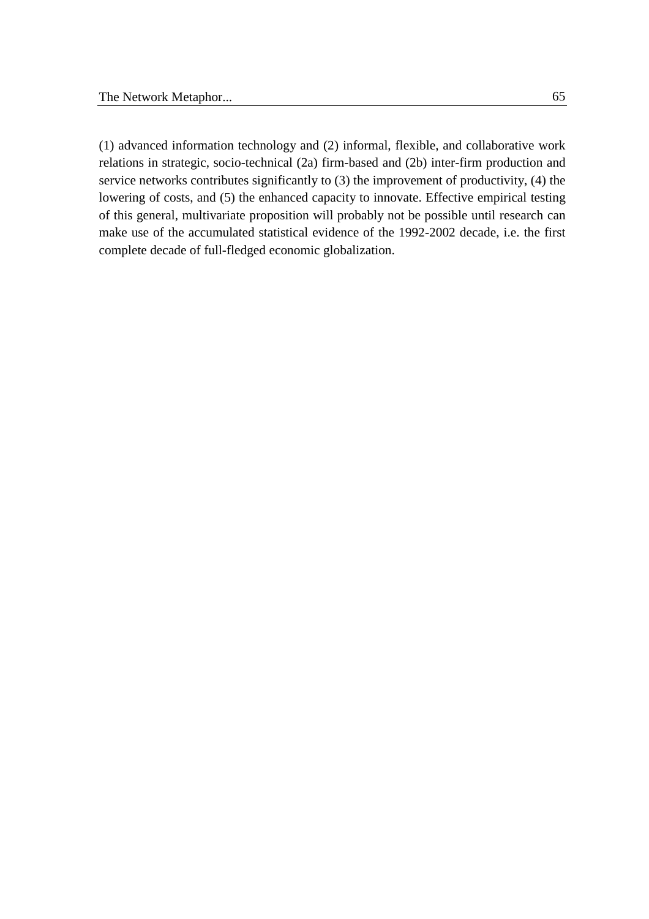(1) advanced information technology and (2) informal, flexible, and collaborative work relations in strategic, socio-technical (2a) firm-based and (2b) inter-firm production and service networks contributes significantly to (3) the improvement of productivity, (4) the lowering of costs, and (5) the enhanced capacity to innovate. Effective empirical testing of this general, multivariate proposition will probably not be possible until research can make use of the accumulated statistical evidence of the 1992-2002 decade, i.e. the first complete decade of full-fledged economic globalization.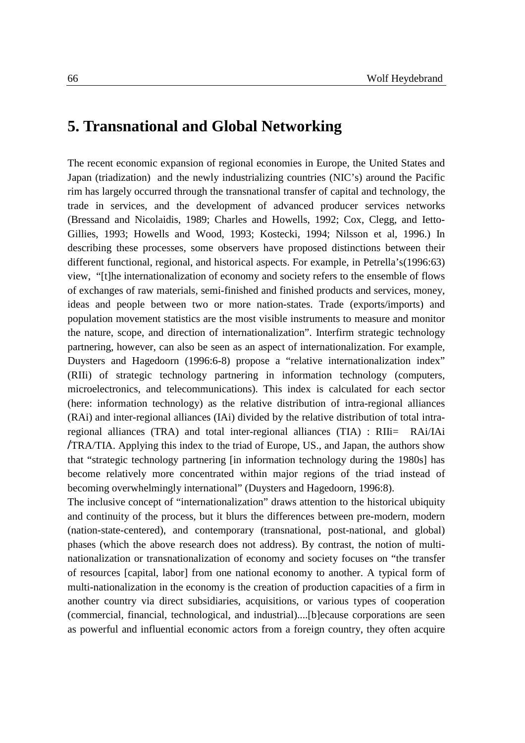## 5. Transnational and Global Networking

The recent economic expansion of regional economies in Europe, the United States and Japan (triadization) and the newly industrializing countries (NIC's) around the Pacific rim has largely occurred through the transnational transfer of capital and technology, the trade in services, and the development of advanced producer services networks (Bressand and Nicolaidis, 1989; Charles and Howells, 1992; Cox, Clegg, and Ietto-Gillies, 1993; Howells and Wood, 1993; Kostecki, 1994; Nilsson et al, 1996.) In describing these processes, some observers have proposed distinctions between their different functional, regional, and historical aspects. For example, in Petrella's(1996:63) view, "[t]he internationalization of economy and society refers to the ensemble of flows of exchanges of raw materials, semi-finished and finished products and services, money, ideas and people between two or more nation-states. Trade (exports/imports) and population movement statistics are the most visible instruments to measure and monitor the nature, scope, and direction of internationalization". Interfirm strategic technology partnering, however, can also be seen as an aspect of internationalization. For example, Duysters and Hagedoorn (1996:6-8) propose a "relative internationalization index" (RIIi) of strategic technology partnering in information technology (computers, microelectronics, and telecommunications). This index is calculated for each sector (here: information technology) as the relative distribution of intra-regional alliances (RAi) and inter-regional alliances (IAi) divided by the relative distribution of total intra-regional alliances (TRA) and total inter-regional alliances (TIA) : $RIIi = RAi/IAi / TRA/TIA$. Applying this index to the triad of Europe, US., and Japan, the authors show that "strategic technology partnering [in information technology during the 1980s] has become relatively more concentrated within major regions of the triad instead of becoming overwhelmingly international" (Duysters and Hagedoorn, 1996:8).

The inclusive concept of "internationalization" draws attention to the historical ubiquity and continuity of the process, but it blurs the differences between pre-modern, modern (nation-state-centered), and contemporary (transnational, post-national, and global) phases (which the above research does not address). By contrast, the notion of multi-nationalization or transnationalization of economy and society focuses on "the transfer of resources [capital, labor] from one national economy to another. A typical form of multi-nationalization in the economy is the creation of production capacities of a firm in another country via direct subsidiaries, acquisitions, or various types of cooperation (commercial, financial, technological, and industrial)....[b]ecause corporations are seen as powerful and influential economic actors from a foreign country, they often acquire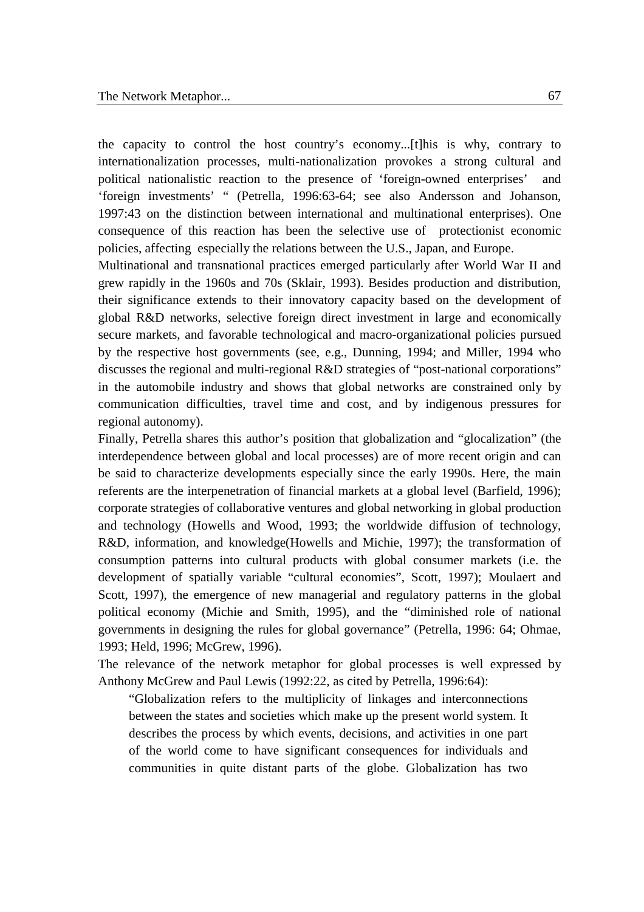the capacity to control the host country's economy...[t]his is why, contrary to internationalization processes, multi-nationalization provokes a strong cultural and political nationalistic reaction to the presence of 'foreign-owned enterprises' and 'foreign investments' " (Petrella, 1996:63-64; see also Andersson and Johanson, 1997:43 on the distinction between international and multinational enterprises). One consequence of this reaction has been the selective use of protectionist economic policies, affecting especially the relations between the U.S., Japan, and Europe.

Multinational and transnational practices emerged particularly after World War II and grew rapidly in the 1960s and 70s (Sklair, 1993). Besides production and distribution, their significance extends to their innovatory capacity based on the development of global R&D networks, selective foreign direct investment in large and economically secure markets, and favorable technological and macro-organizational policies pursued by the respective host governments (see, e.g., Dunning, 1994; and Miller, 1994 who discusses the regional and multi-regional R&D strategies of "post-national corporations" in the automobile industry and shows that global networks are constrained only by communication difficulties, travel time and cost, and by indigenous pressures for regional autonomy).

Finally, Petrella shares this author's position that globalization and "glocalization" (the interdependence between global and local processes) are of more recent origin and can be said to characterize developments especially since the early 1990s. Here, the main referents are the interpenetration of financial markets at a global level (Barfield, 1996); corporate strategies of collaborative ventures and global networking in global production and technology (Howells and Wood, 1993; the worldwide diffusion of technology, R&D, information, and knowledge(Howells and Michie, 1997); the transformation of consumption patterns into cultural products with global consumer markets (i.e. the development of spatially variable "cultural economies", Scott, 1997); Moulaert and Scott, 1997), the emergence of new managerial and regulatory patterns in the global political economy (Michie and Smith, 1995), and the "diminished role of national governments in designing the rules for global governance" (Petrella, 1996: 64; Ohmae, 1993; Held, 1996; McGrew, 1996).

The relevance of the network metaphor for global processes is well expressed by Anthony McGrew and Paul Lewis (1992:22, as cited by Petrella, 1996:64):

> "Globalization refers to the multiplicity of linkages and interconnections between the states and societies which make up the present world system. It describes the process by which events, decisions, and activities in one part of the world come to have significant consequences for individuals and communities in quite distant parts of the globe. Globalization has two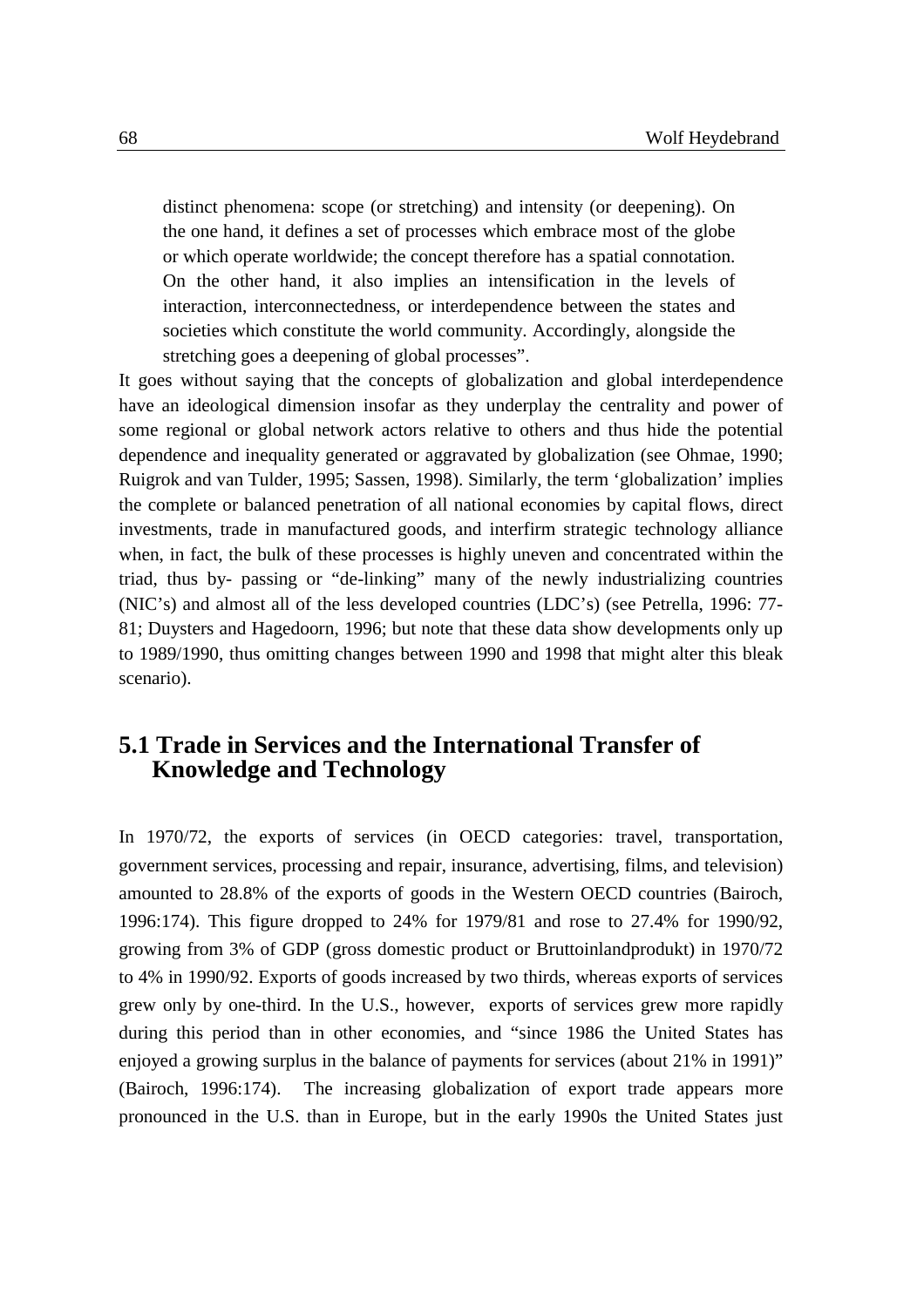> distinct phenomena: scope (or stretching) and intensity (or deepening). On the one hand, it defines a set of processes which embrace most of the globe or which operate worldwide; the concept therefore has a spatial connotation. On the other hand, it also implies an intensification in the levels of interaction, interconnectedness, or interdependence between the states and societies which constitute the world community. Accordingly, alongside the stretching goes a deepening of global processes".

It goes without saying that the concepts of globalization and global interdependence have an ideological dimension insofar as they underplay the centrality and power of some regional or global network actors relative to others and thus hide the potential dependence and inequality generated or aggravated by globalization (see Ohmae, 1990; Ruigrok and van Tulder, 1995; Sassen, 1998). Similarly, the term 'globalization' implies the complete or balanced penetration of all national economies by capital flows, direct investments, trade in manufactured goods, and interfirm strategic technology alliance when, in fact, the bulk of these processes is highly uneven and concentrated within the triad, thus by- passing or "de-linking" many of the newly industrializing countries (NIC's) and almost all of the less developed countries (LDC's) (see Petrella, 1996: 77-81; Duysters and Hagedoorn, 1996; but note that these data show developments only up to 1989/1990, thus omitting changes between 1990 and 1998 that might alter this bleak scenario).

## 5.1 Trade in Services and the International Transfer of Knowledge and Technology

In 1970/72, the exports of services (in OECD categories: travel, transportation, government services, processing and repair, insurance, advertising, films, and television) amounted to 28.8% of the exports of goods in the Western OECD countries (Bairoch, 1996:174). This figure dropped to 24% for 1979/81 and rose to 27.4% for 1990/92, growing from 3% of GDP (gross domestic product or Bruttoinlandprodukt) in 1970/72 to 4% in 1990/92. Exports of goods increased by two thirds, whereas exports of services grew only by one-third. In the U.S., however, exports of services grew more rapidly during this period than in other economies, and "since 1986 the United States has enjoyed a growing surplus in the balance of payments for services (about 21% in 1991)" (Bairoch, 1996:174). The increasing globalization of export trade appears more pronounced in the U.S. than in Europe, but in the early 1990s the United States just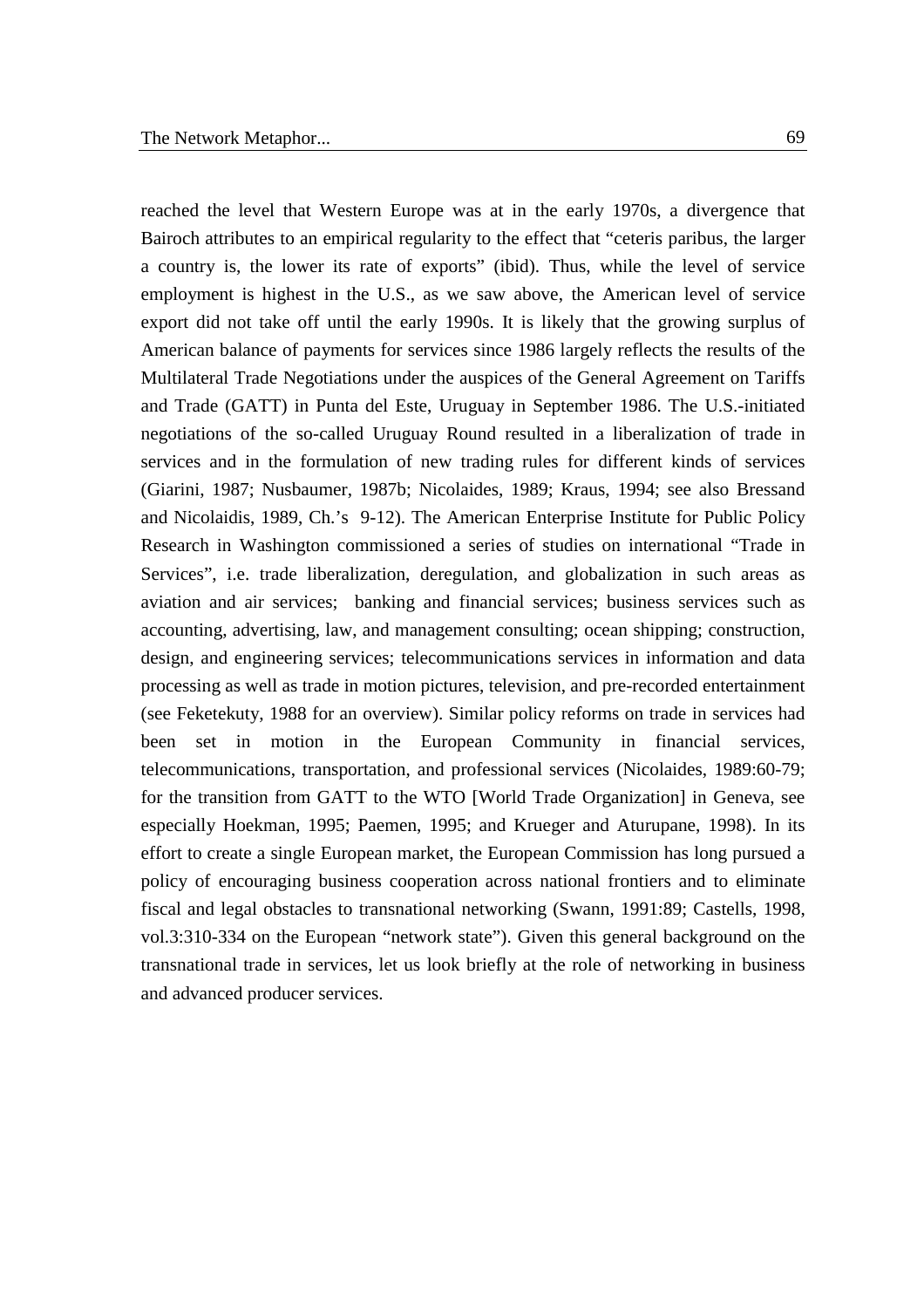reached the level that Western Europe was at in the early 1970s, a divergence that Bairoch attributes to an empirical regularity to the effect that "ceteris paribus, the larger a country is, the lower its rate of exports" (ibid). Thus, while the level of service employment is highest in the U.S., as we saw above, the American level of service export did not take off until the early 1990s. It is likely that the growing surplus of American balance of payments for services since 1986 largely reflects the results of the Multilateral Trade Negotiations under the auspices of the General Agreement on Tariffs and Trade (GATT) in Punta del Este, Uruguay in September 1986. The U.S.-initiated negotiations of the so-called Uruguay Round resulted in a liberalization of trade in services and in the formulation of new trading rules for different kinds of services (Giarini, 1987; Nusbaumer, 1987b; Nicolaides, 1989; Kraus, 1994; see also Bressand and Nicolaidis, 1989, Ch.'s 9-12). The American Enterprise Institute for Public Policy Research in Washington commissioned a series of studies on international "Trade in Services", i.e. trade liberalization, deregulation, and globalization in such areas as aviation and air services; banking and financial services; business services such as accounting, advertising, law, and management consulting; ocean shipping; construction, design, and engineering services; telecommunications services in information and data processing as well as trade in motion pictures, television, and pre-recorded entertainment (see Feketekuty, 1988 for an overview). Similar policy reforms on trade in services had been set in motion in the European Community in financial services, telecommunications, transportation, and professional services (Nicolaides, 1989:60-79; for the transition from GATT to the WTO [World Trade Organization] in Geneva, see especially Hoekman, 1995; Paemen, 1995; and Krueger and Aturupane, 1998). In its effort to create a single European market, the European Commission has long pursued a policy of encouraging business cooperation across national frontiers and to eliminate fiscal and legal obstacles to transnational networking (Swann, 1991:89; Castells, 1998, vol.3:310-334 on the European "network state"). Given this general background on the transnational trade in services, let us look briefly at the role of networking in business and advanced producer services.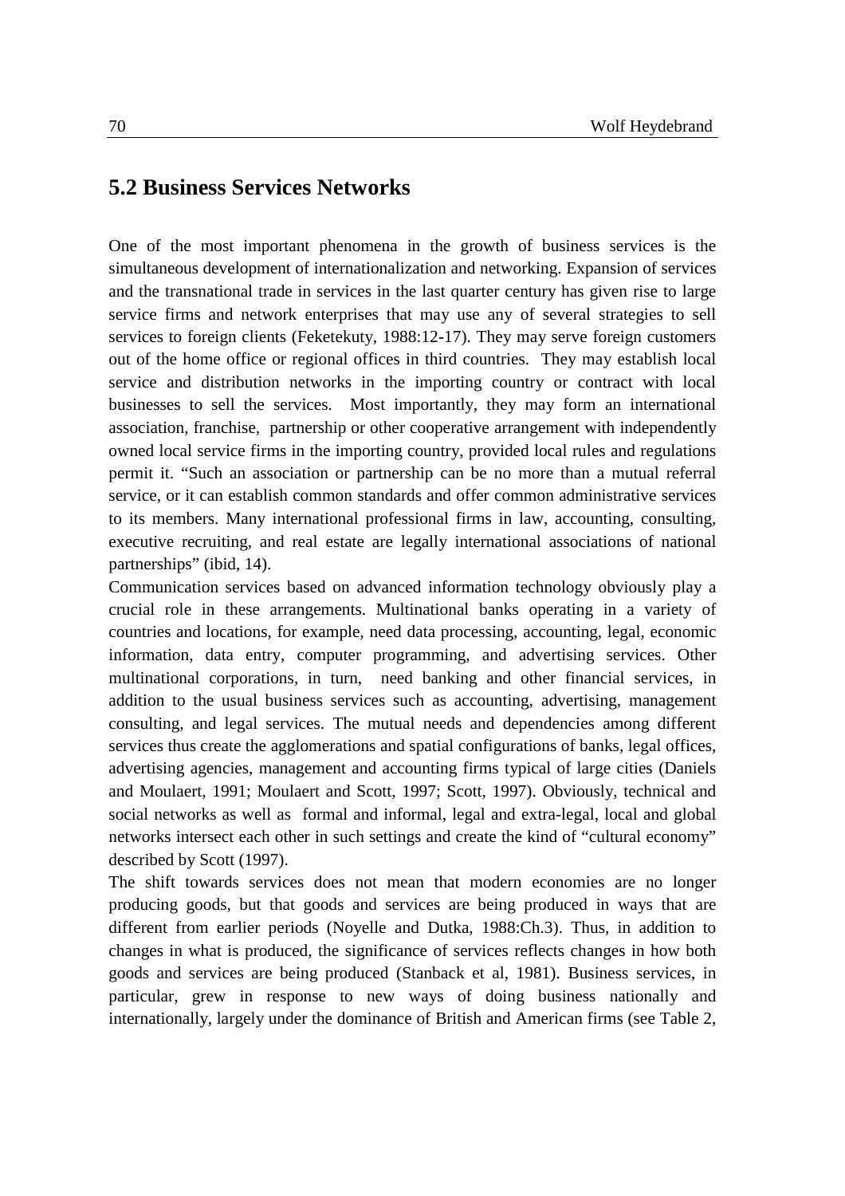## 5.2 Business Services Networks

One of the most important phenomena in the growth of business services is the simultaneous development of internationalization and networking. Expansion of services and the transnational trade in services in the last quarter century has given rise to large service firms and network enterprises that may use any of several strategies to sell services to foreign clients (Feketekuty, 1988:12-17). They may serve foreign customers out of the home office or regional offices in third countries. They may establish local service and distribution networks in the importing country or contract with local businesses to sell the services. Most importantly, they may form an international association, franchise, partnership or other cooperative arrangement with independently owned local service firms in the importing country, provided local rules and regulations permit it. "Such an association or partnership can be no more than a mutual referral service, or it can establish common standards and offer common administrative services to its members. Many international professional firms in law, accounting, consulting, executive recruiting, and real estate are legally international associations of national partnerships" (ibid, 14).

Communication services based on advanced information technology obviously play a crucial role in these arrangements. Multinational banks operating in a variety of countries and locations, for example, need data processing, accounting, legal, economic information, data entry, computer programming, and advertising services. Other multinational corporations, in turn, need banking and other financial services, in addition to the usual business services such as accounting, advertising, management consulting, and legal services. The mutual needs and dependencies among different services thus create the agglomerations and spatial configurations of banks, legal offices, advertising agencies, management and accounting firms typical of large cities (Daniels and Moulaert, 1991; Moulaert and Scott, 1997; Scott, 1997). Obviously, technical and social networks as well as formal and informal, legal and extra-legal, local and global networks intersect each other in such settings and create the kind of "cultural economy" described by Scott (1997).

The shift towards services does not mean that modern economies are no longer producing goods, but that goods and services are being produced in ways that are different from earlier periods (Noyelle and Dutka, 1988:Ch.3). Thus, in addition to changes in what is produced, the significance of services reflects changes in how both goods and services are being produced (Stanback et al, 1981). Business services, in particular, grew in response to new ways of doing business nationally and internationally, largely under the dominance of British and American firms (see Table 2,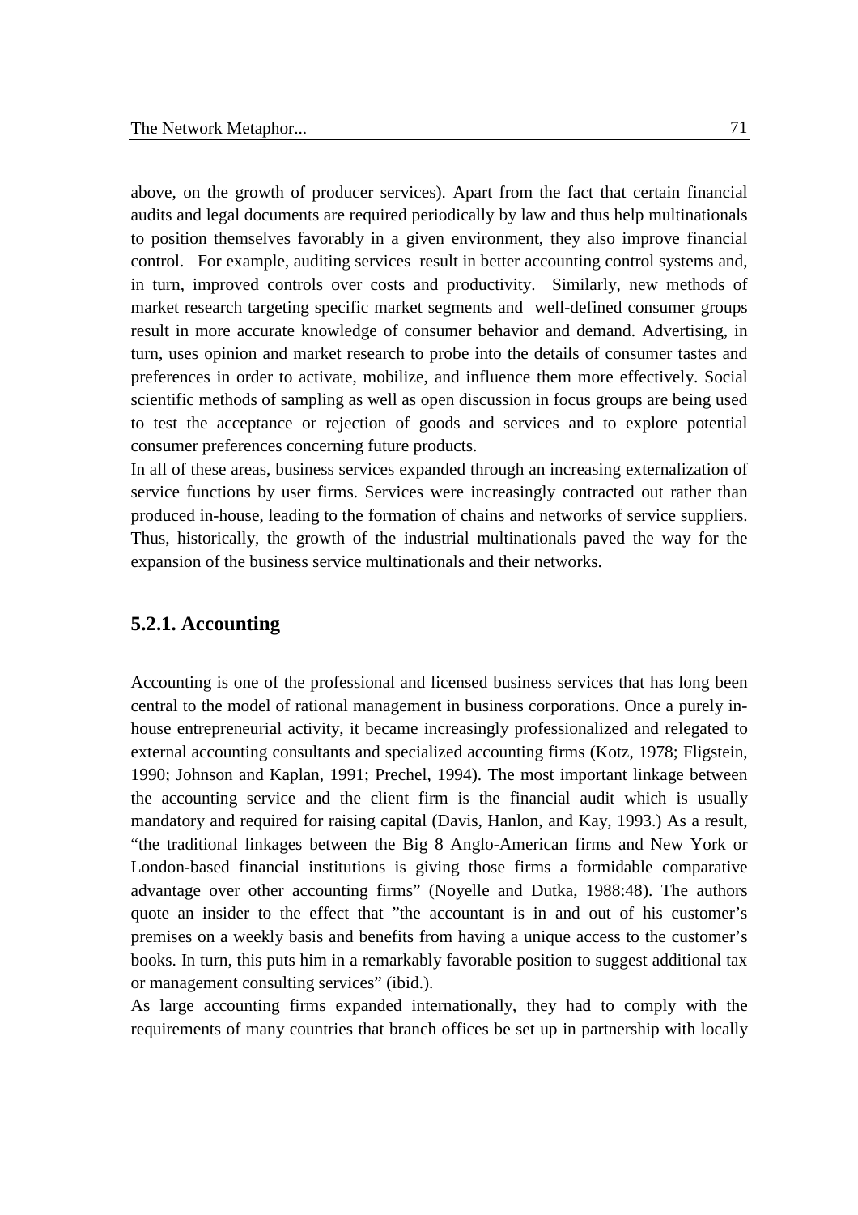above, on the growth of producer services). Apart from the fact that certain financial audits and legal documents are required periodically by law and thus help multinationals to position themselves favorably in a given environment, they also improve financial control. For example, auditing services result in better accounting control systems and, in turn, improved controls over costs and productivity. Similarly, new methods of market research targeting specific market segments and well-defined consumer groups result in more accurate knowledge of consumer behavior and demand. Advertising, in turn, uses opinion and market research to probe into the details of consumer tastes and preferences in order to activate, mobilize, and influence them more effectively. Social scientific methods of sampling as well as open discussion in focus groups are being used to test the acceptance or rejection of goods and services and to explore potential consumer preferences concerning future products.

In all of these areas, business services expanded through an increasing externalization of service functions by user firms. Services were increasingly contracted out rather than produced in-house, leading to the formation of chains and networks of service suppliers. Thus, historically, the growth of the industrial multinationals paved the way for the expansion of the business service multinationals and their networks.

### 5.2.1. Accounting

Accounting is one of the professional and licensed business services that has long been central to the model of rational management in business corporations. Once a purely in-house entrepreneurial activity, it became increasingly professionalized and relegated to external accounting consultants and specialized accounting firms (Kotz, 1978; Fligstein, 1990; Johnson and Kaplan, 1991; Prechel, 1994). The most important linkage between the accounting service and the client firm is the financial audit which is usually mandatory and required for raising capital (Davis, Hanlon, and Kay, 1993.) As a result, "the traditional linkages between the Big 8 Anglo-American firms and New York or London-based financial institutions is giving those firms a formidable comparative advantage over other accounting firms" (Noyelle and Dutka, 1988:48). The authors quote an insider to the effect that "the accountant is in and out of his customer's premises on a weekly basis and benefits from having a unique access to the customer's books. In turn, this puts him in a remarkably favorable position to suggest additional tax or management consulting services" (ibid.).

As large accounting firms expanded internationally, they had to comply with the requirements of many countries that branch offices be set up in partnership with locally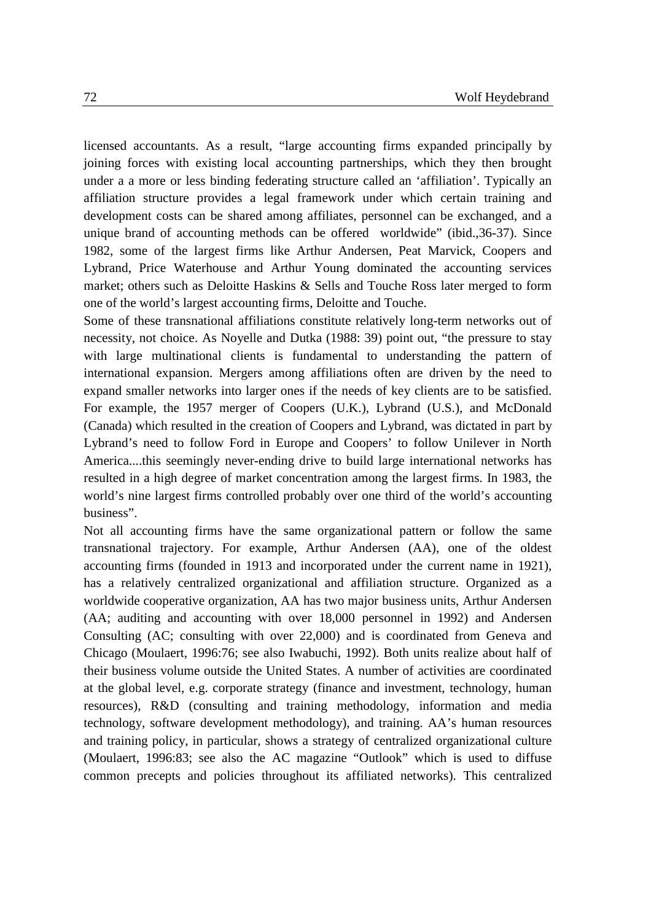licensed accountants. As a result, "large accounting firms expanded principally by joining forces with existing local accounting partnerships, which they then brought under a a more or less binding federating structure called an 'affiliation'. Typically an affiliation structure provides a legal framework under which certain training and development costs can be shared among affiliates, personnel can be exchanged, and a unique brand of accounting methods can be offered worldwide" (ibid.,36-37). Since 1982, some of the largest firms like Arthur Andersen, Peat Marvick, Coopers and Lybrand, Price Waterhouse and Arthur Young dominated the accounting services market; others such as Deloitte Haskins & Sells and Touche Ross later merged to form one of the world's largest accounting firms, Deloitte and Touche.

Some of these transnational affiliations constitute relatively long-term networks out of necessity, not choice. As Noyelle and Dutka (1988: 39) point out, "the pressure to stay with large multinational clients is fundamental to understanding the pattern of international expansion. Mergers among affiliations often are driven by the need to expand smaller networks into larger ones if the needs of key clients are to be satisfied. For example, the 1957 merger of Coopers (U.K.), Lybrand (U.S.), and McDonald (Canada) which resulted in the creation of Coopers and Lybrand, was dictated in part by Lybrand's need to follow Ford in Europe and Coopers' to follow Unilever in North America....this seemingly never-ending drive to build large international networks has resulted in a high degree of market concentration among the largest firms. In 1983, the world's nine largest firms controlled probably over one third of the world's accounting business".

Not all accounting firms have the same organizational pattern or follow the same transnational trajectory. For example, Arthur Andersen (AA), one of the oldest accounting firms (founded in 1913 and incorporated under the current name in 1921), has a relatively centralized organizational and affiliation structure. Organized as a worldwide cooperative organization, AA has two major business units, Arthur Andersen (AA; auditing and accounting with over 18,000 personnel in 1992) and Andersen Consulting (AC; consulting with over 22,000) and is coordinated from Geneva and Chicago (Moulaert, 1996:76; see also Iwabuchi, 1992). Both units realize about half of their business volume outside the United States. A number of activities are coordinated at the global level, e.g. corporate strategy (finance and investment, technology, human resources), R&D (consulting and training methodology, information and media technology, software development methodology), and training. AA's human resources and training policy, in particular, shows a strategy of centralized organizational culture (Moulaert, 1996:83; see also the AC magazine "Outlook" which is used to diffuse common precepts and policies throughout its affiliated networks). This centralized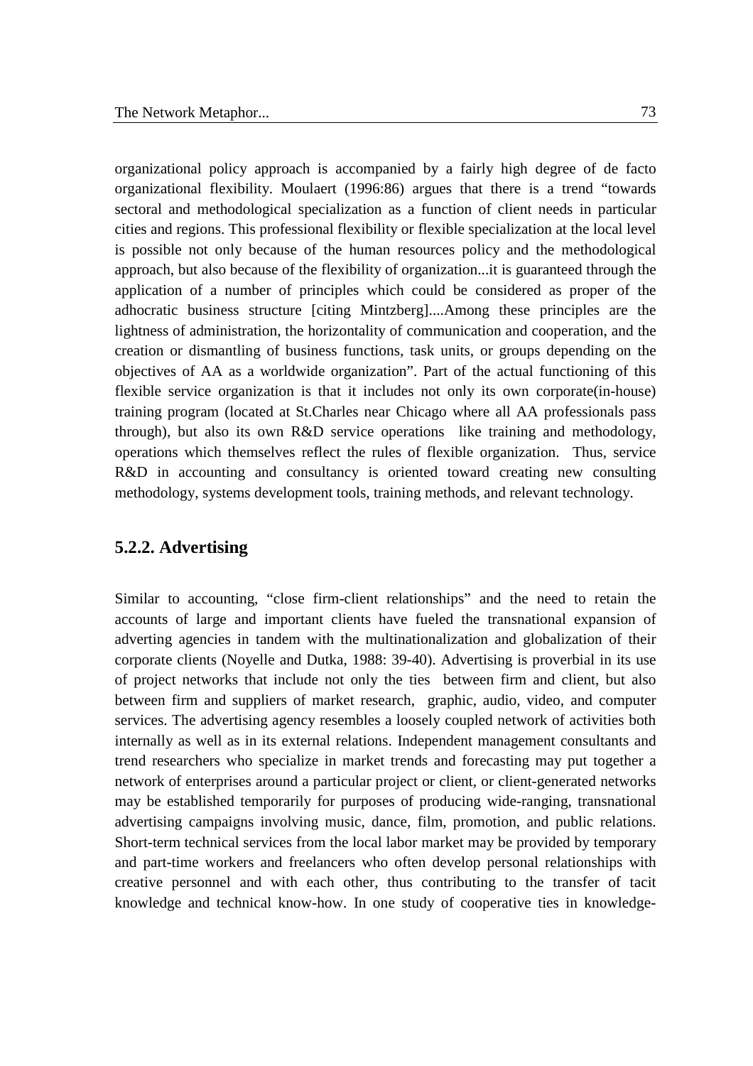organizational policy approach is accompanied by a fairly high degree of de facto organizational flexibility. Moulaert (1996:86) argues that there is a trend "towards sectoral and methodological specialization as a function of client needs in particular cities and regions. This professional flexibility or flexible specialization at the local level is possible not only because of the human resources policy and the methodological approach, but also because of the flexibility of organization...it is guaranteed through the application of a number of principles which could be considered as proper of the adhocratic business structure [citing Mintzberg]....Among these principles are the lightness of administration, the horizontality of communication and cooperation, and the creation or dismantling of business functions, task units, or groups depending on the objectives of AA as a worldwide organization". Part of the actual functioning of this flexible service organization is that it includes not only its own corporate(in-house) training program (located at St.Charles near Chicago where all AA professionals pass through), but also its own R&D service operations like training and methodology, operations which themselves reflect the rules of flexible organization. Thus, service R&D in accounting and consultancy is oriented toward creating new consulting methodology, systems development tools, training methods, and relevant technology.

### 5.2.2. Advertising

Similar to accounting, "close firm-client relationships" and the need to retain the accounts of large and important clients have fueled the transnational expansion of adverting agencies in tandem with the multinationalization and globalization of their corporate clients (Noyelle and Dutka, 1988: 39-40). Advertising is proverbial in its use of project networks that include not only the ties between firm and client, but also between firm and suppliers of market research, graphic, audio, video, and computer services. The advertising agency resembles a loosely coupled network of activities both internally as well as in its external relations. Independent management consultants and trend researchers who specialize in market trends and forecasting may put together a network of enterprises around a particular project or client, or client-generated networks may be established temporarily for purposes of producing wide-ranging, transnational advertising campaigns involving music, dance, film, promotion, and public relations. Short-term technical services from the local labor market may be provided by temporary and part-time workers and freelancers who often develop personal relationships with creative personnel and with each other, thus contributing to the transfer of tacit knowledge and technical know-how. In one study of cooperative ties in knowledge-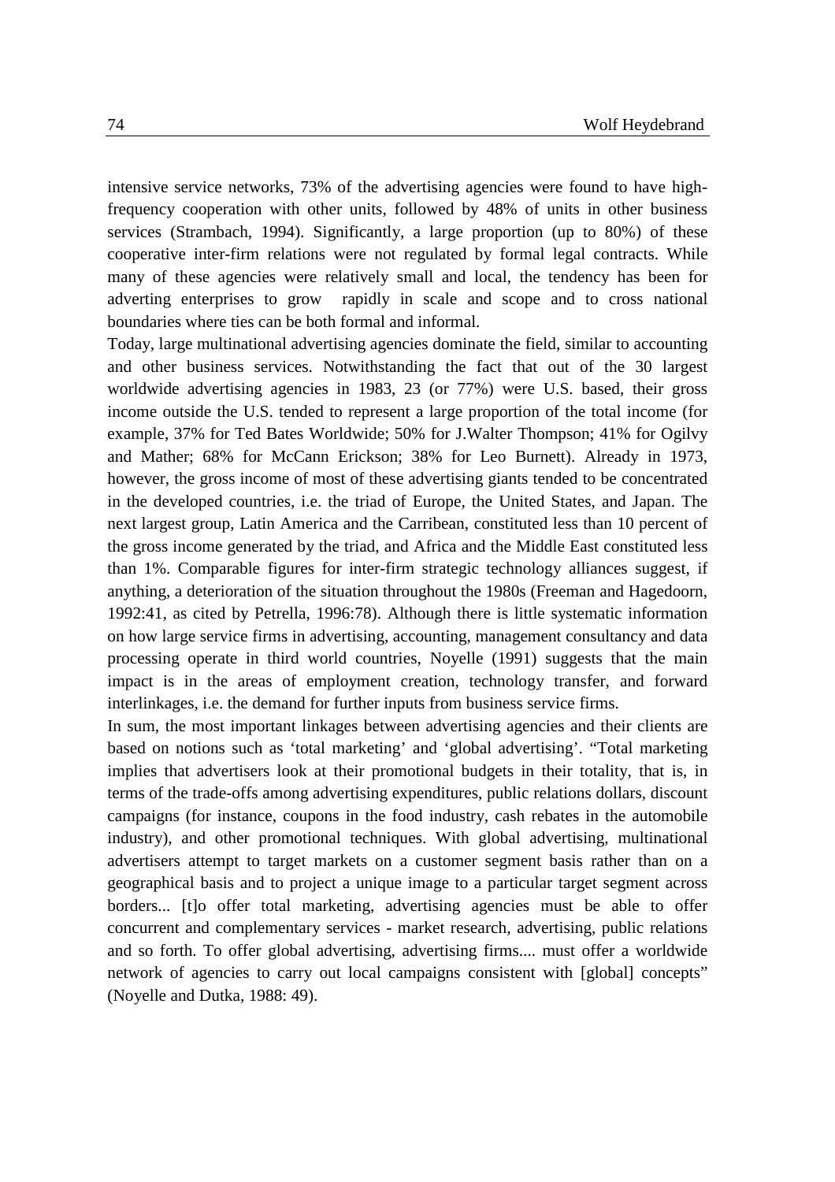intensive service networks, 73% of the advertising agencies were found to have high-frequency cooperation with other units, followed by 48% of units in other business services (Strambach, 1994). Significantly, a large proportion (up to 80%) of these cooperative inter-firm relations were not regulated by formal legal contracts. While many of these agencies were relatively small and local, the tendency has been for adverting enterprises to grow rapidly in scale and scope and to cross national boundaries where ties can be both formal and informal.

Today, large multinational advertising agencies dominate the field, similar to accounting and other business services. Notwithstanding the fact that out of the 30 largest worldwide advertising agencies in 1983, 23 (or 77%) were U.S. based, their gross income outside the U.S. tended to represent a large proportion of the total income (for example, 37% for Ted Bates Worldwide; 50% for J.Walter Thompson; 41% for Ogilvy and Mather; 68% for McCann Erickson; 38% for Leo Burnett). Already in 1973, however, the gross income of most of these advertising giants tended to be concentrated in the developed countries, i.e. the triad of Europe, the United States, and Japan. The next largest group, Latin America and the Carribean, constituted less than 10 percent of the gross income generated by the triad, and Africa and the Middle East constituted less than 1%. Comparable figures for inter-firm strategic technology alliances suggest, if anything, a deterioration of the situation throughout the 1980s (Freeman and Hagedoorn, 1992:41, as cited by Petrella, 1996:78). Although there is little systematic information on how large service firms in advertising, accounting, management consultancy and data processing operate in third world countries, Noyelle (1991) suggests that the main impact is in the areas of employment creation, technology transfer, and forward interlinkages, i.e. the demand for further inputs from business service firms.

In sum, the most important linkages between advertising agencies and their clients are based on notions such as 'total marketing' and 'global advertising'. "Total marketing implies that advertisers look at their promotional budgets in their totality, that is, in terms of the trade-offs among advertising expenditures, public relations dollars, discount campaigns (for instance, coupons in the food industry, cash rebates in the automobile industry), and other promotional techniques. With global advertising, multinational advertisers attempt to target markets on a customer segment basis rather than on a geographical basis and to project a unique image to a particular target segment across borders... [t]o offer total marketing, advertising agencies must be able to offer concurrent and complementary services - market research, advertising, public relations and so forth. To offer global advertising, advertising firms.... must offer a worldwide network of agencies to carry out local campaigns consistent with [global] concepts" (Noyelle and Dutka, 1988: 49).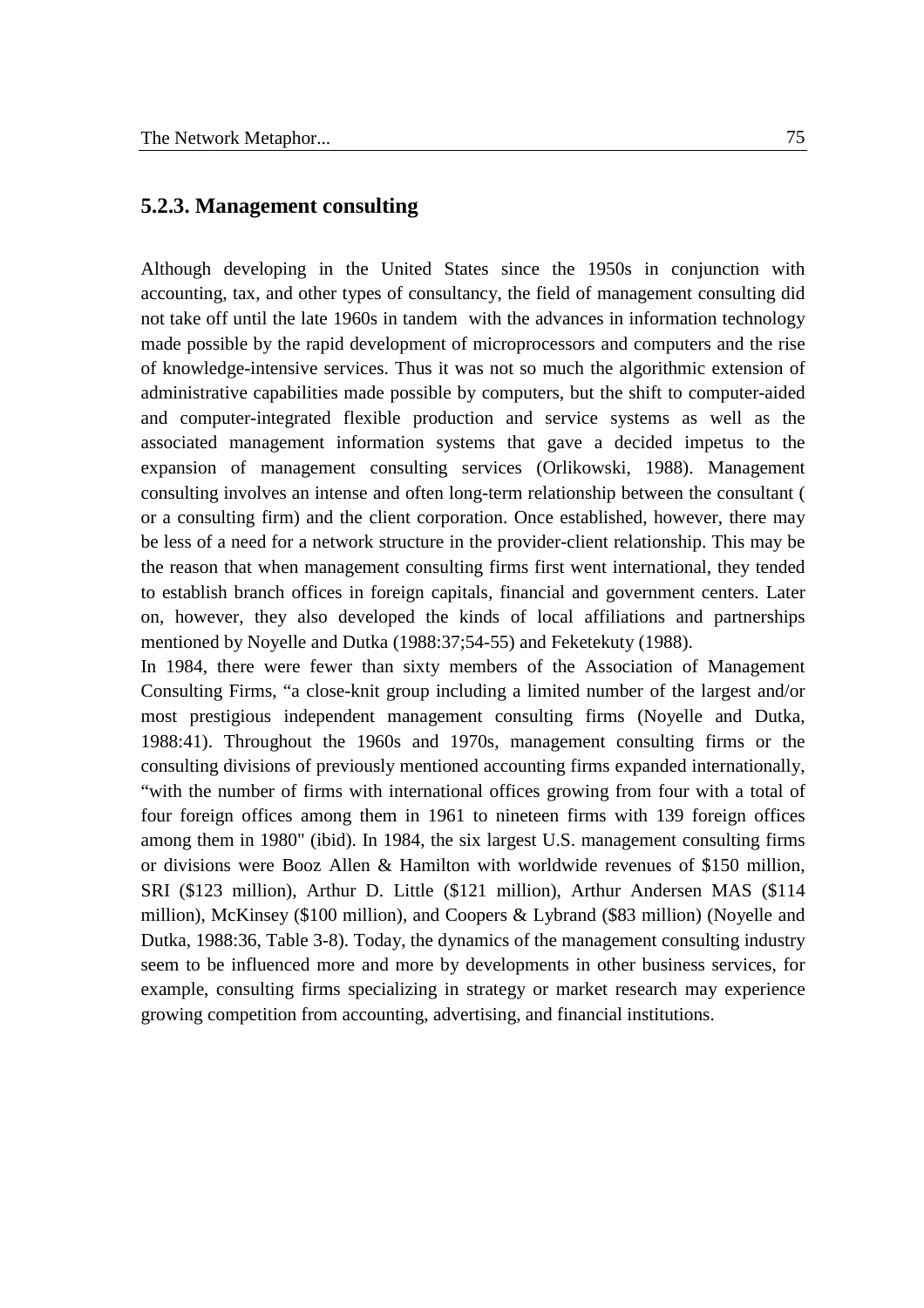### 5.2.3. Management consulting

Although developing in the United States since the 1950s in conjunction with accounting, tax, and other types of consultancy, the field of management consulting did not take off until the late 1960s in tandem with the advances in information technology made possible by the rapid development of microprocessors and computers and the rise of knowledge-intensive services. Thus it was not so much the algorithmic extension of administrative capabilities made possible by computers, but the shift to computer-aided and computer-integrated flexible production and service systems as well as the associated management information systems that gave a decided impetus to the expansion of management consulting services (Orlikowski, 1988). Management consulting involves an intense and often long-term relationship between the consultant ( or a consulting firm) and the client corporation. Once established, however, there may be less of a need for a network structure in the provider-client relationship. This may be the reason that when management consulting firms first went international, they tended to establish branch offices in foreign capitals, financial and government centers. Later on, however, they also developed the kinds of local affiliations and partnerships mentioned by Noyelle and Dutka (1988:37;54-55) and Feketekuty (1988).

In 1984, there were fewer than sixty members of the Association of Management Consulting Firms, "a close-knit group including a limited number of the largest and/or most prestigious independent management consulting firms (Noyelle and Dutka, 1988:41). Throughout the 1960s and 1970s, management consulting firms or the consulting divisions of previously mentioned accounting firms expanded internationally, "with the number of firms with international offices growing from four with a total of four foreign offices among them in 1961 to nineteen firms with 139 foreign offices among them in 1980" (ibid). In 1984, the six largest U.S. management consulting firms or divisions were Booz Allen & Hamilton with worldwide revenues of $150 million, SRI ($123 million), Arthur D. Little ($121 million), Arthur Andersen MAS ($114 million), McKinsey ($100 million), and Coopers & Lybrand ($83 million) (Noyelle and Dutka, 1988:36, Table 3-8). Today, the dynamics of the management consulting industry seem to be influenced more and more by developments in other business services, for example, consulting firms specializing in strategy or market research may experience growing competition from accounting, advertising, and financial institutions.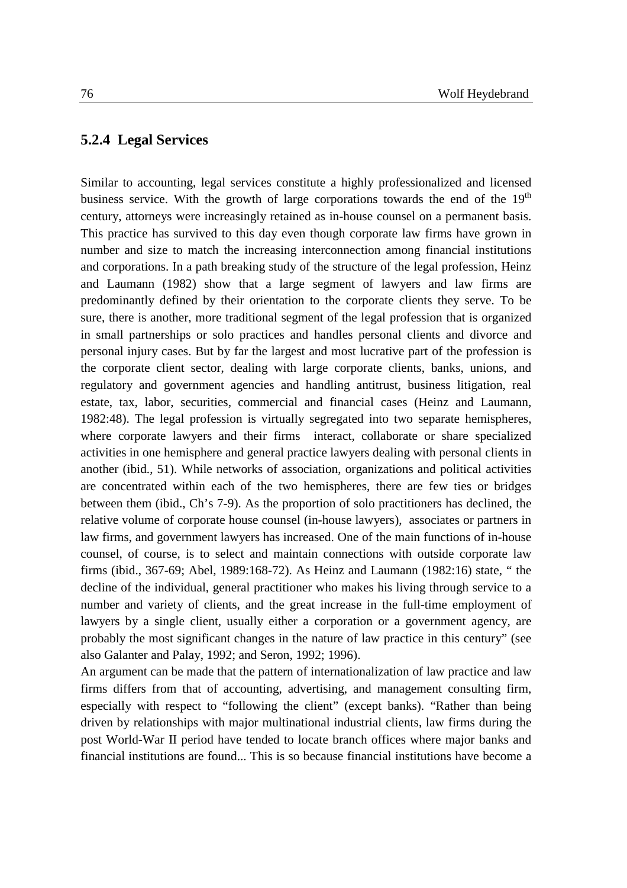### 5.2.4 Legal Services

Similar to accounting, legal services constitute a highly professionalized and licensed business service. With the growth of large corporations towards the end of the 19th century, attorneys were increasingly retained as in-house counsel on a permanent basis. This practice has survived to this day even though corporate law firms have grown in number and size to match the increasing interconnection among financial institutions and corporations. In a path breaking study of the structure of the legal profession, Heinz and Laumann (1982) show that a large segment of lawyers and law firms are predominantly defined by their orientation to the corporate clients they serve. To be sure, there is another, more traditional segment of the legal profession that is organized in small partnerships or solo practices and handles personal clients and divorce and personal injury cases. But by far the largest and most lucrative part of the profession is the corporate client sector, dealing with large corporate clients, banks, unions, and regulatory and government agencies and handling antitrust, business litigation, real estate, tax, labor, securities, commercial and financial cases (Heinz and Laumann, 1982:48). The legal profession is virtually segregated into two separate hemispheres, where corporate lawyers and their firms interact, collaborate or share specialized activities in one hemisphere and general practice lawyers dealing with personal clients in another (ibid., 51). While networks of association, organizations and political activities are concentrated within each of the two hemispheres, there are few ties or bridges between them (ibid., Ch's 7-9). As the proportion of solo practitioners has declined, the relative volume of corporate house counsel (in-house lawyers), associates or partners in law firms, and government lawyers has increased. One of the main functions of in-house counsel, of course, is to select and maintain connections with outside corporate law firms (ibid., 367-69; Abel, 1989:168-72). As Heinz and Laumann (1982:16) state, " the decline of the individual, general practitioner who makes his living through service to a number and variety of clients, and the great increase in the full-time employment of lawyers by a single client, usually either a corporation or a government agency, are probably the most significant changes in the nature of law practice in this century" (see also Galanter and Palay, 1992; and Seron, 1992; 1996).

An argument can be made that the pattern of internationalization of law practice and law firms differs from that of accounting, advertising, and management consulting firm, especially with respect to "following the client" (except banks). "Rather than being driven by relationships with major multinational industrial clients, law firms during the post World-War II period have tended to locate branch offices where major banks and financial institutions are found... This is so because financial institutions have become a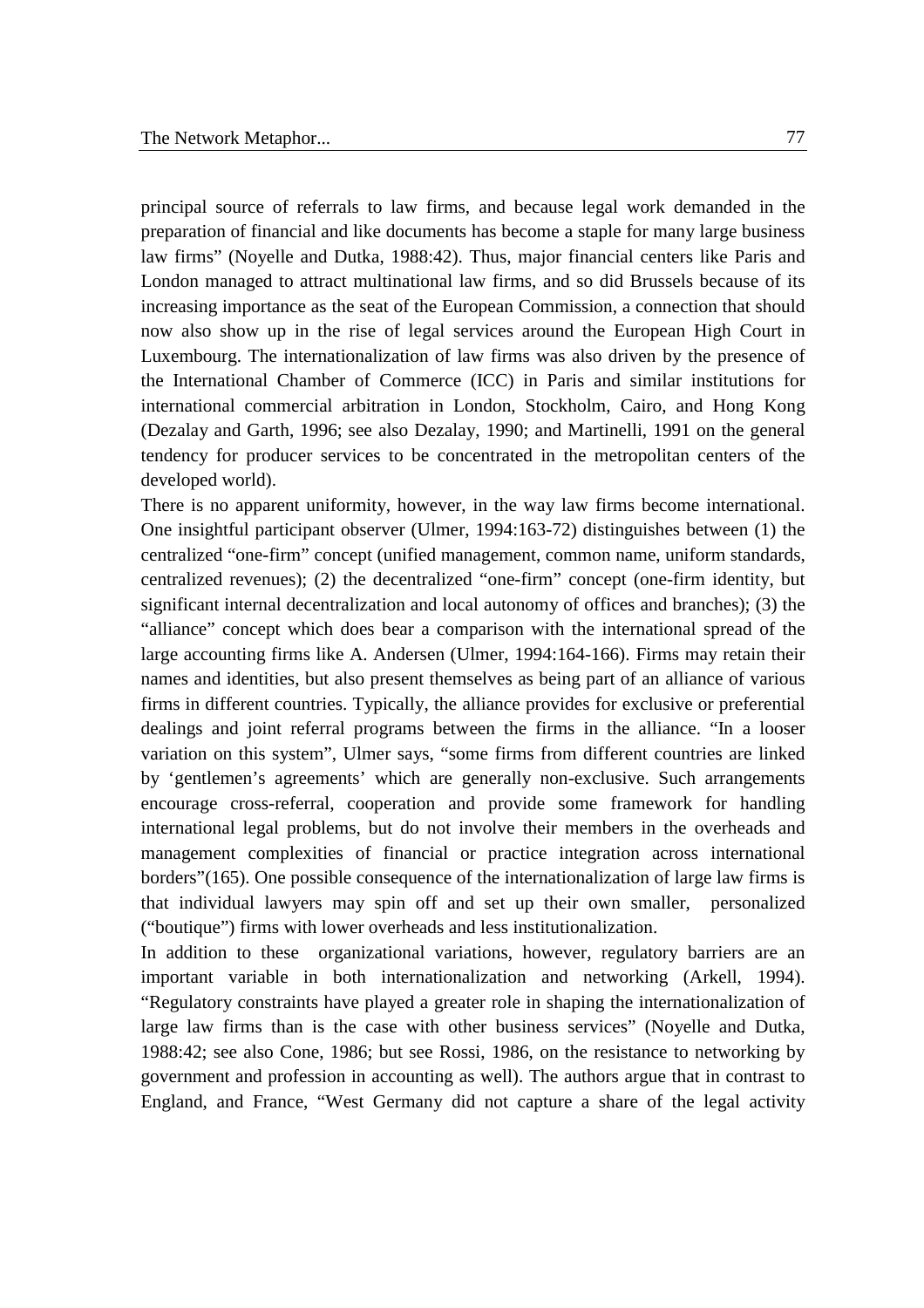principal source of referrals to law firms, and because legal work demanded in the preparation of financial and like documents has become a staple for many large business law firms" (Noyelle and Dutka, 1988:42). Thus, major financial centers like Paris and London managed to attract multinational law firms, and so did Brussels because of its increasing importance as the seat of the European Commission, a connection that should now also show up in the rise of legal services around the European High Court in Luxembourg. The internationalization of law firms was also driven by the presence of the International Chamber of Commerce (ICC) in Paris and similar institutions for international commercial arbitration in London, Stockholm, Cairo, and Hong Kong (Dezalay and Garth, 1996; see also Dezalay, 1990; and Martinelli, 1991 on the general tendency for producer services to be concentrated in the metropolitan centers of the developed world).

There is no apparent uniformity, however, in the way law firms become international. One insightful participant observer (Ulmer, 1994:163-72) distinguishes between (1) the centralized "one-firm" concept (unified management, common name, uniform standards, centralized revenues); (2) the decentralized "one-firm" concept (one-firm identity, but significant internal decentralization and local autonomy of offices and branches); (3) the "alliance" concept which does bear a comparison with the international spread of the large accounting firms like A. Andersen (Ulmer, 1994:164-166). Firms may retain their names and identities, but also present themselves as being part of an alliance of various firms in different countries. Typically, the alliance provides for exclusive or preferential dealings and joint referral programs between the firms in the alliance. "In a looser variation on this system", Ulmer says, "some firms from different countries are linked by 'gentlemen's agreements' which are generally non-exclusive. Such arrangements encourage cross-referral, cooperation and provide some framework for handling international legal problems, but do not involve their members in the overheads and management complexities of financial or practice integration across international borders"(165). One possible consequence of the internationalization of large law firms is that individual lawyers may spin off and set up their own smaller, personalized ("boutique") firms with lower overheads and less institutionalization.

In addition to these organizational variations, however, regulatory barriers are an important variable in both internationalization and networking (Arkell, 1994). "Regulatory constraints have played a greater role in shaping the internationalization of large law firms than is the case with other business services" (Noyelle and Dutka, 1988:42; see also Cone, 1986; but see Rossi, 1986, on the resistance to networking by government and profession in accounting as well). The authors argue that in contrast to England, and France, "West Germany did not capture a share of the legal activity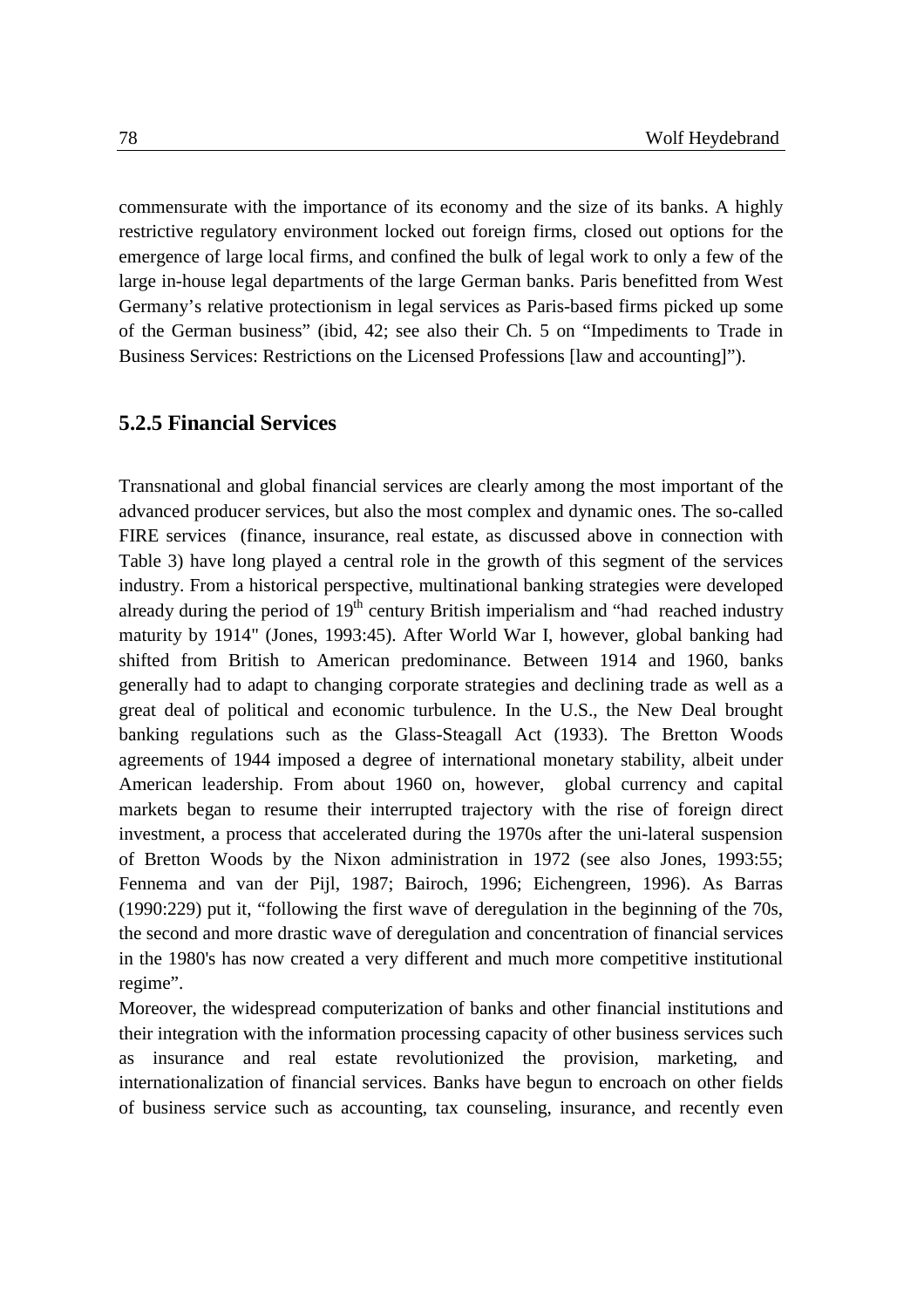commensurate with the importance of its economy and the size of its banks. A highly restrictive regulatory environment locked out foreign firms, closed out options for the emergence of large local firms, and confined the bulk of legal work to only a few of the large in-house legal departments of the large German banks. Paris benefitted from West Germany's relative protectionism in legal services as Paris-based firms picked up some of the German business" (ibid, 42; see also their Ch. 5 on "Impediments to Trade in Business Services: Restrictions on the Licensed Professions [law and accounting]").

### 5.2.5 Financial Services

Transnational and global financial services are clearly among the most important of the advanced producer services, but also the most complex and dynamic ones. The so-called FIRE services (finance, insurance, real estate, as discussed above in connection with Table 3) have long played a central role in the growth of this segment of the services industry. From a historical perspective, multinational banking strategies were developed already during the period of 19th century British imperialism and "had reached industry maturity by 1914" (Jones, 1993:45). After World War I, however, global banking had shifted from British to American predominance. Between 1914 and 1960, banks generally had to adapt to changing corporate strategies and declining trade as well as a great deal of political and economic turbulence. In the U.S., the New Deal brought banking regulations such as the Glass-Steagall Act (1933). The Bretton Woods agreements of 1944 imposed a degree of international monetary stability, albeit under American leadership. From about 1960 on, however, global currency and capital markets began to resume their interrupted trajectory with the rise of foreign direct investment, a process that accelerated during the 1970s after the uni-lateral suspension of Bretton Woods by the Nixon administration in 1972 (see also Jones, 1993:55; Fennema and van der Pijl, 1987; Bairoch, 1996; Eichengreen, 1996). As Barras (1990:229) put it, "following the first wave of deregulation in the beginning of the 70s, the second and more drastic wave of deregulation and concentration of financial services in the 1980's has now created a very different and much more competitive institutional regime".

Moreover, the widespread computerization of banks and other financial institutions and their integration with the information processing capacity of other business services such as insurance and real estate revolutionized the provision, marketing, and internationalization of financial services. Banks have begun to encroach on other fields of business service such as accounting, tax counseling, insurance, and recently even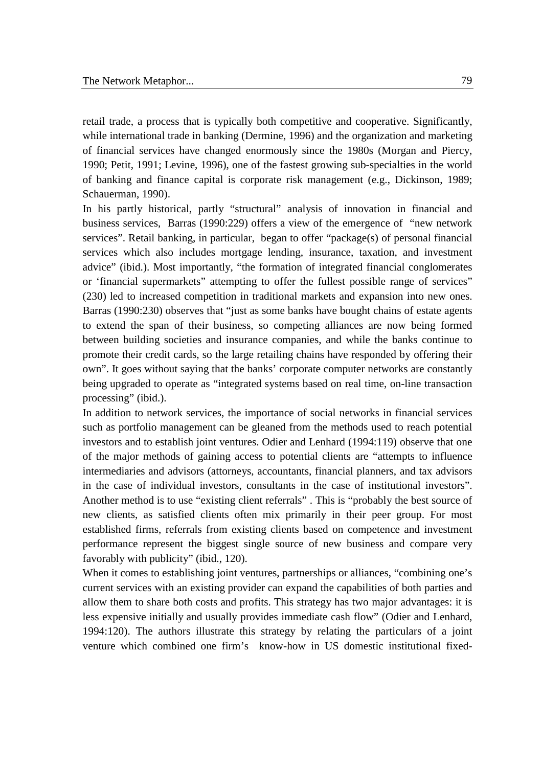retail trade, a process that is typically both competitive and cooperative. Significantly, while international trade in banking (Dermine, 1996) and the organization and marketing of financial services have changed enormously since the 1980s (Morgan and Piercy, 1990; Petit, 1991; Levine, 1996), one of the fastest growing sub-specialties in the world of banking and finance capital is corporate risk management (e.g., Dickinson, 1989; Schauerman, 1990).

In his partly historical, partly "structural" analysis of innovation in financial and business services, Barras (1990:229) offers a view of the emergence of "new network services". Retail banking, in particular, began to offer "package(s) of personal financial services which also includes mortgage lending, insurance, taxation, and investment advice" (ibid.). Most importantly, "the formation of integrated financial conglomerates or 'financial supermarkets" attempting to offer the fullest possible range of services" (230) led to increased competition in traditional markets and expansion into new ones. Barras (1990:230) observes that "just as some banks have bought chains of estate agents to extend the span of their business, so competing alliances are now being formed between building societies and insurance companies, and while the banks continue to promote their credit cards, so the large retailing chains have responded by offering their own". It goes without saying that the banks' corporate computer networks are constantly being upgraded to operate as "integrated systems based on real time, on-line transaction processing" (ibid.).

In addition to network services, the importance of social networks in financial services such as portfolio management can be gleaned from the methods used to reach potential investors and to establish joint ventures. Odier and Lenhard (1994:119) observe that one of the major methods of gaining access to potential clients are "attempts to influence intermediaries and advisors (attorneys, accountants, financial planners, and tax advisors in the case of individual investors, consultants in the case of institutional investors". Another method is to use "existing client referrals" . This is "probably the best source of new clients, as satisfied clients often mix primarily in their peer group. For most established firms, referrals from existing clients based on competence and investment performance represent the biggest single source of new business and compare very favorably with publicity" (ibid., 120).

When it comes to establishing joint ventures, partnerships or alliances, "combining one's current services with an existing provider can expand the capabilities of both parties and allow them to share both costs and profits. This strategy has two major advantages: it is less expensive initially and usually provides immediate cash flow" (Odier and Lenhard, 1994:120). The authors illustrate this strategy by relating the particulars of a joint venture which combined one firm's know-how in US domestic institutional fixed-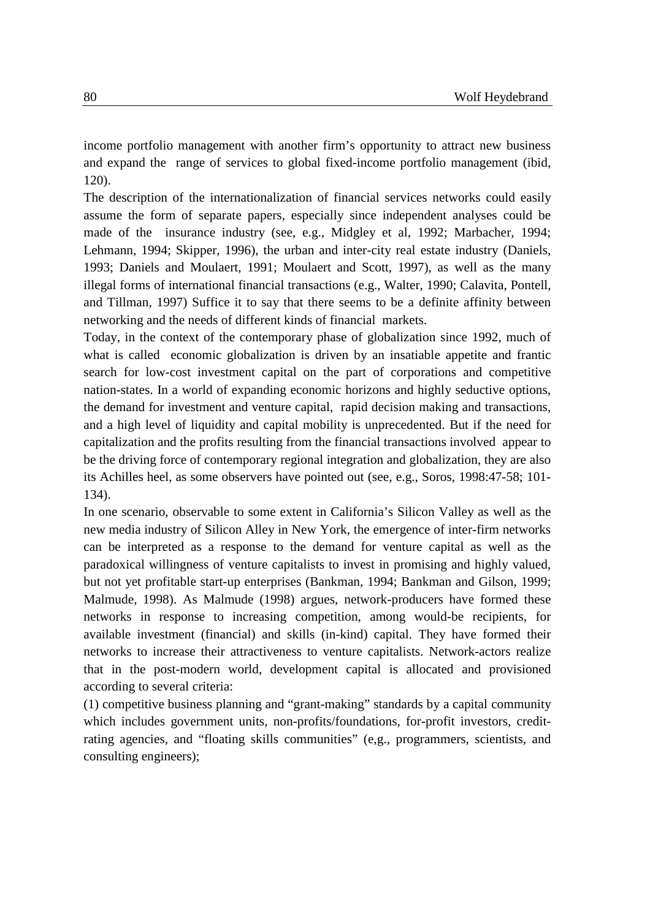income portfolio management with another firm's opportunity to attract new business and expand the range of services to global fixed-income portfolio management (ibid, 120).

The description of the internationalization of financial services networks could easily assume the form of separate papers, especially since independent analyses could be made of the insurance industry (see, e.g., Midgley et al, 1992; Marbacher, 1994; Lehmann, 1994; Skipper, 1996), the urban and inter-city real estate industry (Daniels, 1993; Daniels and Moulaert, 1991; Moulaert and Scott, 1997), as well as the many illegal forms of international financial transactions (e.g., Walter, 1990; Calavita, Pontell, and Tillman, 1997) Suffice it to say that there seems to be a definite affinity between networking and the needs of different kinds of financial markets.

Today, in the context of the contemporary phase of globalization since 1992, much of what is called economic globalization is driven by an insatiable appetite and frantic search for low-cost investment capital on the part of corporations and competitive nation-states. In a world of expanding economic horizons and highly seductive options, the demand for investment and venture capital, rapid decision making and transactions, and a high level of liquidity and capital mobility is unprecedented. But if the need for capitalization and the profits resulting from the financial transactions involved appear to be the driving force of contemporary regional integration and globalization, they are also its Achilles heel, as some observers have pointed out (see, e.g., Soros, 1998:47-58; 101-134).

In one scenario, observable to some extent in California's Silicon Valley as well as the new media industry of Silicon Alley in New York, the emergence of inter-firm networks can be interpreted as a response to the demand for venture capital as well as the paradoxical willingness of venture capitalists to invest in promising and highly valued, but not yet profitable start-up enterprises (Bankman, 1994; Bankman and Gilson, 1999; Malmude, 1998). As Malmude (1998) argues, network-producers have formed these networks in response to increasing competition, among would-be recipients, for available investment (financial) and skills (in-kind) capital. They have formed their networks to increase their attractiveness to venture capitalists. Network-actors realize that in the post-modern world, development capital is allocated and provisioned according to several criteria:

(1) competitive business planning and "grant-making" standards by a capital community which includes government units, non-profits/foundations, for-profit investors, credit-rating agencies, and "floating skills communities" (e,g., programmers, scientists, and consulting engineers);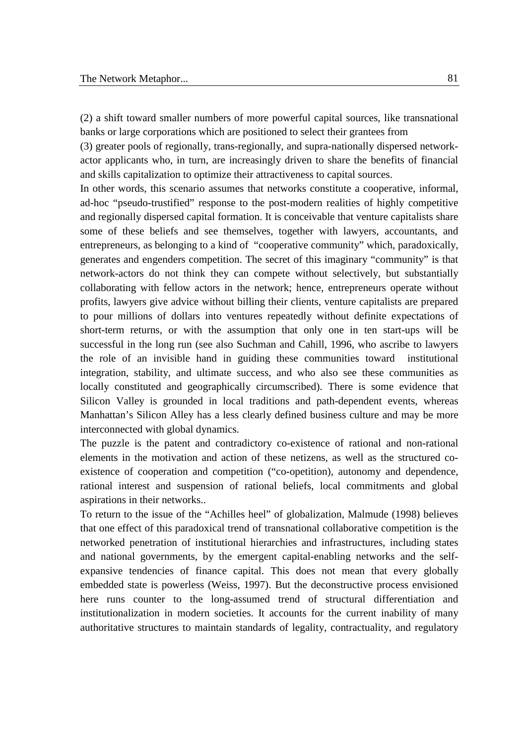(2) a shift toward smaller numbers of more powerful capital sources, like transnational banks or large corporations which are positioned to select their grantees from

(3) greater pools of regionally, trans-regionally, and supra-nationally dispersed network-actor applicants who, in turn, are increasingly driven to share the benefits of financial and skills capitalization to optimize their attractiveness to capital sources.

In other words, this scenario assumes that networks constitute a cooperative, informal, ad-hoc "pseudo-trustified" response to the post-modern realities of highly competitive and regionally dispersed capital formation. It is conceivable that venture capitalists share some of these beliefs and see themselves, together with lawyers, accountants, and entrepreneurs, as belonging to a kind of "cooperative community" which, paradoxically, generates and engenders competition. The secret of this imaginary "community" is that network-actors do not think they can compete without selectively, but substantially collaborating with fellow actors in the network; hence, entrepreneurs operate without profits, lawyers give advice without billing their clients, venture capitalists are prepared to pour millions of dollars into ventures repeatedly without definite expectations of short-term returns, or with the assumption that only one in ten start-ups will be successful in the long run (see also Suchman and Cahill, 1996, who ascribe to lawyers the role of an invisible hand in guiding these communities toward institutional integration, stability, and ultimate success, and who also see these communities as locally constituted and geographically circumscribed). There is some evidence that Silicon Valley is grounded in local traditions and path-dependent events, whereas Manhattan's Silicon Alley has a less clearly defined business culture and may be more interconnected with global dynamics.

The puzzle is the patent and contradictory co-existence of rational and non-rational elements in the motivation and action of these netizens, as well as the structured co-existence of cooperation and competition ("co-opetition), autonomy and dependence, rational interest and suspension of rational beliefs, local commitments and global aspirations in their networks..

To return to the issue of the "Achilles heel" of globalization, Malmude (1998) believes that one effect of this paradoxical trend of transnational collaborative competition is the networked penetration of institutional hierarchies and infrastructures, including states and national governments, by the emergent capital-enabling networks and the self-expansive tendencies of finance capital. This does not mean that every globally embedded state is powerless (Weiss, 1997). But the deconstructive process envisioned here runs counter to the long-assumed trend of structural differentiation and institutionalization in modern societies. It accounts for the current inability of many authoritative structures to maintain standards of legality, contractuality, and regulatory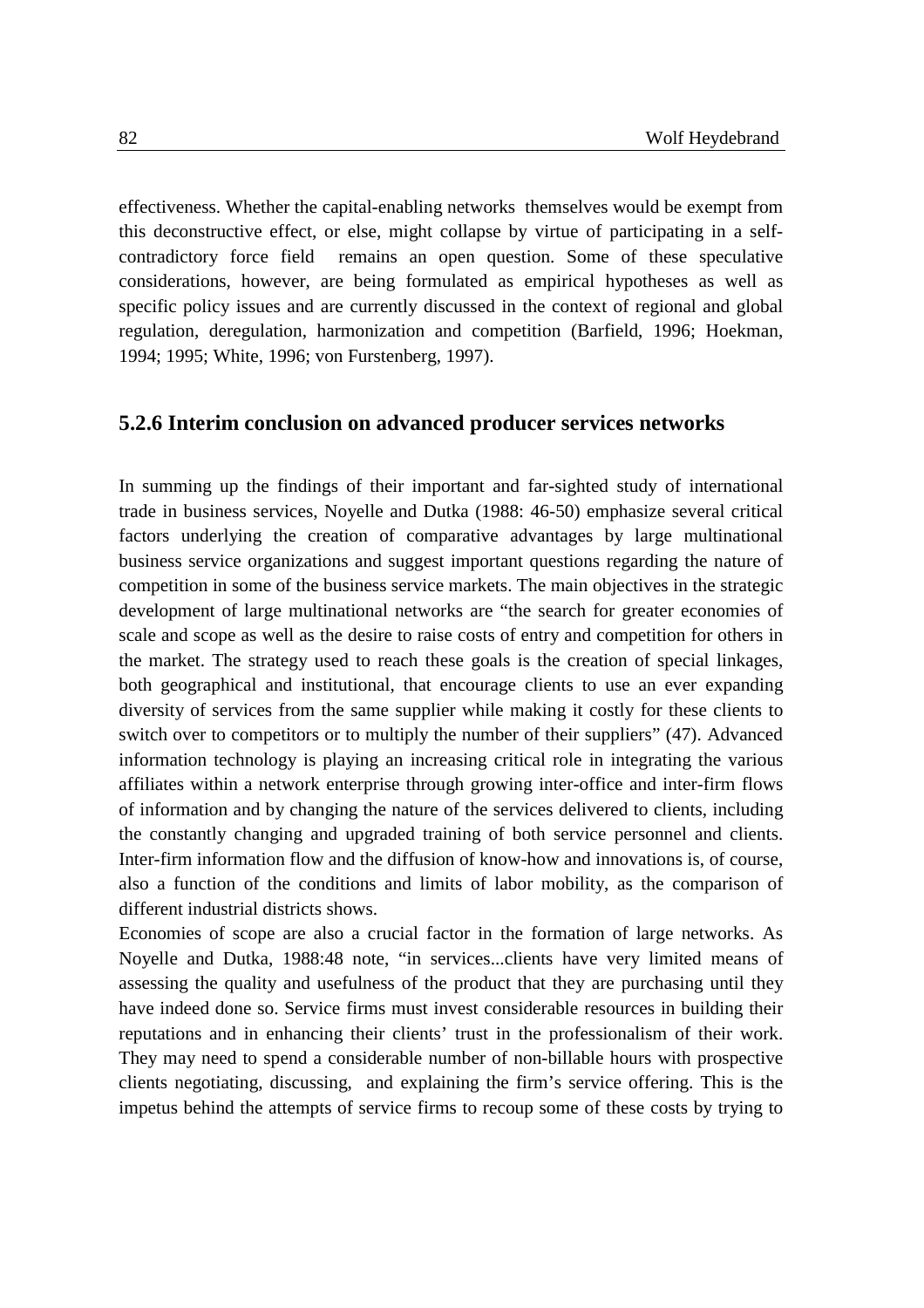effectiveness. Whether the capital-enabling networks themselves would be exempt from this deconstructive effect, or else, might collapse by virtue of participating in a self-contradictory force field remains an open question. Some of these speculative considerations, however, are being formulated as empirical hypotheses as well as specific policy issues and are currently discussed in the context of regional and global regulation, deregulation, harmonization and competition (Barfield, 1996; Hoekman, 1994; 1995; White, 1996; von Furstenberg, 1997).

### 5.2.6 Interim conclusion on advanced producer services networks

In summing up the findings of their important and far-sighted study of international trade in business services, Noyelle and Dutka (1988: 46-50) emphasize several critical factors underlying the creation of comparative advantages by large multinational business service organizations and suggest important questions regarding the nature of competition in some of the business service markets. The main objectives in the strategic development of large multinational networks are "the search for greater economies of scale and scope as well as the desire to raise costs of entry and competition for others in the market. The strategy used to reach these goals is the creation of special linkages, both geographical and institutional, that encourage clients to use an ever expanding diversity of services from the same supplier while making it costly for these clients to switch over to competitors or to multiply the number of their suppliers" (47). Advanced information technology is playing an increasing critical role in integrating the various affiliates within a network enterprise through growing inter-office and inter-firm flows of information and by changing the nature of the services delivered to clients, including the constantly changing and upgraded training of both service personnel and clients. Inter-firm information flow and the diffusion of know-how and innovations is, of course, also a function of the conditions and limits of labor mobility, as the comparison of different industrial districts shows.

Economies of scope are also a crucial factor in the formation of large networks. As Noyelle and Dutka, 1988:48 note, "in services...clients have very limited means of assessing the quality and usefulness of the product that they are purchasing until they have indeed done so. Service firms must invest considerable resources in building their reputations and in enhancing their clients' trust in the professionalism of their work. They may need to spend a considerable number of non-billable hours with prospective clients negotiating, discussing, and explaining the firm's service offering. This is the impetus behind the attempts of service firms to recoup some of these costs by trying to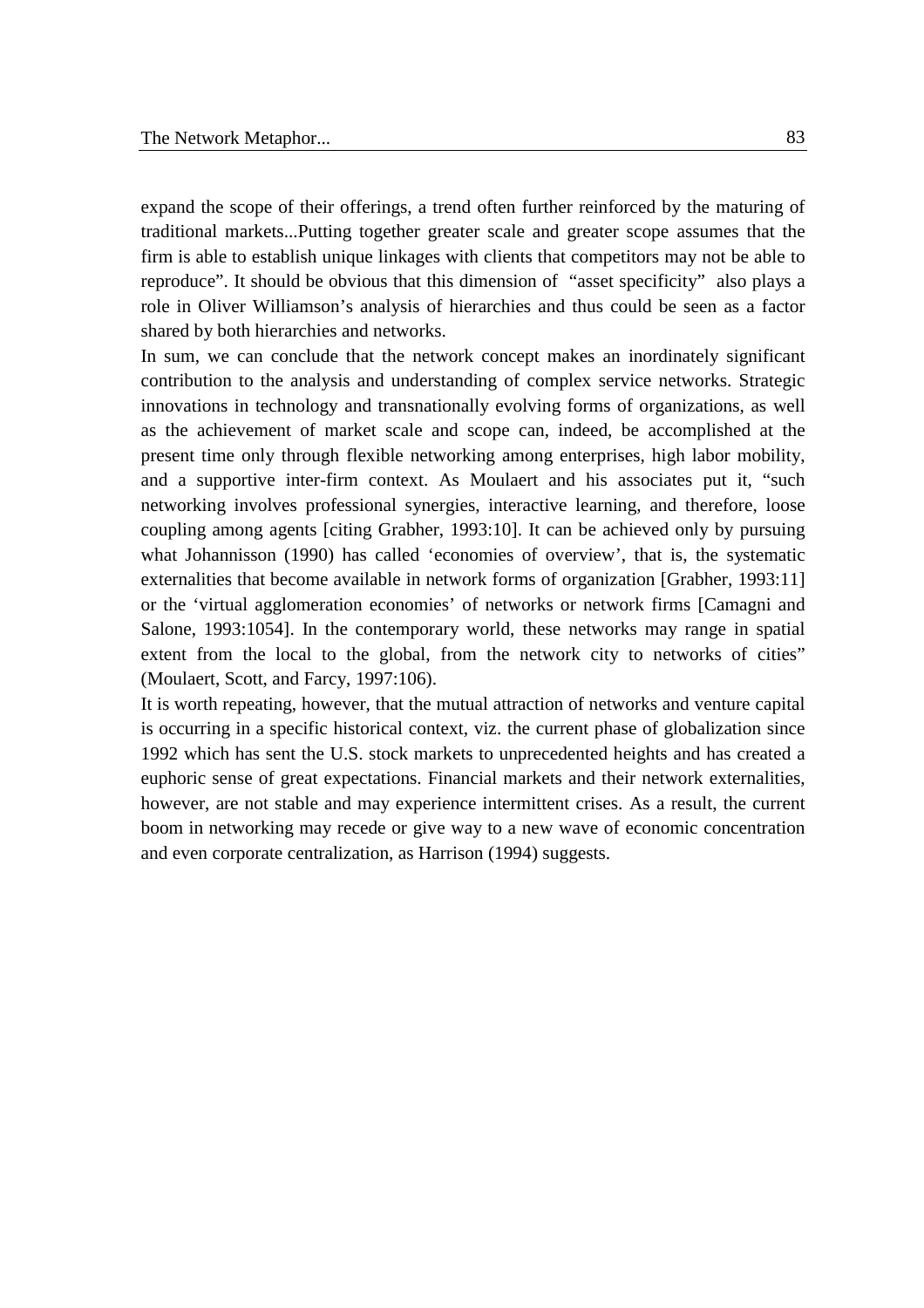expand the scope of their offerings, a trend often further reinforced by the maturing of traditional markets...Putting together greater scale and greater scope assumes that the firm is able to establish unique linkages with clients that competitors may not be able to reproduce". It should be obvious that this dimension of "asset specificity" also plays a role in Oliver Williamson's analysis of hierarchies and thus could be seen as a factor shared by both hierarchies and networks.

In sum, we can conclude that the network concept makes an inordinately significant contribution to the analysis and understanding of complex service networks. Strategic innovations in technology and transnationally evolving forms of organizations, as well as the achievement of market scale and scope can, indeed, be accomplished at the present time only through flexible networking among enterprises, high labor mobility, and a supportive inter-firm context. As Moulaert and his associates put it, "such networking involves professional synergies, interactive learning, and therefore, loose coupling among agents [citing Grabher, 1993:10]. It can be achieved only by pursuing what Johannisson (1990) has called 'economies of overview', that is, the systematic externalities that become available in network forms of organization [Grabher, 1993:11] or the 'virtual agglomeration economies' of networks or network firms [Camagni and Salone, 1993:1054]. In the contemporary world, these networks may range in spatial extent from the local to the global, from the network city to networks of cities" (Moulaert, Scott, and Farcy, 1997:106).

It is worth repeating, however, that the mutual attraction of networks and venture capital is occurring in a specific historical context, viz. the current phase of globalization since 1992 which has sent the U.S. stock markets to unprecedented heights and has created a euphoric sense of great expectations. Financial markets and their network externalities, however, are not stable and may experience intermittent crises. As a result, the current boom in networking may recede or give way to a new wave of economic concentration and even corporate centralization, as Harrison (1994) suggests.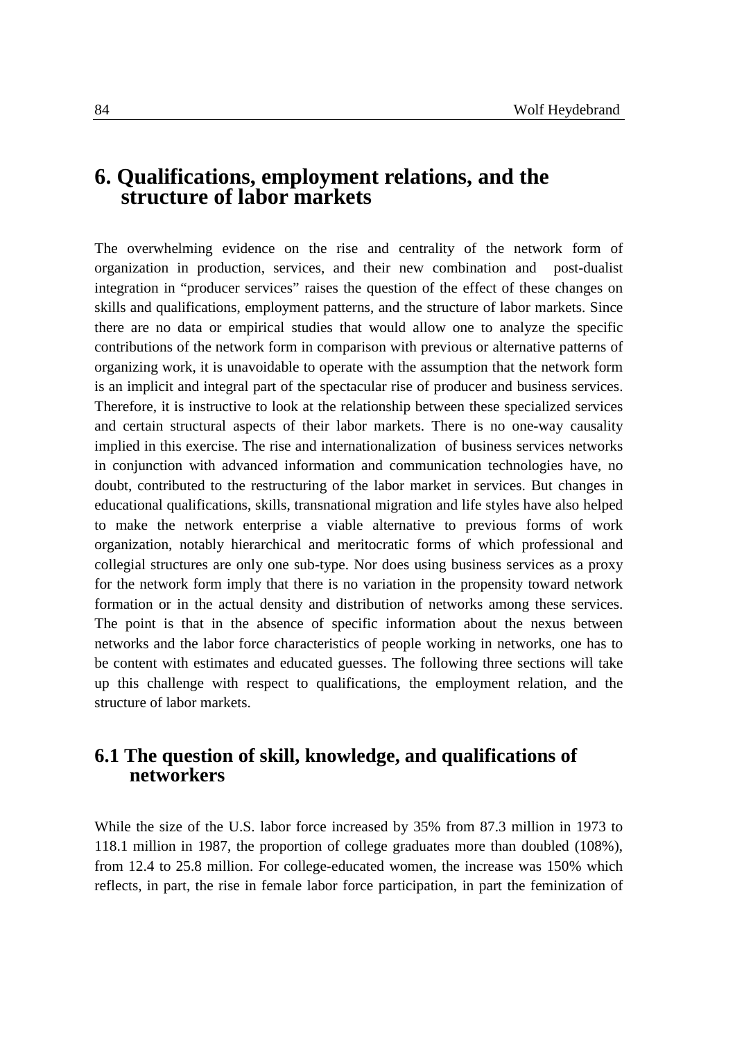# 6. Qualifications, employment relations, and the structure of labor markets

The overwhelming evidence on the rise and centrality of the network form of organization in production, services, and their new combination and post-dualist integration in "producer services" raises the question of the effect of these changes on skills and qualifications, employment patterns, and the structure of labor markets. Since there are no data or empirical studies that would allow one to analyze the specific contributions of the network form in comparison with previous or alternative patterns of organizing work, it is unavoidable to operate with the assumption that the network form is an implicit and integral part of the spectacular rise of producer and business services. Therefore, it is instructive to look at the relationship between these specialized services and certain structural aspects of their labor markets. There is no one-way causality implied in this exercise. The rise and internationalization of business services networks in conjunction with advanced information and communication technologies have, no doubt, contributed to the restructuring of the labor market in services. But changes in educational qualifications, skills, transnational migration and life styles have also helped to make the network enterprise a viable alternative to previous forms of work organization, notably hierarchical and meritocratic forms of which professional and collegial structures are only one sub-type. Nor does using business services as a proxy for the network form imply that there is no variation in the propensity toward network formation or in the actual density and distribution of networks among these services. The point is that in the absence of specific information about the nexus between networks and the labor force characteristics of people working in networks, one has to be content with estimates and educated guesses. The following three sections will take up this challenge with respect to qualifications, the employment relation, and the structure of labor markets.

## 6.1 The question of skill, knowledge, and qualifications of networkers

While the size of the U.S. labor force increased by 35% from 87.3 million in 1973 to 118.1 million in 1987, the proportion of college graduates more than doubled (108%), from 12.4 to 25.8 million. For college-educated women, the increase was 150% which reflects, in part, the rise in female labor force participation, in part the feminization of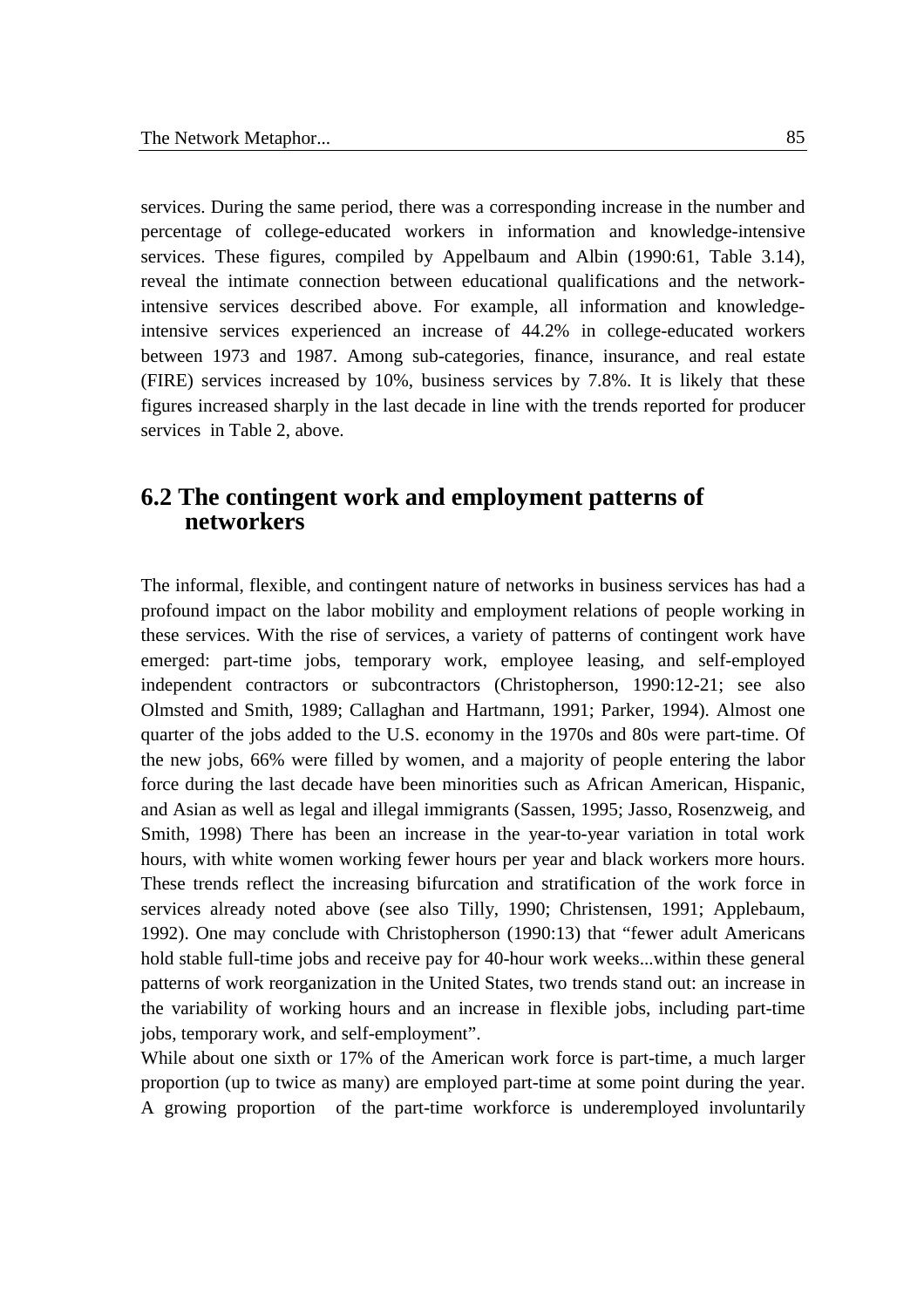services. During the same period, there was a corresponding increase in the number and percentage of college-educated workers in information and knowledge-intensive services. These figures, compiled by Appelbaum and Albin (1990:61, Table 3.14), reveal the intimate connection between educational qualifications and the network-intensive services described above. For example, all information and knowledge-intensive services experienced an increase of 44.2% in college-educated workers between 1973 and 1987. Among sub-categories, finance, insurance, and real estate (FIRE) services increased by 10%, business services by 7.8%. It is likely that these figures increased sharply in the last decade in line with the trends reported for producer services in Table 2, above.

## 6.2 The contingent work and employment patterns of networkers

The informal, flexible, and contingent nature of networks in business services has had a profound impact on the labor mobility and employment relations of people working in these services. With the rise of services, a variety of patterns of contingent work have emerged: part-time jobs, temporary work, employee leasing, and self-employed independent contractors or subcontractors (Christopherson, 1990:12-21; see also Olmsted and Smith, 1989; Callaghan and Hartmann, 1991; Parker, 1994). Almost one quarter of the jobs added to the U.S. economy in the 1970s and 80s were part-time. Of the new jobs, 66% were filled by women, and a majority of people entering the labor force during the last decade have been minorities such as African American, Hispanic, and Asian as well as legal and illegal immigrants (Sassen, 1995; Jasso, Rosenzweig, and Smith, 1998) There has been an increase in the year-to-year variation in total work hours, with white women working fewer hours per year and black workers more hours. These trends reflect the increasing bifurcation and stratification of the work force in services already noted above (see also Tilly, 1990; Christensen, 1991; Applebaum, 1992). One may conclude with Christopherson (1990:13) that "fewer adult Americans hold stable full-time jobs and receive pay for 40-hour work weeks...within these general patterns of work reorganization in the United States, two trends stand out: an increase in the variability of working hours and an increase in flexible jobs, including part-time jobs, temporary work, and self-employment".

While about one sixth or 17% of the American work force is part-time, a much larger proportion (up to twice as many) are employed part-time at some point during the year. A growing proportion of the part-time workforce is underemployed involuntarily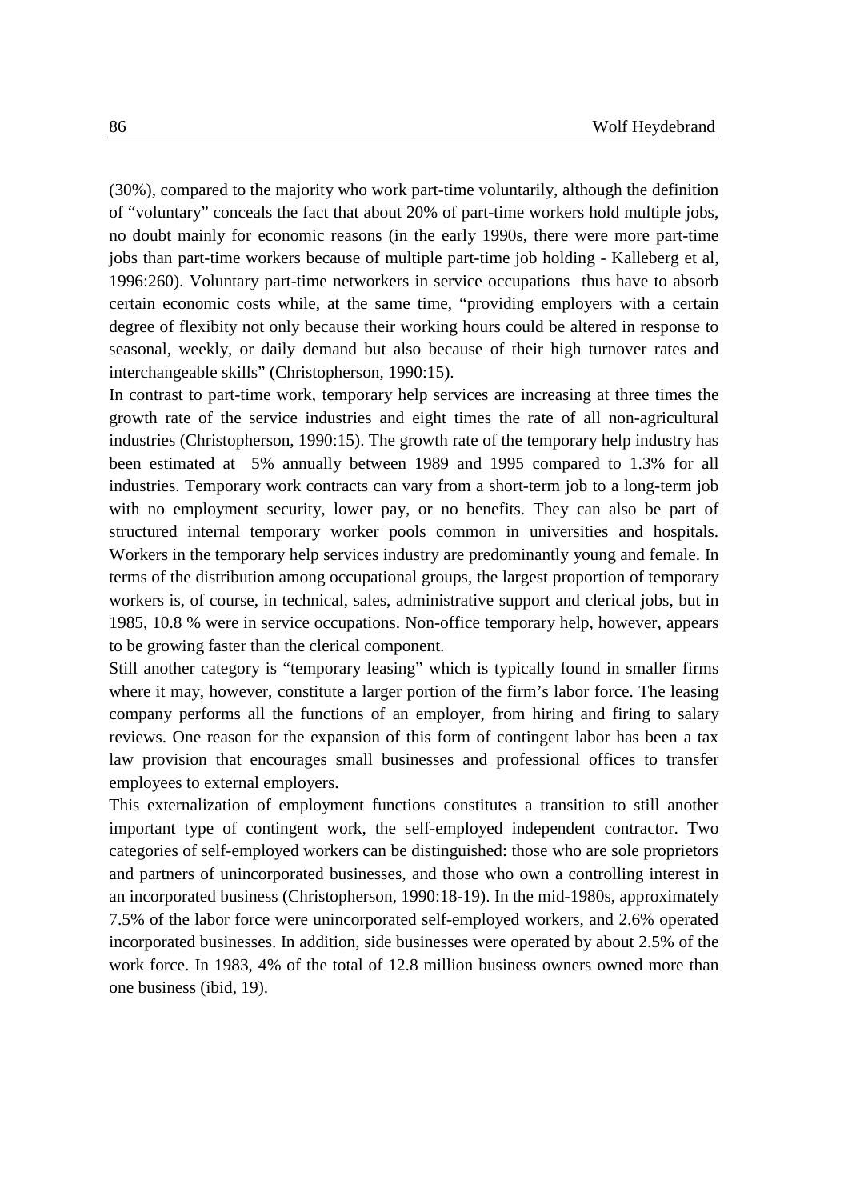(30%), compared to the majority who work part-time voluntarily, although the definition of "voluntary" conceals the fact that about 20% of part-time workers hold multiple jobs, no doubt mainly for economic reasons (in the early 1990s, there were more part-time jobs than part-time workers because of multiple part-time job holding - Kalleberg et al, 1996:260). Voluntary part-time networkers in service occupations thus have to absorb certain economic costs while, at the same time, "providing employers with a certain degree of flexibility not only because their working hours could be altered in response to seasonal, weekly, or daily demand but also because of their high turnover rates and interchangeable skills" (Christopherson, 1990:15).

In contrast to part-time work, temporary help services are increasing at three times the growth rate of the service industries and eight times the rate of all non-agricultural industries (Christopherson, 1990:15). The growth rate of the temporary help industry has been estimated at 5% annually between 1989 and 1995 compared to 1.3% for all industries. Temporary work contracts can vary from a short-term job to a long-term job with no employment security, lower pay, or no benefits. They can also be part of structured internal temporary worker pools common in universities and hospitals. Workers in the temporary help services industry are predominantly young and female. In terms of the distribution among occupational groups, the largest proportion of temporary workers is, of course, in technical, sales, administrative support and clerical jobs, but in 1985, 10.8 % were in service occupations. Non-office temporary help, however, appears to be growing faster than the clerical component.

Still another category is "temporary leasing" which is typically found in smaller firms where it may, however, constitute a larger portion of the firm's labor force. The leasing company performs all the functions of an employer, from hiring and firing to salary reviews. One reason for the expansion of this form of contingent labor has been a tax law provision that encourages small businesses and professional offices to transfer employees to external employers.

This externalization of employment functions constitutes a transition to still another important type of contingent work, the self-employed independent contractor. Two categories of self-employed workers can be distinguished: those who are sole proprietors and partners of unincorporated businesses, and those who own a controlling interest in an incorporated business (Christopherson, 1990:18-19). In the mid-1980s, approximately 7.5% of the labor force were unincorporated self-employed workers, and 2.6% operated incorporated businesses. In addition, side businesses were operated by about 2.5% of the work force. In 1983, 4% of the total of 12.8 million business owners owned more than one business (ibid, 19).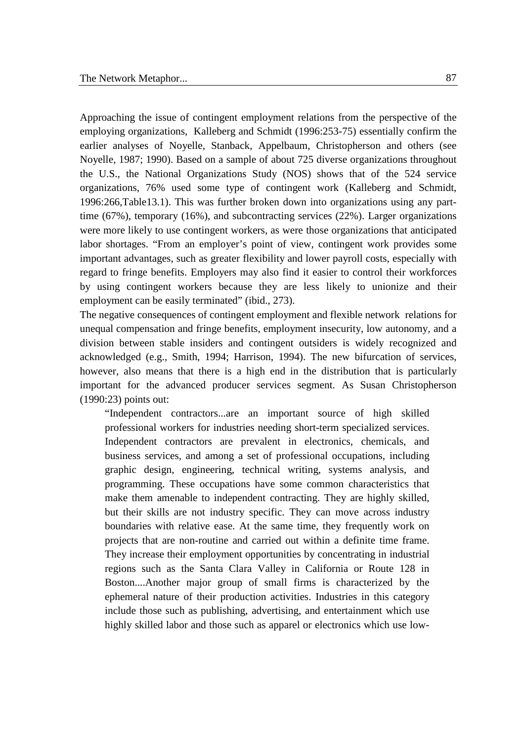Approaching the issue of contingent employment relations from the perspective of the employing organizations, Kalleberg and Schmidt (1996:253-75) essentially confirm the earlier analyses of Noyelle, Stanback, Appelbaum, Christopherson and others (see Noyelle, 1987; 1990). Based on a sample of about 725 diverse organizations throughout the U.S., the National Organizations Study (NOS) shows that of the 524 service organizations, 76% used some type of contingent work (Kalleberg and Schmidt, 1996:266,Table13.1). This was further broken down into organizations using any part-time (67%), temporary (16%), and subcontracting services (22%). Larger organizations were more likely to use contingent workers, as were those organizations that anticipated labor shortages. "From an employer's point of view, contingent work provides some important advantages, such as greater flexibility and lower payroll costs, especially with regard to fringe benefits. Employers may also find it easier to control their workforces by using contingent workers because they are less likely to unionize and their employment can be easily terminated" (ibid., 273).

The negative consequences of contingent employment and flexible network relations for unequal compensation and fringe benefits, employment insecurity, low autonomy, and a division between stable insiders and contingent outsiders is widely recognized and acknowledged (e.g., Smith, 1994; Harrison, 1994). The new bifurcation of services, however, also means that there is a high end in the distribution that is particularly important for the advanced producer services segment. As Susan Christopherson (1990:23) points out:

> "Independent contractors...are an important source of high skilled professional workers for industries needing short-term specialized services. Independent contractors are prevalent in electronics, chemicals, and business services, and among a set of professional occupations, including graphic design, engineering, technical writing, systems analysis, and programming. These occupations have some common characteristics that make them amenable to independent contracting. They are highly skilled, but their skills are not industry specific. They can move across industry boundaries with relative ease. At the same time, they frequently work on projects that are non-routine and carried out within a definite time frame. They increase their employment opportunities by concentrating in industrial regions such as the Santa Clara Valley in California or Route 128 in Boston....Another major group of small firms is characterized by the ephemeral nature of their production activities. Industries in this category include those such as publishing, advertising, and entertainment which use highly skilled labor and those such as apparel or electronics which use low-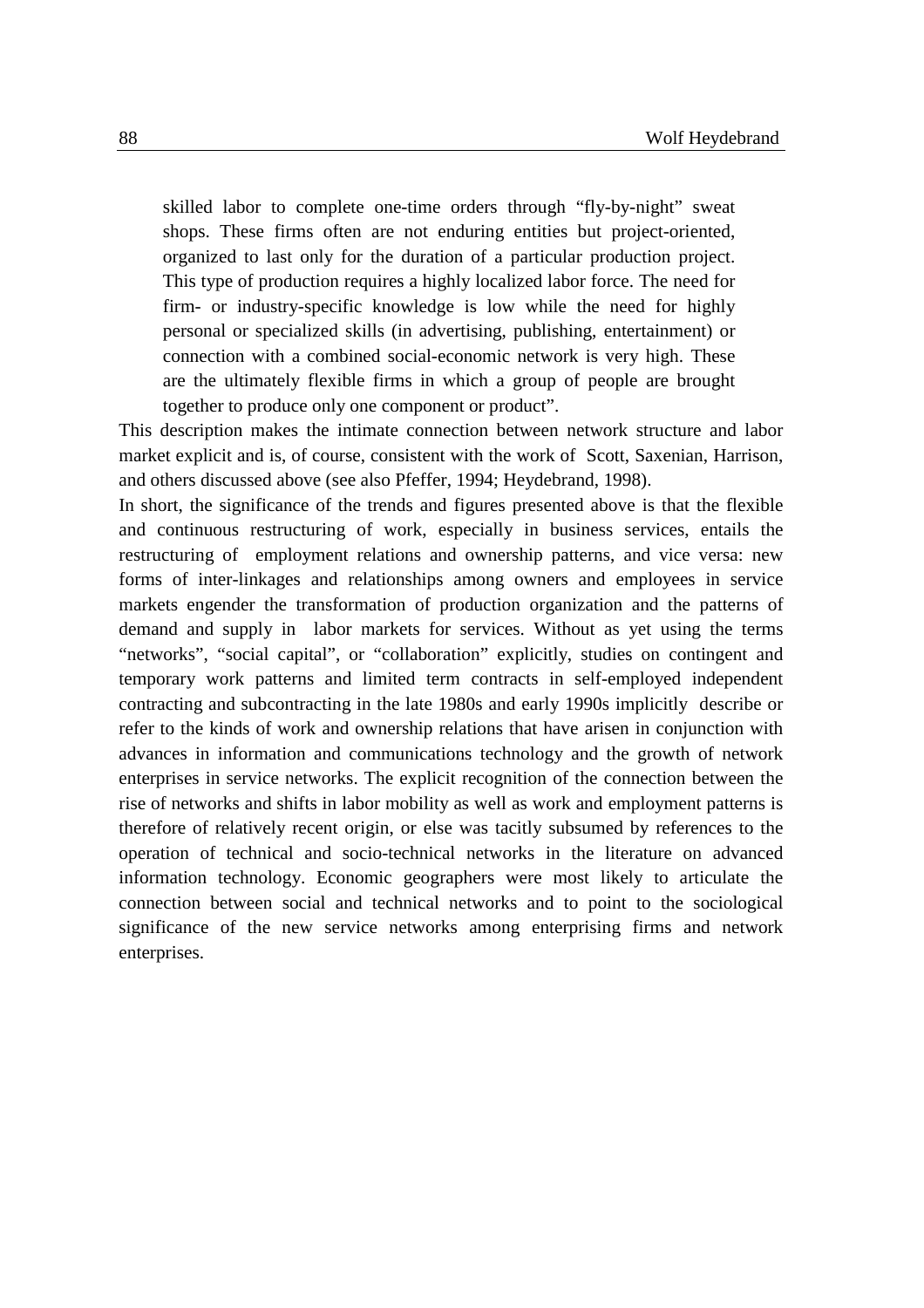> skilled labor to complete one-time orders through "fly-by-night" sweat shops. These firms often are not enduring entities but project-oriented, organized to last only for the duration of a particular production project. This type of production requires a highly localized labor force. The need for firm- or industry-specific knowledge is low while the need for highly personal or specialized skills (in advertising, publishing, entertainment) or connection with a combined social-economic network is very high. These are the ultimately flexible firms in which a group of people are brought together to produce only one component or product".

This description makes the intimate connection between network structure and labor market explicit and is, of course, consistent with the work of Scott, Saxenian, Harrison, and others discussed above (see also Pfeffer, 1994; Heydebrand, 1998).

In short, the significance of the trends and figures presented above is that the flexible and continuous restructuring of work, especially in business services, entails the restructuring of employment relations and ownership patterns, and vice versa: new forms of inter-linkages and relationships among owners and employees in service markets engender the transformation of production organization and the patterns of demand and supply in labor markets for services. Without as yet using the terms "networks", "social capital", or "collaboration" explicitly, studies on contingent and temporary work patterns and limited term contracts in self-employed independent contracting and subcontracting in the late 1980s and early 1990s implicitly describe or refer to the kinds of work and ownership relations that have arisen in conjunction with advances in information and communications technology and the growth of network enterprises in service networks. The explicit recognition of the connection between the rise of networks and shifts in labor mobility as well as work and employment patterns is therefore of relatively recent origin, or else was tacitly subsumed by references to the operation of technical and socio-technical networks in the literature on advanced information technology. Economic geographers were most likely to articulate the connection between social and technical networks and to point to the sociological significance of the new service networks among enterprising firms and network enterprises.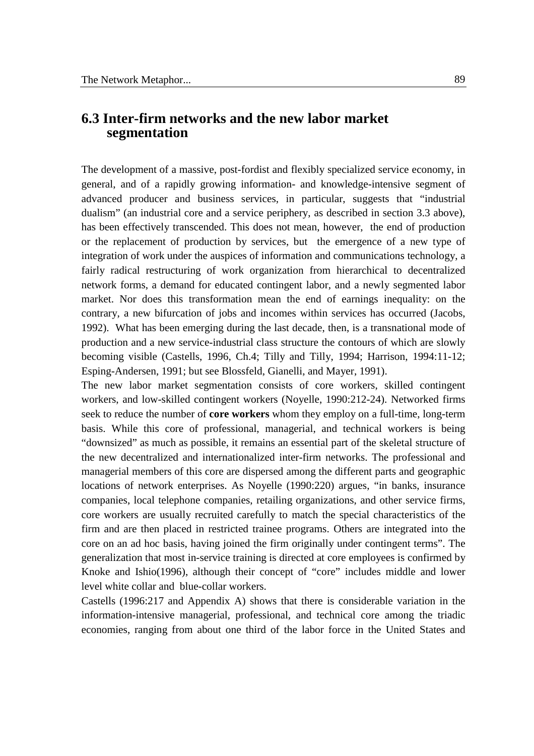## 6.3 Inter-firm networks and the new labor market segmentation

The development of a massive, post-fordist and flexibly specialized service economy, in general, and of a rapidly growing information- and knowledge-intensive segment of advanced producer and business services, in particular, suggests that "industrial dualism" (an industrial core and a service periphery, as described in section 3.3 above), has been effectively transcended. This does not mean, however, the end of production or the replacement of production by services, but the emergence of a new type of integration of work under the auspices of information and communications technology, a fairly radical restructuring of work organization from hierarchical to decentralized network forms, a demand for educated contingent labor, and a newly segmented labor market. Nor does this transformation mean the end of earnings inequality: on the contrary, a new bifurcation of jobs and incomes within services has occurred (Jacobs, 1992). What has been emerging during the last decade, then, is a transnational mode of production and a new service-industrial class structure the contours of which are slowly becoming visible (Castells, 1996, Ch.4; Tilly and Tilly, 1994; Harrison, 1994:11-12; Esping-Andersen, 1991; but see Blossfeld, Gianelli, and Mayer, 1991).

The new labor market segmentation consists of core workers, skilled contingent workers, and low-skilled contingent workers (Noyelle, 1990:212-24). Networked firms seek to reduce the number of **core workers** whom they employ on a full-time, long-term basis. While this core of professional, managerial, and technical workers is being "downsized" as much as possible, it remains an essential part of the skeletal structure of the new decentralized and internationalized inter-firm networks. The professional and managerial members of this core are dispersed among the different parts and geographic locations of network enterprises. As Noyelle (1990:220) argues, "in banks, insurance companies, local telephone companies, retailing organizations, and other service firms, core workers are usually recruited carefully to match the special characteristics of the firm and are then placed in restricted trainee programs. Others are integrated into the core on an ad hoc basis, having joined the firm originally under contingent terms". The generalization that most in-service training is directed at core employees is confirmed by Knoke and Ishio(1996), although their concept of "core" includes middle and lower level white collar and blue-collar workers.

Castells (1996:217 and Appendix A) shows that there is considerable variation in the information-intensive managerial, professional, and technical core among the triadic economies, ranging from about one third of the labor force in the United States and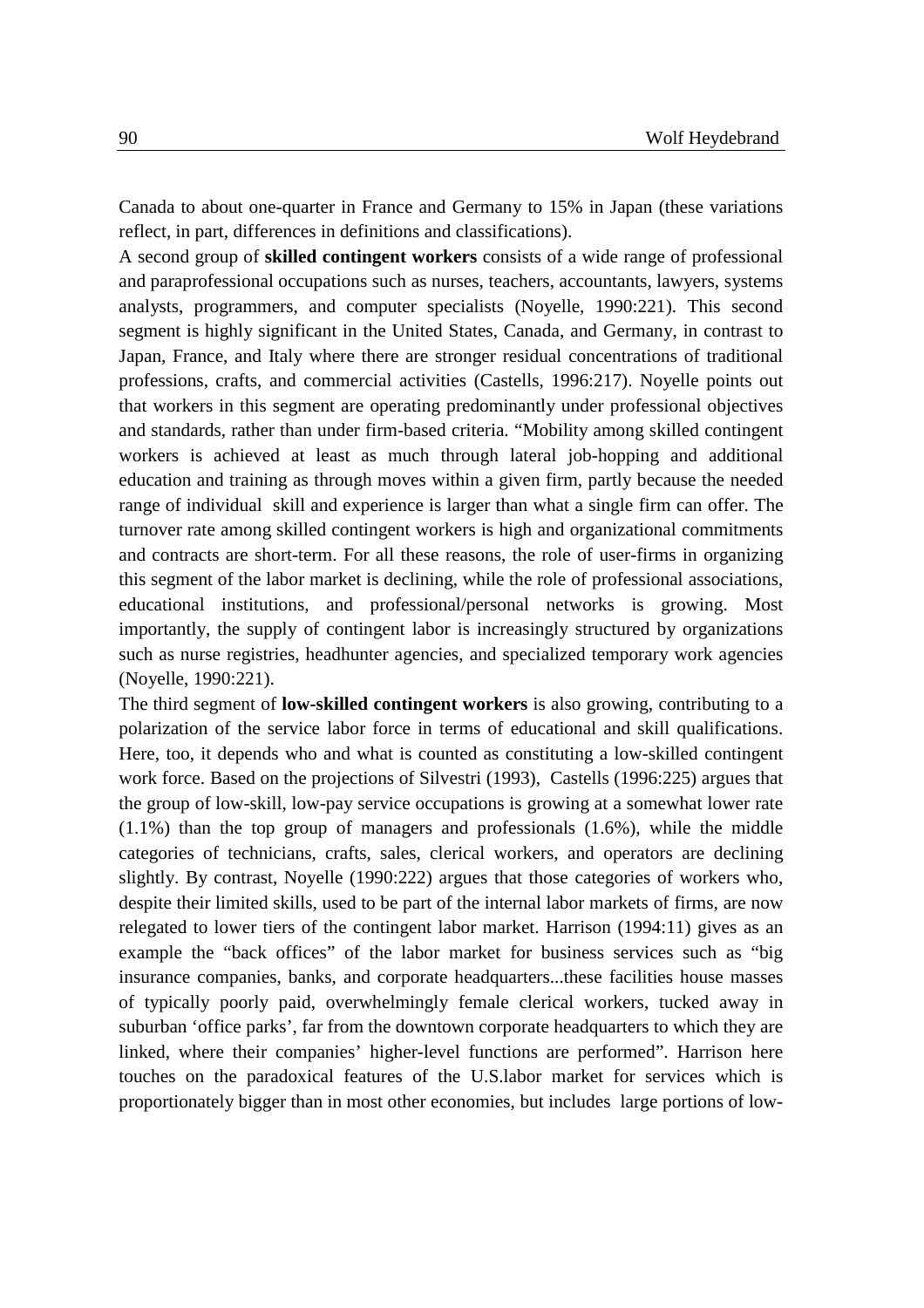Canada to about one-quarter in France and Germany to 15% in Japan (these variations reflect, in part, differences in definitions and classifications).

A second group of **skilled contingent workers** consists of a wide range of professional and paraprofessional occupations such as nurses, teachers, accountants, lawyers, systems analysts, programmers, and computer specialists (Noyelle, 1990:221). This second segment is highly significant in the United States, Canada, and Germany, in contrast to Japan, France, and Italy where there are stronger residual concentrations of traditional professions, crafts, and commercial activities (Castells, 1996:217). Noyelle points out that workers in this segment are operating predominantly under professional objectives and standards, rather than under firm-based criteria. "Mobility among skilled contingent workers is achieved at least as much through lateral job-hopping and additional education and training as through moves within a given firm, partly because the needed range of individual skill and experience is larger than what a single firm can offer. The turnover rate among skilled contingent workers is high and organizational commitments and contracts are short-term. For all these reasons, the role of user-firms in organizing this segment of the labor market is declining, while the role of professional associations, educational institutions, and professional/personal networks is growing. Most importantly, the supply of contingent labor is increasingly structured by organizations such as nurse registries, headhunter agencies, and specialized temporary work agencies (Noyelle, 1990:221).

The third segment of **low-skilled contingent workers** is also growing, contributing to a polarization of the service labor force in terms of educational and skill qualifications. Here, too, it depends who and what is counted as constituting a low-skilled contingent work force. Based on the projections of Silvestri (1993), Castells (1996:225) argues that the group of low-skill, low-pay service occupations is growing at a somewhat lower rate (1.1%) than the top group of managers and professionals (1.6%), while the middle categories of technicians, crafts, sales, clerical workers, and operators are declining slightly. By contrast, Noyelle (1990:222) argues that those categories of workers who, despite their limited skills, used to be part of the internal labor markets of firms, are now relegated to lower tiers of the contingent labor market. Harrison (1994:11) gives as an example the "back offices" of the labor market for business services such as "big insurance companies, banks, and corporate headquarters...these facilities house masses of typically poorly paid, overwhelmingly female clerical workers, tucked away in suburban 'office parks', far from the downtown corporate headquarters to which they are linked, where their companies' higher-level functions are performed". Harrison here touches on the paradoxical features of the U.S.labor market for services which is proportionately bigger than in most other economies, but includes large portions of low-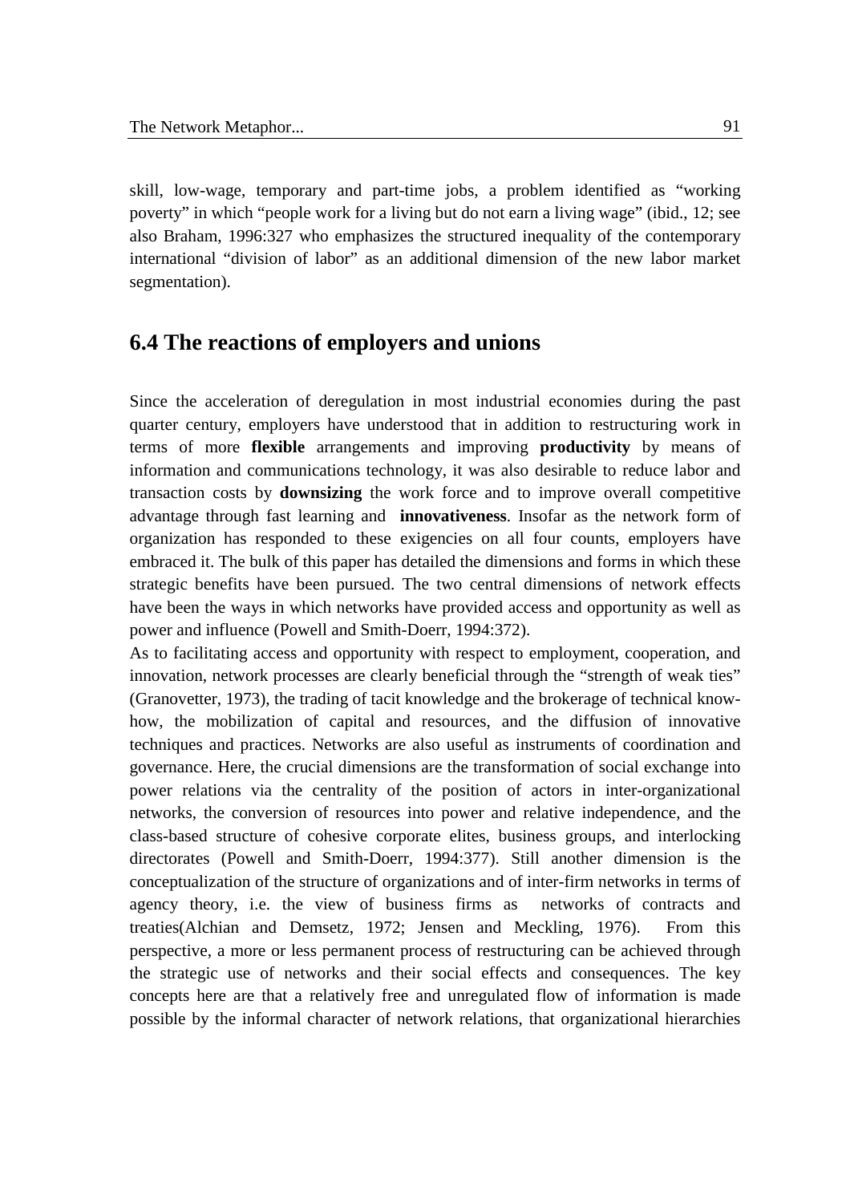skill, low-wage, temporary and part-time jobs, a problem identified as "working poverty" in which "people work for a living but do not earn a living wage" (ibid., 12; see also Braham, 1996:327 who emphasizes the structured inequality of the contemporary international "division of labor" as an additional dimension of the new labor market segmentation).

## 6.4 The reactions of employers and unions

Since the acceleration of deregulation in most industrial economies during the past quarter century, employers have understood that in addition to restructuring work in terms of more **flexible** arrangements and improving **productivity** by means of information and communications technology, it was also desirable to reduce labor and transaction costs by **downsizing** the work force and to improve overall competitive advantage through fast learning and **innovativeness**. Insofar as the network form of organization has responded to these exigencies on all four counts, employers have embraced it. The bulk of this paper has detailed the dimensions and forms in which these strategic benefits have been pursued. The two central dimensions of network effects have been the ways in which networks have provided access and opportunity as well as power and influence (Powell and Smith-Doerr, 1994:372).

As to facilitating access and opportunity with respect to employment, cooperation, and innovation, network processes are clearly beneficial through the "strength of weak ties" (Granovetter, 1973), the trading of tacit knowledge and the brokerage of technical know-how, the mobilization of capital and resources, and the diffusion of innovative techniques and practices. Networks are also useful as instruments of coordination and governance. Here, the crucial dimensions are the transformation of social exchange into power relations via the centrality of the position of actors in inter-organizational networks, the conversion of resources into power and relative independence, and the class-based structure of cohesive corporate elites, business groups, and interlocking directorates (Powell and Smith-Doerr, 1994:377). Still another dimension is the conceptualization of the structure of organizations and of inter-firm networks in terms of agency theory, i.e. the view of business firms as networks of contracts and treaties(Alchian and Demsetz, 1972; Jensen and Meckling, 1976). From this perspective, a more or less permanent process of restructuring can be achieved through the strategic use of networks and their social effects and consequences. The key concepts here are that a relatively free and unregulated flow of information is made possible by the informal character of network relations, that organizational hierarchies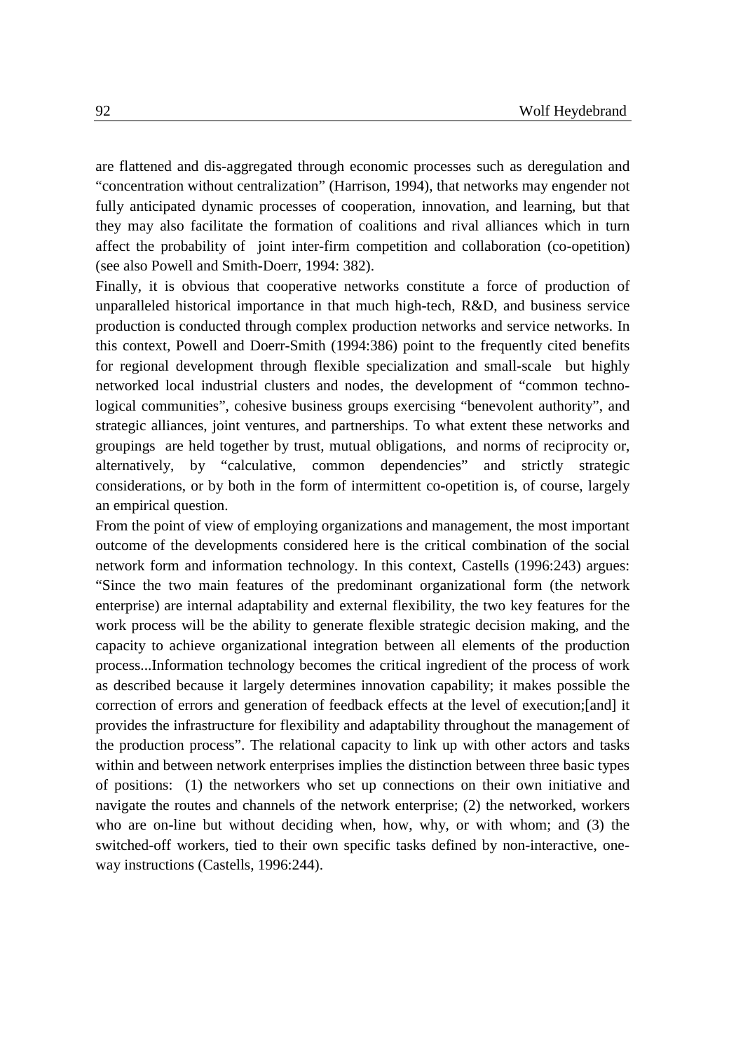are flattened and dis-aggregated through economic processes such as deregulation and "concentration without centralization" (Harrison, 1994), that networks may engender not fully anticipated dynamic processes of cooperation, innovation, and learning, but that they may also facilitate the formation of coalitions and rival alliances which in turn affect the probability of joint inter-firm competition and collaboration (co-opetition) (see also Powell and Smith-Doerr, 1994: 382).

Finally, it is obvious that cooperative networks constitute a force of production of unparalleled historical importance in that much high-tech, R&D, and business service production is conducted through complex production networks and service networks. In this context, Powell and Doerr-Smith (1994:386) point to the frequently cited benefits for regional development through flexible specialization and small-scale but highly networked local industrial clusters and nodes, the development of "common technological communities", cohesive business groups exercising "benevolent authority", and strategic alliances, joint ventures, and partnerships. To what extent these networks and groupings are held together by trust, mutual obligations, and norms of reciprocity or, alternatively, by "calculative, common dependencies" and strictly strategic considerations, or by both in the form of intermittent co-opetition is, of course, largely an empirical question.

From the point of view of employing organizations and management, the most important outcome of the developments considered here is the critical combination of the social network form and information technology. In this context, Castells (1996:243) argues: "Since the two main features of the predominant organizational form (the network enterprise) are internal adaptability and external flexibility, the two key features for the work process will be the ability to generate flexible strategic decision making, and the capacity to achieve organizational integration between all elements of the production process...Information technology becomes the critical ingredient of the process of work as described because it largely determines innovation capability; it makes possible the correction of errors and generation of feedback effects at the level of execution;[and] it provides the infrastructure for flexibility and adaptability throughout the management of the production process". The relational capacity to link up with other actors and tasks within and between network enterprises implies the distinction between three basic types of positions: (1) the networkers who set up connections on their own initiative and navigate the routes and channels of the network enterprise; (2) the networked, workers who are on-line but without deciding when, how, why, or with whom; and (3) the switched-off workers, tied to their own specific tasks defined by non-interactive, one-way instructions (Castells, 1996:244).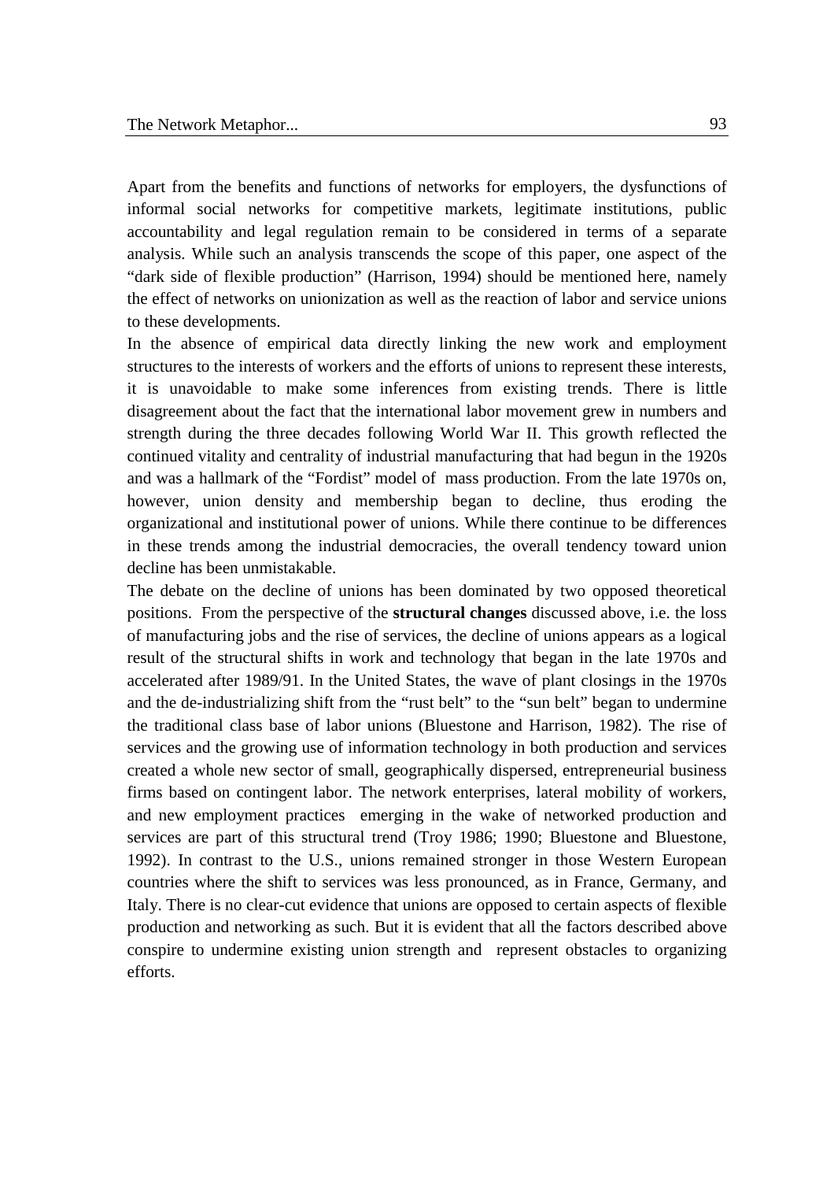Apart from the benefits and functions of networks for employers, the dysfunctions of informal social networks for competitive markets, legitimate institutions, public accountability and legal regulation remain to be considered in terms of a separate analysis. While such an analysis transcends the scope of this paper, one aspect of the "dark side of flexible production" (Harrison, 1994) should be mentioned here, namely the effect of networks on unionization as well as the reaction of labor and service unions to these developments.

In the absence of empirical data directly linking the new work and employment structures to the interests of workers and the efforts of unions to represent these interests, it is unavoidable to make some inferences from existing trends. There is little disagreement about the fact that the international labor movement grew in numbers and strength during the three decades following World War II. This growth reflected the continued vitality and centrality of industrial manufacturing that had begun in the 1920s and was a hallmark of the "Fordist" model of mass production. From the late 1970s on, however, union density and membership began to decline, thus eroding the organizational and institutional power of unions. While there continue to be differences in these trends among the industrial democracies, the overall tendency toward union decline has been unmistakable.

The debate on the decline of unions has been dominated by two opposed theoretical positions. From the perspective of the **structural changes** discussed above, i.e. the loss of manufacturing jobs and the rise of services, the decline of unions appears as a logical result of the structural shifts in work and technology that began in the late 1970s and accelerated after 1989/91. In the United States, the wave of plant closings in the 1970s and the de-industrializing shift from the "rust belt" to the "sun belt" began to undermine the traditional class base of labor unions (Bluestone and Harrison, 1982). The rise of services and the growing use of information technology in both production and services created a whole new sector of small, geographically dispersed, entrepreneurial business firms based on contingent labor. The network enterprises, lateral mobility of workers, and new employment practices emerging in the wake of networked production and services are part of this structural trend (Troy 1986; 1990; Bluestone and Bluestone, 1992). In contrast to the U.S., unions remained stronger in those Western European countries where the shift to services was less pronounced, as in France, Germany, and Italy. There is no clear-cut evidence that unions are opposed to certain aspects of flexible production and networking as such. But it is evident that all the factors described above conspire to undermine existing union strength and represent obstacles to organizing efforts.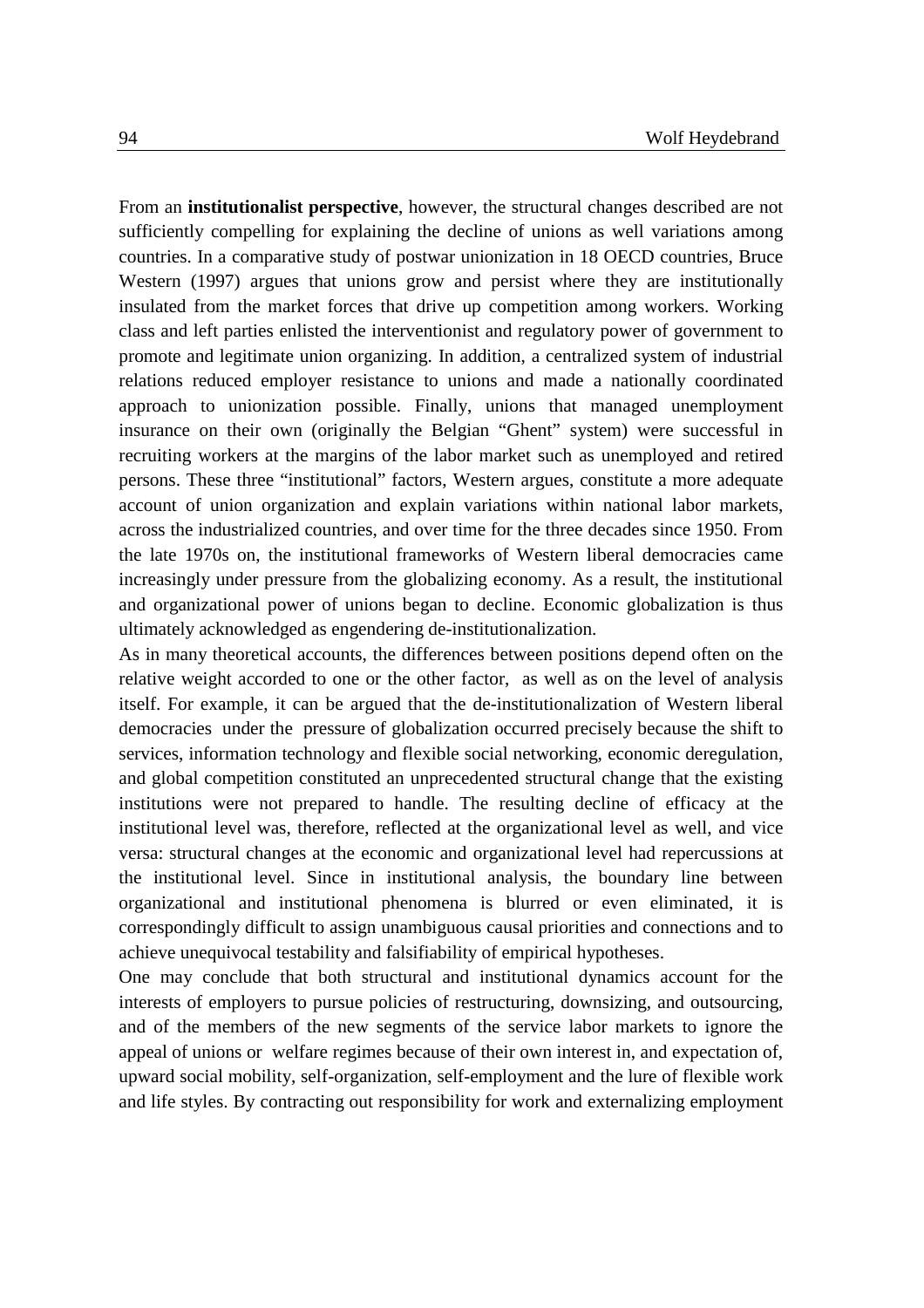From an **institutionalist perspective**, however, the structural changes described are not sufficiently compelling for explaining the decline of unions as well variations among countries. In a comparative study of postwar unionization in 18 OECD countries, Bruce Western (1997) argues that unions grow and persist where they are institutionally insulated from the market forces that drive up competition among workers. Working class and left parties enlisted the interventionist and regulatory power of government to promote and legitimate union organizing. In addition, a centralized system of industrial relations reduced employer resistance to unions and made a nationally coordinated approach to unionization possible. Finally, unions that managed unemployment insurance on their own (originally the Belgian "Ghent" system) were successful in recruiting workers at the margins of the labor market such as unemployed and retired persons. These three "institutional" factors, Western argues, constitute a more adequate account of union organization and explain variations within national labor markets, across the industrialized countries, and over time for the three decades since 1950. From the late 1970s on, the institutional frameworks of Western liberal democracies came increasingly under pressure from the globalizing economy. As a result, the institutional and organizational power of unions began to decline. Economic globalization is thus ultimately acknowledged as engendering de-institutionalization.

As in many theoretical accounts, the differences between positions depend often on the relative weight accorded to one or the other factor, as well as on the level of analysis itself. For example, it can be argued that the de-institutionalization of Western liberal democracies under the pressure of globalization occurred precisely because the shift to services, information technology and flexible social networking, economic deregulation, and global competition constituted an unprecedented structural change that the existing institutions were not prepared to handle. The resulting decline of efficacy at the institutional level was, therefore, reflected at the organizational level as well, and vice versa: structural changes at the economic and organizational level had repercussions at the institutional level. Since in institutional analysis, the boundary line between organizational and institutional phenomena is blurred or even eliminated, it is correspondingly difficult to assign unambiguous causal priorities and connections and to achieve unequivocal testability and falsifiability of empirical hypotheses.

One may conclude that both structural and institutional dynamics account for the interests of employers to pursue policies of restructuring, downsizing, and outsourcing, and of the members of the new segments of the service labor markets to ignore the appeal of unions or welfare regimes because of their own interest in, and expectation of, upward social mobility, self-organization, self-employment and the lure of flexible work and life styles. By contracting out responsibility for work and externalizing employment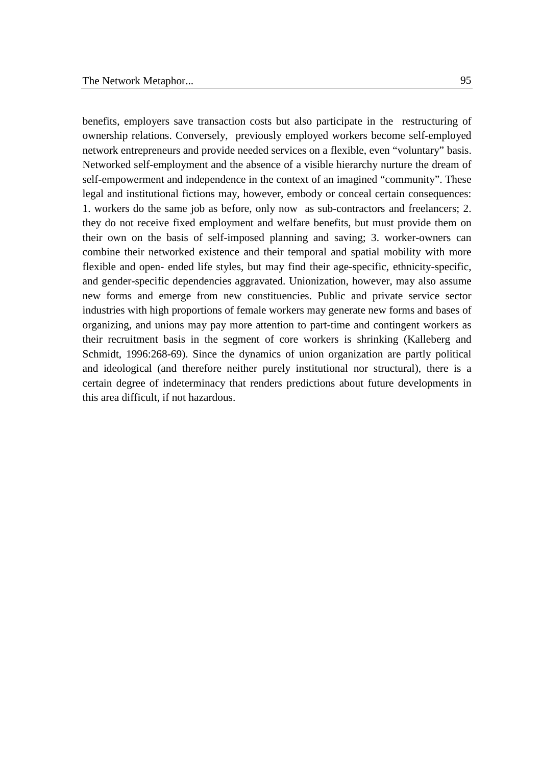benefits, employers save transaction costs but also participate in the restructuring of ownership relations. Conversely, previously employed workers become self-employed network entrepreneurs and provide needed services on a flexible, even "voluntary" basis. Networked self-employment and the absence of a visible hierarchy nurture the dream of self-empowerment and independence in the context of an imagined "community". These legal and institutional fictions may, however, embody or conceal certain consequences: 1. workers do the same job as before, only now as sub-contractors and freelancers; 2. they do not receive fixed employment and welfare benefits, but must provide them on their own on the basis of self-imposed planning and saving; 3. worker-owners can combine their networked existence and their temporal and spatial mobility with more flexible and open- ended life styles, but may find their age-specific, ethnicity-specific, and gender-specific dependencies aggravated. Unionization, however, may also assume new forms and emerge from new constituencies. Public and private service sector industries with high proportions of female workers may generate new forms and bases of organizing, and unions may pay more attention to part-time and contingent workers as their recruitment basis in the segment of core workers is shrinking (Kalleberg and Schmidt, 1996:268-69). Since the dynamics of union organization are partly political and ideological (and therefore neither purely institutional nor structural), there is a certain degree of indeterminacy that renders predictions about future developments in this area difficult, if not hazardous.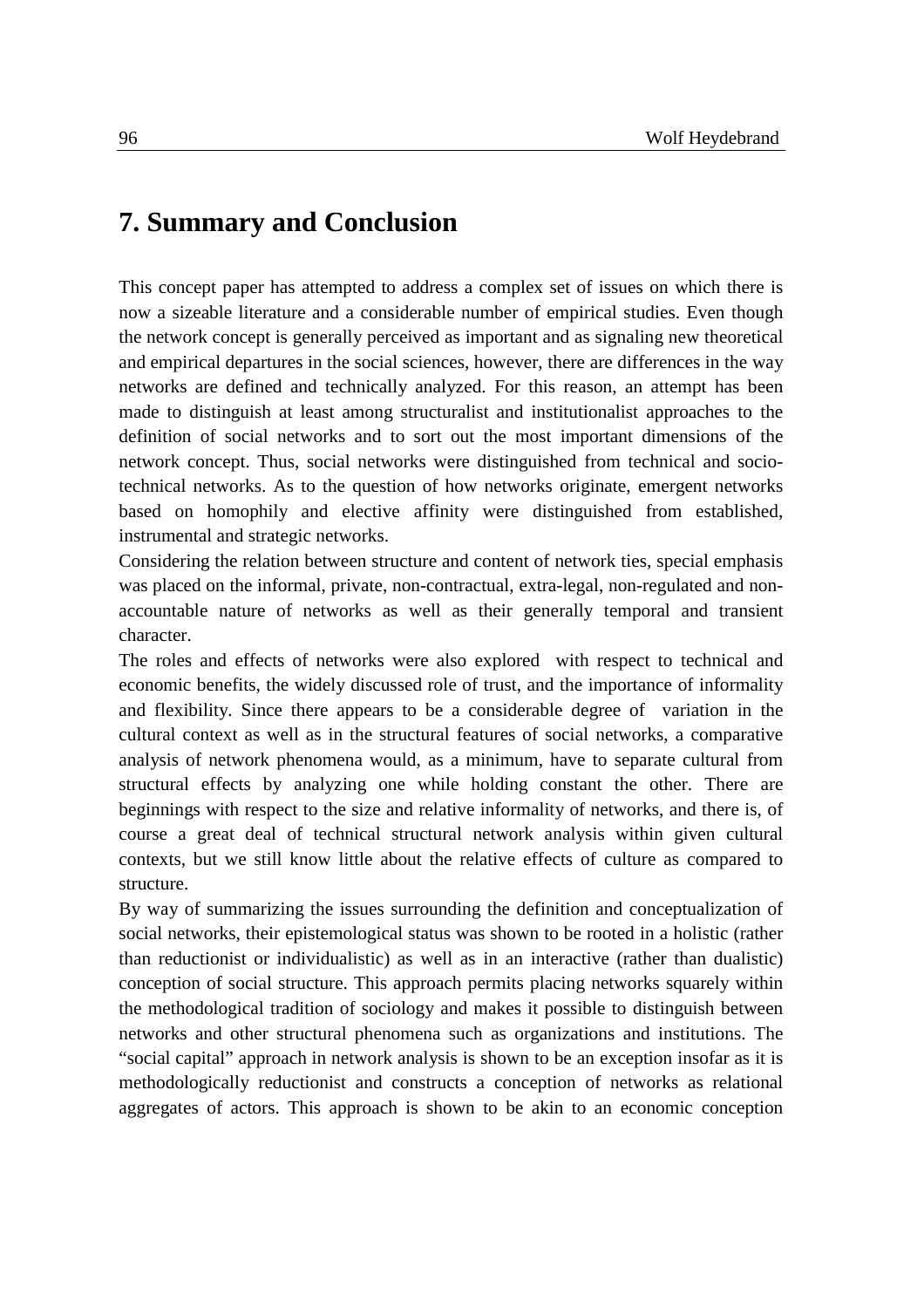## 7. Summary and Conclusion

This concept paper has attempted to address a complex set of issues on which there is now a sizeable literature and a considerable number of empirical studies. Even though the network concept is generally perceived as important and as signaling new theoretical and empirical departures in the social sciences, however, there are differences in the way networks are defined and technically analyzed. For this reason, an attempt has been made to distinguish at least among structuralist and institutionalist approaches to the definition of social networks and to sort out the most important dimensions of the network concept. Thus, social networks were distinguished from technical and socio-technical networks. As to the question of how networks originate, emergent networks based on homophily and elective affinity were distinguished from established, instrumental and strategic networks.

Considering the relation between structure and content of network ties, special emphasis was placed on the informal, private, non-contractual, extra-legal, non-regulated and non-accountable nature of networks as well as their generally temporal and transient character.

The roles and effects of networks were also explored with respect to technical and economic benefits, the widely discussed role of trust, and the importance of informality and flexibility. Since there appears to be a considerable degree of variation in the cultural context as well as in the structural features of social networks, a comparative analysis of network phenomena would, as a minimum, have to separate cultural from structural effects by analyzing one while holding constant the other. There are beginnings with respect to the size and relative informality of networks, and there is, of course a great deal of technical structural network analysis within given cultural contexts, but we still know little about the relative effects of culture as compared to structure.

By way of summarizing the issues surrounding the definition and conceptualization of social networks, their epistemological status was shown to be rooted in a holistic (rather than reductionist or individualistic) as well as in an interactive (rather than dualistic) conception of social structure. This approach permits placing networks squarely within the methodological tradition of sociology and makes it possible to distinguish between networks and other structural phenomena such as organizations and institutions. The "social capital" approach in network analysis is shown to be an exception insofar as it is methodologically reductionist and constructs a conception of networks as relational aggregates of actors. This approach is shown to be akin to an economic conception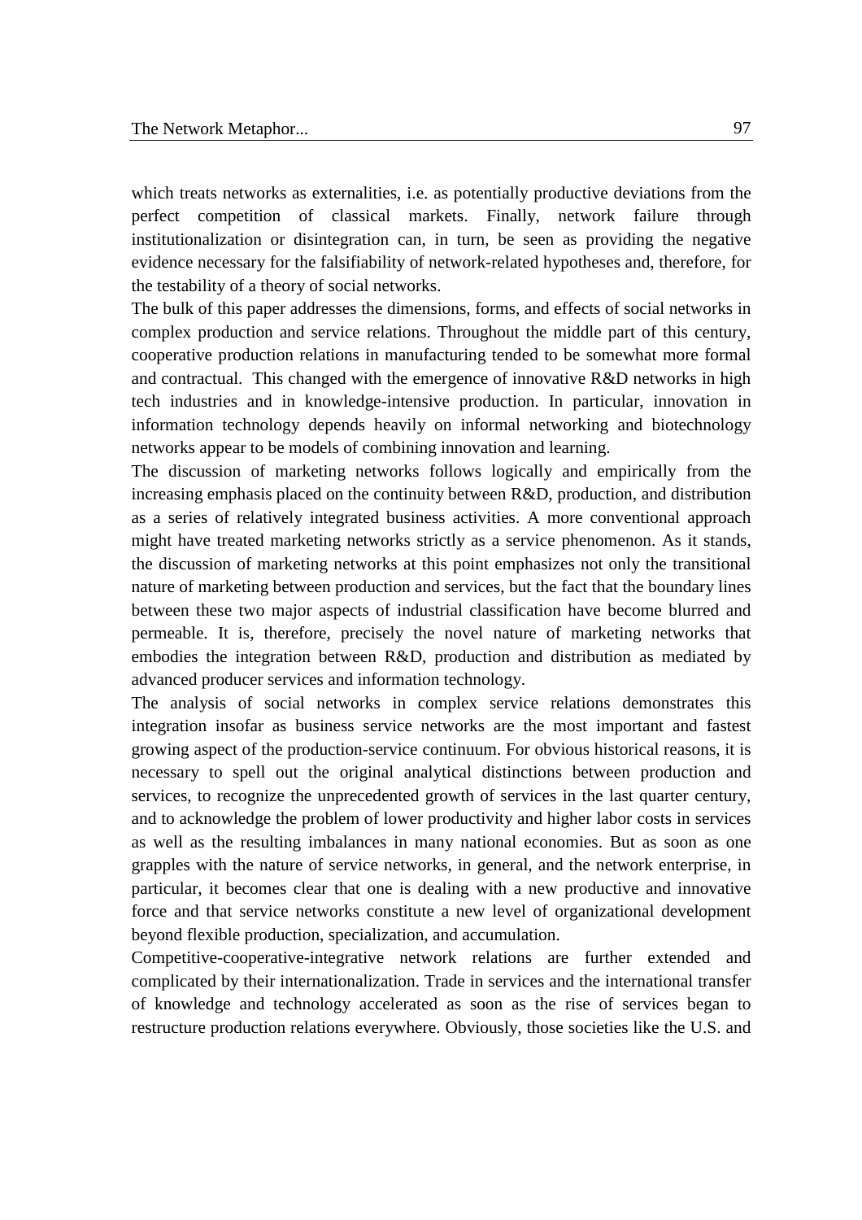which treats networks as externalities, i.e. as potentially productive deviations from the perfect competition of classical markets. Finally, network failure through institutionalization or disintegration can, in turn, be seen as providing the negative evidence necessary for the falsifiability of network-related hypotheses and, therefore, for the testability of a theory of social networks.

The bulk of this paper addresses the dimensions, forms, and effects of social networks in complex production and service relations. Throughout the middle part of this century, cooperative production relations in manufacturing tended to be somewhat more formal and contractual. This changed with the emergence of innovative R&D networks in high tech industries and in knowledge-intensive production. In particular, innovation in information technology depends heavily on informal networking and biotechnology networks appear to be models of combining innovation and learning.

The discussion of marketing networks follows logically and empirically from the increasing emphasis placed on the continuity between R&D, production, and distribution as a series of relatively integrated business activities. A more conventional approach might have treated marketing networks strictly as a service phenomenon. As it stands, the discussion of marketing networks at this point emphasizes not only the transitional nature of marketing between production and services, but the fact that the boundary lines between these two major aspects of industrial classification have become blurred and permeable. It is, therefore, precisely the novel nature of marketing networks that embodies the integration between R&D, production and distribution as mediated by advanced producer services and information technology.

The analysis of social networks in complex service relations demonstrates this integration insofar as business service networks are the most important and fastest growing aspect of the production-service continuum. For obvious historical reasons, it is necessary to spell out the original analytical distinctions between production and services, to recognize the unprecedented growth of services in the last quarter century, and to acknowledge the problem of lower productivity and higher labor costs in services as well as the resulting imbalances in many national economies. But as soon as one grapples with the nature of service networks, in general, and the network enterprise, in particular, it becomes clear that one is dealing with a new productive and innovative force and that service networks constitute a new level of organizational development beyond flexible production, specialization, and accumulation.

Competitive-cooperative-integrative network relations are further extended and complicated by their internationalization. Trade in services and the international transfer of knowledge and technology accelerated as soon as the rise of services began to restructure production relations everywhere. Obviously, those societies like the U.S. and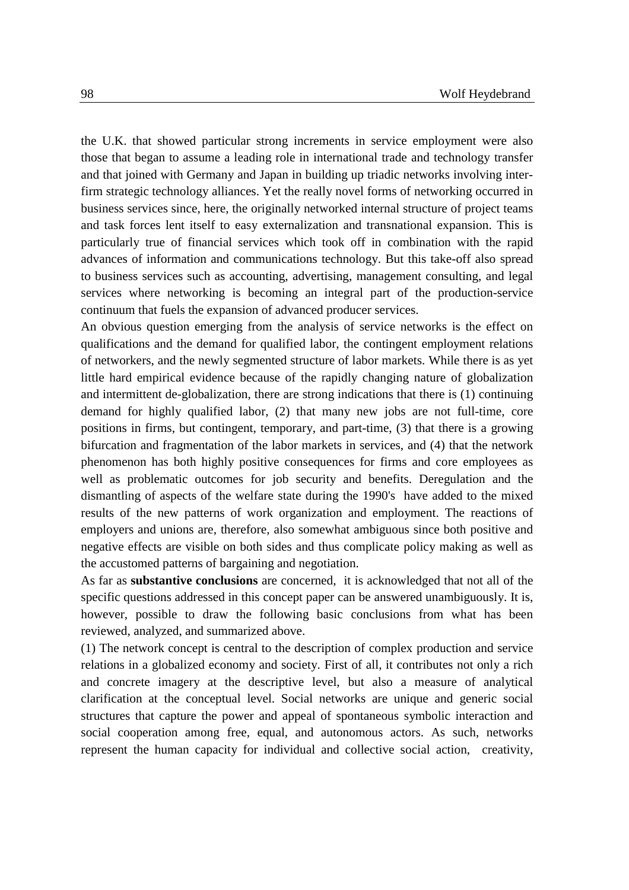the U.K. that showed particular strong increments in service employment were also those that began to assume a leading role in international trade and technology transfer and that joined with Germany and Japan in building up triadic networks involving inter-firm strategic technology alliances. Yet the really novel forms of networking occurred in business services since, here, the originally networked internal structure of project teams and task forces lent itself to easy externalization and transnational expansion. This is particularly true of financial services which took off in combination with the rapid advances of information and communications technology. But this take-off also spread to business services such as accounting, advertising, management consulting, and legal services where networking is becoming an integral part of the production-service continuum that fuels the expansion of advanced producer services.

An obvious question emerging from the analysis of service networks is the effect on qualifications and the demand for qualified labor, the contingent employment relations of networkers, and the newly segmented structure of labor markets. While there is as yet little hard empirical evidence because of the rapidly changing nature of globalization and intermittent de-globalization, there are strong indications that there is (1) continuing demand for highly qualified labor, (2) that many new jobs are not full-time, core positions in firms, but contingent, temporary, and part-time, (3) that there is a growing bifurcation and fragmentation of the labor markets in services, and (4) that the network phenomenon has both highly positive consequences for firms and core employees as well as problematic outcomes for job security and benefits. Deregulation and the dismantling of aspects of the welfare state during the 1990's have added to the mixed results of the new patterns of work organization and employment. The reactions of employers and unions are, therefore, also somewhat ambiguous since both positive and negative effects are visible on both sides and thus complicate policy making as well as the accustomed patterns of bargaining and negotiation.

As far as **substantive conclusions** are concerned, it is acknowledged that not all of the specific questions addressed in this concept paper can be answered unambiguously. It is, however, possible to draw the following basic conclusions from what has been reviewed, analyzed, and summarized above.

(1) The network concept is central to the description of complex production and service relations in a globalized economy and society. First of all, it contributes not only a rich and concrete imagery at the descriptive level, but also a measure of analytical clarification at the conceptual level. Social networks are unique and generic social structures that capture the power and appeal of spontaneous symbolic interaction and social cooperation among free, equal, and autonomous actors. As such, networks represent the human capacity for individual and collective social action, creativity,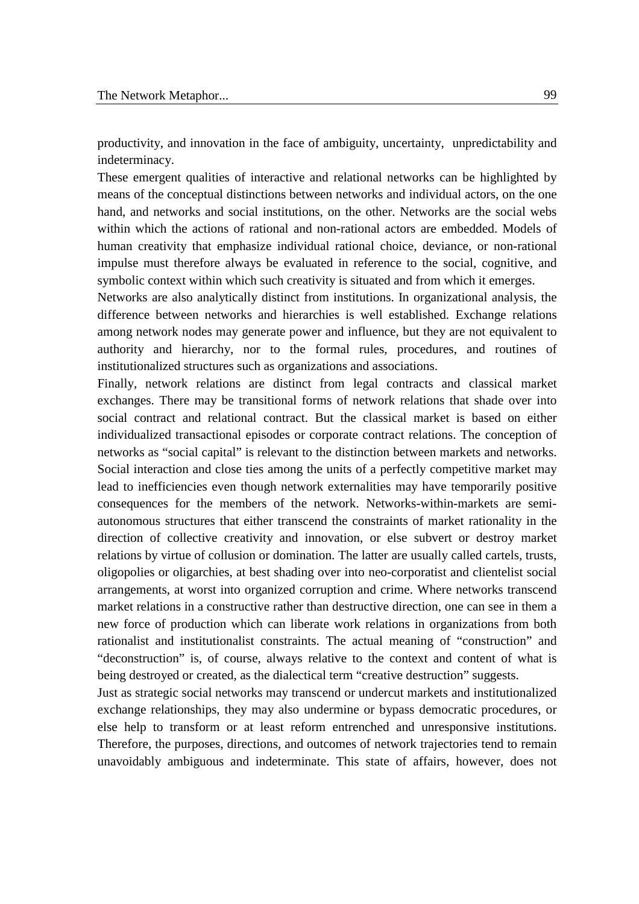productivity, and innovation in the face of ambiguity, uncertainty, unpredictability and indeterminacy.

These emergent qualities of interactive and relational networks can be highlighted by means of the conceptual distinctions between networks and individual actors, on the one hand, and networks and social institutions, on the other. Networks are the social webs within which the actions of rational and non-rational actors are embedded. Models of human creativity that emphasize individual rational choice, deviance, or non-rational impulse must therefore always be evaluated in reference to the social, cognitive, and symbolic context within which such creativity is situated and from which it emerges.

Networks are also analytically distinct from institutions. In organizational analysis, the difference between networks and hierarchies is well established. Exchange relations among network nodes may generate power and influence, but they are not equivalent to authority and hierarchy, nor to the formal rules, procedures, and routines of institutionalized structures such as organizations and associations.

Finally, network relations are distinct from legal contracts and classical market exchanges. There may be transitional forms of network relations that shade over into social contract and relational contract. But the classical market is based on either individualized transactional episodes or corporate contract relations. The conception of networks as "social capital" is relevant to the distinction between markets and networks. Social interaction and close ties among the units of a perfectly competitive market may lead to inefficiencies even though network externalities may have temporarily positive consequences for the members of the network. Networks-within-markets are semi-autonomous structures that either transcend the constraints of market rationality in the direction of collective creativity and innovation, or else subvert or destroy market relations by virtue of collusion or domination. The latter are usually called cartels, trusts, oligopolies or oligarchies, at best shading over into neo-corporatist and clientelist social arrangements, at worst into organized corruption and crime. Where networks transcend market relations in a constructive rather than destructive direction, one can see in them a new force of production which can liberate work relations in organizations from both rationalist and institutionalist constraints. The actual meaning of "construction" and "deconstruction" is, of course, always relative to the context and content of what is being destroyed or created, as the dialectical term "creative destruction" suggests.

Just as strategic social networks may transcend or undercut markets and institutionalized exchange relationships, they may also undermine or bypass democratic procedures, or else help to transform or at least reform entrenched and unresponsive institutions. Therefore, the purposes, directions, and outcomes of network trajectories tend to remain unavoidably ambiguous and indeterminate. This state of affairs, however, does not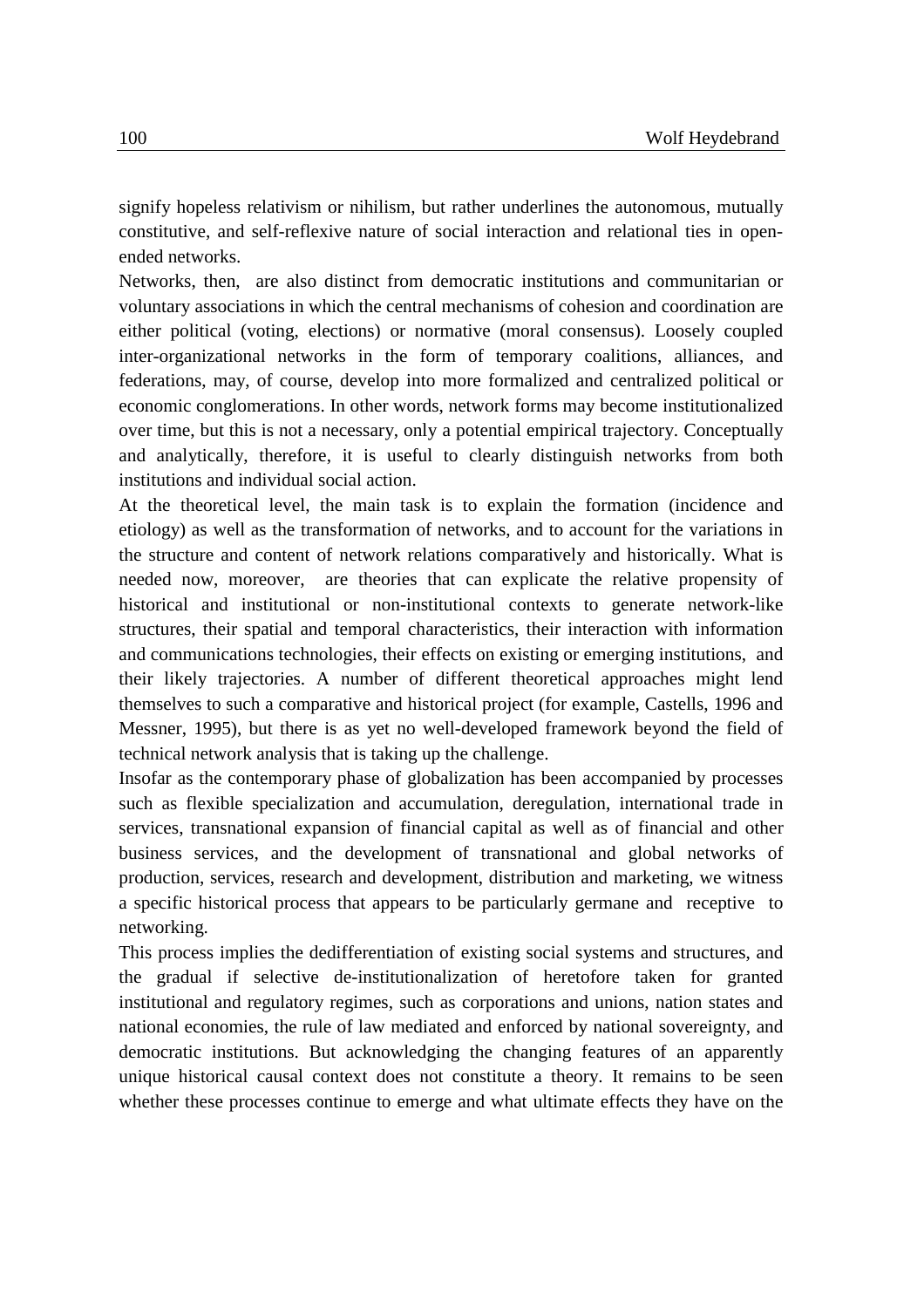signify hopeless relativism or nihilism, but rather underlines the autonomous, mutually constitutive, and self-reflexive nature of social interaction and relational ties in open-ended networks.

Networks, then, are also distinct from democratic institutions and communitarian or voluntary associations in which the central mechanisms of cohesion and coordination are either political (voting, elections) or normative (moral consensus). Loosely coupled inter-organizational networks in the form of temporary coalitions, alliances, and federations, may, of course, develop into more formalized and centralized political or economic conglomerations. In other words, network forms may become institutionalized over time, but this is not a necessary, only a potential empirical trajectory. Conceptually and analytically, therefore, it is useful to clearly distinguish networks from both institutions and individual social action.

At the theoretical level, the main task is to explain the formation (incidence and etiology) as well as the transformation of networks, and to account for the variations in the structure and content of network relations comparatively and historically. What is needed now, moreover, are theories that can explicate the relative propensity of historical and institutional or non-institutional contexts to generate network-like structures, their spatial and temporal characteristics, their interaction with information and communications technologies, their effects on existing or emerging institutions, and their likely trajectories. A number of different theoretical approaches might lend themselves to such a comparative and historical project (for example, Castells, 1996 and Messner, 1995), but there is as yet no well-developed framework beyond the field of technical network analysis that is taking up the challenge.

Insofar as the contemporary phase of globalization has been accompanied by processes such as flexible specialization and accumulation, deregulation, international trade in services, transnational expansion of financial capital as well as of financial and other business services, and the development of transnational and global networks of production, services, research and development, distribution and marketing, we witness a specific historical process that appears to be particularly germane and receptive to networking.

This process implies the dedifferentiation of existing social systems and structures, and the gradual if selective de-institutionalization of heretofore taken for granted institutional and regulatory regimes, such as corporations and unions, nation states and national economies, the rule of law mediated and enforced by national sovereignty, and democratic institutions. But acknowledging the changing features of an apparently unique historical causal context does not constitute a theory. It remains to be seen whether these processes continue to emerge and what ultimate effects they have on the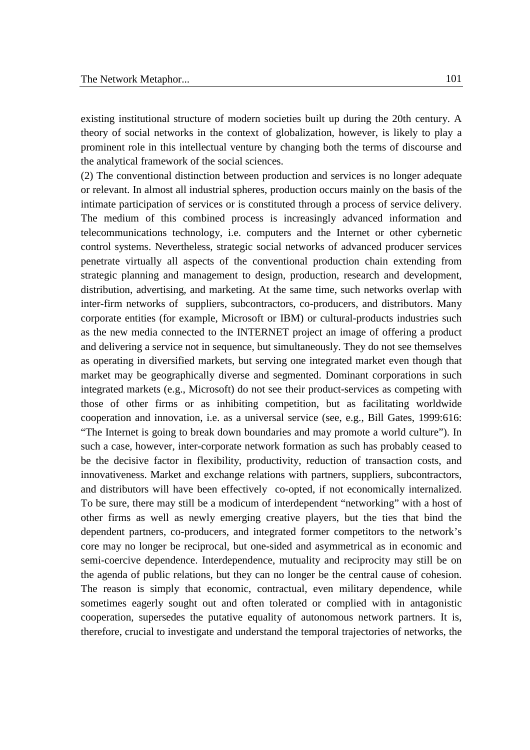existing institutional structure of modern societies built up during the 20th century. A theory of social networks in the context of globalization, however, is likely to play a prominent role in this intellectual venture by changing both the terms of discourse and the analytical framework of the social sciences.

(2) The conventional distinction between production and services is no longer adequate or relevant. In almost all industrial spheres, production occurs mainly on the basis of the intimate participation of services or is constituted through a process of service delivery. The medium of this combined process is increasingly advanced information and telecommunications technology, i.e. computers and the Internet or other cybernetic control systems. Nevertheless, strategic social networks of advanced producer services penetrate virtually all aspects of the conventional production chain extending from strategic planning and management to design, production, research and development, distribution, advertising, and marketing. At the same time, such networks overlap with inter-firm networks of suppliers, subcontractors, co-producers, and distributors. Many corporate entities (for example, Microsoft or IBM) or cultural-products industries such as the new media connected to the INTERNET project an image of offering a product and delivering a service not in sequence, but simultaneously. They do not see themselves as operating in diversified markets, but serving one integrated market even though that market may be geographically diverse and segmented. Dominant corporations in such integrated markets (e.g., Microsoft) do not see their product-services as competing with those of other firms or as inhibiting competition, but as facilitating worldwide cooperation and innovation, i.e. as a universal service (see, e.g., Bill Gates, 1999:616: "The Internet is going to break down boundaries and may promote a world culture"). In such a case, however, inter-corporate network formation as such has probably ceased to be the decisive factor in flexibility, productivity, reduction of transaction costs, and innovativeness. Market and exchange relations with partners, suppliers, subcontractors, and distributors will have been effectively co-opted, if not economically internalized. To be sure, there may still be a modicum of interdependent "networking" with a host of other firms as well as newly emerging creative players, but the ties that bind the dependent partners, co-producers, and integrated former competitors to the network's core may no longer be reciprocal, but one-sided and asymmetrical as in economic and semi-coercive dependence. Interdependence, mutuality and reciprocity may still be on the agenda of public relations, but they can no longer be the central cause of cohesion. The reason is simply that economic, contractual, even military dependence, while sometimes eagerly sought out and often tolerated or complied with in antagonistic cooperation, supersedes the putative equality of autonomous network partners. It is, therefore, crucial to investigate and understand the temporal trajectories of networks, the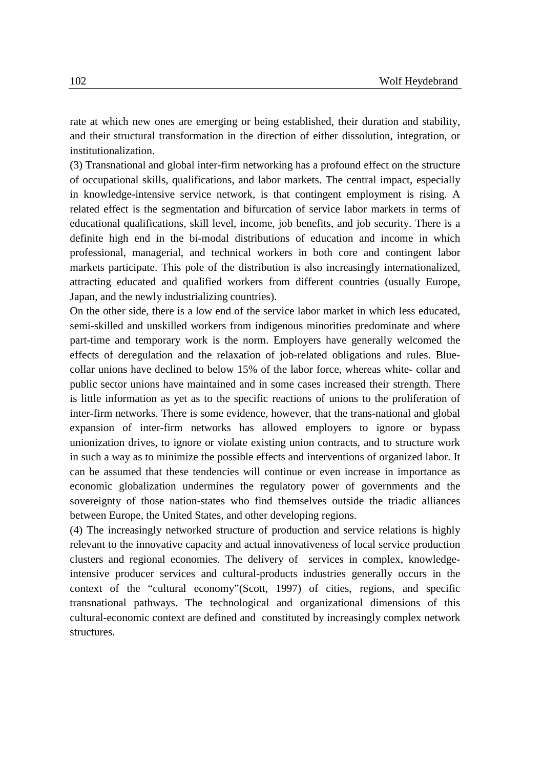rate at which new ones are emerging or being established, their duration and stability, and their structural transformation in the direction of either dissolution, integration, or institutionalization.

(3) Transnational and global inter-firm networking has a profound effect on the structure of occupational skills, qualifications, and labor markets. The central impact, especially in knowledge-intensive service network, is that contingent employment is rising. A related effect is the segmentation and bifurcation of service labor markets in terms of educational qualifications, skill level, income, job benefits, and job security. There is a definite high end in the bi-modal distributions of education and income in which professional, managerial, and technical workers in both core and contingent labor markets participate. This pole of the distribution is also increasingly internationalized, attracting educated and qualified workers from different countries (usually Europe, Japan, and the newly industrializing countries).

On the other side, there is a low end of the service labor market in which less educated, semi-skilled and unskilled workers from indigenous minorities predominate and where part-time and temporary work is the norm. Employers have generally welcomed the effects of deregulation and the relaxation of job-related obligations and rules. Blue-collar unions have declined to below 15% of the labor force, whereas white- collar and public sector unions have maintained and in some cases increased their strength. There is little information as yet as to the specific reactions of unions to the proliferation of inter-firm networks. There is some evidence, however, that the trans-national and global expansion of inter-firm networks has allowed employers to ignore or bypass unionization drives, to ignore or violate existing union contracts, and to structure work in such a way as to minimize the possible effects and interventions of organized labor. It can be assumed that these tendencies will continue or even increase in importance as economic globalization undermines the regulatory power of governments and the sovereignty of those nation-states who find themselves outside the triadic alliances between Europe, the United States, and other developing regions.

(4) The increasingly networked structure of production and service relations is highly relevant to the innovative capacity and actual innovativeness of local service production clusters and regional economies. The delivery of services in complex, knowledge-intensive producer services and cultural-products industries generally occurs in the context of the "cultural economy"(Scott, 1997) of cities, regions, and specific transnational pathways. The technological and organizational dimensions of this cultural-economic context are defined and constituted by increasingly complex network structures.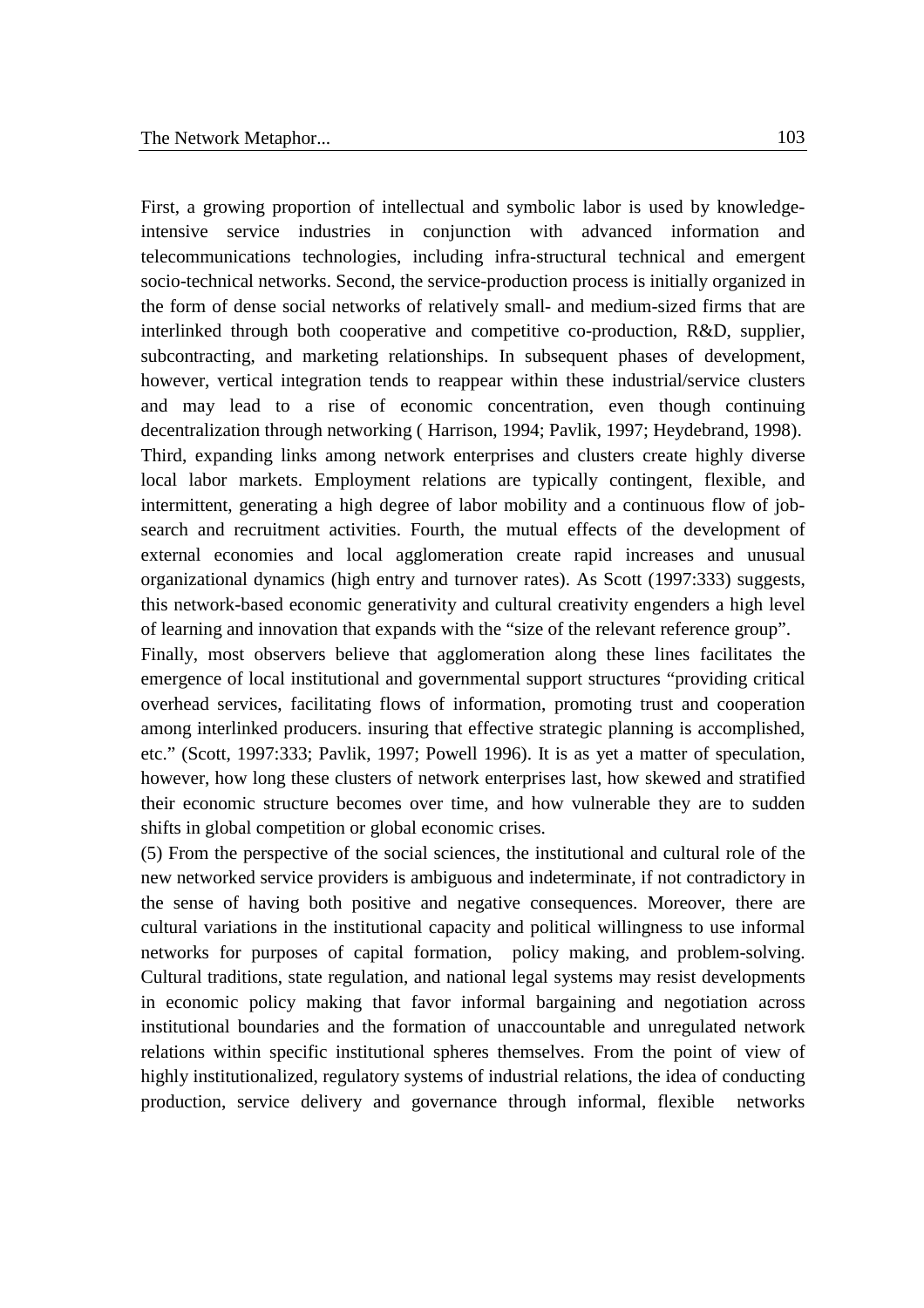First, a growing proportion of intellectual and symbolic labor is used by knowledge-intensive service industries in conjunction with advanced information and telecommunications technologies, including infra-structural technical and emergent socio-technical networks. Second, the service-production process is initially organized in the form of dense social networks of relatively small- and medium-sized firms that are interlinked through both cooperative and competitive co-production, R&D, supplier, subcontracting, and marketing relationships. In subsequent phases of development, however, vertical integration tends to reappear within these industrial/service clusters and may lead to a rise of economic concentration, even though continuing decentralization through networking ( Harrison, 1994; Pavlik, 1997; Heydebrand, 1998). Third, expanding links among network enterprises and clusters create highly diverse local labor markets. Employment relations are typically contingent, flexible, and intermittent, generating a high degree of labor mobility and a continuous flow of job-search and recruitment activities. Fourth, the mutual effects of the development of external economies and local agglomeration create rapid increases and unusual organizational dynamics (high entry and turnover rates). As Scott (1997:333) suggests, this network-based economic generativity and cultural creativity engenders a high level of learning and innovation that expands with the "size of the relevant reference group".

Finally, most observers believe that agglomeration along these lines facilitates the emergence of local institutional and governmental support structures "providing critical overhead services, facilitating flows of information, promoting trust and cooperation among interlinked producers. insuring that effective strategic planning is accomplished, etc." (Scott, 1997:333; Pavlik, 1997; Powell 1996). It is as yet a matter of speculation, however, how long these clusters of network enterprises last, how skewed and stratified their economic structure becomes over time, and how vulnerable they are to sudden shifts in global competition or global economic crises.

(5) From the perspective of the social sciences, the institutional and cultural role of the new networked service providers is ambiguous and indeterminate, if not contradictory in the sense of having both positive and negative consequences. Moreover, there are cultural variations in the institutional capacity and political willingness to use informal networks for purposes of capital formation, policy making, and problem-solving. Cultural traditions, state regulation, and national legal systems may resist developments in economic policy making that favor informal bargaining and negotiation across institutional boundaries and the formation of unaccountable and unregulated network relations within specific institutional spheres themselves. From the point of view of highly institutionalized, regulatory systems of industrial relations, the idea of conducting production, service delivery and governance through informal, flexible networks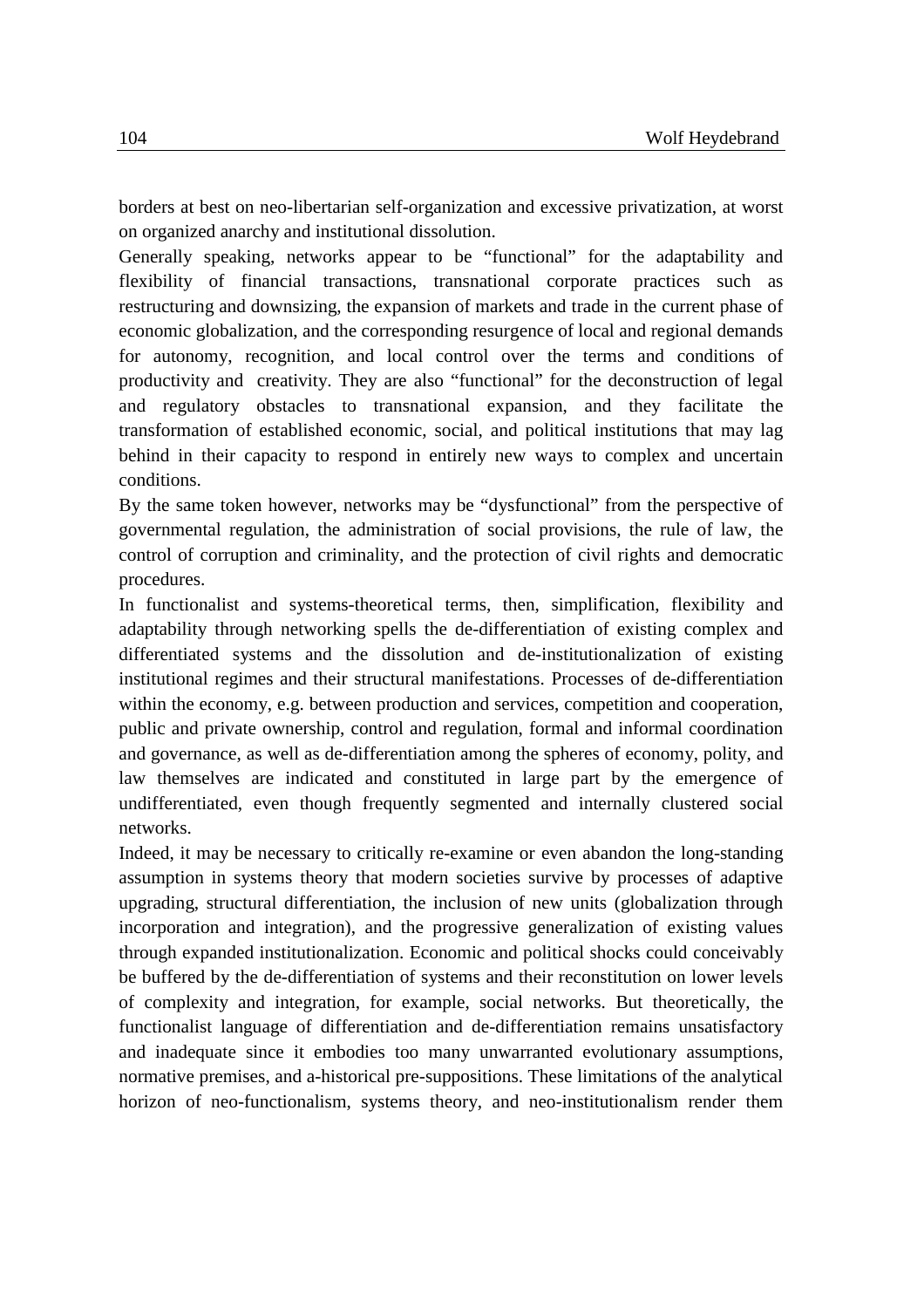borders at best on neo-libertarian self-organization and excessive privatization, at worst on organized anarchy and institutional dissolution.

Generally speaking, networks appear to be "functional" for the adaptability and flexibility of financial transactions, transnational corporate practices such as restructuring and downsizing, the expansion of markets and trade in the current phase of economic globalization, and the corresponding resurgence of local and regional demands for autonomy, recognition, and local control over the terms and conditions of productivity and creativity. They are also "functional" for the deconstruction of legal and regulatory obstacles to transnational expansion, and they facilitate the transformation of established economic, social, and political institutions that may lag behind in their capacity to respond in entirely new ways to complex and uncertain conditions.

By the same token however, networks may be "dysfunctional" from the perspective of governmental regulation, the administration of social provisions, the rule of law, the control of corruption and criminality, and the protection of civil rights and democratic procedures.

In functionalist and systems-theoretical terms, then, simplification, flexibility and adaptability through networking spells the de-differentiation of existing complex and differentiated systems and the dissolution and de-institutionalization of existing institutional regimes and their structural manifestations. Processes of de-differentiation within the economy, e.g. between production and services, competition and cooperation, public and private ownership, control and regulation, formal and informal coordination and governance, as well as de-differentiation among the spheres of economy, polity, and law themselves are indicated and constituted in large part by the emergence of undifferentiated, even though frequently segmented and internally clustered social networks.

Indeed, it may be necessary to critically re-examine or even abandon the long-standing assumption in systems theory that modern societies survive by processes of adaptive upgrading, structural differentiation, the inclusion of new units (globalization through incorporation and integration), and the progressive generalization of existing values through expanded institutionalization. Economic and political shocks could conceivably be buffered by the de-differentiation of systems and their reconstitution on lower levels of complexity and integration, for example, social networks. But theoretically, the functionalist language of differentiation and de-differentiation remains unsatisfactory and inadequate since it embodies too many unwarranted evolutionary assumptions, normative premises, and a-historical pre-suppositions. These limitations of the analytical horizon of neo-functionalism, systems theory, and neo-institutionalism render them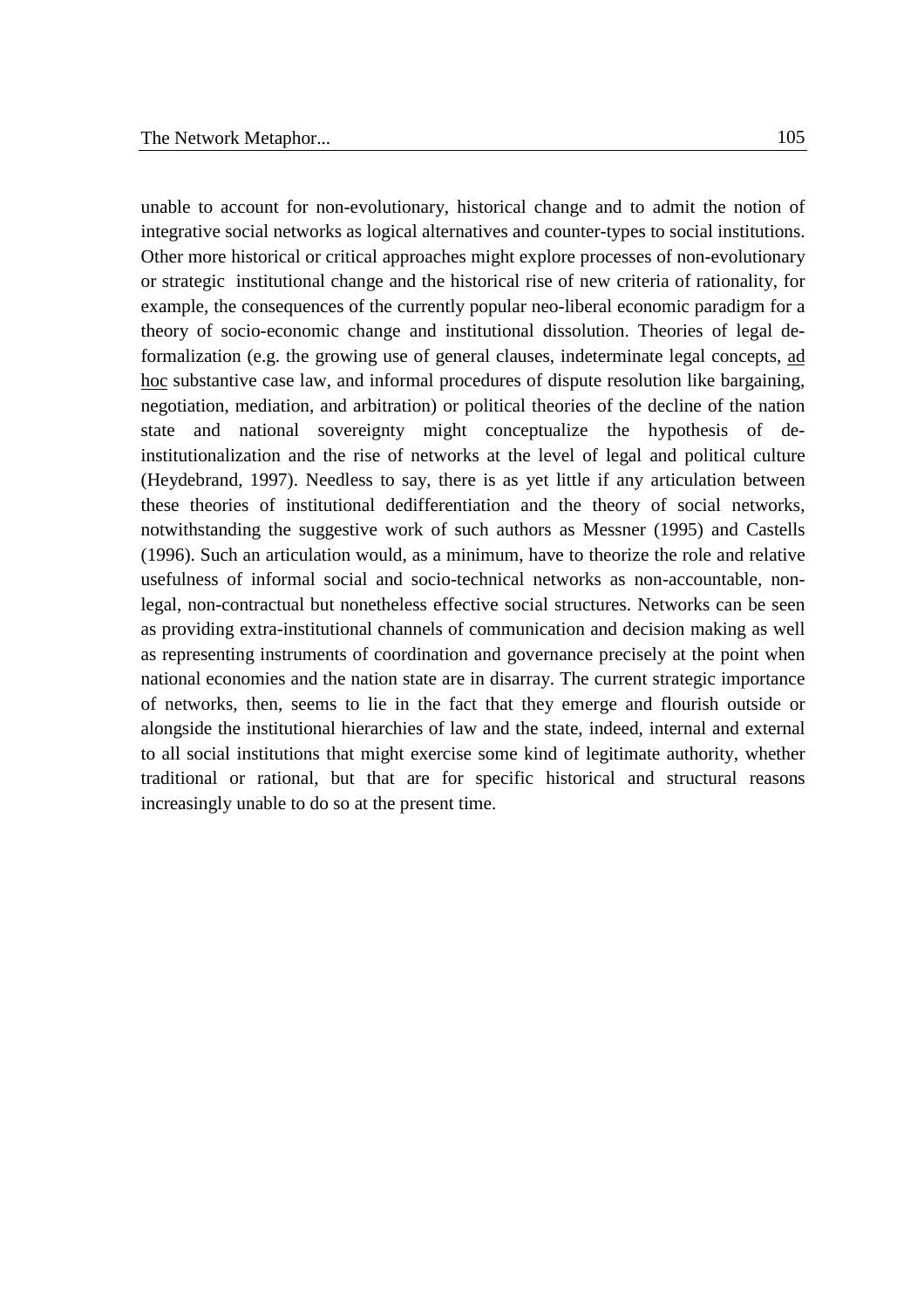unable to account for non-evolutionary, historical change and to admit the notion of integrative social networks as logical alternatives and counter-types to social institutions. Other more historical or critical approaches might explore processes of non-evolutionary or strategic institutional change and the historical rise of new criteria of rationality, for example, the consequences of the currently popular neo-liberal economic paradigm for a theory of socio-economic change and institutional dissolution. Theories of legal de-formalization (e.g. the growing use of general clauses, indeterminate legal concepts, ad hoc substantive case law, and informal procedures of dispute resolution like bargaining, negotiation, mediation, and arbitration) or political theories of the decline of the nation state and national sovereignty might conceptualize the hypothesis of de-institutionalization and the rise of networks at the level of legal and political culture (Heydebrand, 1997). Needless to say, there is as yet little if any articulation between these theories of institutional dedifferentiation and the theory of social networks, notwithstanding the suggestive work of such authors as Messner (1995) and Castells (1996). Such an articulation would, as a minimum, have to theorize the role and relative usefulness of informal social and socio-technical networks as non-accountable, non-legal, non-contractual but nonetheless effective social structures. Networks can be seen as providing extra-institutional channels of communication and decision making as well as representing instruments of coordination and governance precisely at the point when national economies and the nation state are in disarray. The current strategic importance of networks, then, seems to lie in the fact that they emerge and flourish outside or alongside the institutional hierarchies of law and the state, indeed, internal and external to all social institutions that might exercise some kind of legitimate authority, whether traditional or rational, but that are for specific historical and structural reasons increasingly unable to do so at the present time.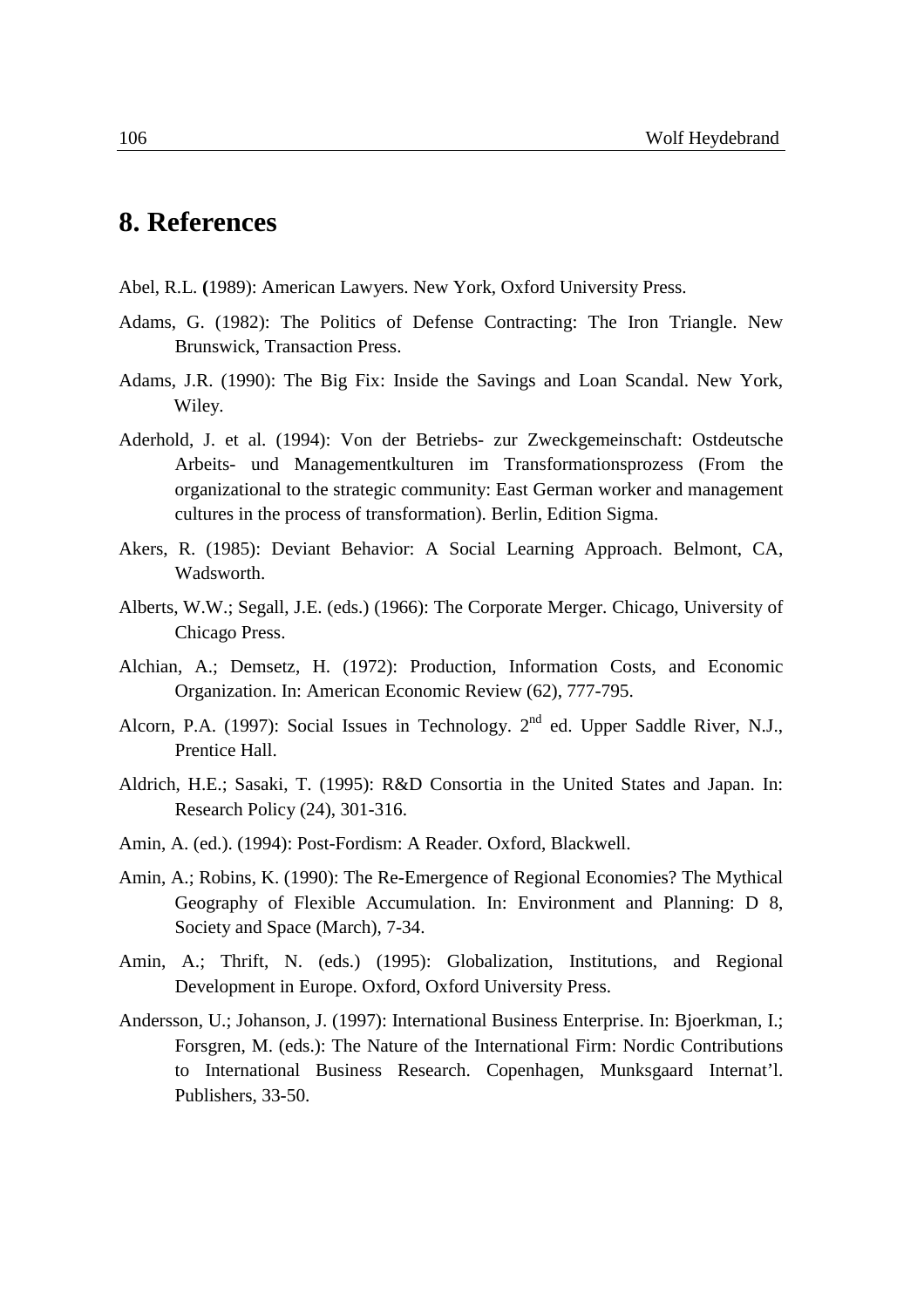# 8. References

Abel, R.L. (1989): American Lawyers. New York, Oxford University Press.

Adams, G. (1982): The Politics of Defense Contracting: The Iron Triangle. New Brunswick, Transaction Press.

Adams, J.R. (1990): The Big Fix: Inside the Savings and Loan Scandal. New York, Wiley.

Aderhold, J. et al. (1994): Von der Betriebs- zur Zweckgemeinschaft: Ostdeutsche Arbeits- und Managementkulturen im Transformationsprozess (From the organizational to the strategic community: East German worker and management cultures in the process of transformation). Berlin, Edition Sigma.

Akers, R. (1985): Deviant Behavior: A Social Learning Approach. Belmont, CA, Wadsworth.

Alberts, W.W.; Segall, J.E. (eds.) (1966): The Corporate Merger. Chicago, University of Chicago Press.

Alchian, A.; Demsetz, H. (1972): Production, Information Costs, and Economic Organization. In: American Economic Review (62), 777-795.

Alcorn, P.A. (1997): Social Issues in Technology. 2nd ed. Upper Saddle River, N.J., Prentice Hall.

Aldrich, H.E.; Sasaki, T. (1995): R&D Consortia in the United States and Japan. In: Research Policy (24), 301-316.

Amin, A. (ed.). (1994): Post-Fordism: A Reader. Oxford, Blackwell.

Amin, A.; Robins, K. (1990): The Re-Emergence of Regional Economies? The Mythical Geography of Flexible Accumulation. In: Environment and Planning: D 8, Society and Space (March), 7-34.

Amin, A.; Thrift, N. (eds.) (1995): Globalization, Institutions, and Regional Development in Europe. Oxford, Oxford University Press.

Andersson, U.; Johanson, J. (1997): International Business Enterprise. In: Bjoerkman, I.; Forsgren, M. (eds.): The Nature of the International Firm: Nordic Contributions to International Business Research. Copenhagen, Munksgaard Internat'l. Publishers, 33-50.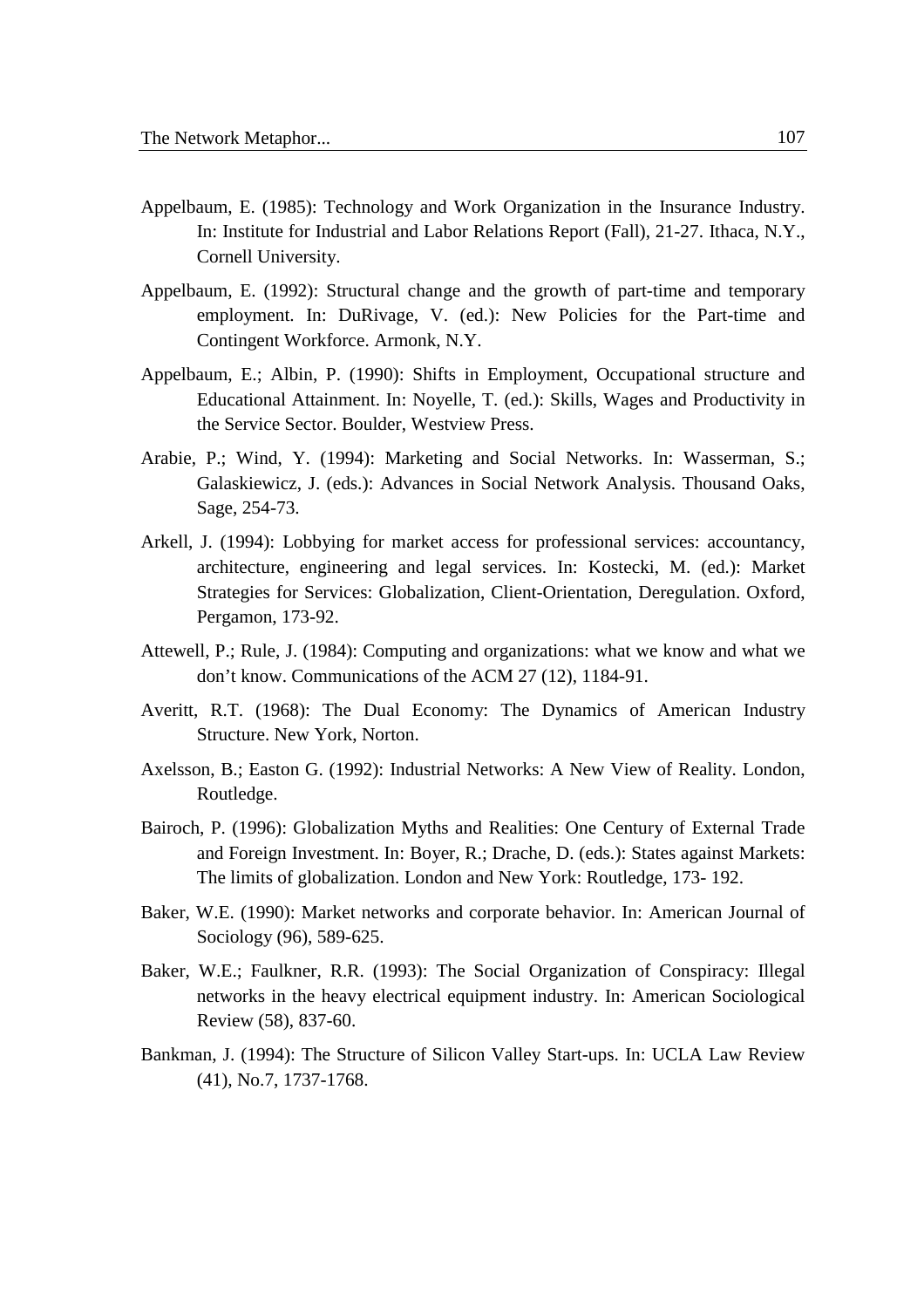Appelbaum, E. (1985): Technology and Work Organization in the Insurance Industry. In: Institute for Industrial and Labor Relations Report (Fall), 21-27. Ithaca, N.Y., Cornell University.

Appelbaum, E. (1992): Structural change and the growth of part-time and temporary employment. In: DuRivage, V. (ed.): New Policies for the Part-time and Contingent Workforce. Armonk, N.Y.

Appelbaum, E.; Albin, P. (1990): Shifts in Employment, Occupational structure and Educational Attainment. In: Noyelle, T. (ed.): Skills, Wages and Productivity in the Service Sector. Boulder, Westview Press.

Arabie, P.; Wind, Y. (1994): Marketing and Social Networks. In: Wasserman, S.; Galaskiewicz, J. (eds.): Advances in Social Network Analysis. Thousand Oaks, Sage, 254-73.

Arkell, J. (1994): Lobbying for market access for professional services: accountancy, architecture, engineering and legal services. In: Kostecki, M. (ed.): Market Strategies for Services: Globalization, Client-Orientation, Deregulation. Oxford, Pergamon, 173-92.

Attewell, P.; Rule, J. (1984): Computing and organizations: what we know and what we don't know. Communications of the ACM 27 (12), 1184-91.

Averitt, R.T. (1968): The Dual Economy: The Dynamics of American Industry Structure. New York, Norton.

Axelsson, B.; Easton G. (1992): Industrial Networks: A New View of Reality. London, Routledge.

Bairoch, P. (1996): Globalization Myths and Realities: One Century of External Trade and Foreign Investment. In: Boyer, R.; Drache, D. (eds.): States against Markets: The limits of globalization. London and New York: Routledge, 173- 192.

Baker, W.E. (1990): Market networks and corporate behavior. In: American Journal of Sociology (96), 589-625.

Baker, W.E.; Faulkner, R.R. (1993): The Social Organization of Conspiracy: Illegal networks in the heavy electrical equipment industry. In: American Sociological Review (58), 837-60.

Bankman, J. (1994): The Structure of Silicon Valley Start-ups. In: UCLA Law Review (41), No.7, 1737-1768.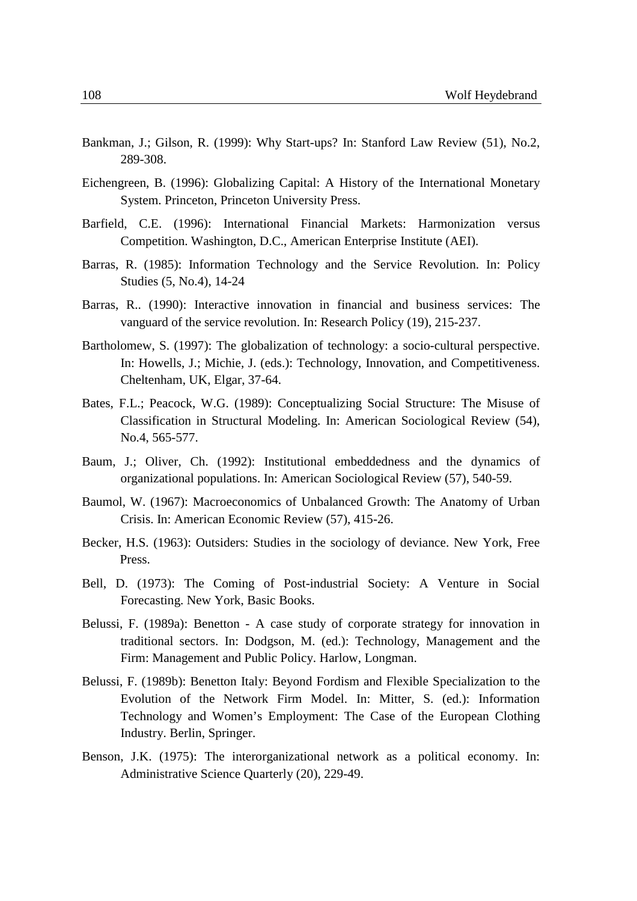Bankman, J.; Gilson, R. (1999): Why Start-ups? In: Stanford Law Review (51), No.2, 289-308.

Eichengreen, B. (1996): Globalizing Capital: A History of the International Monetary System. Princeton, Princeton University Press.

Barfield, C.E. (1996): International Financial Markets: Harmonization versus Competition. Washington, D.C., American Enterprise Institute (AEI).

Barras, R. (1985): Information Technology and the Service Revolution. In: Policy Studies (5, No.4), 14-24

Barras, R.. (1990): Interactive innovation in financial and business services: The vanguard of the service revolution. In: Research Policy (19), 215-237.

Bartholomew, S. (1997): The globalization of technology: a socio-cultural perspective. In: Howells, J.; Michie, J. (eds.): Technology, Innovation, and Competitiveness. Cheltenham, UK, Elgar, 37-64.

Bates, F.L.; Peacock, W.G. (1989): Conceptualizing Social Structure: The Misuse of Classification in Structural Modeling. In: American Sociological Review (54), No.4, 565-577.

Baum, J.; Oliver, Ch. (1992): Institutional embeddedness and the dynamics of organizational populations. In: American Sociological Review (57), 540-59.

Baumol, W. (1967): Macroeconomics of Unbalanced Growth: The Anatomy of Urban Crisis. In: American Economic Review (57), 415-26.

Becker, H.S. (1963): Outsiders: Studies in the sociology of deviance. New York, Free Press.

Bell, D. (1973): The Coming of Post-industrial Society: A Venture in Social Forecasting. New York, Basic Books.

Belussi, F. (1989a): Benetton - A case study of corporate strategy for innovation in traditional sectors. In: Dodgson, M. (ed.): Technology, Management and the Firm: Management and Public Policy. Harlow, Longman.

Belussi, F. (1989b): Benetton Italy: Beyond Fordism and Flexible Specialization to the Evolution of the Network Firm Model. In: Mitter, S. (ed.): Information Technology and Women's Employment: The Case of the European Clothing Industry. Berlin, Springer.

Benson, J.K. (1975): The interorganizational network as a political economy. In: Administrative Science Quarterly (20), 229-49.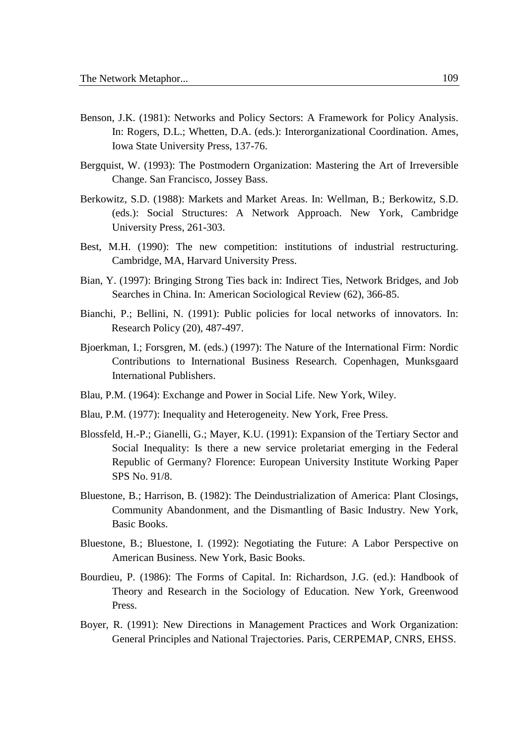Benson, J.K. (1981): Networks and Policy Sectors: A Framework for Policy Analysis. In: Rogers, D.L.; Whetten, D.A. (eds.): Interorganizational Coordination. Ames, Iowa State University Press, 137-76.

Bergquist, W. (1993): The Postmodern Organization: Mastering the Art of Irreversible Change. San Francisco, Jossey Bass.

Berkowitz, S.D. (1988): Markets and Market Areas. In: Wellman, B.; Berkowitz, S.D. (eds.): Social Structures: A Network Approach. New York, Cambridge University Press, 261-303.

Best, M.H. (1990): The new competition: institutions of industrial restructuring. Cambridge, MA, Harvard University Press.

Bian, Y. (1997): Bringing Strong Ties back in: Indirect Ties, Network Bridges, and Job Searches in China. In: American Sociological Review (62), 366-85.

Bianchi, P.; Bellini, N. (1991): Public policies for local networks of innovators. In: Research Policy (20), 487-497.

Bjoerkman, I.; Forsgren, M. (eds.) (1997): The Nature of the International Firm: Nordic Contributions to International Business Research. Copenhagen, Munksgaard International Publishers.

Blau, P.M. (1964): Exchange and Power in Social Life. New York, Wiley.

Blau, P.M. (1977): Inequality and Heterogeneity. New York, Free Press.

Blossfeld, H.-P.; Gianelli, G.; Mayer, K.U. (1991): Expansion of the Tertiary Sector and Social Inequality: Is there a new service proletariat emerging in the Federal Republic of Germany? Florence: European University Institute Working Paper SPS No. 91/8.

Bluestone, B.; Harrison, B. (1982): The Deindustrialization of America: Plant Closings, Community Abandonment, and the Dismantling of Basic Industry. New York, Basic Books.

Bluestone, B.; Bluestone, I. (1992): Negotiating the Future: A Labor Perspective on American Business. New York, Basic Books.

Bourdieu, P. (1986): The Forms of Capital. In: Richardson, J.G. (ed.): Handbook of Theory and Research in the Sociology of Education. New York, Greenwood Press.

Boyer, R. (1991): New Directions in Management Practices and Work Organization: General Principles and National Trajectories. Paris, CERPEMAP, CNRS, EHSS.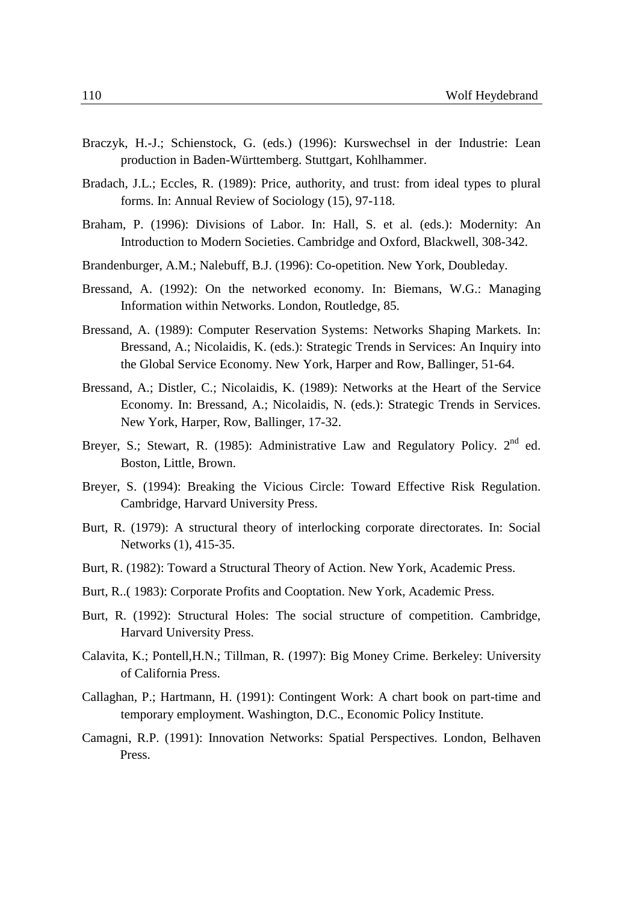Braczyk, H.-J.; Schienstock, G. (eds.) (1996): Kurswechsel in der Industrie: Lean production in Baden-Württemberg. Stuttgart, Kohlhammer.

Bradach, J.L.; Eccles, R. (1989): Price, authority, and trust: from ideal types to plural forms. In: Annual Review of Sociology (15), 97-118.

Braham, P. (1996): Divisions of Labor. In: Hall, S. et al. (eds.): Modernity: An Introduction to Modern Societies. Cambridge and Oxford, Blackwell, 308-342.

Brandenburger, A.M.; Nalebuff, B.J. (1996): Co-opetition. New York, Doubleday.

Bressand, A. (1992): On the networked economy. In: Biemans, W.G.: Managing Information within Networks. London, Routledge, 85.

Bressand, A. (1989): Computer Reservation Systems: Networks Shaping Markets. In: Bressand, A.; Nicolaidis, K. (eds.): Strategic Trends in Services: An Inquiry into the Global Service Economy. New York, Harper and Row, Ballinger, 51-64.

Bressand, A.; Distler, C.; Nicolaidis, K. (1989): Networks at the Heart of the Service Economy. In: Bressand, A.; Nicolaidis, N. (eds.): Strategic Trends in Services. New York, Harper, Row, Ballinger, 17-32.

Breyer, S.; Stewart, R. (1985): Administrative Law and Regulatory Policy. 2nd ed. Boston, Little, Brown.

Breyer, S. (1994): Breaking the Vicious Circle: Toward Effective Risk Regulation. Cambridge, Harvard University Press.

Burt, R. (1979): A structural theory of interlocking corporate directorates. In: Social Networks (1), 415-35.

Burt, R. (1982): Toward a Structural Theory of Action. New York, Academic Press.

Burt, R..( 1983): Corporate Profits and Cooptation. New York, Academic Press.

Burt, R. (1992): Structural Holes: The social structure of competition. Cambridge, Harvard University Press.

Calavita, K.; Pontell,H.N.; Tillman, R. (1997): Big Money Crime. Berkeley: University of California Press.

Callaghan, P.; Hartmann, H. (1991): Contingent Work: A chart book on part-time and temporary employment. Washington, D.C., Economic Policy Institute.

Camagni, R.P. (1991): Innovation Networks: Spatial Perspectives. London, Belhaven Press.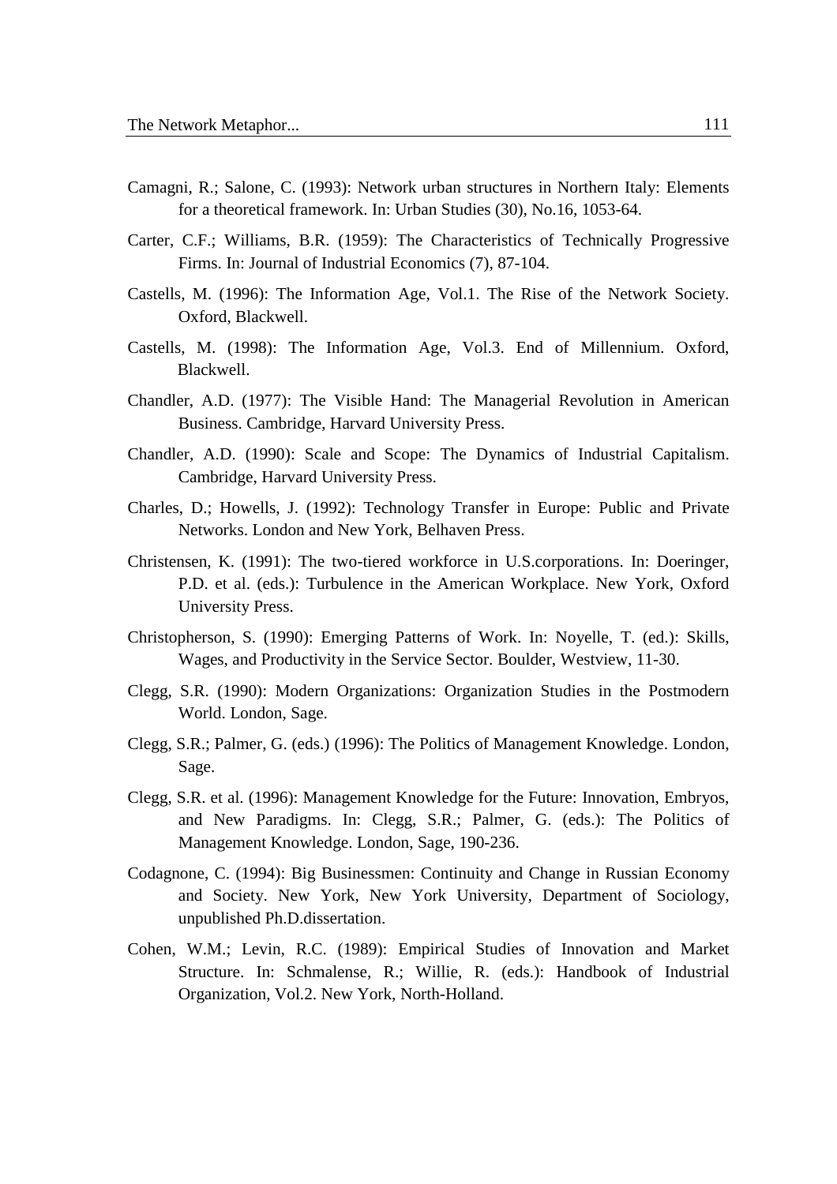Camagni, R.; Salone, C. (1993): Network urban structures in Northern Italy: Elements for a theoretical framework. In: Urban Studies (30), No.16, 1053-64.

Carter, C.F.; Williams, B.R. (1959): The Characteristics of Technically Progressive Firms. In: Journal of Industrial Economics (7), 87-104.

Castells, M. (1996): The Information Age, Vol.1. The Rise of the Network Society. Oxford, Blackwell.

Castells, M. (1998): The Information Age, Vol.3. End of Millennium. Oxford, Blackwell.

Chandler, A.D. (1977): The Visible Hand: The Managerial Revolution in American Business. Cambridge, Harvard University Press.

Chandler, A.D. (1990): Scale and Scope: The Dynamics of Industrial Capitalism. Cambridge, Harvard University Press.

Charles, D.; Howells, J. (1992): Technology Transfer in Europe: Public and Private Networks. London and New York, Belhaven Press.

Christensen, K. (1991): The two-tiered workforce in U.S.corporations. In: Doeringer, P.D. et al. (eds.): Turbulence in the American Workplace. New York, Oxford University Press.

Christopherson, S. (1990): Emerging Patterns of Work. In: Noyelle, T. (ed.): Skills, Wages, and Productivity in the Service Sector. Boulder, Westview, 11-30.

Clegg, S.R. (1990): Modern Organizations: Organization Studies in the Postmodern World. London, Sage.

Clegg, S.R.; Palmer, G. (eds.) (1996): The Politics of Management Knowledge. London, Sage.

Clegg, S.R. et al. (1996): Management Knowledge for the Future: Innovation, Embryos, and New Paradigms. In: Clegg, S.R.; Palmer, G. (eds.): The Politics of Management Knowledge. London, Sage, 190-236.

Codagnone, C. (1994): Big Businessmen: Continuity and Change in Russian Economy and Society. New York, New York University, Department of Sociology, unpublished Ph.D.dissertation.

Cohen, W.M.; Levin, R.C. (1989): Empirical Studies of Innovation and Market Structure. In: Schmalense, R.; Willie, R. (eds.): Handbook of Industrial Organization, Vol.2. New York, North-Holland.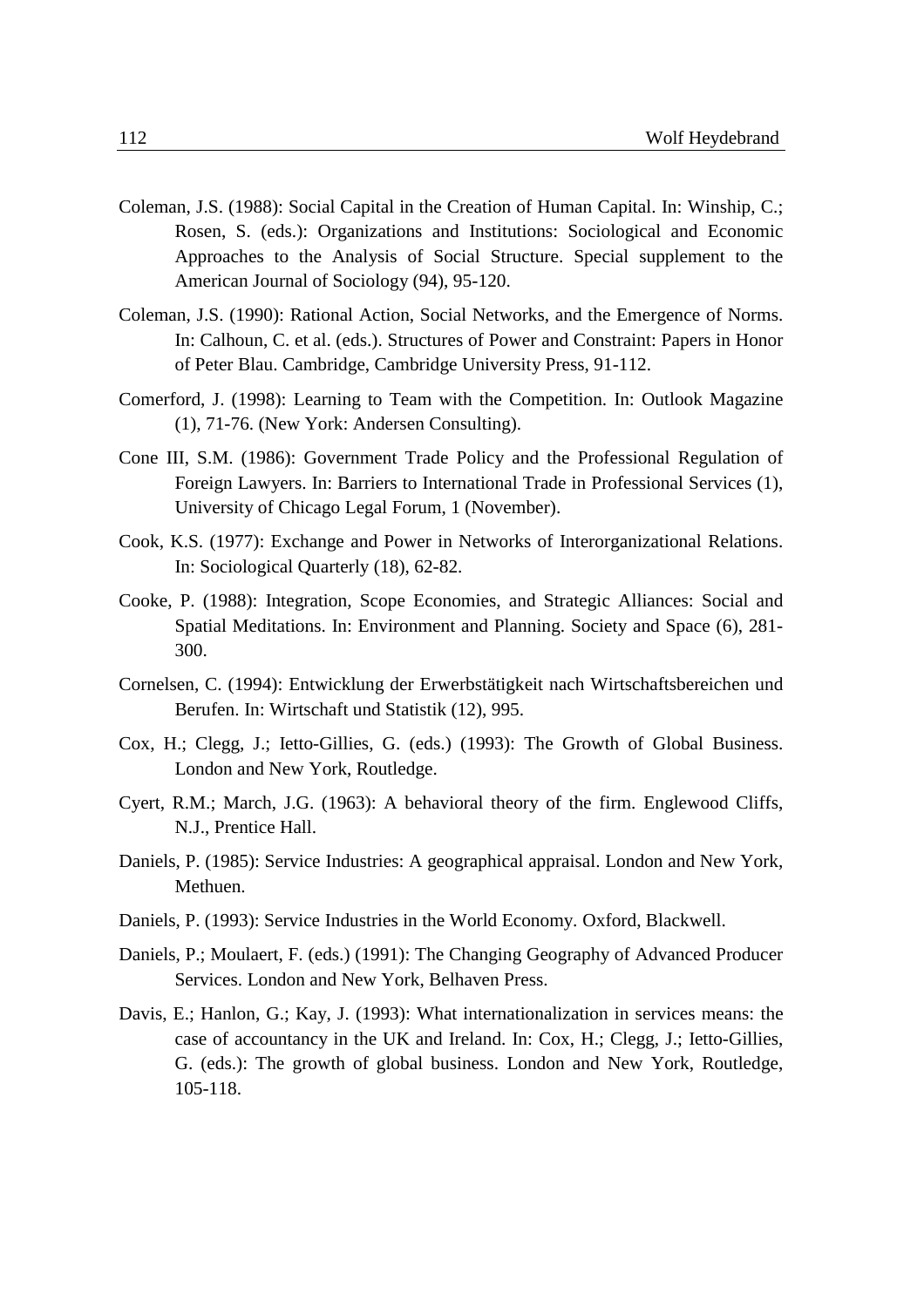Coleman, J.S. (1988): Social Capital in the Creation of Human Capital. In: Winship, C.; Rosen, S. (eds.): Organizations and Institutions: Sociological and Economic Approaches to the Analysis of Social Structure. Special supplement to the American Journal of Sociology (94), 95-120.

Coleman, J.S. (1990): Rational Action, Social Networks, and the Emergence of Norms. In: Calhoun, C. et al. (eds.). Structures of Power and Constraint: Papers in Honor of Peter Blau. Cambridge, Cambridge University Press, 91-112.

Comerford, J. (1998): Learning to Team with the Competition. In: Outlook Magazine (1), 71-76. (New York: Andersen Consulting).

Cone III, S.M. (1986): Government Trade Policy and the Professional Regulation of Foreign Lawyers. In: Barriers to International Trade in Professional Services (1), University of Chicago Legal Forum, 1 (November).

Cook, K.S. (1977): Exchange and Power in Networks of Interorganizational Relations. In: Sociological Quarterly (18), 62-82.

Cooke, P. (1988): Integration, Scope Economies, and Strategic Alliances: Social and Spatial Meditations. In: Environment and Planning. Society and Space (6), 281-300.

Cornelsen, C. (1994): Entwicklung der Erwerbstätigkeit nach Wirtschaftsbereichen und Berufen. In: Wirtschaft und Statistik (12), 995.

Cox, H.; Clegg, J.; Ietto-Gillies, G. (eds.) (1993): The Growth of Global Business. London and New York, Routledge.

Cyert, R.M.; March, J.G. (1963): A behavioral theory of the firm. Englewood Cliffs, N.J., Prentice Hall.

Daniels, P. (1985): Service Industries: A geographical appraisal. London and New York, Methuen.

Daniels, P. (1993): Service Industries in the World Economy. Oxford, Blackwell.

Daniels, P.; Moulaert, F. (eds.) (1991): The Changing Geography of Advanced Producer Services. London and New York, Belhaven Press.

Davis, E.; Hanlon, G.; Kay, J. (1993): What internationalization in services means: the case of accountancy in the UK and Ireland. In: Cox, H.; Clegg, J.; Ietto-Gillies, G. (eds.): The growth of global business. London and New York, Routledge, 105-118.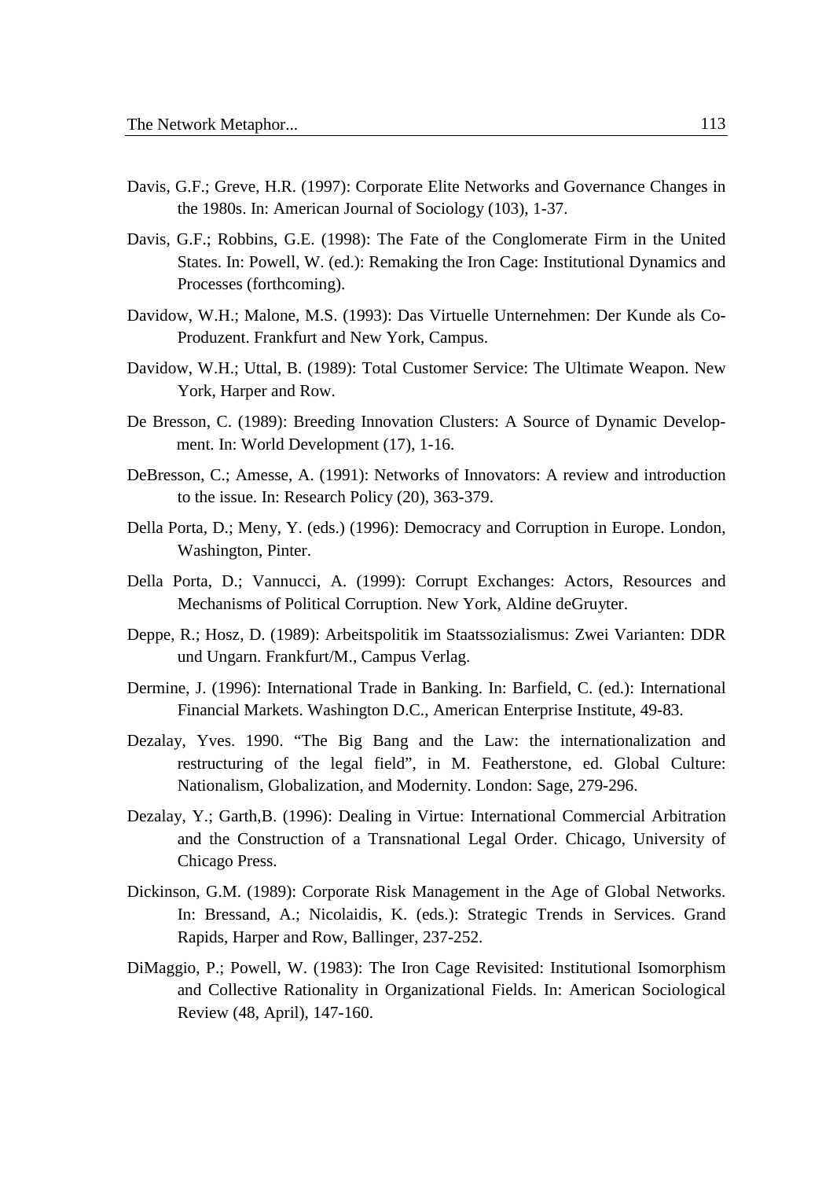Davis, G.F.; Greve, H.R. (1997): Corporate Elite Networks and Governance Changes in the 1980s. In: American Journal of Sociology (103), 1-37.

Davis, G.F.; Robbins, G.E. (1998): The Fate of the Conglomerate Firm in the United States. In: Powell, W. (ed.): Remaking the Iron Cage: Institutional Dynamics and Processes (forthcoming).

Davidow, W.H.; Malone, M.S. (1993): Das Virtuelle Unternehmen: Der Kunde als Co-Produzent. Frankfurt and New York, Campus.

Davidow, W.H.; Uttal, B. (1989): Total Customer Service: The Ultimate Weapon. New York, Harper and Row.

De Bresson, C. (1989): Breeding Innovation Clusters: A Source of Dynamic Development. In: World Development (17), 1-16.

DeBresson, C.; Amesse, A. (1991): Networks of Innovators: A review and introduction to the issue. In: Research Policy (20), 363-379.

Della Porta, D.; Meny, Y. (eds.) (1996): Democracy and Corruption in Europe. London, Washington, Pinter.

Della Porta, D.; Vannucci, A. (1999): Corrupt Exchanges: Actors, Resources and Mechanisms of Political Corruption. New York, Aldine deGruyter.

Deppe, R.; Hosz, D. (1989): Arbeitspolitik im Staatssozialismus: Zwei Varianten: DDR und Ungarn. Frankfurt/M., Campus Verlag.

Dermine, J. (1996): International Trade in Banking. In: Barfield, C. (ed.): International Financial Markets. Washington D.C., American Enterprise Institute, 49-83.

Dezalay, Yves. 1990. "The Big Bang and the Law: the internationalization and restructuring of the legal field", in M. Featherstone, ed. Global Culture: Nationalism, Globalization, and Modernity. London: Sage, 279-296.

Dezalay, Y.; Garth,B. (1996): Dealing in Virtue: International Commercial Arbitration and the Construction of a Transnational Legal Order. Chicago, University of Chicago Press.

Dickinson, G.M. (1989): Corporate Risk Management in the Age of Global Networks. In: Bressand, A.; Nicolaidis, K. (eds.): Strategic Trends in Services. Grand Rapids, Harper and Row, Ballinger, 237-252.

DiMaggio, P.; Powell, W. (1983): The Iron Cage Revisited: Institutional Isomorphism and Collective Rationality in Organizational Fields. In: American Sociological Review (48, April), 147-160.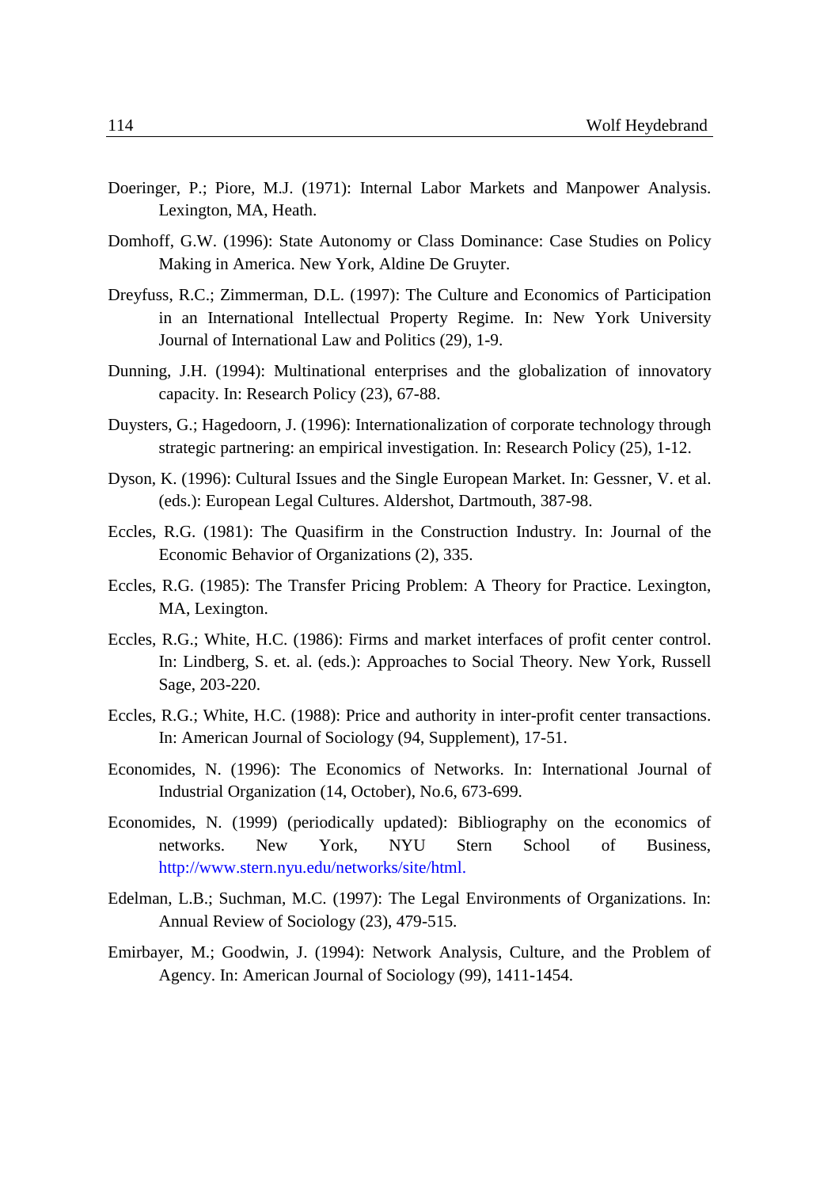Doeringer, P.; Piore, M.J. (1971): Internal Labor Markets and Manpower Analysis. Lexington, MA, Heath.

Domhoff, G.W. (1996): State Autonomy or Class Dominance: Case Studies on Policy Making in America. New York, Aldine De Gruyter.

Dreyfuss, R.C.; Zimmerman, D.L. (1997): The Culture and Economics of Participation in an International Intellectual Property Regime. In: New York University Journal of International Law and Politics (29), 1-9.

Dunning, J.H. (1994): Multinational enterprises and the globalization of innovatory capacity. In: Research Policy (23), 67-88.

Duysters, G.; Hagedoorn, J. (1996): Internationalization of corporate technology through strategic partnering: an empirical investigation. In: Research Policy (25), 1-12.

Dyson, K. (1996): Cultural Issues and the Single European Market. In: Gessner, V. et al. (eds.): European Legal Cultures. Aldershot, Dartmouth, 387-98.

Eccles, R.G. (1981): The Quasifirm in the Construction Industry. In: Journal of the Economic Behavior of Organizations (2), 335.

Eccles, R.G. (1985): The Transfer Pricing Problem: A Theory for Practice. Lexington, MA, Lexington.

Eccles, R.G.; White, H.C. (1986): Firms and market interfaces of profit center control. In: Lindberg, S. et. al. (eds.): Approaches to Social Theory. New York, Russell Sage, 203-220.

Eccles, R.G.; White, H.C. (1988): Price and authority in inter-profit center transactions. In: American Journal of Sociology (94, Supplement), 17-51.

Economides, N. (1996): The Economics of Networks. In: International Journal of Industrial Organization (14, October), No.6, 673-699.

Economides, N. (1999) (periodically updated): Bibliography on the economics of networks. New York, NYU Stern School of Business, http://www.stern.nyu.edu/networks/site/html.

Edelman, L.B.; Suchman, M.C. (1997): The Legal Environments of Organizations. In: Annual Review of Sociology (23), 479-515.

Emirbayer, M.; Goodwin, J. (1994): Network Analysis, Culture, and the Problem of Agency. In: American Journal of Sociology (99), 1411-1454.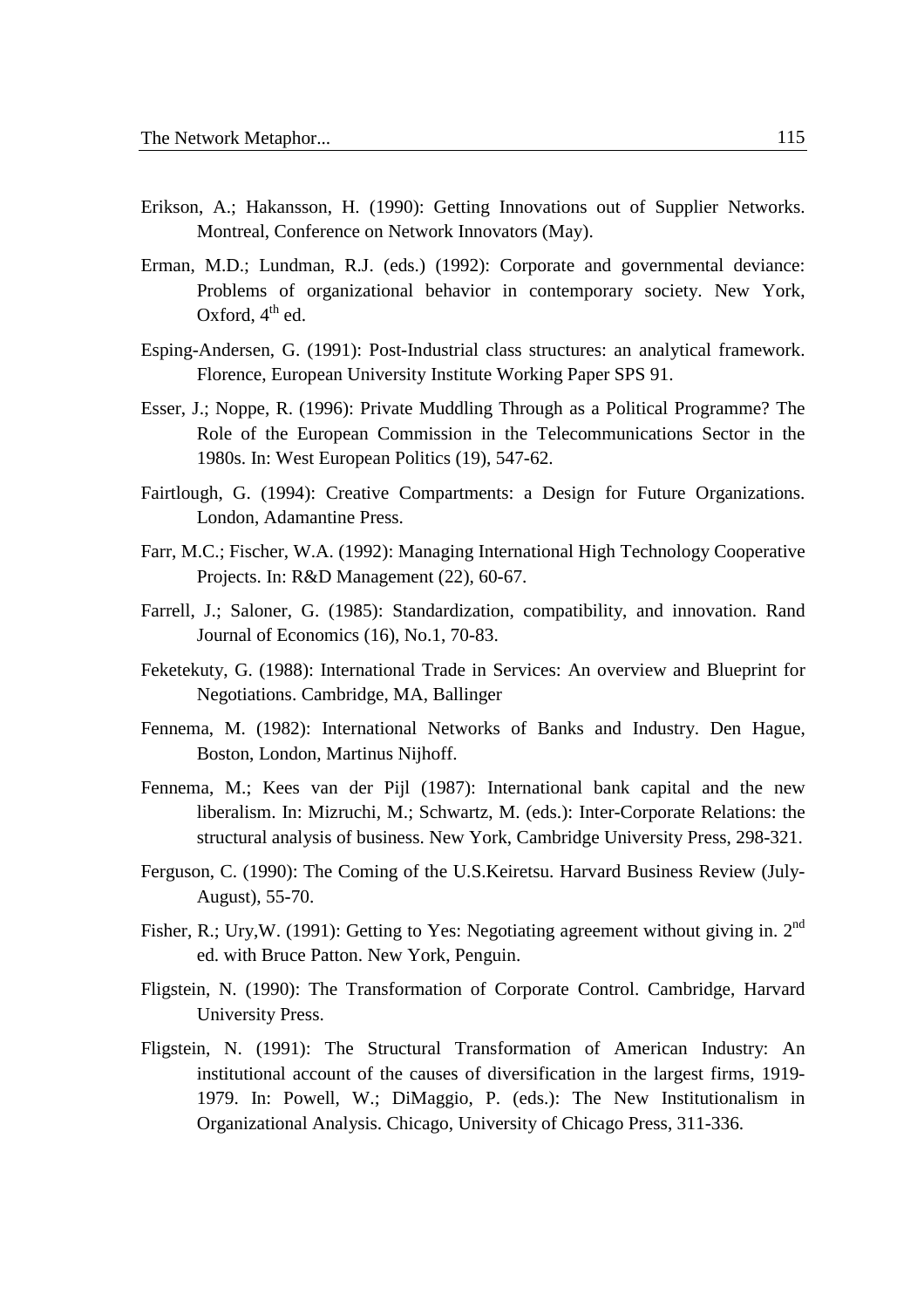Erikson, A.; Hakansson, H. (1990): Getting Innovations out of Supplier Networks. Montreal, Conference on Network Innovators (May).

Erman, M.D.; Lundman, R.J. (eds.) (1992): Corporate and governmental deviance: Problems of organizational behavior in contemporary society. New York, Oxford, 4th ed.

Esping-Andersen, G. (1991): Post-Industrial class structures: an analytical framework. Florence, European University Institute Working Paper SPS 91.

Esser, J.; Noppe, R. (1996): Private Muddling Through as a Political Programme? The Role of the European Commission in the Telecommunications Sector in the 1980s. In: West European Politics (19), 547-62.

Fairtlough, G. (1994): Creative Compartments: a Design for Future Organizations. London, Adamantine Press.

Farr, M.C.; Fischer, W.A. (1992): Managing International High Technology Cooperative Projects. In: R&D Management (22), 60-67.

Farrell, J.; Saloner, G. (1985): Standardization, compatibility, and innovation. Rand Journal of Economics (16), No.1, 70-83.

Feketekuty, G. (1988): International Trade in Services: An overview and Blueprint for Negotiations. Cambridge, MA, Ballinger

Fennema, M. (1982): International Networks of Banks and Industry. Den Hague, Boston, London, Martinus Nijhoff.

Fennema, M.; Kees van der Pijl (1987): International bank capital and the new liberalism. In: Mizruchi, M.; Schwartz, M. (eds.): Inter-Corporate Relations: the structural analysis of business. New York, Cambridge University Press, 298-321.

Ferguson, C. (1990): The Coming of the U.S.Keiretsu. Harvard Business Review (July-August), 55-70.

Fisher, R.; Ury,W. (1991): Getting to Yes: Negotiating agreement without giving in. 2nd ed. with Bruce Patton. New York, Penguin.

Fligstein, N. (1990): The Transformation of Corporate Control. Cambridge, Harvard University Press.

Fligstein, N. (1991): The Structural Transformation of American Industry: An institutional account of the causes of diversification in the largest firms, 1919-1979. In: Powell, W.; DiMaggio, P. (eds.): The New Institutionalism in Organizational Analysis. Chicago, University of Chicago Press, 311-336.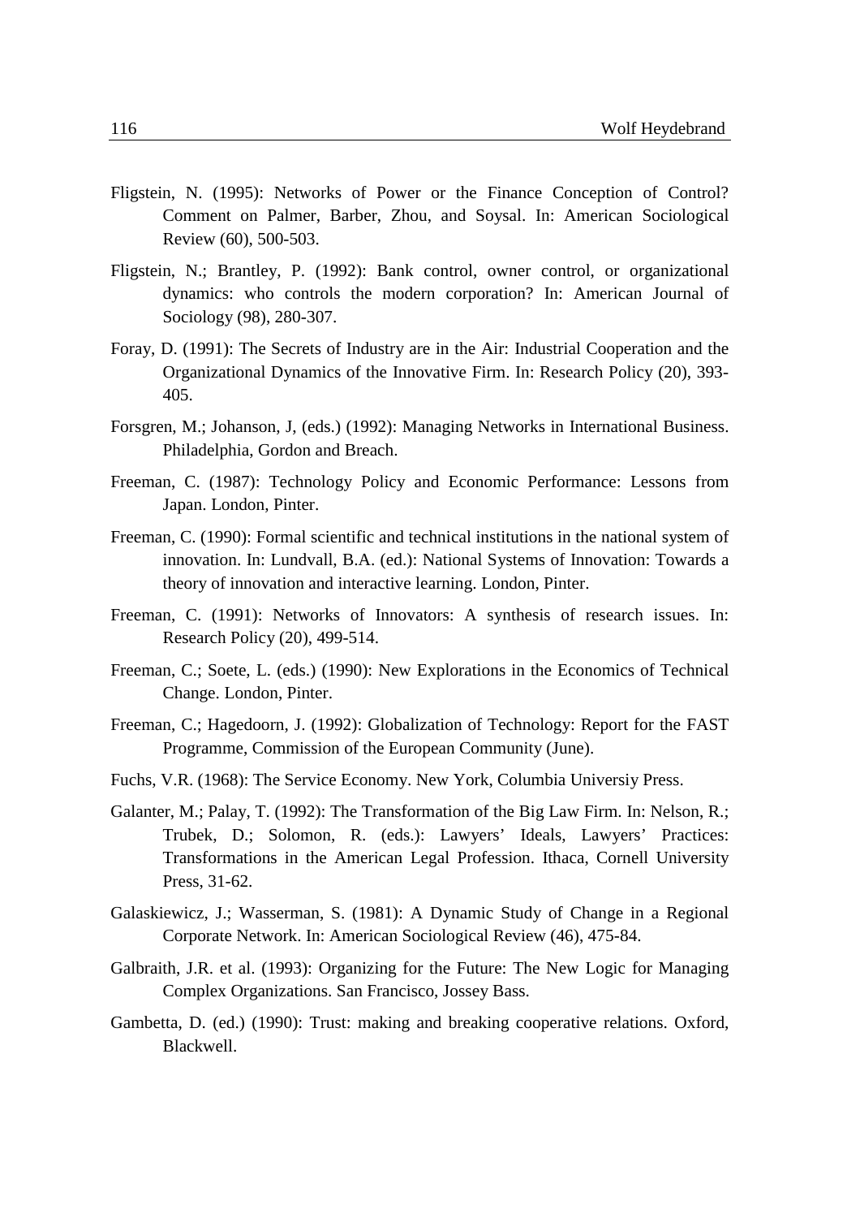Fligstein, N. (1995): Networks of Power or the Finance Conception of Control? Comment on Palmer, Barber, Zhou, and Soysal. In: American Sociological Review (60), 500-503.

Fligstein, N.; Brantley, P. (1992): Bank control, owner control, or organizational dynamics: who controls the modern corporation? In: American Journal of Sociology (98), 280-307.

Foray, D. (1991): The Secrets of Industry are in the Air: Industrial Cooperation and the Organizational Dynamics of the Innovative Firm. In: Research Policy (20), 393-405.

Forsgren, M.; Johanson, J, (eds.) (1992): Managing Networks in International Business. Philadelphia, Gordon and Breach.

Freeman, C. (1987): Technology Policy and Economic Performance: Lessons from Japan. London, Pinter.

Freeman, C. (1990): Formal scientific and technical institutions in the national system of innovation. In: Lundvall, B.A. (ed.): National Systems of Innovation: Towards a theory of innovation and interactive learning. London, Pinter.

Freeman, C. (1991): Networks of Innovators: A synthesis of research issues. In: Research Policy (20), 499-514.

Freeman, C.; Soete, L. (eds.) (1990): New Explorations in the Economics of Technical Change. London, Pinter.

Freeman, C.; Hagedoorn, J. (1992): Globalization of Technology: Report for the FAST Programme, Commission of the European Community (June).

Fuchs, V.R. (1968): The Service Economy. New York, Columbia Universiy Press.

Galanter, M.; Palay, T. (1992): The Transformation of the Big Law Firm. In: Nelson, R.; Trubek, D.; Solomon, R. (eds.): Lawyers' Ideals, Lawyers' Practices: Transformations in the American Legal Profession. Ithaca, Cornell University Press, 31-62.

Galaskiewicz, J.; Wasserman, S. (1981): A Dynamic Study of Change in a Regional Corporate Network. In: American Sociological Review (46), 475-84.

Galbraith, J.R. et al. (1993): Organizing for the Future: The New Logic for Managing Complex Organizations. San Francisco, Jossey Bass.

Gambetta, D. (ed.) (1990): Trust: making and breaking cooperative relations. Oxford, Blackwell.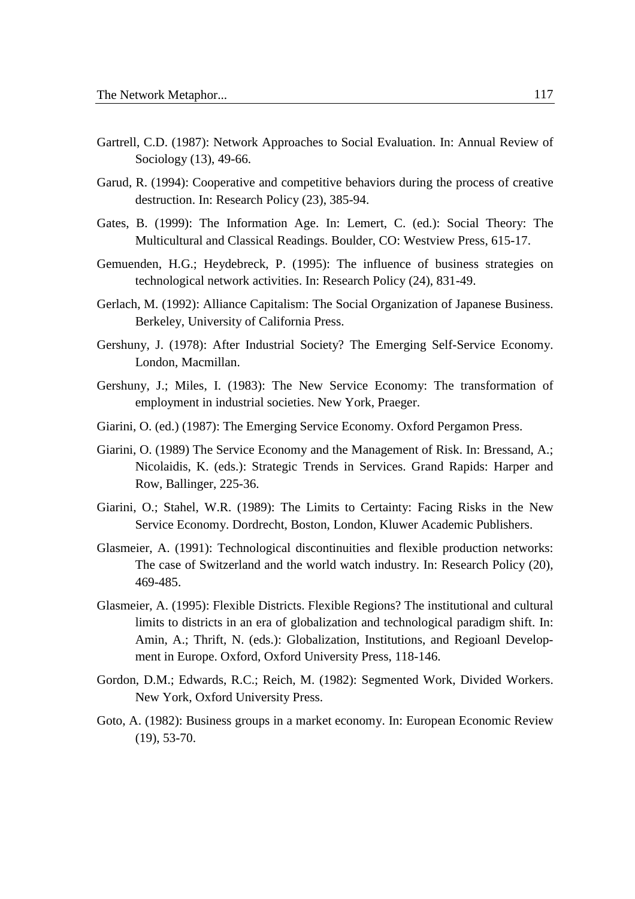Gartrell, C.D. (1987): Network Approaches to Social Evaluation. In: Annual Review of Sociology (13), 49-66.

Garud, R. (1994): Cooperative and competitive behaviors during the process of creative destruction. In: Research Policy (23), 385-94.

Gates, B. (1999): The Information Age. In: Lemert, C. (ed.): Social Theory: The Multicultural and Classical Readings. Boulder, CO: Westview Press, 615-17.

Gemuenden, H.G.; Heydebreck, P. (1995): The influence of business strategies on technological network activities. In: Research Policy (24), 831-49.

Gerlach, M. (1992): Alliance Capitalism: The Social Organization of Japanese Business. Berkeley, University of California Press.

Gershuny, J. (1978): After Industrial Society? The Emerging Self-Service Economy. London, Macmillan.

Gershuny, J.; Miles, I. (1983): The New Service Economy: The transformation of employment in industrial societies. New York, Praeger.

Giarini, O. (ed.) (1987): The Emerging Service Economy. Oxford Pergamon Press.

Giarini, O. (1989) The Service Economy and the Management of Risk. In: Bressand, A.; Nicolaidis, K. (eds.): Strategic Trends in Services. Grand Rapids: Harper and Row, Ballinger, 225-36.

Giarini, O.; Stahel, W.R. (1989): The Limits to Certainty: Facing Risks in the New Service Economy. Dordrecht, Boston, London, Kluwer Academic Publishers.

Glasmeier, A. (1991): Technological discontinuities and flexible production networks: The case of Switzerland and the world watch industry. In: Research Policy (20), 469-485.

Glasmeier, A. (1995): Flexible Districts. Flexible Regions? The institutional and cultural limits to districts in an era of globalization and technological paradigm shift. In: Amin, A.; Thrift, N. (eds.): Globalization, Institutions, and Regioanl Development in Europe. Oxford, Oxford University Press, 118-146.

Gordon, D.M.; Edwards, R.C.; Reich, M. (1982): Segmented Work, Divided Workers. New York, Oxford University Press.

Goto, A. (1982): Business groups in a market economy. In: European Economic Review (19), 53-70.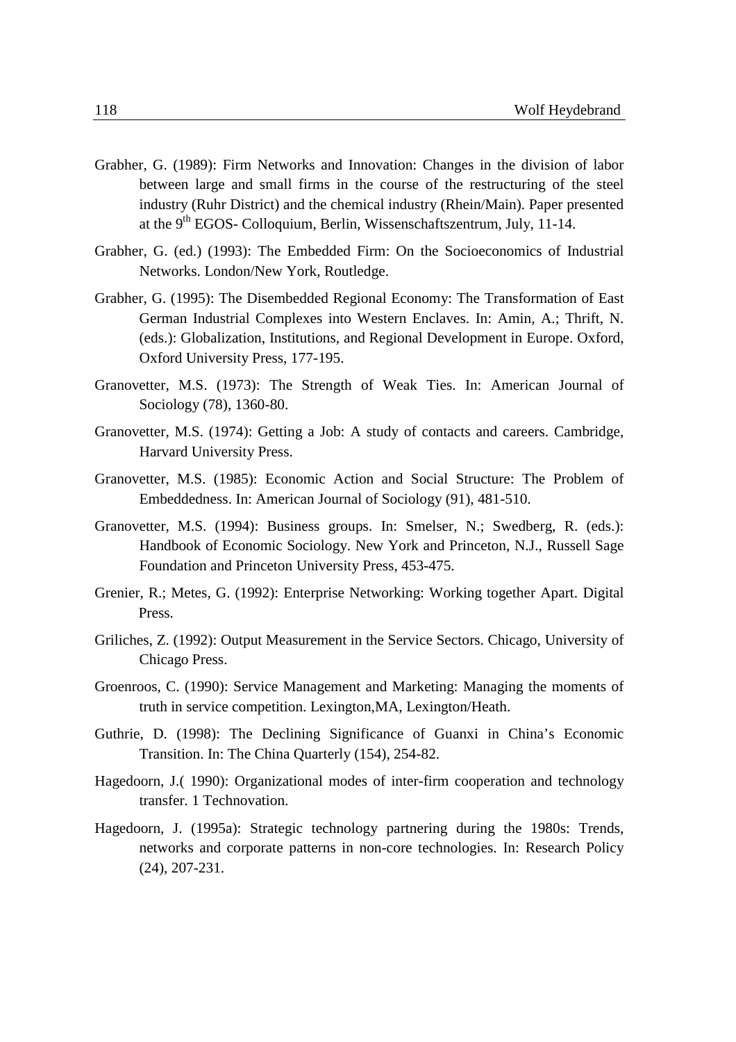Grabher, G. (1989): Firm Networks and Innovation: Changes in the division of labor between large and small firms in the course of the restructuring of the steel industry (Ruhr District) and the chemical industry (Rhein/Main). Paper presented at the 9th EGOS- Colloquium, Berlin, Wissenschaftszentrum, July, 11-14.

Grabher, G. (ed.) (1993): The Embedded Firm: On the Socioeconomics of Industrial Networks. London/New York, Routledge.

Grabher, G. (1995): The Disembedded Regional Economy: The Transformation of East German Industrial Complexes into Western Enclaves. In: Amin, A.; Thrift, N. (eds.): Globalization, Institutions, and Regional Development in Europe. Oxford, Oxford University Press, 177-195.

Granovetter, M.S. (1973): The Strength of Weak Ties. In: American Journal of Sociology (78), 1360-80.

Granovetter, M.S. (1974): Getting a Job: A study of contacts and careers. Cambridge, Harvard University Press.

Granovetter, M.S. (1985): Economic Action and Social Structure: The Problem of Embeddedness. In: American Journal of Sociology (91), 481-510.

Granovetter, M.S. (1994): Business groups. In: Smelser, N.; Swedberg, R. (eds.): Handbook of Economic Sociology. New York and Princeton, N.J., Russell Sage Foundation and Princeton University Press, 453-475.

Grenier, R.; Metes, G. (1992): Enterprise Networking: Working together Apart. Digital Press.

Griliches, Z. (1992): Output Measurement in the Service Sectors. Chicago, University of Chicago Press.

Groenroos, C. (1990): Service Management and Marketing: Managing the moments of truth in service competition. Lexington,MA, Lexington/Heath.

Guthrie, D. (1998): The Declining Significance of Guanxi in China's Economic Transition. In: The China Quarterly (154), 254-82.

Hagedoorn, J.( 1990): Organizational modes of inter-firm cooperation and technology transfer. 1 Technovation.

Hagedoorn, J. (1995a): Strategic technology partnering during the 1980s: Trends, networks and corporate patterns in non-core technologies. In: Research Policy (24), 207-231.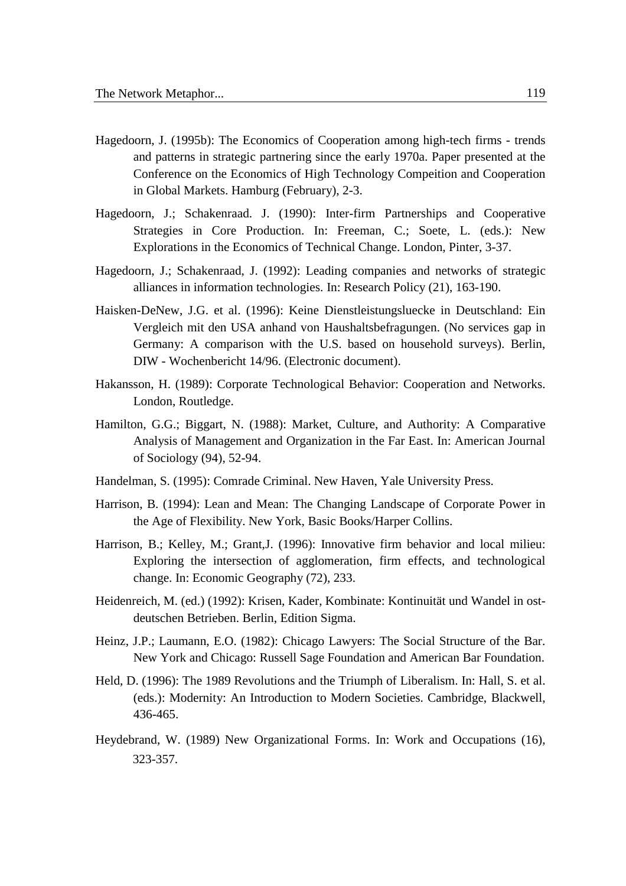Hagedoorn, J. (1995b): The Economics of Cooperation among high-tech firms - trends and patterns in strategic partnering since the early 1970a. Paper presented at the Conference on the Economics of High Technology Compeition and Cooperation in Global Markets. Hamburg (February), 2-3.

Hagedoorn, J.; Schakenraad. J. (1990): Inter-firm Partnerships and Cooperative Strategies in Core Production. In: Freeman, C.; Soete, L. (eds.): New Explorations in the Economics of Technical Change. London, Pinter, 3-37.

Hagedoorn, J.; Schakenraad, J. (1992): Leading companies and networks of strategic alliances in information technologies. In: Research Policy (21), 163-190.

Haisken-DeNew, J.G. et al. (1996): Keine Dienstleistungsluecke in Deutschland: Ein Vergleich mit den USA anhand von Haushaltsbefragungen. (No services gap in Germany: A comparison with the U.S. based on household surveys). Berlin, DIW - Wochenbericht 14/96. (Electronic document).

Hakansson, H. (1989): Corporate Technological Behavior: Cooperation and Networks. London, Routledge.

Hamilton, G.G.; Biggart, N. (1988): Market, Culture, and Authority: A Comparative Analysis of Management and Organization in the Far East. In: American Journal of Sociology (94), 52-94.

Handelman, S. (1995): Comrade Criminal. New Haven, Yale University Press.

Harrison, B. (1994): Lean and Mean: The Changing Landscape of Corporate Power in the Age of Flexibility. New York, Basic Books/Harper Collins.

Harrison, B.; Kelley, M.; Grant,J. (1996): Innovative firm behavior and local milieu: Exploring the intersection of agglomeration, firm effects, and technological change. In: Economic Geography (72), 233.

Heidenreich, M. (ed.) (1992): Krisen, Kader, Kombinate: Kontinuität und Wandel in ost-deutschen Betrieben. Berlin, Edition Sigma.

Heinz, J.P.; Laumann, E.O. (1982): Chicago Lawyers: The Social Structure of the Bar. New York and Chicago: Russell Sage Foundation and American Bar Foundation.

Held, D. (1996): The 1989 Revolutions and the Triumph of Liberalism. In: Hall, S. et al. (eds.): Modernity: An Introduction to Modern Societies. Cambridge, Blackwell, 436-465.

Heydebrand, W. (1989) New Organizational Forms. In: Work and Occupations (16), 323-357.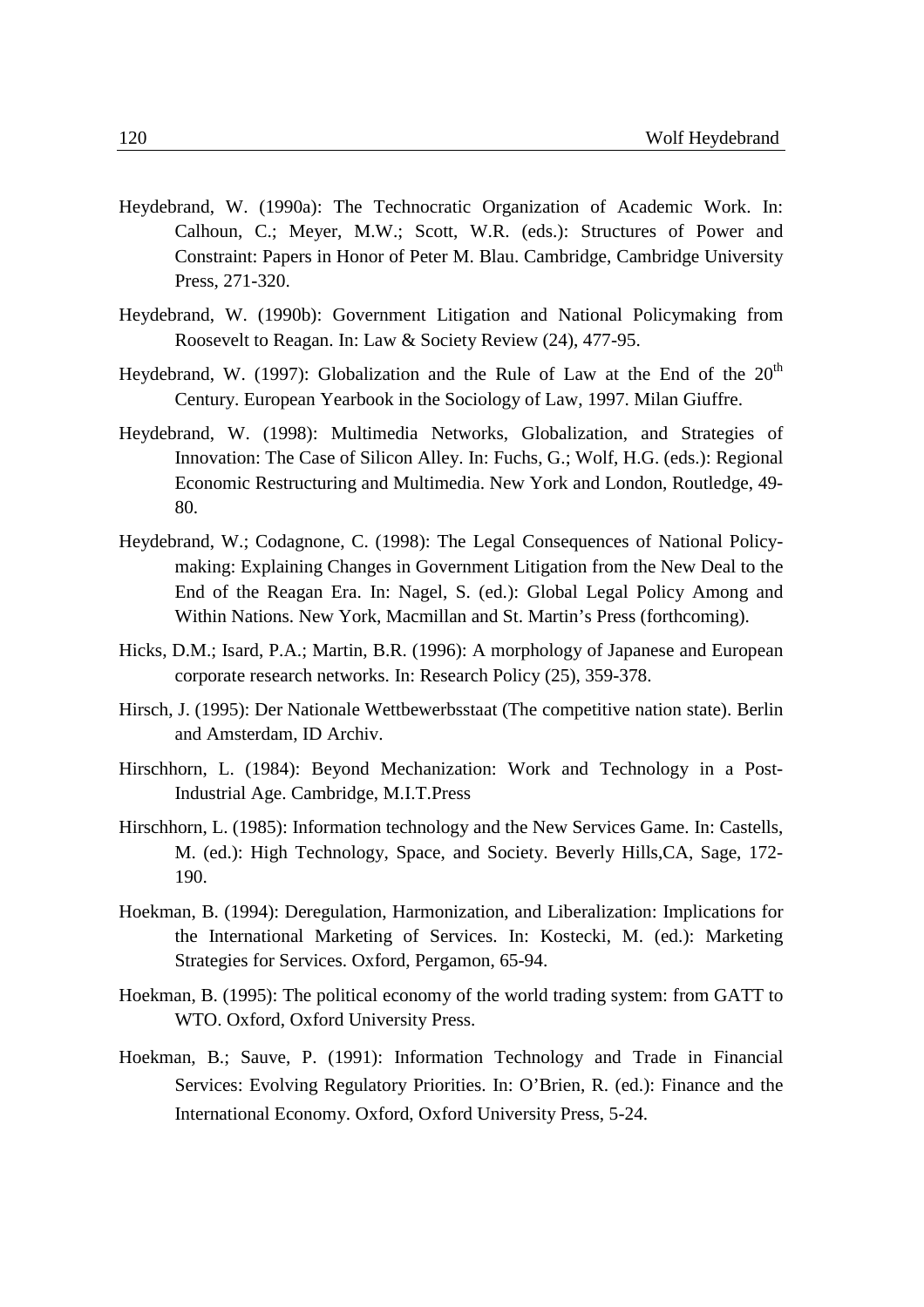Heydebrand, W. (1990a): The Technocratic Organization of Academic Work. In: Calhoun, C.; Meyer, M.W.; Scott, W.R. (eds.): Structures of Power and Constraint: Papers in Honor of Peter M. Blau. Cambridge, Cambridge University Press, 271-320.

Heydebrand, W. (1990b): Government Litigation and National Policymaking from Roosevelt to Reagan. In: Law & Society Review (24), 477-95.

Heydebrand, W. (1997): Globalization and the Rule of Law at the End of the 20th Century. European Yearbook in the Sociology of Law, 1997. Milan Giuffre.

Heydebrand, W. (1998): Multimedia Networks, Globalization, and Strategies of Innovation: The Case of Silicon Alley. In: Fuchs, G.; Wolf, H.G. (eds.): Regional Economic Restructuring and Multimedia. New York and London, Routledge, 49-80.

Heydebrand, W.; Codagnone, C. (1998): The Legal Consequences of National Policy-making: Explaining Changes in Government Litigation from the New Deal to the End of the Reagan Era. In: Nagel, S. (ed.): Global Legal Policy Among and Within Nations. New York, Macmillan and St. Martin's Press (forthcoming).

Hicks, D.M.; Isard, P.A.; Martin, B.R. (1996): A morphology of Japanese and European corporate research networks. In: Research Policy (25), 359-378.

Hirsch, J. (1995): Der Nationale Wettbewerbsstaat (The competitive nation state). Berlin and Amsterdam, ID Archiv.

Hirschhorn, L. (1984): Beyond Mechanization: Work and Technology in a Post-Industrial Age. Cambridge, M.I.T.Press

Hirschhorn, L. (1985): Information technology and the New Services Game. In: Castells, M. (ed.): High Technology, Space, and Society. Beverly Hills,CA, Sage, 172-190.

Hoekman, B. (1994): Deregulation, Harmonization, and Liberalization: Implications for the International Marketing of Services. In: Kostecki, M. (ed.): Marketing Strategies for Services. Oxford, Pergamon, 65-94.

Hoekman, B. (1995): The political economy of the world trading system: from GATT to WTO. Oxford, Oxford University Press.

Hoekman, B.; Sauve, P. (1991): Information Technology and Trade in Financial Services: Evolving Regulatory Priorities. In: O'Brien, R. (ed.): Finance and the International Economy. Oxford, Oxford University Press, 5-24.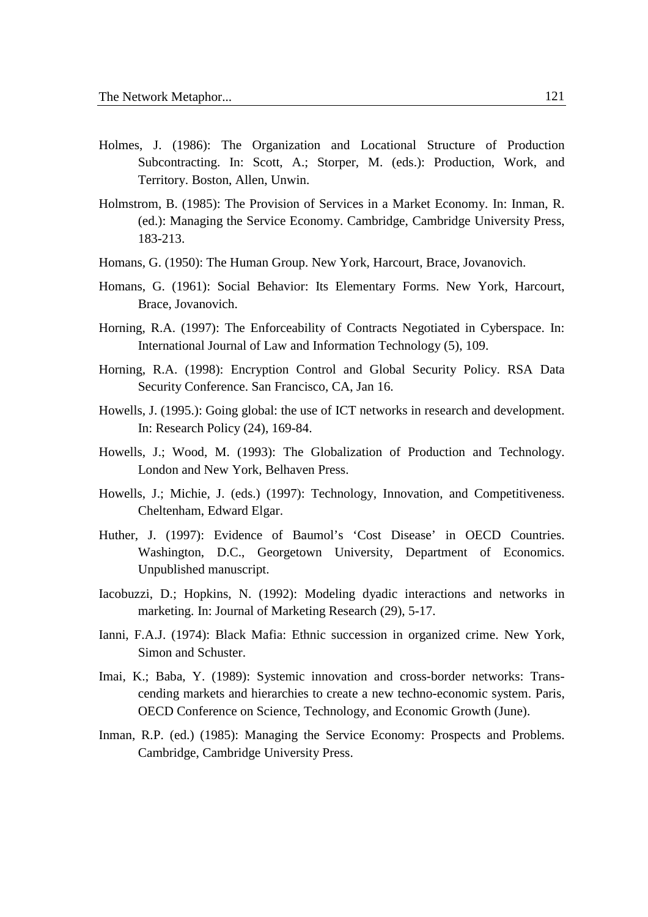Holmes, J. (1986): The Organization and Locational Structure of Production Subcontracting. In: Scott, A.; Storper, M. (eds.): Production, Work, and Territory. Boston, Allen, Unwin.

Holmstrom, B. (1985): The Provision of Services in a Market Economy. In: Inman, R. (ed.): Managing the Service Economy. Cambridge, Cambridge University Press, 183-213.

Homans, G. (1950): The Human Group. New York, Harcourt, Brace, Jovanovich.

Homans, G. (1961): Social Behavior: Its Elementary Forms. New York, Harcourt, Brace, Jovanovich.

Horning, R.A. (1997): The Enforceability of Contracts Negotiated in Cyberspace. In: International Journal of Law and Information Technology (5), 109.

Horning, R.A. (1998): Encryption Control and Global Security Policy. RSA Data Security Conference. San Francisco, CA, Jan 16.

Howells, J. (1995.): Going global: the use of ICT networks in research and development. In: Research Policy (24), 169-84.

Howells, J.; Wood, M. (1993): The Globalization of Production and Technology. London and New York, Belhaven Press.

Howells, J.; Michie, J. (eds.) (1997): Technology, Innovation, and Competitiveness. Cheltenham, Edward Elgar.

Huther, J. (1997): Evidence of Baumol's 'Cost Disease' in OECD Countries. Washington, D.C., Georgetown University, Department of Economics. Unpublished manuscript.

Iacobuzzi, D.; Hopkins, N. (1992): Modeling dyadic interactions and networks in marketing. In: Journal of Marketing Research (29), 5-17.

Ianni, F.A.J. (1974): Black Mafia: Ethnic succession in organized crime. New York, Simon and Schuster.

Imai, K.; Baba, Y. (1989): Systemic innovation and cross-border networks: Transcending markets and hierarchies to create a new techno-economic system. Paris, OECD Conference on Science, Technology, and Economic Growth (June).

Inman, R.P. (ed.) (1985): Managing the Service Economy: Prospects and Problems. Cambridge, Cambridge University Press.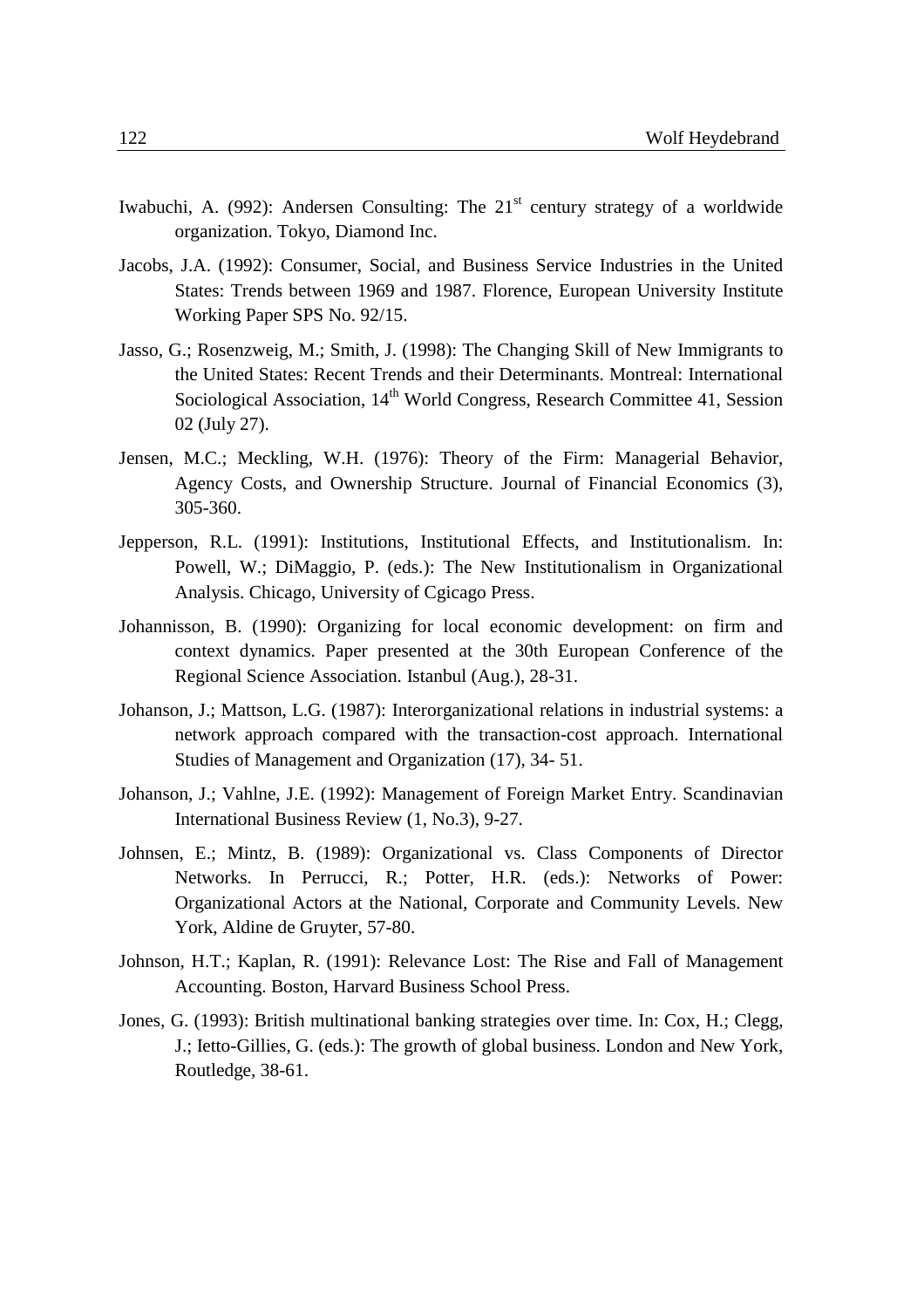Iwabuchi, A. (992): Andersen Consulting: The 21[st] century strategy of a worldwide organization. Tokyo, Diamond Inc.

Jacobs, J.A. (1992): Consumer, Social, and Business Service Industries in the United States: Trends between 1969 and 1987. Florence, European University Institute Working Paper SPS No. 92/15.

Jasso, G.; Rosenzweig, M.; Smith, J. (1998): The Changing Skill of New Immigrants to the United States: Recent Trends and their Determinants. Montreal: International Sociological Association, 14[th] World Congress, Research Committee 41, Session 02 (July 27).

Jensen, M.C.; Meckling, W.H. (1976): Theory of the Firm: Managerial Behavior, Agency Costs, and Ownership Structure. Journal of Financial Economics (3), 305-360.

Jepperson, R.L. (1991): Institutions, Institutional Effects, and Institutionalism. In: Powell, W.; DiMaggio, P. (eds.): The New Institutionalism in Organizational Analysis. Chicago, University of Cgicago Press.

Johannisson, B. (1990): Organizing for local economic development: on firm and context dynamics. Paper presented at the 30th European Conference of the Regional Science Association. Istanbul (Aug.), 28-31.

Johanson, J.; Mattson, L.G. (1987): Interorganizational relations in industrial systems: a network approach compared with the transaction-cost approach. International Studies of Management and Organization (17), 34- 51.

Johanson, J.; Vahlne, J.E. (1992): Management of Foreign Market Entry. Scandinavian International Business Review (1, No.3), 9-27.

Johnsen, E.; Mintz, B. (1989): Organizational vs. Class Components of Director Networks. In Perrucci, R.; Potter, H.R. (eds.): Networks of Power: Organizational Actors at the National, Corporate and Community Levels. New York, Aldine de Gruyter, 57-80.

Johnson, H.T.; Kaplan, R. (1991): Relevance Lost: The Rise and Fall of Management Accounting. Boston, Harvard Business School Press.

Jones, G. (1993): British multinational banking strategies over time. In: Cox, H.; Clegg, J.; Ietto-Gillies, G. (eds.): The growth of global business. London and New York, Routledge, 38-61.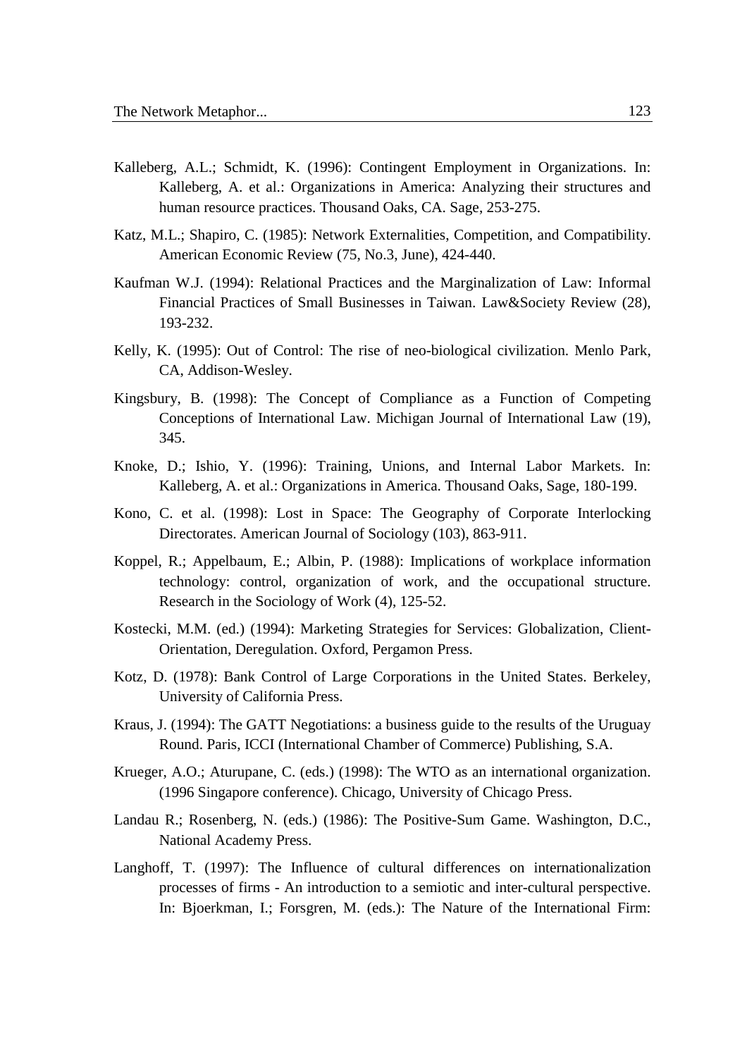Kalleberg, A.L.; Schmidt, K. (1996): Contingent Employment in Organizations. In: Kalleberg, A. et al.: Organizations in America: Analyzing their structures and human resource practices. Thousand Oaks, CA. Sage, 253-275.

Katz, M.L.; Shapiro, C. (1985): Network Externalities, Competition, and Compatibility. American Economic Review (75, No.3, June), 424-440.

Kaufman W.J. (1994): Relational Practices and the Marginalization of Law: Informal Financial Practices of Small Businesses in Taiwan. Law&Society Review (28), 193-232.

Kelly, K. (1995): Out of Control: The rise of neo-biological civilization. Menlo Park, CA, Addison-Wesley.

Kingsbury, B. (1998): The Concept of Compliance as a Function of Competing Conceptions of International Law. Michigan Journal of International Law (19), 345.

Knoke, D.; Ishio, Y. (1996): Training, Unions, and Internal Labor Markets. In: Kalleberg, A. et al.: Organizations in America. Thousand Oaks, Sage, 180-199.

Kono, C. et al. (1998): Lost in Space: The Geography of Corporate Interlocking Directorates. American Journal of Sociology (103), 863-911.

Koppel, R.; Appelbaum, E.; Albin, P. (1988): Implications of workplace information technology: control, organization of work, and the occupational structure. Research in the Sociology of Work (4), 125-52.

Kostecki, M.M. (ed.) (1994): Marketing Strategies for Services: Globalization, Client-Orientation, Deregulation. Oxford, Pergamon Press.

Kotz, D. (1978): Bank Control of Large Corporations in the United States. Berkeley, University of California Press.

Kraus, J. (1994): The GATT Negotiations: a business guide to the results of the Uruguay Round. Paris, ICCI (International Chamber of Commerce) Publishing, S.A.

Krueger, A.O.; Aturupane, C. (eds.) (1998): The WTO as an international organization. (1996 Singapore conference). Chicago, University of Chicago Press.

Landau R.; Rosenberg, N. (eds.) (1986): The Positive-Sum Game. Washington, D.C., National Academy Press.

Langhoff, T. (1997): The Influence of cultural differences on internationalization processes of firms - An introduction to a semiotic and inter-cultural perspective. In: Bjoerkman, I.; Forsgren, M. (eds.): The Nature of the International Firm: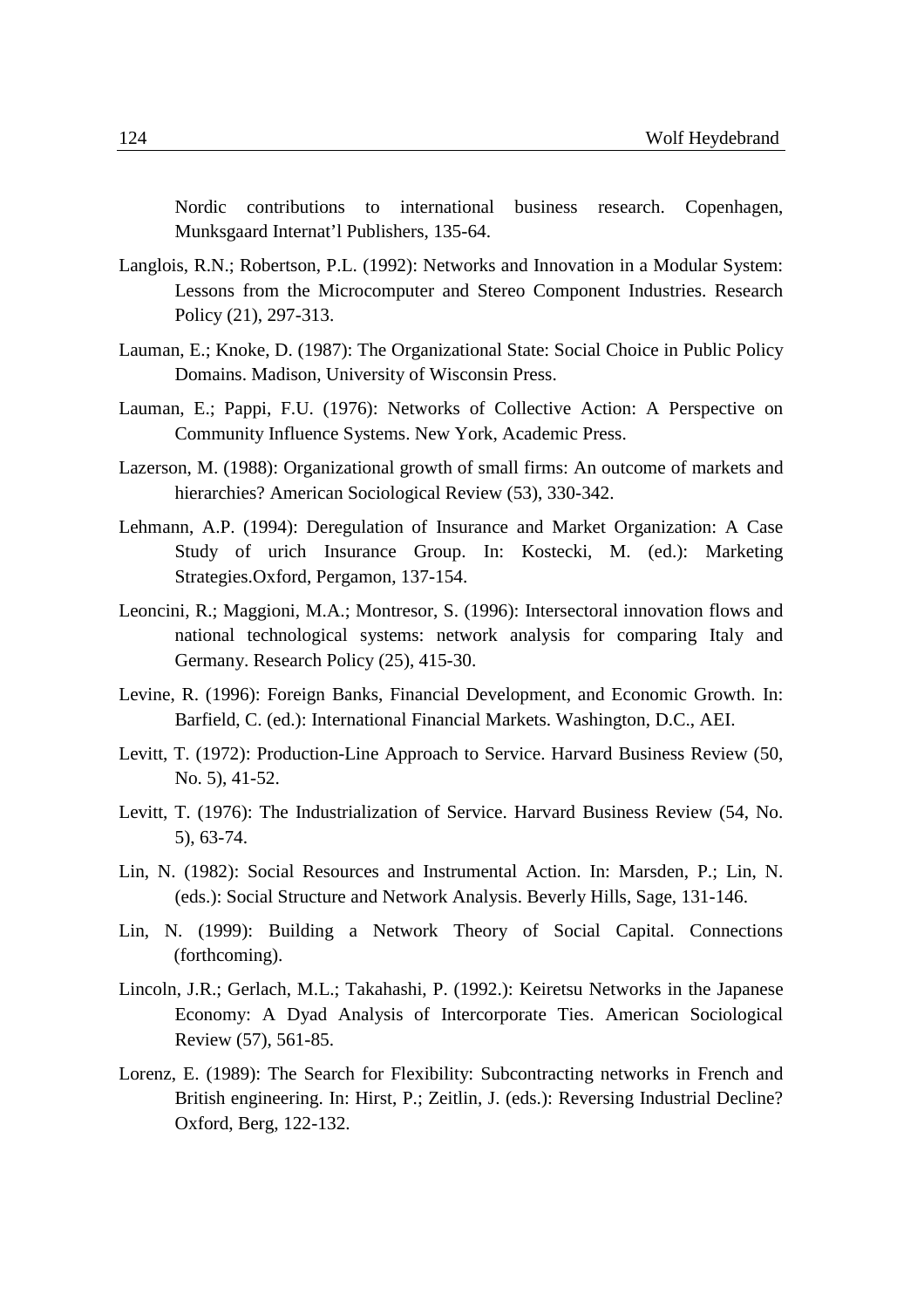Nordic contributions to international business research. Copenhagen, Munksgaard Internat'l Publishers, 135-64.

Langlois, R.N.; Robertson, P.L. (1992): Networks and Innovation in a Modular System: Lessons from the Microcomputer and Stereo Component Industries. Research Policy (21), 297-313.

Lauman, E.; Knoke, D. (1987): The Organizational State: Social Choice in Public Policy Domains. Madison, University of Wisconsin Press.

Lauman, E.; Pappi, F.U. (1976): Networks of Collective Action: A Perspective on Community Influence Systems. New York, Academic Press.

Lazerson, M. (1988): Organizational growth of small firms: An outcome of markets and hierarchies? American Sociological Review (53), 330-342.

Lehmann, A.P. (1994): Deregulation of Insurance and Market Organization: A Case Study of urich Insurance Group. In: Kostecki, M. (ed.): Marketing Strategies.Oxford, Pergamon, 137-154.

Leoncini, R.; Maggioni, M.A.; Montresor, S. (1996): Intersectoral innovation flows and national technological systems: network analysis for comparing Italy and Germany. Research Policy (25), 415-30.

Levine, R. (1996): Foreign Banks, Financial Development, and Economic Growth. In: Barfield, C. (ed.): International Financial Markets. Washington, D.C., AEI.

Levitt, T. (1972): Production-Line Approach to Service. Harvard Business Review (50, No. 5), 41-52.

Levitt, T. (1976): The Industrialization of Service. Harvard Business Review (54, No. 5), 63-74.

Lin, N. (1982): Social Resources and Instrumental Action. In: Marsden, P.; Lin, N. (eds.): Social Structure and Network Analysis. Beverly Hills, Sage, 131-146.

Lin, N. (1999): Building a Network Theory of Social Capital. Connections (forthcoming).

Lincoln, J.R.; Gerlach, M.L.; Takahashi, P. (1992.): Keiretsu Networks in the Japanese Economy: A Dyad Analysis of Intercorporate Ties. American Sociological Review (57), 561-85.

Lorenz, E. (1989): The Search for Flexibility: Subcontracting networks in French and British engineering. In: Hirst, P.; Zeitlin, J. (eds.): Reversing Industrial Decline? Oxford, Berg, 122-132.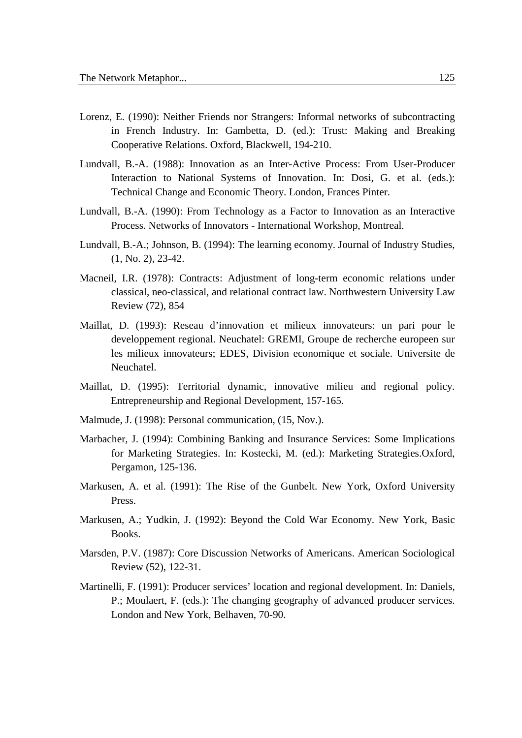Lorenz, E. (1990): Neither Friends nor Strangers: Informal networks of subcontracting in French Industry. In: Gambetta, D. (ed.): Trust: Making and Breaking Cooperative Relations. Oxford, Blackwell, 194-210.

Lundvall, B.-A. (1988): Innovation as an Inter-Active Process: From User-Producer Interaction to National Systems of Innovation. In: Dosi, G. et al. (eds.): Technical Change and Economic Theory. London, Frances Pinter.

Lundvall, B.-A. (1990): From Technology as a Factor to Innovation as an Interactive Process. Networks of Innovators - International Workshop, Montreal.

Lundvall, B.-A.; Johnson, B. (1994): The learning economy. Journal of Industry Studies, (1, No. 2), 23-42.

Macneil, I.R. (1978): Contracts: Adjustment of long-term economic relations under classical, neo-classical, and relational contract law. Northwestern University Law Review (72), 854

Maillat, D. (1993): Reseau d'innovation et milieux innovateurs: un pari pour le developpement regional. Neuchatel: GREMI, Groupe de recherche europeen sur les milieux innovateurs; EDES, Division economique et sociale. Universite de Neuchatel.

Maillat, D. (1995): Territorial dynamic, innovative milieu and regional policy. Entrepreneurship and Regional Development, 157-165.

Malmude, J. (1998): Personal communication, (15, Nov.).

Marbacher, J. (1994): Combining Banking and Insurance Services: Some Implications for Marketing Strategies. In: Kostecki, M. (ed.): Marketing Strategies.Oxford, Pergamon, 125-136.

Markusen, A. et al. (1991): The Rise of the Gunbelt. New York, Oxford University Press.

Markusen, A.; Yudkin, J. (1992): Beyond the Cold War Economy. New York, Basic Books.

Marsden, P.V. (1987): Core Discussion Networks of Americans. American Sociological Review (52), 122-31.

Martinelli, F. (1991): Producer services' location and regional development. In: Daniels, P.; Moulaert, F. (eds.): The changing geography of advanced producer services. London and New York, Belhaven, 70-90.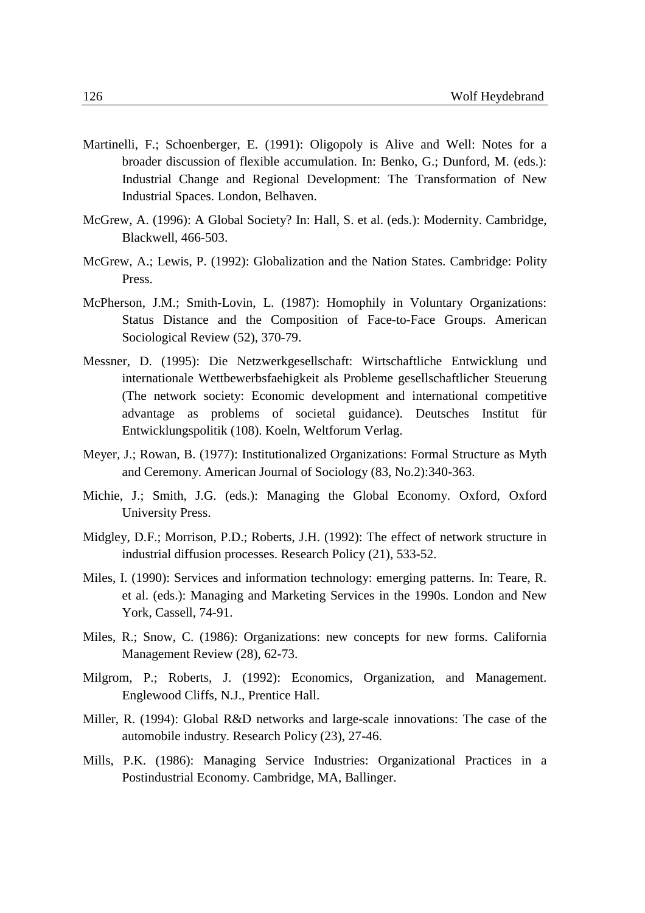Martinelli, F.; Schoenberger, E. (1991): Oligopoly is Alive and Well: Notes for a broader discussion of flexible accumulation. In: Benko, G.; Dunford, M. (eds.): Industrial Change and Regional Development: The Transformation of New Industrial Spaces. London, Belhaven.

McGrew, A. (1996): A Global Society? In: Hall, S. et al. (eds.): Modernity. Cambridge, Blackwell, 466-503.

McGrew, A.; Lewis, P. (1992): Globalization and the Nation States. Cambridge: Polity Press.

McPherson, J.M.; Smith-Lovin, L. (1987): Homophily in Voluntary Organizations: Status Distance and the Composition of Face-to-Face Groups. American Sociological Review (52), 370-79.

Messner, D. (1995): Die Netzwerkgesellschaft: Wirtschaftliche Entwicklung und internationale Wettbewerbsfaehigkeit als Probleme gesellschaftlicher Steuerung (The network society: Economic development and international competitive advantage as problems of societal guidance). Deutsches Institut für Entwicklungspolitik (108). Koeln, Weltforum Verlag.

Meyer, J.; Rowan, B. (1977): Institutionalized Organizations: Formal Structure as Myth and Ceremony. American Journal of Sociology (83, No.2):340-363.

Michie, J.; Smith, J.G. (eds.): Managing the Global Economy. Oxford, Oxford University Press.

Midgley, D.F.; Morrison, P.D.; Roberts, J.H. (1992): The effect of network structure in industrial diffusion processes. Research Policy (21), 533-52.

Miles, I. (1990): Services and information technology: emerging patterns. In: Teare, R. et al. (eds.): Managing and Marketing Services in the 1990s. London and New York, Cassell, 74-91.

Miles, R.; Snow, C. (1986): Organizations: new concepts for new forms. California Management Review (28), 62-73.

Milgrom, P.; Roberts, J. (1992): Economics, Organization, and Management. Englewood Cliffs, N.J., Prentice Hall.

Miller, R. (1994): Global R&D networks and large-scale innovations: The case of the automobile industry. Research Policy (23), 27-46.

Mills, P.K. (1986): Managing Service Industries: Organizational Practices in a Postindustrial Economy. Cambridge, MA, Ballinger.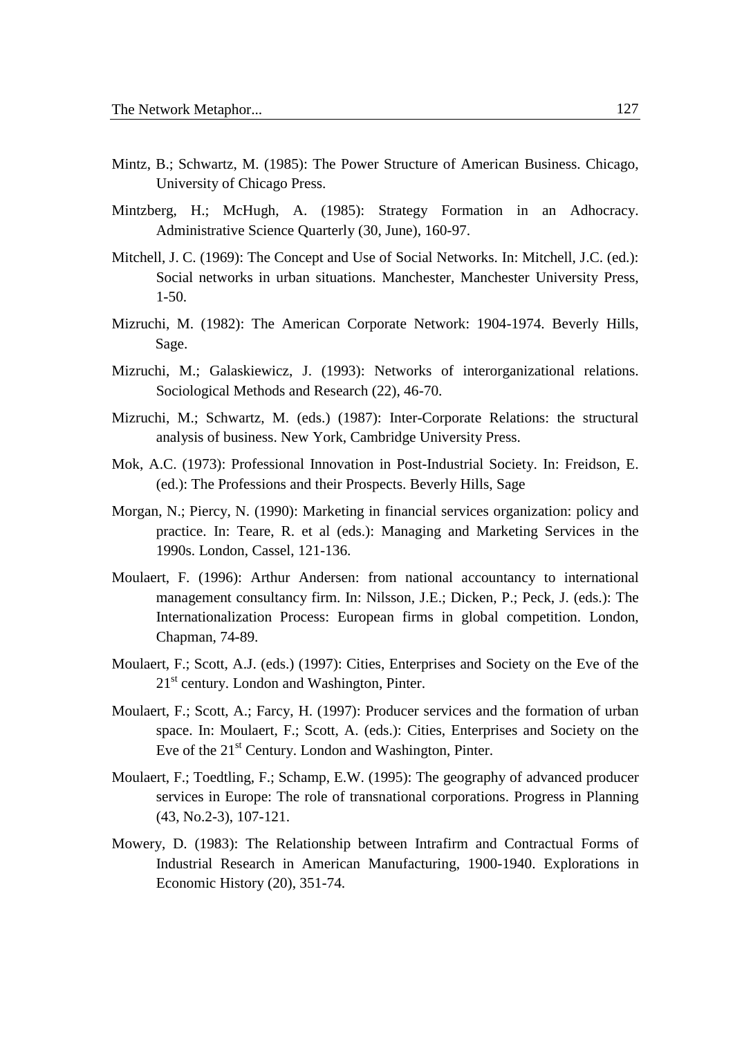Mintz, B.; Schwartz, M. (1985): The Power Structure of American Business. Chicago, University of Chicago Press.

Mintzberg, H.; McHugh, A. (1985): Strategy Formation in an Adhocracy. Administrative Science Quarterly (30, June), 160-97.

Mitchell, J. C. (1969): The Concept and Use of Social Networks. In: Mitchell, J.C. (ed.): Social networks in urban situations. Manchester, Manchester University Press, 1-50.

Mizruchi, M. (1982): The American Corporate Network: 1904-1974. Beverly Hills, Sage.

Mizruchi, M.; Galaskiewicz, J. (1993): Networks of interorganizational relations. Sociological Methods and Research (22), 46-70.

Mizruchi, M.; Schwartz, M. (eds.) (1987): Inter-Corporate Relations: the structural analysis of business. New York, Cambridge University Press.

Mok, A.C. (1973): Professional Innovation in Post-Industrial Society. In: Freidson, E. (ed.): The Professions and their Prospects. Beverly Hills, Sage

Morgan, N.; Piercy, N. (1990): Marketing in financial services organization: policy and practice. In: Teare, R. et al (eds.): Managing and Marketing Services in the 1990s. London, Cassel, 121-136.

Moulaert, F. (1996): Arthur Andersen: from national accountancy to international management consultancy firm. In: Nilsson, J.E.; Dicken, P.; Peck, J. (eds.): The Internationalization Process: European firms in global competition. London, Chapman, 74-89.

Moulaert, F.; Scott, A.J. (eds.) (1997): Cities, Enterprises and Society on the Eve of the 21st century. London and Washington, Pinter.

Moulaert, F.; Scott, A.; Farcy, H. (1997): Producer services and the formation of urban space. In: Moulaert, F.; Scott, A. (eds.): Cities, Enterprises and Society on the Eve of the 21st Century. London and Washington, Pinter.

Moulaert, F.; Toedtling, F.; Schamp, E.W. (1995): The geography of advanced producer services in Europe: The role of transnational corporations. Progress in Planning (43, No.2-3), 107-121.

Mowery, D. (1983): The Relationship between Intrafirm and Contractual Forms of Industrial Research in American Manufacturing, 1900-1940. Explorations in Economic History (20), 351-74.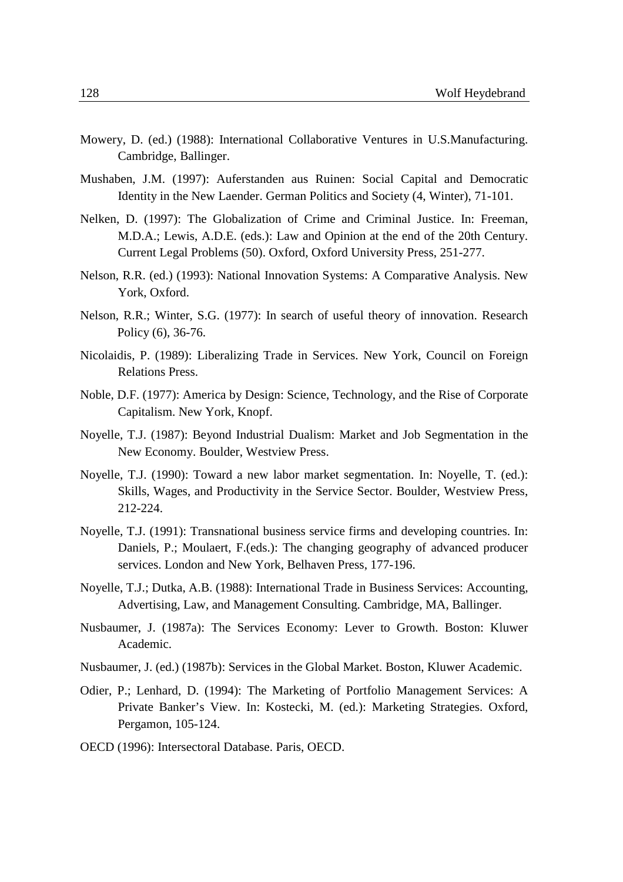Mowery, D. (ed.) (1988): International Collaborative Ventures in U.S.Manufacturing. Cambridge, Ballinger.

Mushaben, J.M. (1997): Auferstanden aus Ruinen: Social Capital and Democratic Identity in the New Laender. German Politics and Society (4, Winter), 71-101.

Nelken, D. (1997): The Globalization of Crime and Criminal Justice. In: Freeman, M.D.A.; Lewis, A.D.E. (eds.): Law and Opinion at the end of the 20th Century. Current Legal Problems (50). Oxford, Oxford University Press, 251-277.

Nelson, R.R. (ed.) (1993): National Innovation Systems: A Comparative Analysis. New York, Oxford.

Nelson, R.R.; Winter, S.G. (1977): In search of useful theory of innovation. Research Policy (6), 36-76.

Nicolaidis, P. (1989): Liberalizing Trade in Services. New York, Council on Foreign Relations Press.

Noble, D.F. (1977): America by Design: Science, Technology, and the Rise of Corporate Capitalism. New York, Knopf.

Noyelle, T.J. (1987): Beyond Industrial Dualism: Market and Job Segmentation in the New Economy. Boulder, Westview Press.

Noyelle, T.J. (1990): Toward a new labor market segmentation. In: Noyelle, T. (ed.): Skills, Wages, and Productivity in the Service Sector. Boulder, Westview Press, 212-224.

Noyelle, T.J. (1991): Transnational business service firms and developing countries. In: Daniels, P.; Moulaert, F.(eds.): The changing geography of advanced producer services. London and New York, Belhaven Press, 177-196.

Noyelle, T.J.; Dutka, A.B. (1988): International Trade in Business Services: Accounting, Advertising, Law, and Management Consulting. Cambridge, MA, Ballinger.

Nusbaumer, J. (1987a): The Services Economy: Lever to Growth. Boston: Kluwer Academic.

Nusbaumer, J. (ed.) (1987b): Services in the Global Market. Boston, Kluwer Academic.

Odier, P.; Lenhard, D. (1994): The Marketing of Portfolio Management Services: A Private Banker's View. In: Kostecki, M. (ed.): Marketing Strategies. Oxford, Pergamon, 105-124.

OECD (1996): Intersectoral Database. Paris, OECD.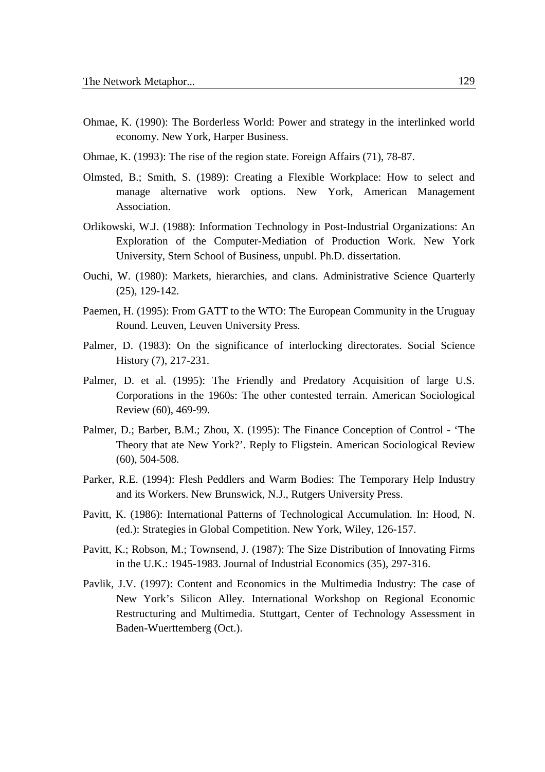Ohmae, K. (1990): The Borderless World: Power and strategy in the interlinked world economy. New York, Harper Business.

Ohmae, K. (1993): The rise of the region state. Foreign Affairs (71), 78-87.

Olmsted, B.; Smith, S. (1989): Creating a Flexible Workplace: How to select and manage alternative work options. New York, American Management Association.

Orlikowski, W.J. (1988): Information Technology in Post-Industrial Organizations: An Exploration of the Computer-Mediation of Production Work. New York University, Stern School of Business, unpubl. Ph.D. dissertation.

Ouchi, W. (1980): Markets, hierarchies, and clans. Administrative Science Quarterly (25), 129-142.

Paemen, H. (1995): From GATT to the WTO: The European Community in the Uruguay Round. Leuven, Leuven University Press.

Palmer, D. (1983): On the significance of interlocking directorates. Social Science History (7), 217-231.

Palmer, D. et al. (1995): The Friendly and Predatory Acquisition of large U.S. Corporations in the 1960s: The other contested terrain. American Sociological Review (60), 469-99.

Palmer, D.; Barber, B.M.; Zhou, X. (1995): The Finance Conception of Control - 'The Theory that ate New York?'. Reply to Fligstein. American Sociological Review (60), 504-508.

Parker, R.E. (1994): Flesh Peddlers and Warm Bodies: The Temporary Help Industry and its Workers. New Brunswick, N.J., Rutgers University Press.

Pavitt, K. (1986): International Patterns of Technological Accumulation. In: Hood, N. (ed.): Strategies in Global Competition. New York, Wiley, 126-157.

Pavitt, K.; Robson, M.; Townsend, J. (1987): The Size Distribution of Innovating Firms in the U.K.: 1945-1983. Journal of Industrial Economics (35), 297-316.

Pavlik, J.V. (1997): Content and Economics in the Multimedia Industry: The case of New York's Silicon Alley. International Workshop on Regional Economic Restructuring and Multimedia. Stuttgart, Center of Technology Assessment in Baden-Wuerttemberg (Oct.).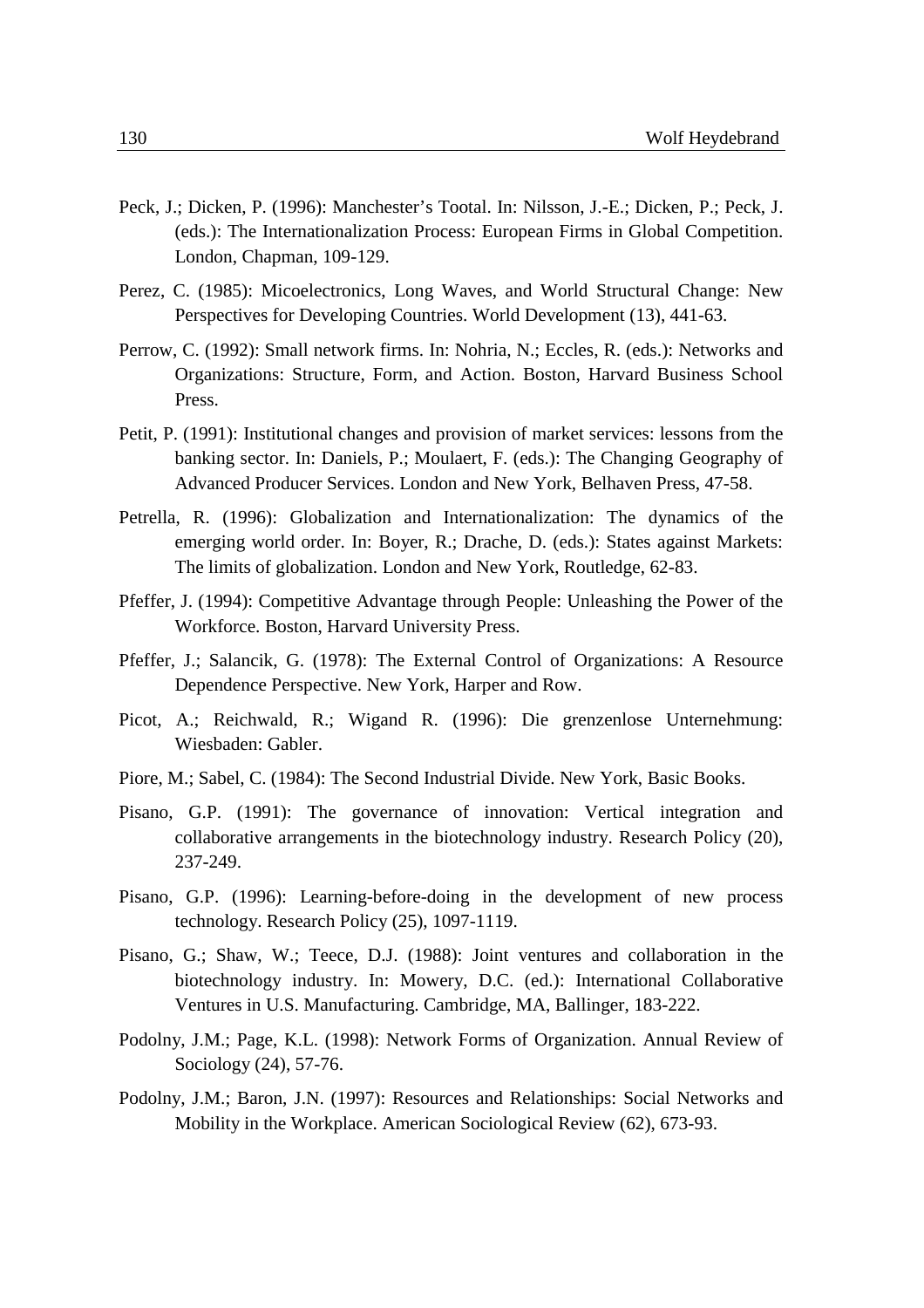Peck, J.; Dicken, P. (1996): Manchester's Tootal. In: Nilsson, J.-E.; Dicken, P.; Peck, J. (eds.): The Internationalization Process: European Firms in Global Competition. London, Chapman, 109-129.

Perez, C. (1985): Micoelectronics, Long Waves, and World Structural Change: New Perspectives for Developing Countries. World Development (13), 441-63.

Perrow, C. (1992): Small network firms. In: Nohria, N.; Eccles, R. (eds.): Networks and Organizations: Structure, Form, and Action. Boston, Harvard Business School Press.

Petit, P. (1991): Institutional changes and provision of market services: lessons from the banking sector. In: Daniels, P.; Moulaert, F. (eds.): The Changing Geography of Advanced Producer Services. London and New York, Belhaven Press, 47-58.

Petrella, R. (1996): Globalization and Internationalization: The dynamics of the emerging world order. In: Boyer, R.; Drache, D. (eds.): States against Markets: The limits of globalization. London and New York, Routledge, 62-83.

Pfeffer, J. (1994): Competitive Advantage through People: Unleashing the Power of the Workforce. Boston, Harvard University Press.

Pfeffer, J.; Salancik, G. (1978): The External Control of Organizations: A Resource Dependence Perspective. New York, Harper and Row.

Picot, A.; Reichwald, R.; Wigand R. (1996): Die grenzenlose Unternehmung: Wiesbaden: Gabler.

Piore, M.; Sabel, C. (1984): The Second Industrial Divide. New York, Basic Books.

Pisano, G.P. (1991): The governance of innovation: Vertical integration and collaborative arrangements in the biotechnology industry. Research Policy (20), 237-249.

Pisano, G.P. (1996): Learning-before-doing in the development of new process technology. Research Policy (25), 1097-1119.

Pisano, G.; Shaw, W.; Teece, D.J. (1988): Joint ventures and collaboration in the biotechnology industry. In: Mowery, D.C. (ed.): International Collaborative Ventures in U.S. Manufacturing. Cambridge, MA, Ballinger, 183-222.

Podolny, J.M.; Page, K.L. (1998): Network Forms of Organization. Annual Review of Sociology (24), 57-76.

Podolny, J.M.; Baron, J.N. (1997): Resources and Relationships: Social Networks and Mobility in the Workplace. American Sociological Review (62), 673-93.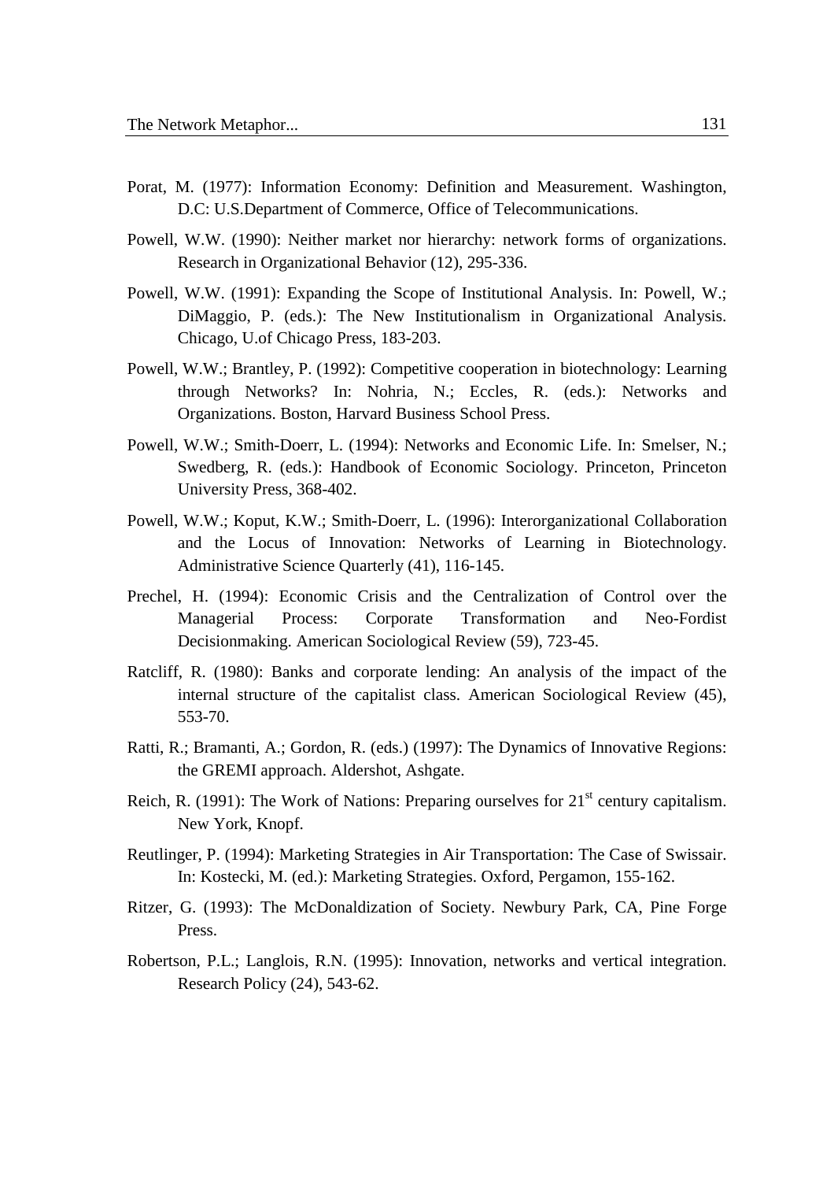Porat, M. (1977): Information Economy: Definition and Measurement. Washington, D.C: U.S.Department of Commerce, Office of Telecommunications.

Powell, W.W. (1990): Neither market nor hierarchy: network forms of organizations. Research in Organizational Behavior (12), 295-336.

Powell, W.W. (1991): Expanding the Scope of Institutional Analysis. In: Powell, W.; DiMaggio, P. (eds.): The New Institutionalism in Organizational Analysis. Chicago, U.of Chicago Press, 183-203.

Powell, W.W.; Brantley, P. (1992): Competitive cooperation in biotechnology: Learning through Networks? In: Nohria, N.; Eccles, R. (eds.): Networks and Organizations. Boston, Harvard Business School Press.

Powell, W.W.; Smith-Doerr, L. (1994): Networks and Economic Life. In: Smelser, N.; Swedberg, R. (eds.): Handbook of Economic Sociology. Princeton, Princeton University Press, 368-402.

Powell, W.W.; Koput, K.W.; Smith-Doerr, L. (1996): Interorganizational Collaboration and the Locus of Innovation: Networks of Learning in Biotechnology. Administrative Science Quarterly (41), 116-145.

Prechel, H. (1994): Economic Crisis and the Centralization of Control over the Managerial Process: Corporate Transformation and Neo-Fordist Decisionmaking. American Sociological Review (59), 723-45.

Ratcliff, R. (1980): Banks and corporate lending: An analysis of the impact of the internal structure of the capitalist class. American Sociological Review (45), 553-70.

Ratti, R.; Bramanti, A.; Gordon, R. (eds.) (1997): The Dynamics of Innovative Regions: the GREMI approach. Aldershot, Ashgate.

Reich, R. (1991): The Work of Nations: Preparing ourselves for 21st century capitalism. New York, Knopf.

Reutlinger, P. (1994): Marketing Strategies in Air Transportation: The Case of Swissair. In: Kostecki, M. (ed.): Marketing Strategies. Oxford, Pergamon, 155-162.

Ritzer, G. (1993): The McDonaldization of Society. Newbury Park, CA, Pine Forge Press.

Robertson, P.L.; Langlois, R.N. (1995): Innovation, networks and vertical integration. Research Policy (24), 543-62.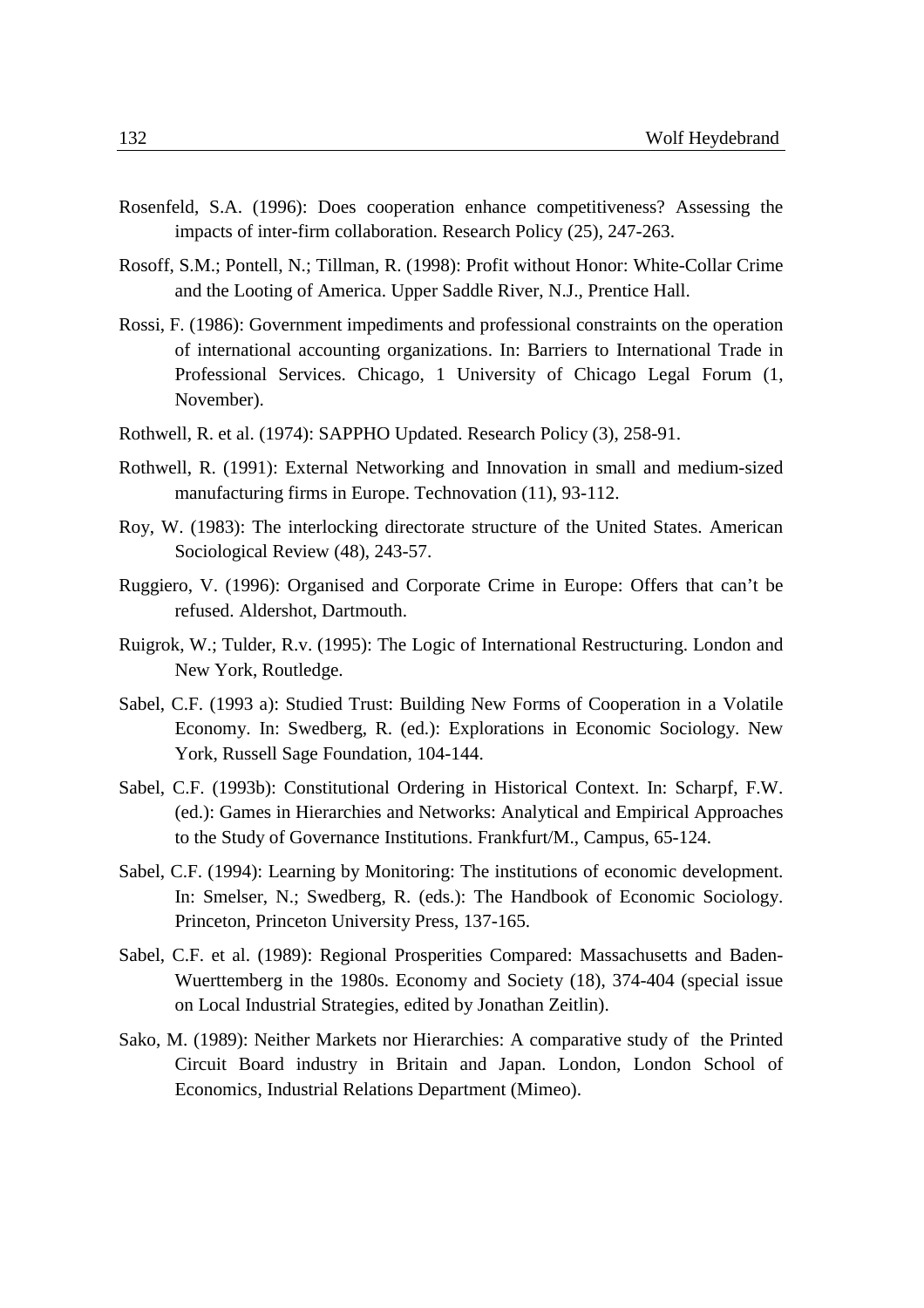Rosenfeld, S.A. (1996): Does cooperation enhance competitiveness? Assessing the impacts of inter-firm collaboration. Research Policy (25), 247-263.

Rosoff, S.M.; Pontell, N.; Tillman, R. (1998): Profit without Honor: White-Collar Crime and the Looting of America. Upper Saddle River, N.J., Prentice Hall.

Rossi, F. (1986): Government impediments and professional constraints on the operation of international accounting organizations. In: Barriers to International Trade in Professional Services. Chicago, 1 University of Chicago Legal Forum (1, November).

Rothwell, R. et al. (1974): SAPPHO Updated. Research Policy (3), 258-91.

Rothwell, R. (1991): External Networking and Innovation in small and medium-sized manufacturing firms in Europe. Technovation (11), 93-112.

Roy, W. (1983): The interlocking directorate structure of the United States. American Sociological Review (48), 243-57.

Ruggiero, V. (1996): Organised and Corporate Crime in Europe: Offers that can't be refused. Aldershot, Dartmouth.

Ruigrok, W.; Tulder, R.v. (1995): The Logic of International Restructuring. London and New York, Routledge.

Sabel, C.F. (1993 a): Studied Trust: Building New Forms of Cooperation in a Volatile Economy. In: Swedberg, R. (ed.): Explorations in Economic Sociology. New York, Russell Sage Foundation, 104-144.

Sabel, C.F. (1993b): Constitutional Ordering in Historical Context. In: Scharpf, F.W. (ed.): Games in Hierarchies and Networks: Analytical and Empirical Approaches to the Study of Governance Institutions. Frankfurt/M., Campus, 65-124.

Sabel, C.F. (1994): Learning by Monitoring: The institutions of economic development. In: Smelser, N.; Swedberg, R. (eds.): The Handbook of Economic Sociology. Princeton, Princeton University Press, 137-165.

Sabel, C.F. et al. (1989): Regional Prosperities Compared: Massachusetts and Baden-Wuerttemberg in the 1980s. Economy and Society (18), 374-404 (special issue on Local Industrial Strategies, edited by Jonathan Zeitlin).

Sako, M. (1989): Neither Markets nor Hierarchies: A comparative study of the Printed Circuit Board industry in Britain and Japan. London, London School of Economics, Industrial Relations Department (Mimeo).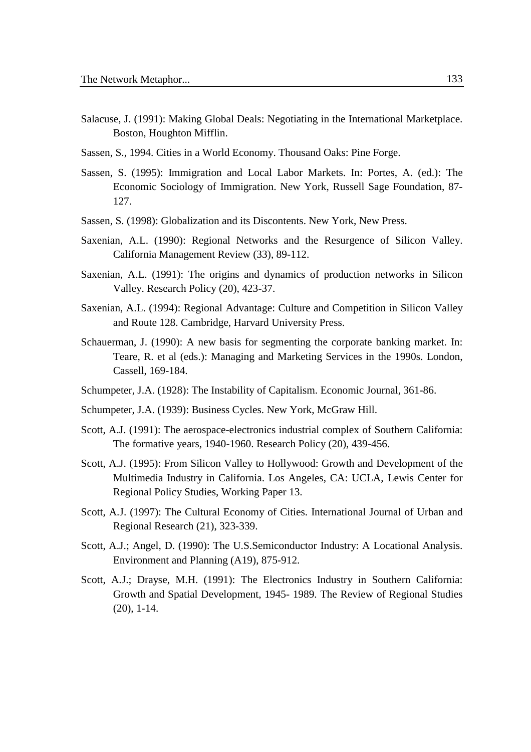Salacuse, J. (1991): Making Global Deals: Negotiating in the International Marketplace. Boston, Houghton Mifflin.

Sassen, S., 1994. Cities in a World Economy. Thousand Oaks: Pine Forge.

Sassen, S. (1995): Immigration and Local Labor Markets. In: Portes, A. (ed.): The Economic Sociology of Immigration. New York, Russell Sage Foundation, 87-127.

Sassen, S. (1998): Globalization and its Discontents. New York, New Press.

Saxenian, A.L. (1990): Regional Networks and the Resurgence of Silicon Valley. California Management Review (33), 89-112.

Saxenian, A.L. (1991): The origins and dynamics of production networks in Silicon Valley. Research Policy (20), 423-37.

Saxenian, A.L. (1994): Regional Advantage: Culture and Competition in Silicon Valley and Route 128. Cambridge, Harvard University Press.

Schauerman, J. (1990): A new basis for segmenting the corporate banking market. In: Teare, R. et al (eds.): Managing and Marketing Services in the 1990s. London, Cassell, 169-184.

Schumpeter, J.A. (1928): The Instability of Capitalism. Economic Journal, 361-86.

Schumpeter, J.A. (1939): Business Cycles. New York, McGraw Hill.

Scott, A.J. (1991): The aerospace-electronics industrial complex of Southern California: The formative years, 1940-1960. Research Policy (20), 439-456.

Scott, A.J. (1995): From Silicon Valley to Hollywood: Growth and Development of the Multimedia Industry in California. Los Angeles, CA: UCLA, Lewis Center for Regional Policy Studies, Working Paper 13.

Scott, A.J. (1997): The Cultural Economy of Cities. International Journal of Urban and Regional Research (21), 323-339.

Scott, A.J.; Angel, D. (1990): The U.S.Semiconductor Industry: A Locational Analysis. Environment and Planning (A19), 875-912.

Scott, A.J.; Drayse, M.H. (1991): The Electronics Industry in Southern California: Growth and Spatial Development, 1945- 1989. The Review of Regional Studies (20), 1-14.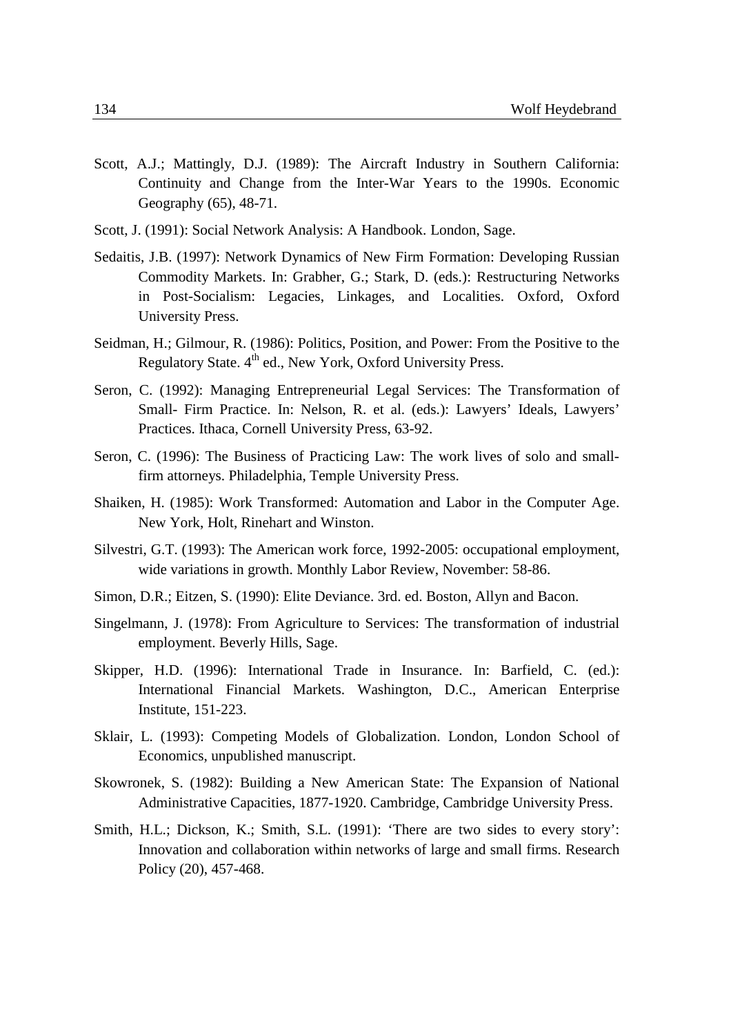Scott, A.J.; Mattingly, D.J. (1989): The Aircraft Industry in Southern California: Continuity and Change from the Inter-War Years to the 1990s. Economic Geography (65), 48-71.

Scott, J. (1991): Social Network Analysis: A Handbook. London, Sage.

Sedaitis, J.B. (1997): Network Dynamics of New Firm Formation: Developing Russian Commodity Markets. In: Grabher, G.; Stark, D. (eds.): Restructuring Networks in Post-Socialism: Legacies, Linkages, and Localities. Oxford, Oxford University Press.

Seidman, H.; Gilmour, R. (1986): Politics, Position, and Power: From the Positive to the Regulatory State. 4th ed., New York, Oxford University Press.

Seron, C. (1992): Managing Entrepreneurial Legal Services: The Transformation of Small- Firm Practice. In: Nelson, R. et al. (eds.): Lawyers' Ideals, Lawyers' Practices. Ithaca, Cornell University Press, 63-92.

Seron, C. (1996): The Business of Practicing Law: The work lives of solo and small-firm attorneys. Philadelphia, Temple University Press.

Shaiken, H. (1985): Work Transformed: Automation and Labor in the Computer Age. New York, Holt, Rinehart and Winston.

Silvestri, G.T. (1993): The American work force, 1992-2005: occupational employment, wide variations in growth. Monthly Labor Review, November: 58-86.

Simon, D.R.; Eitzen, S. (1990): Elite Deviance. 3rd. ed. Boston, Allyn and Bacon.

Singelmann, J. (1978): From Agriculture to Services: The transformation of industrial employment. Beverly Hills, Sage.

Skipper, H.D. (1996): International Trade in Insurance. In: Barfield, C. (ed.): International Financial Markets. Washington, D.C., American Enterprise Institute, 151-223.

Sklair, L. (1993): Competing Models of Globalization. London, London School of Economics, unpublished manuscript.

Skowronek, S. (1982): Building a New American State: The Expansion of National Administrative Capacities, 1877-1920. Cambridge, Cambridge University Press.

Smith, H.L.; Dickson, K.; Smith, S.L. (1991): 'There are two sides to every story': Innovation and collaboration within networks of large and small firms. Research Policy (20), 457-468.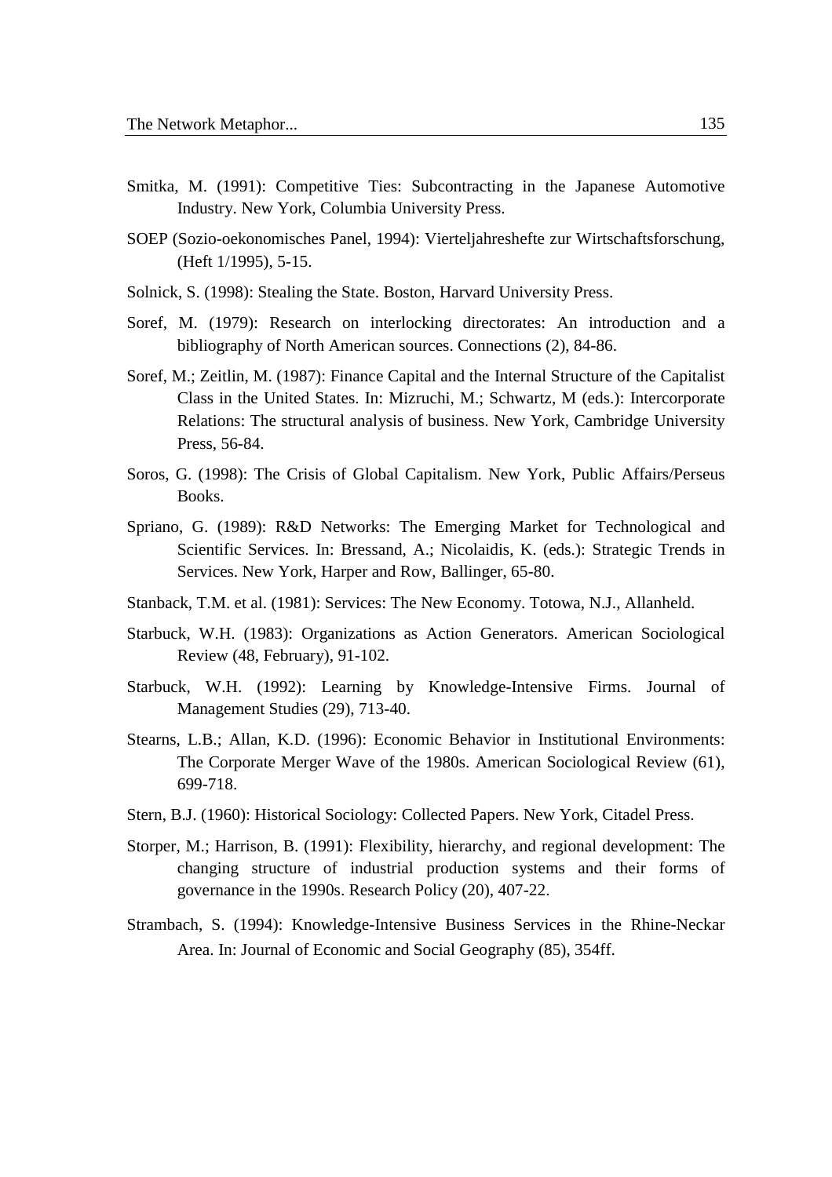Smitka, M. (1991): Competitive Ties: Subcontracting in the Japanese Automotive Industry. New York, Columbia University Press.

SOEP (Sozio-oekonomisches Panel, 1994): Vierteljahreshefte zur Wirtschaftsforschung, (Heft 1/1995), 5-15.

Solnick, S. (1998): Stealing the State. Boston, Harvard University Press.

Soref, M. (1979): Research on interlocking directorates: An introduction and a bibliography of North American sources. Connections (2), 84-86.

Soref, M.; Zeitlin, M. (1987): Finance Capital and the Internal Structure of the Capitalist Class in the United States. In: Mizruchi, M.; Schwartz, M (eds.): Intercorporate Relations: The structural analysis of business. New York, Cambridge University Press, 56-84.

Soros, G. (1998): The Crisis of Global Capitalism. New York, Public Affairs/Perseus Books.

Spriano, G. (1989): R&D Networks: The Emerging Market for Technological and Scientific Services. In: Bressand, A.; Nicolaidis, K. (eds.): Strategic Trends in Services. New York, Harper and Row, Ballinger, 65-80.

Stanback, T.M. et al. (1981): Services: The New Economy. Totowa, N.J., Allanheld.

Starbuck, W.H. (1983): Organizations as Action Generators. American Sociological Review (48, February), 91-102.

Starbuck, W.H. (1992): Learning by Knowledge-Intensive Firms. Journal of Management Studies (29), 713-40.

Stearns, L.B.; Allan, K.D. (1996): Economic Behavior in Institutional Environments: The Corporate Merger Wave of the 1980s. American Sociological Review (61), 699-718.

Stern, B.J. (1960): Historical Sociology: Collected Papers. New York, Citadel Press.

Storper, M.; Harrison, B. (1991): Flexibility, hierarchy, and regional development: The changing structure of industrial production systems and their forms of governance in the 1990s. Research Policy (20), 407-22.

Strambach, S. (1994): Knowledge-Intensive Business Services in the Rhine-Neckar Area. In: Journal of Economic and Social Geography (85), 354ff.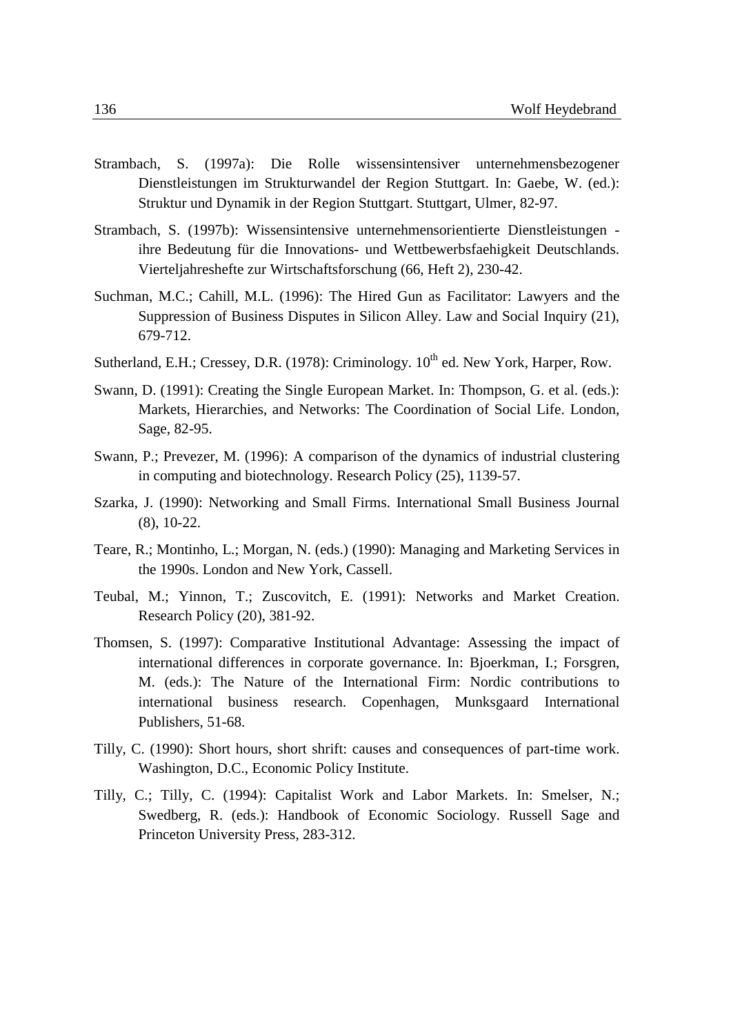Strambach, S. (1997a): Die Rolle wissensintensiver unternehmensbezogener Dienstleistungen im Strukturwandel der Region Stuttgart. In: Gaebe, W. (ed.): Struktur und Dynamik in der Region Stuttgart. Stuttgart, Ulmer, 82-97.

Strambach, S. (1997b): Wissensintensive unternehmensorientierte Dienstleistungen - ihre Bedeutung für die Innovations- und Wettbewerbsfaehigkeit Deutschlands. Vierteljahreshefte zur Wirtschaftsforschung (66, Heft 2), 230-42.

Suchman, M.C.; Cahill, M.L. (1996): The Hired Gun as Facilitator: Lawyers and the Suppression of Business Disputes in Silicon Alley. Law and Social Inquiry (21), 679-712.

Sutherland, E.H.; Cressey, D.R. (1978): Criminology. 10th ed. New York, Harper, Row.

Swann, D. (1991): Creating the Single European Market. In: Thompson, G. et al. (eds.): Markets, Hierarchies, and Networks: The Coordination of Social Life. London, Sage, 82-95.

Swann, P.; Prevezer, M. (1996): A comparison of the dynamics of industrial clustering in computing and biotechnology. Research Policy (25), 1139-57.

Szarka, J. (1990): Networking and Small Firms. International Small Business Journal (8), 10-22.

Teare, R.; Montinho, L.; Morgan, N. (eds.) (1990): Managing and Marketing Services in the 1990s. London and New York, Cassell.

Teubal, M.; Yinnon, T.; Zuscovitch, E. (1991): Networks and Market Creation. Research Policy (20), 381-92.

Thomsen, S. (1997): Comparative Institutional Advantage: Assessing the impact of international differences in corporate governance. In: Bjoerkman, I.; Forsgren, M. (eds.): The Nature of the International Firm: Nordic contributions to international business research. Copenhagen, Munksgaard International Publishers, 51-68.

Tilly, C. (1990): Short hours, short shrift: causes and consequences of part-time work. Washington, D.C., Economic Policy Institute.

Tilly, C.; Tilly, C. (1994): Capitalist Work and Labor Markets. In: Smelser, N.; Swedberg, R. (eds.): Handbook of Economic Sociology. Russell Sage and Princeton University Press, 283-312.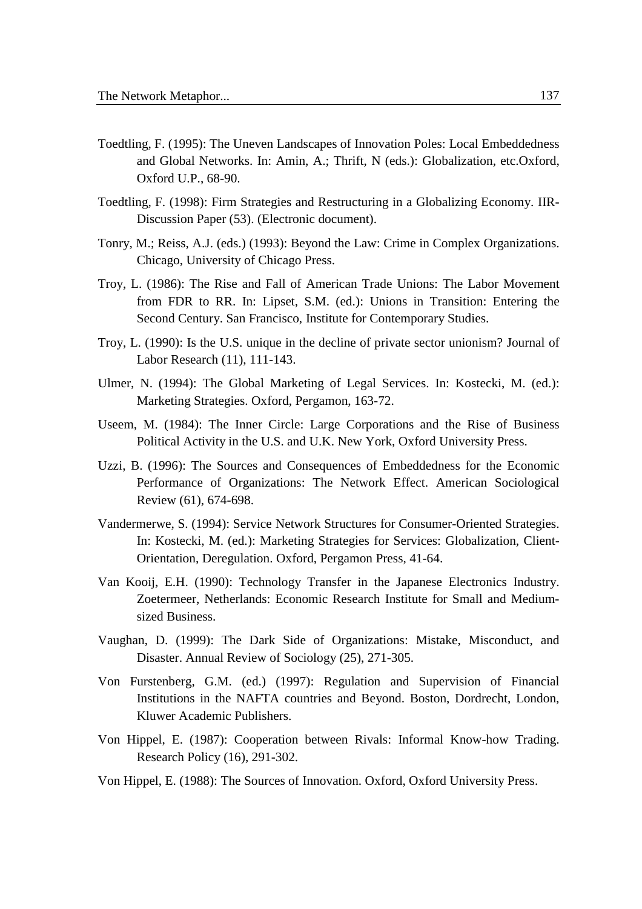Toedtling, F. (1995): The Uneven Landscapes of Innovation Poles: Local Embeddedness and Global Networks. In: Amin, A.; Thrift, N (eds.): Globalization, etc.Oxford, Oxford U.P., 68-90.

Toedtling, F. (1998): Firm Strategies and Restructuring in a Globalizing Economy. IIR-Discussion Paper (53). (Electronic document).

Tonry, M.; Reiss, A.J. (eds.) (1993): Beyond the Law: Crime in Complex Organizations. Chicago, University of Chicago Press.

Troy, L. (1986): The Rise and Fall of American Trade Unions: The Labor Movement from FDR to RR. In: Lipset, S.M. (ed.): Unions in Transition: Entering the Second Century. San Francisco, Institute for Contemporary Studies.

Troy, L. (1990): Is the U.S. unique in the decline of private sector unionism? Journal of Labor Research (11), 111-143.

Ulmer, N. (1994): The Global Marketing of Legal Services. In: Kostecki, M. (ed.): Marketing Strategies. Oxford, Pergamon, 163-72.

Useem, M. (1984): The Inner Circle: Large Corporations and the Rise of Business Political Activity in the U.S. and U.K. New York, Oxford University Press.

Uzzi, B. (1996): The Sources and Consequences of Embeddedness for the Economic Performance of Organizations: The Network Effect. American Sociological Review (61), 674-698.

Vandermerwe, S. (1994): Service Network Structures for Consumer-Oriented Strategies. In: Kostecki, M. (ed.): Marketing Strategies for Services: Globalization, Client-Orientation, Deregulation. Oxford, Pergamon Press, 41-64.

Van Kooij, E.H. (1990): Technology Transfer in the Japanese Electronics Industry. Zoetermeer, Netherlands: Economic Research Institute for Small and Medium-sized Business.

Vaughan, D. (1999): The Dark Side of Organizations: Mistake, Misconduct, and Disaster. Annual Review of Sociology (25), 271-305.

Von Furstenberg, G.M. (ed.) (1997): Regulation and Supervision of Financial Institutions in the NAFTA countries and Beyond. Boston, Dordrecht, London, Kluwer Academic Publishers.

Von Hippel, E. (1987): Cooperation between Rivals: Informal Know-how Trading. Research Policy (16), 291-302.

Von Hippel, E. (1988): The Sources of Innovation. Oxford, Oxford University Press.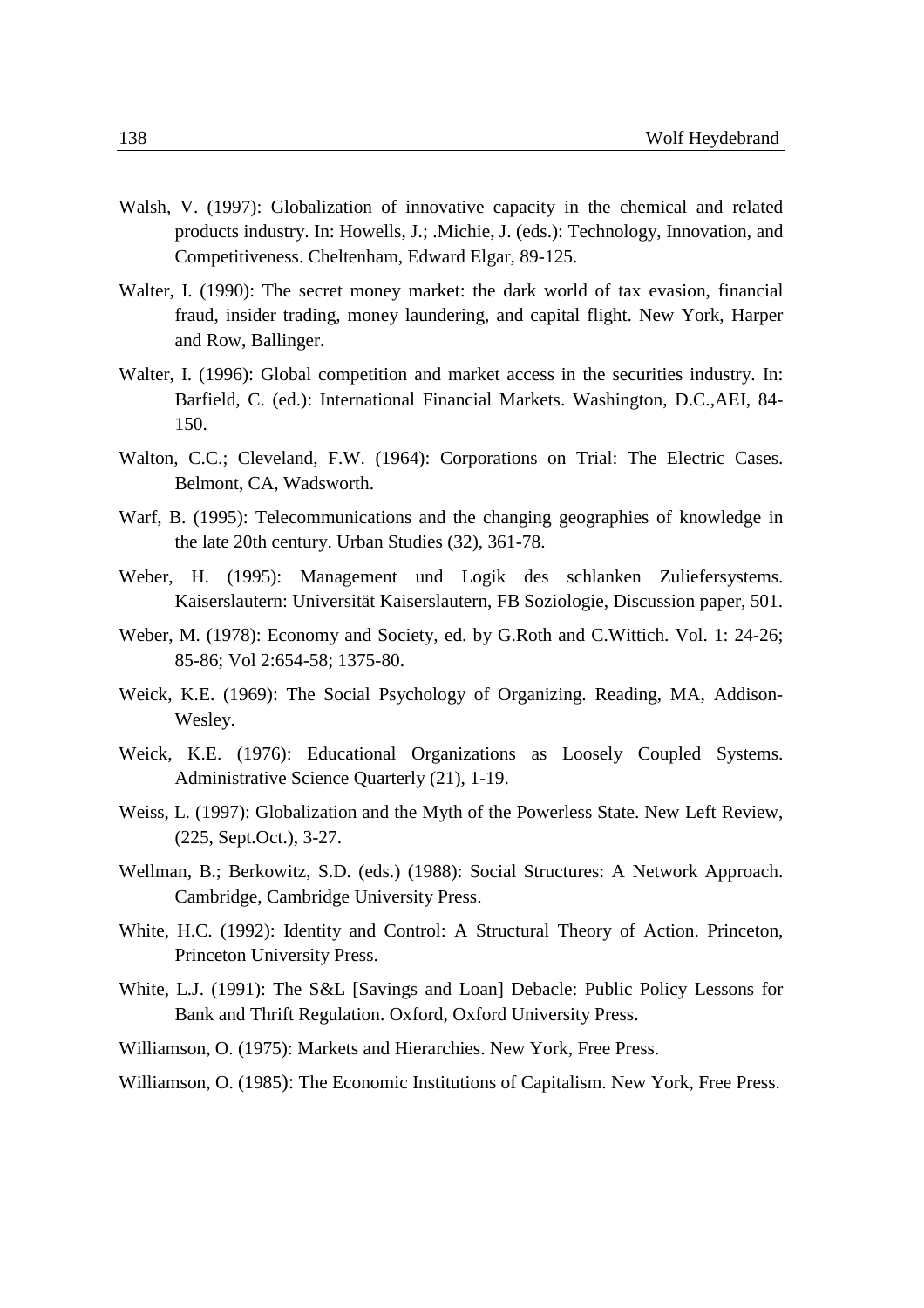Walsh, V. (1997): Globalization of innovative capacity in the chemical and related products industry. In: Howells, J.; .Michie, J. (eds.): Technology, Innovation, and Competitiveness. Cheltenham, Edward Elgar, 89-125.

Walter, I. (1990): The secret money market: the dark world of tax evasion, financial fraud, insider trading, money laundering, and capital flight. New York, Harper and Row, Ballinger.

Walter, I. (1996): Global competition and market access in the securities industry. In: Barfield, C. (ed.): International Financial Markets. Washington, D.C.,AEI, 84-150.

Walton, C.C.; Cleveland, F.W. (1964): Corporations on Trial: The Electric Cases. Belmont, CA, Wadsworth.

Warf, B. (1995): Telecommunications and the changing geographies of knowledge in the late 20th century. Urban Studies (32), 361-78.

Weber, H. (1995): Management und Logik des schlanken Zuliefersystems. Kaiserslautern: Universität Kaiserslautern, FB Soziologie, Discussion paper, 501.

Weber, M. (1978): Economy and Society, ed. by G.Roth and C.Wittich. Vol. 1: 24-26; 85-86; Vol 2:654-58; 1375-80.

Weick, K.E. (1969): The Social Psychology of Organizing. Reading, MA, Addison-Wesley.

Weick, K.E. (1976): Educational Organizations as Loosely Coupled Systems. Administrative Science Quarterly (21), 1-19.

Weiss, L. (1997): Globalization and the Myth of the Powerless State. New Left Review, (225, Sept.Oct.), 3-27.

Wellman, B.; Berkowitz, S.D. (eds.) (1988): Social Structures: A Network Approach. Cambridge, Cambridge University Press.

White, H.C. (1992): Identity and Control: A Structural Theory of Action. Princeton, Princeton University Press.

White, L.J. (1991): The S&L [Savings and Loan] Debacle: Public Policy Lessons for Bank and Thrift Regulation. Oxford, Oxford University Press.

Williamson, O. (1975): Markets and Hierarchies. New York, Free Press.

Williamson, O. (1985): The Economic Institutions of Capitalism. New York, Free Press.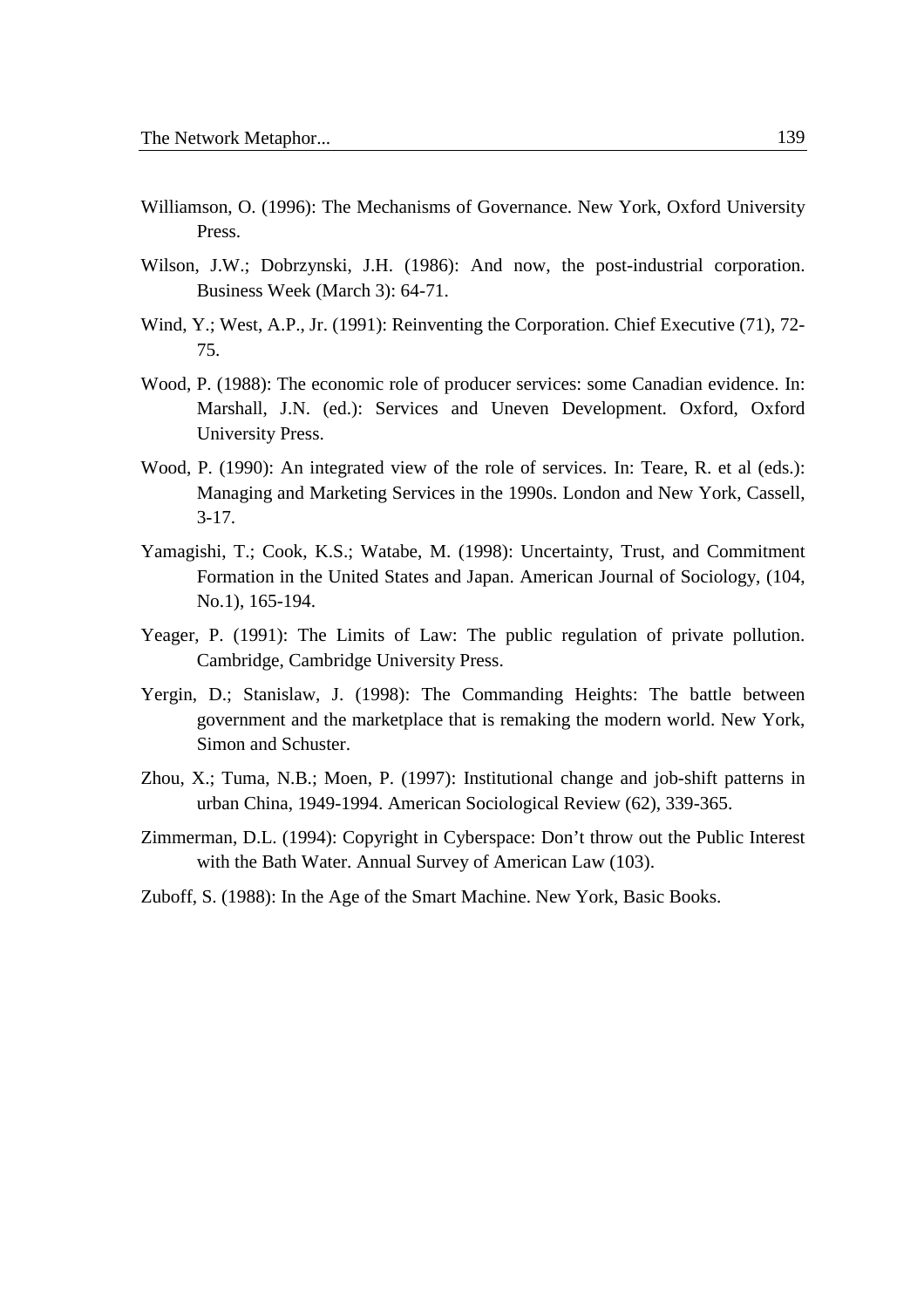Williamson, O. (1996): The Mechanisms of Governance. New York, Oxford University Press.

Wilson, J.W.; Dobrzynski, J.H. (1986): And now, the post-industrial corporation. Business Week (March 3): 64-71.

Wind, Y.; West, A.P., Jr. (1991): Reinventing the Corporation. Chief Executive (71), 72-75.

Wood, P. (1988): The economic role of producer services: some Canadian evidence. In: Marshall, J.N. (ed.): Services and Uneven Development. Oxford, Oxford University Press.

Wood, P. (1990): An integrated view of the role of services. In: Teare, R. et al (eds.): Managing and Marketing Services in the 1990s. London and New York, Cassell, 3-17.

Yamagishi, T.; Cook, K.S.; Watabe, M. (1998): Uncertainty, Trust, and Commitment Formation in the United States and Japan. American Journal of Sociology, (104, No.1), 165-194.

Yeager, P. (1991): The Limits of Law: The public regulation of private pollution. Cambridge, Cambridge University Press.

Yergin, D.; Stanislaw, J. (1998): The Commanding Heights: The battle between government and the marketplace that is remaking the modern world. New York, Simon and Schuster.

Zhou, X.; Tuma, N.B.; Moen, P. (1997): Institutional change and job-shift patterns in urban China, 1949-1994. American Sociological Review (62), 339-365.

Zimmerman, D.L. (1994): Copyright in Cyberspace: Don't throw out the Public Interest with the Bath Water. Annual Survey of American Law (103).

Zuboff, S. (1988): In the Age of the Smart Machine. New York, Basic Books.